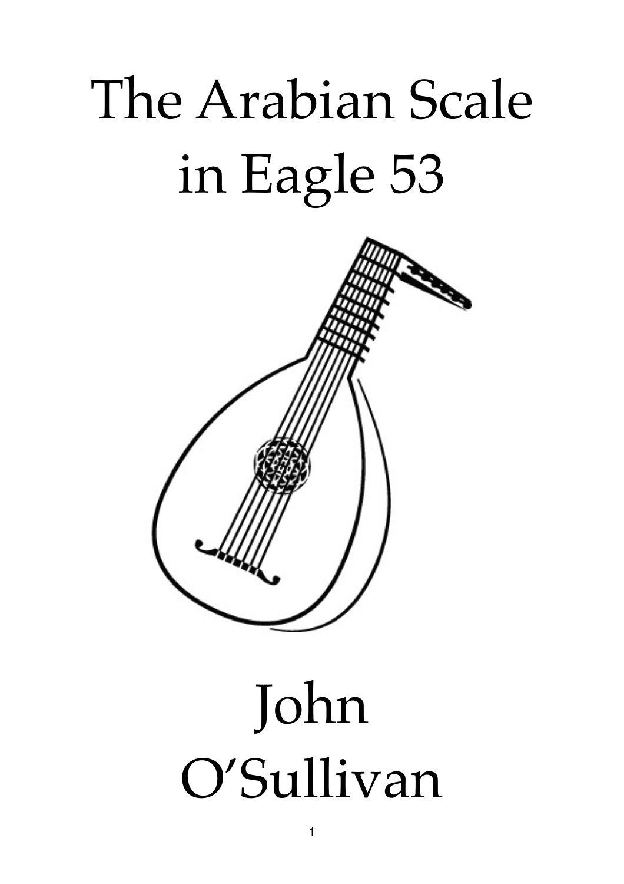# The Arabian Scale in Eagle 53

John O'Sullivan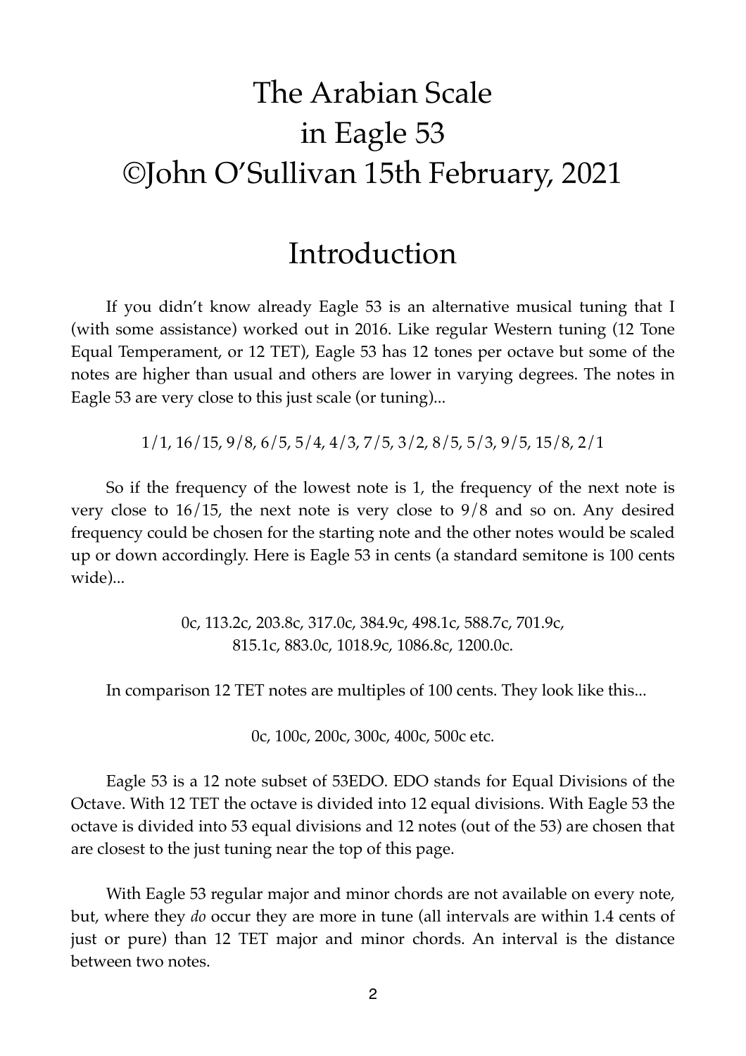# The Arabian Scale in Eagle 53 ©John O'Sullivan 15th February, 2021

## Introduction

If you didn't know already Eagle 53 is an alternative musical tuning that I (with some assistance) worked out in 2016. Like regular Western tuning (12 Tone Equal Temperament, or 12 TET), Eagle 53 has 12 tones per octave but some of the notes are higher than usual and others are lower in varying degrees. The notes in Eagle 53 are very close to this just scale (or tuning)...

1/1, 16/15, 9/8, 6/5, 5/4, 4/3, 7/5, 3/2, 8/5, 5/3, 9/5, 15/8, 2/1

So if the frequency of the lowest note is 1, the frequency of the next note is very close to 16/15, the next note is very close to 9/8 and so on. Any desired frequency could be chosen for the starting note and the other notes would be scaled up or down accordingly. Here is Eagle 53 in cents (a standard semitone is 100 cents wide)...

0c, 113.2c, 203.8c, 317.0c, 384.9c, 498.1c, 588.7c, 701.9c,
815.1c, 883.0c, 1018.9c, 1086.8c, 1200.0c.

In comparison 12 TET notes are multiples of 100 cents. They look like this...

0c, 100c, 200c, 300c, 400c, 500c etc.

Eagle 53 is a 12 note subset of 53EDO. EDO stands for Equal Divisions of the Octave. With 12 TET the octave is divided into 12 equal divisions. With Eagle 53 the octave is divided into 53 equal divisions and 12 notes (out of the 53) are chosen that are closest to the just tuning near the top of this page.

With Eagle 53 regular major and minor chords are not available on every note, but, where they *do* occur they are more in tune (all intervals are within 1.4 cents of just or pure) than 12 TET major and minor chords. An interval is the distance between two notes.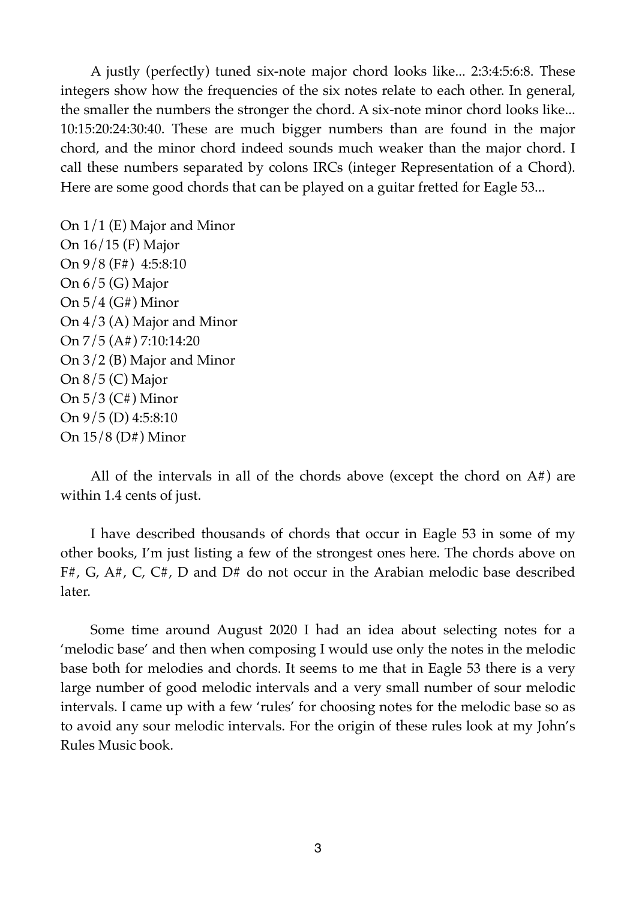A justly (perfectly) tuned six-note major chord looks like... 2:3:4:5:6:8. These integers show how the frequencies of the six notes relate to each other. In general, the smaller the numbers the stronger the chord. A six-note minor chord looks like... 10:15:20:24:30:40. These are much bigger numbers than are found in the major chord, and the minor chord indeed sounds much weaker than the major chord. I call these numbers separated by colons IRCs (integer Representation of a Chord). Here are some good chords that can be played on a guitar fretted for Eagle 53...

On 1/1 (E) Major and Minor  
On 16/15 (F) Major  
On 9/8 (F#) 4:5:8:10  
On 6/5 (G) Major  
On 5/4 (G#) Minor  
On 4/3 (A) Major and Minor  
On 7/5 (A#) 7:10:14:20  
On 3/2 (B) Major and Minor  
On 8/5 (C) Major  
On 5/3 (C#) Minor  
On 9/5 (D) 4:5:8:10  
On 15/8 (D#) Minor

All of the intervals in all of the chords above (except the chord on A#) are within 1.4 cents of just.

I have described thousands of chords that occur in Eagle 53 in some of my other books, I'm just listing a few of the strongest ones here. The chords above on F#, G, A#, C, C#, D and D# do not occur in the Arabian melodic base described later.

Some time around August 2020 I had an idea about selecting notes for a 'melodic base' and then when composing I would use only the notes in the melodic base both for melodies and chords. It seems to me that in Eagle 53 there is a very large number of good melodic intervals and a very small number of sour melodic intervals. I came up with a few 'rules' for choosing notes for the melodic base so as to avoid any sour melodic intervals. For the origin of these rules look at my John's Rules Music book.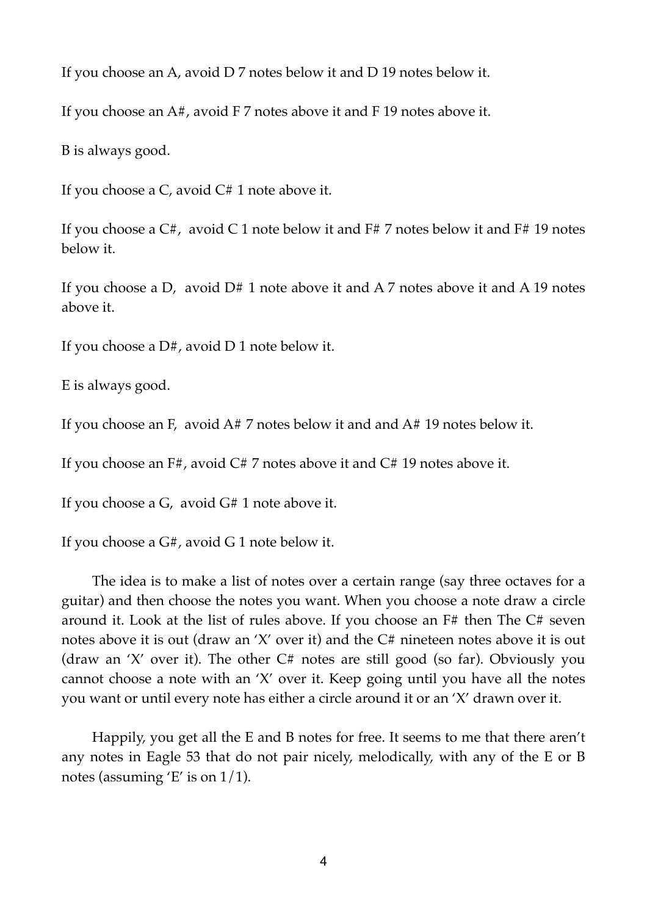If you choose an A, avoid D 7 notes below it and D 19 notes below it.

If you choose an A#, avoid F 7 notes above it and F 19 notes above it.

B is always good.

If you choose a C, avoid C# 1 note above it.

If you choose a C#, avoid C 1 note below it and F# 7 notes below it and F# 19 notes below it.

If you choose a D, avoid D# 1 note above it and A 7 notes above it and A 19 notes above it.

If you choose a D#, avoid D 1 note below it.

E is always good.

If you choose an F, avoid A# 7 notes below it and and A# 19 notes below it.

If you choose an F#, avoid C# 7 notes above it and C# 19 notes above it.

If you choose a G, avoid G# 1 note above it.

If you choose a G#, avoid G 1 note below it.

The idea is to make a list of notes over a certain range (say three octaves for a guitar) and then choose the notes you want. When you choose a note draw a circle around it. Look at the list of rules above. If you choose an F# then The C# seven notes above it is out (draw an 'X' over it) and the C# nineteen notes above it is out (draw an 'X' over it). The other C# notes are still good (so far). Obviously you cannot choose a note with an 'X' over it. Keep going until you have all the notes you want or until every note has either a circle around it or an 'X' drawn over it.

Happily, you get all the E and B notes for free. It seems to me that there aren't any notes in Eagle 53 that do not pair nicely, melodically, with any of the E or B notes (assuming 'E' is on 1/1).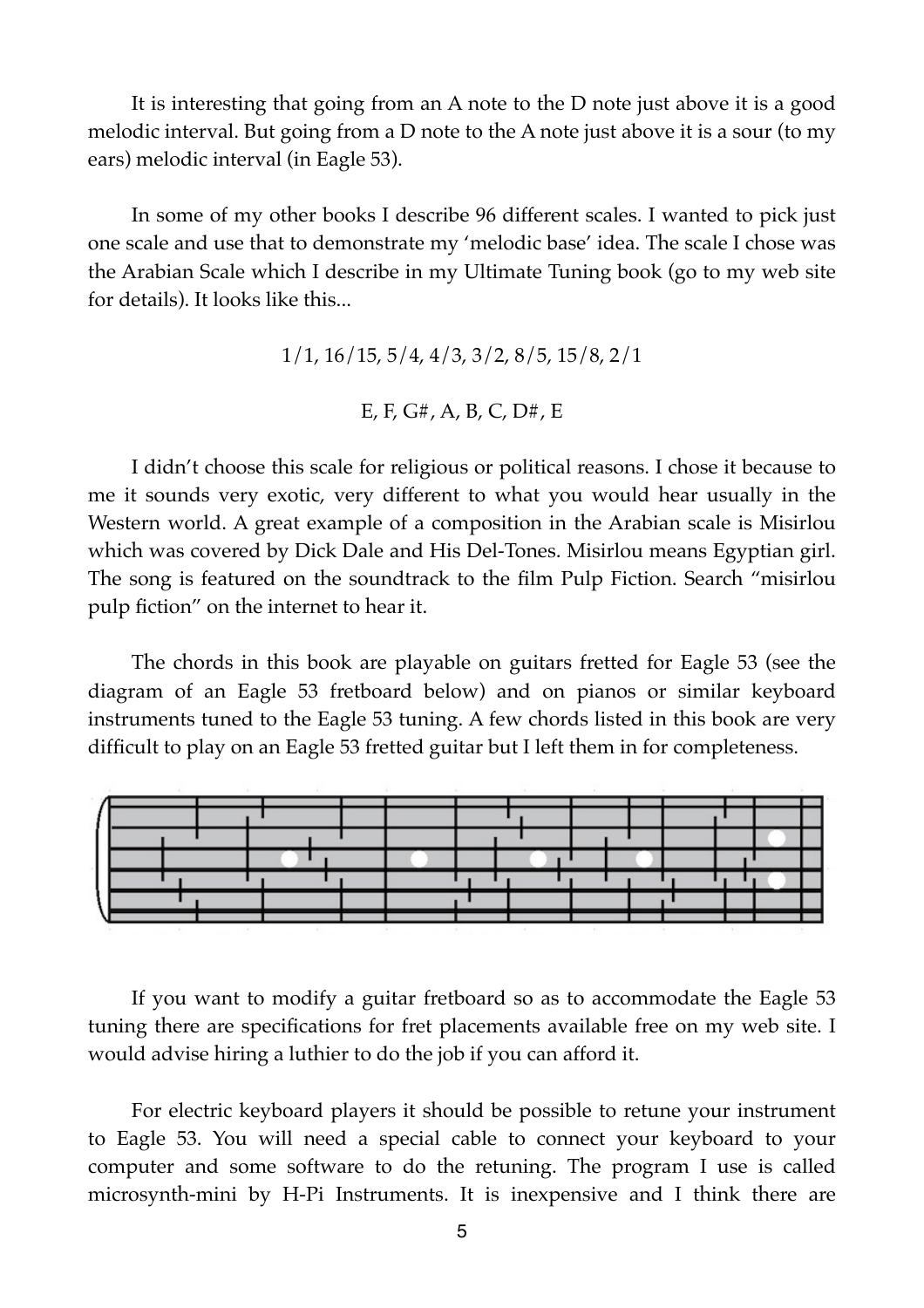It is interesting that going from an A note to the D note just above it is a good melodic interval. But going from a D note to the A note just above it is a sour (to my ears) melodic interval (in Eagle 53).

In some of my other books I describe 96 different scales. I wanted to pick just one scale and use that to demonstrate my 'melodic base' idea. The scale I chose was the Arabian Scale which I describe in my Ultimate Tuning book (go to my web site for details). It looks like this...

1/1, 16/15, 5/4, 4/3, 3/2, 8/5, 15/8, 2/1

E, F, G#, A, B, C, D#, E

I didn't choose this scale for religious or political reasons. I chose it because to me it sounds very exotic, very different to what you would hear usually in the Western world. A great example of a composition in the Arabian scale is Misirlou which was covered by Dick Dale and His Del-Tones. Misirlou means Egyptian girl. The song is featured on the soundtrack to the film Pulp Fiction. Search "misirlou pulp fiction" on the internet to hear it.

The chords in this book are playable on guitars fretted for Eagle 53 (see the diagram of an Eagle 53 fretboard below) and on pianos or similar keyboard instruments tuned to the Eagle 53 tuning. A few chords listed in this book are very difficult to play on an Eagle 53 fretted guitar but I left them in for completeness.

If you want to modify a guitar fretboard so as to accommodate the Eagle 53 tuning there are specifications for fret placements available free on my web site. I would advise hiring a luthier to do the job if you can afford it.

For electric keyboard players it should be possible to retune your instrument to Eagle 53. You will need a special cable to connect your keyboard to your computer and some software to do the retuning. The program I use is called microsynth-mini by H-Pi Instruments. It is inexpensive and I think there are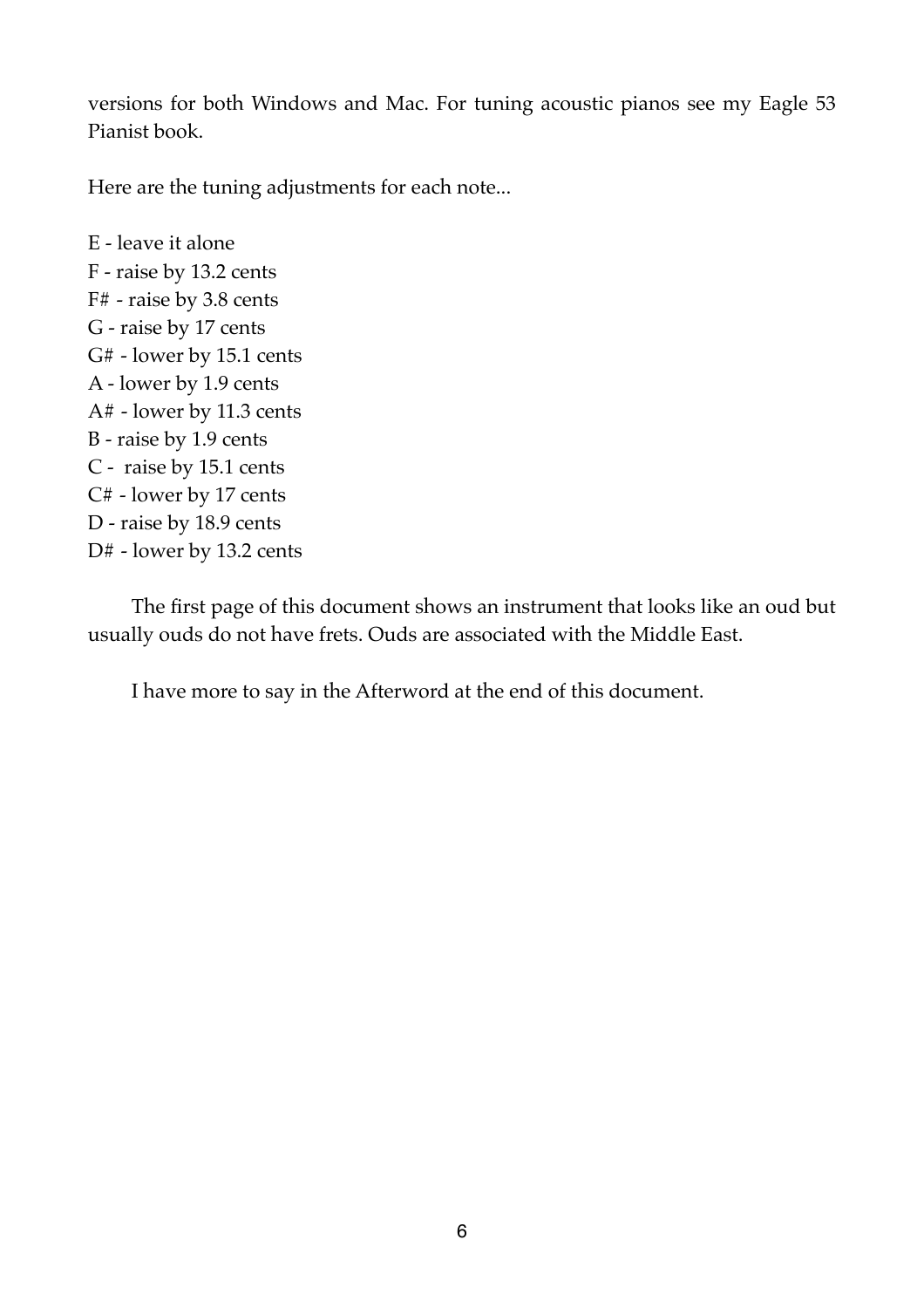versions for both Windows and Mac. For tuning acoustic pianos see my Eagle 53 Pianist book.

Here are the tuning adjustments for each note...

E - leave it alone  
F - raise by 13.2 cents  
F# - raise by 3.8 cents  
G - raise by 17 cents  
G# - lower by 15.1 cents  
A - lower by 1.9 cents  
A# - lower by 11.3 cents  
B - raise by 1.9 cents  
C - raise by 15.1 cents  
C# - lower by 17 cents  
D - raise by 18.9 cents  
D# - lower by 13.2 cents

The first page of this document shows an instrument that looks like an oud but usually ouds do not have frets. Ouds are associated with the Middle East.

I have more to say in the Afterword at the end of this document.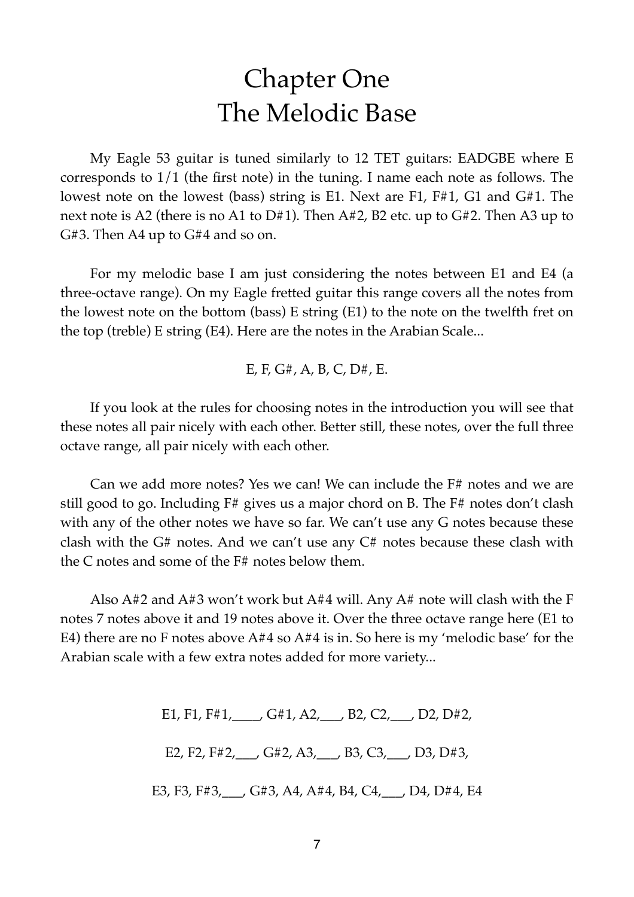# Chapter One
# The Melodic Base

My Eagle 53 guitar is tuned similarly to 12 TET guitars: EADGBE where E corresponds to 1/1 (the first note) in the tuning. I name each note as follows. The lowest note on the lowest (bass) string is E1. Next are F1, F#1, G1 and G#1. The next note is A2 (there is no A1 to D#1). Then A#2, B2 etc. up to G#2. Then A3 up to G#3. Then A4 up to G#4 and so on.

For my melodic base I am just considering the notes between E1 and E4 (a three-octave range). On my Eagle fretted guitar this range covers all the notes from the lowest note on the bottom (bass) E string (E1) to the note on the twelfth fret on the top (treble) E string (E4). Here are the notes in the Arabian Scale...

E, F, G#, A, B, C, D#, E.

If you look at the rules for choosing notes in the introduction you will see that these notes all pair nicely with each other. Better still, these notes, over the full three octave range, all pair nicely with each other.

Can we add more notes? Yes we can! We can include the F# notes and we are still good to go. Including F# gives us a major chord on B. The F# notes don't clash with any of the other notes we have so far. We can't use any G notes because these clash with the G# notes. And we can't use any C# notes because these clash with the C notes and some of the F# notes below them.

Also A#2 and A#3 won't work but A#4 will. Any A# note will clash with the F notes 7 notes above it and 19 notes above it. Over the three octave range here (E1 to E4) there are no F notes above A#4 so A#4 is in. So here is my 'melodic base' for the Arabian scale with a few extra notes added for more variety...

E1, F1, F#1,____, G#1, A2,___, B2, C2,___, D2, D#2,

E2, F2, F#2,___, G#2, A3,___, B3, C3,___, D3, D#3,

E3, F3, F#3,___, G#3, A4, A#4, B4, C4,___, D4, D#4, E4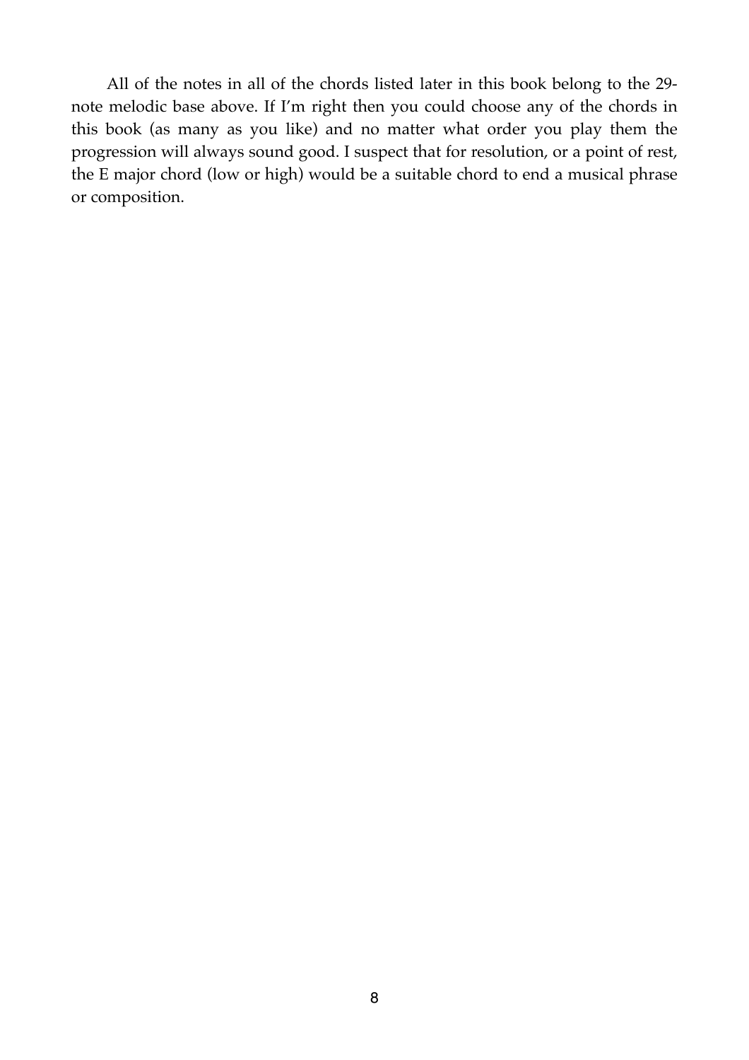All of the notes in all of the chords listed later in this book belong to the 29-note melodic base above. If I'm right then you could choose any of the chords in this book (as many as you like) and no matter what order you play them the progression will always sound good. I suspect that for resolution, or a point of rest, the E major chord (low or high) would be a suitable chord to end a musical phrase or composition.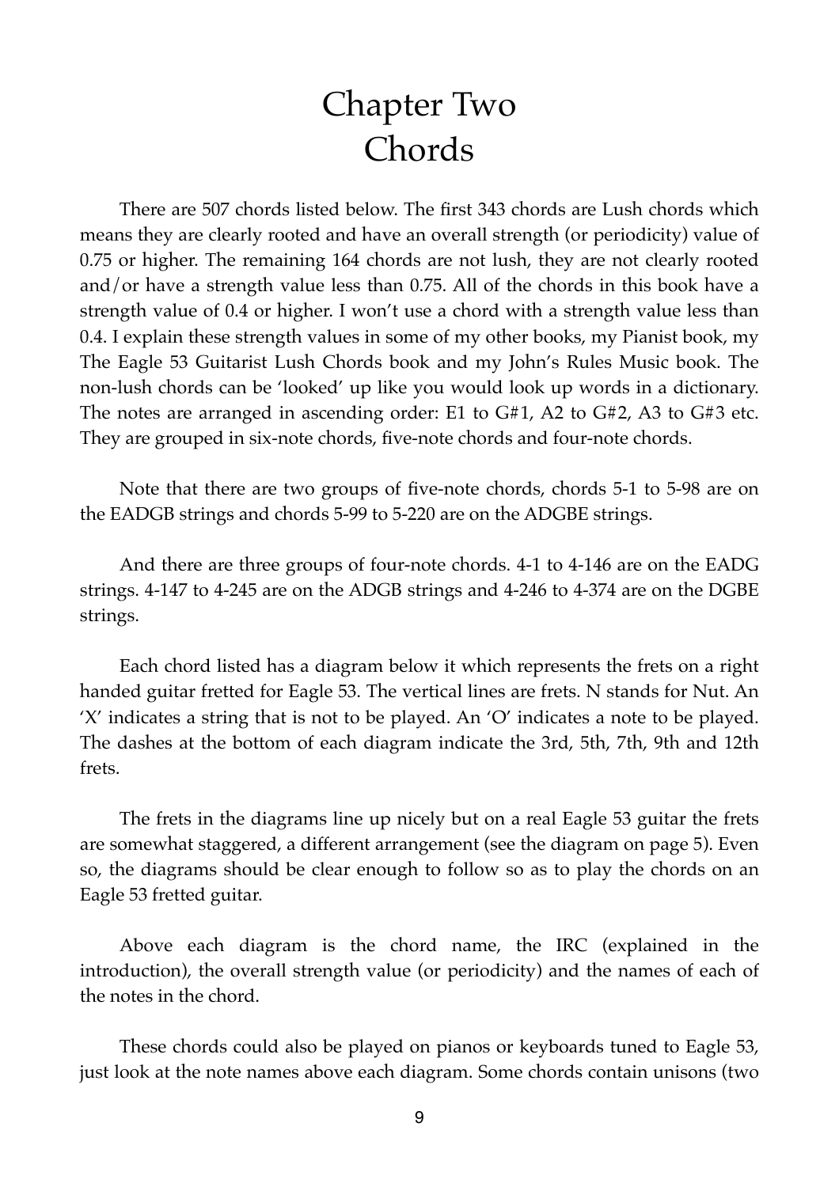# Chapter Two
# Chords

There are 507 chords listed below. The first 343 chords are Lush chords which means they are clearly rooted and have an overall strength (or periodicity) value of 0.75 or higher. The remaining 164 chords are not lush, they are not clearly rooted and/or have a strength value less than 0.75. All of the chords in this book have a strength value of 0.4 or higher. I won't use a chord with a strength value less than 0.4. I explain these strength values in some of my other books, my Pianist book, my The Eagle 53 Guitarist Lush Chords book and my John's Rules Music book. The non-lush chords can be 'looked' up like you would look up words in a dictionary. The notes are arranged in ascending order: E1 to G#1, A2 to G#2, A3 to G#3 etc. They are grouped in six-note chords, five-note chords and four-note chords.

Note that there are two groups of five-note chords, chords 5-1 to 5-98 are on the EADGB strings and chords 5-99 to 5-220 are on the ADGBE strings.

And there are three groups of four-note chords. 4-1 to 4-146 are on the EADG strings. 4-147 to 4-245 are on the ADGB strings and 4-246 to 4-374 are on the DGBE strings.

Each chord listed has a diagram below it which represents the frets on a right handed guitar fretted for Eagle 53. The vertical lines are frets. N stands for Nut. An 'X' indicates a string that is not to be played. An 'O' indicates a note to be played. The dashes at the bottom of each diagram indicate the 3rd, 5th, 7th, 9th and 12th frets.

The frets in the diagrams line up nicely but on a real Eagle 53 guitar the frets are somewhat staggered, a different arrangement (see the diagram on page 5). Even so, the diagrams should be clear enough to follow so as to play the chords on an Eagle 53 fretted guitar.

Above each diagram is the chord name, the IRC (explained in the introduction), the overall strength value (or periodicity) and the names of each of the notes in the chord.

These chords could also be played on pianos or keyboards tuned to Eagle 53, just look at the note names above each diagram. Some chords contain unisons (two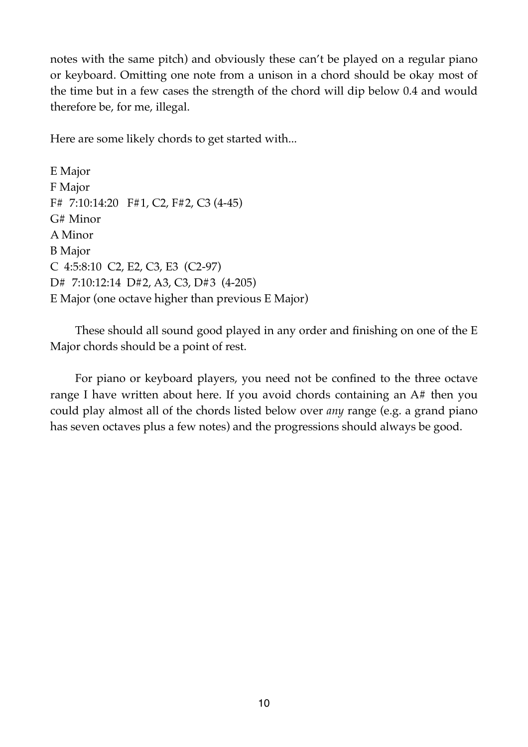notes with the same pitch) and obviously these can't be played on a regular piano or keyboard. Omitting one note from a unison in a chord should be okay most of the time but in a few cases the strength of the chord will dip below 0.4 and would therefore be, for me, illegal.

Here are some likely chords to get started with...

E Major  
F Major  
F#  7:10:14:20   F#1, C2, F#2, C3 (4-45)  
G# Minor  
A Minor  
B Major  
C  4:5:8:10  C2, E2, C3, E3  (C2-97)  
D#  7:10:12:14  D#2, A3, C3, D#3  (4-205)  
E Major (one octave higher than previous E Major)

These should all sound good played in any order and finishing on one of the E Major chords should be a point of rest.

For piano or keyboard players, you need not be confined to the three octave range I have written about here. If you avoid chords containing an A# then you could play almost all of the chords listed below over *any* range (e.g. a grand piano has seven octaves plus a few notes) and the progressions should always be good.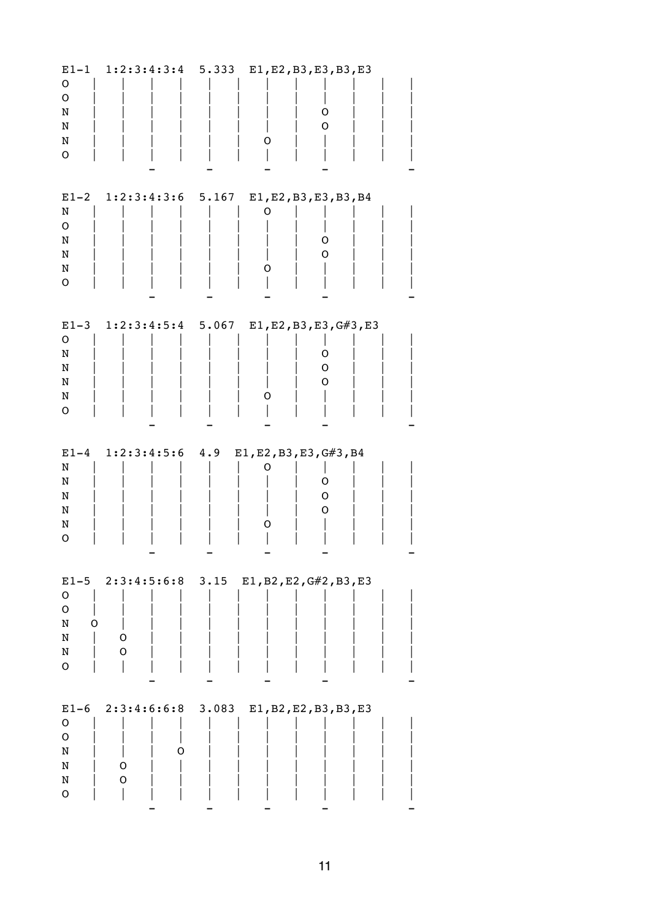```
E1-1  1:2:3:4:3:4  5.333  E1,E2,B3,E3,B3,E3
O   |   |   |   |   |   |   |   |   |   |   |   |
O   |   |   |   |   |   |   |   |   |   |   |   |
N   |   |   |   |   |   |   |   |   O   |   |   |
N   |   |   |   |   |   |   |   |   O   |   |   |
N   |   |   |   |   |   |   O   |   |   |   |   |
O   |   |   |   |   |   |   |   |   |   |   |   |
            -       -       -       -           -

E1-2  1:2:3:4:3:6  5.167  E1,E2,B3,E3,B3,B4
N   |   |   |   |   |   |   O   |   |   |   |   |
O   |   |   |   |   |   |   |   |   |   |   |   |
N   |   |   |   |   |   |   |   |   O   |   |   |
N   |   |   |   |   |   |   |   |   O   |   |   |
N   |   |   |   |   |   |   O   |   |   |   |   |
O   |   |   |   |   |   |   |   |   |   |   |   |
            -       -       -       -           -

E1-3  1:2:3:4:5:4  5.067  E1,E2,B3,E3,G#3,E3
O   |   |   |   |   |   |   |   |   |   |   |   |
N   |   |   |   |   |   |   |   |   O   |   |   |
N   |   |   |   |   |   |   |   |   O   |   |   |
N   |   |   |   |   |   |   |   |   O   |   |   |
N   |   |   |   |   |   |   O   |   |   |   |   |
O   |   |   |   |   |   |   |   |   |   |   |   |
            -       -       -       -           -

E1-4  1:2:3:4:5:6  4.9  E1,E2,B3,E3,G#3,B4
N   |   |   |   |   |   |   O   |   |   |   |   |
N   |   |   |   |   |   |   |   |   O   |   |   |
N   |   |   |   |   |   |   |   |   O   |   |   |
N   |   |   |   |   |   |   |   |   O   |   |   |
N   |   |   |   |   |   |   O   |   |   |   |   |
O   |   |   |   |   |   |   |   |   |   |   |   |
            -       -       -       -           -

E1-5  2:3:4:5:6:8  3.15  E1,B2,E2,G#2,B3,E3
O   |   |   |   |   |   |   |   |   |   |   |   |
O   |   |   |   |   |   |   |   |   |   |   |   |
N   O   |   |   |   |   |   |   |   |   |   |   |
N   |   O   |   |   |   |   |   |   |   |   |   |
N   |   O   |   |   |   |   |   |   |   |   |   |
O   |   |   |   |   |   |   |   |   |   |   |   |
            -       -       -       -           -

E1-6  2:3:4:6:6:8  3.083  E1,B2,E2,B3,B3,E3
O   |   |   |   |   |   |   |   |   |   |   |   |
O   |   |   |   |   |   |   |   |   |   |   |   |
N   |   |   |   O   |   |   |   |   |   |   |   |
N   |   O   |   |   |   |   |   |   |   |   |   |
N   |   O   |   |   |   |   |   |   |   |   |   |
O   |   |   |   |   |   |   |   |   |   |   |   |
            -       -       -       -           -
```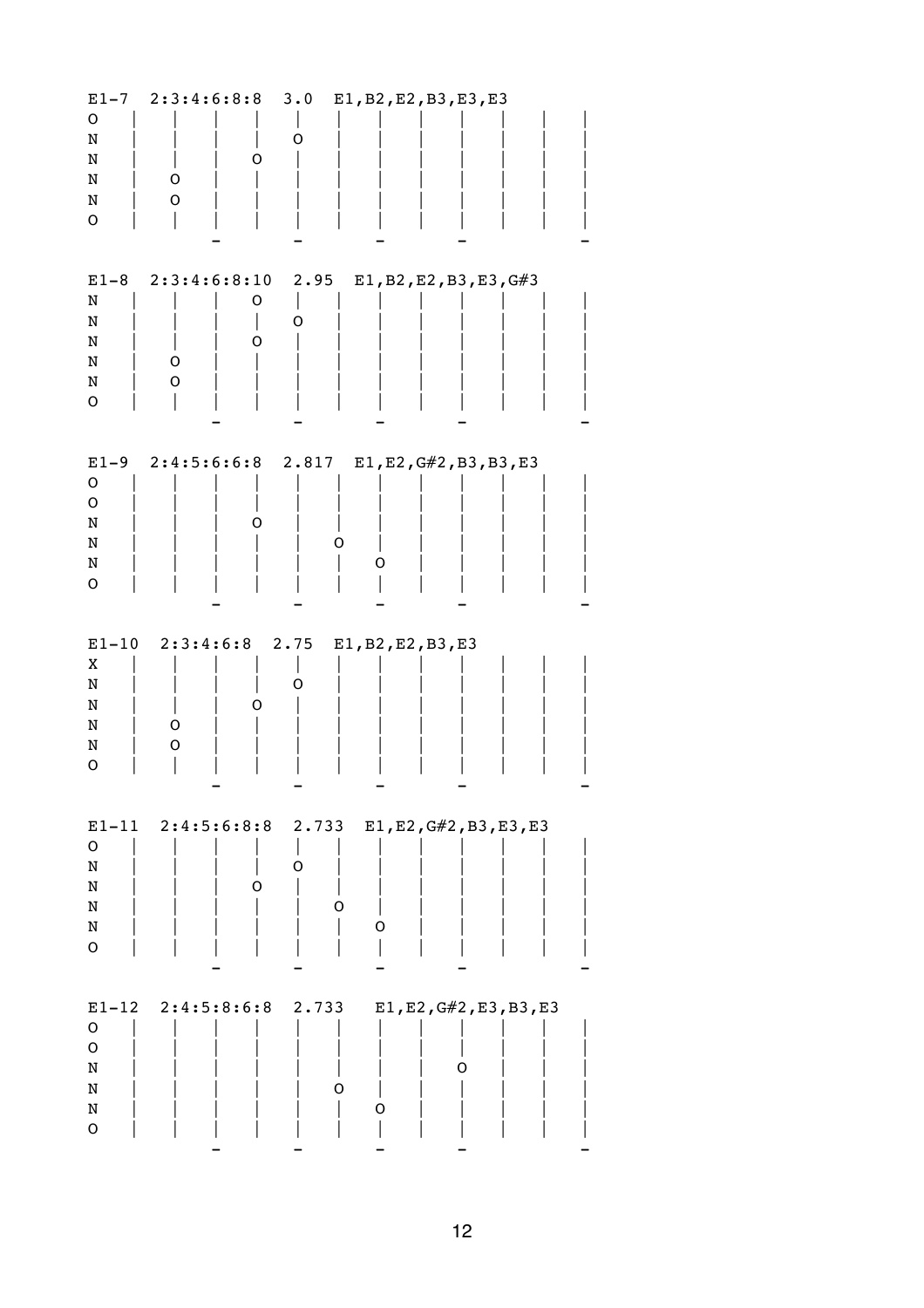```
E1-7  2:3:4:6:8:8  3.0  E1,B2,E2,B3,E3,E3
O   |   |   |   |   |   |   |   |   |   |   |   |
N   |   |   |   |   O   |   |   |   |   |   |   |
N   |   |   |   O   |   |   |   |   |   |   |   |
N   |   O   |   |   |   |   |   |   |   |   |   |
N   |   O   |   |   |   |   |   |   |   |   |   |
O   |   |   |   |   |   |   |   |   |   |   |   |
            -       -       -       -           -
```

```
E1-8  2:3:4:6:8:10  2.95  E1,B2,E2,B3,E3,G#3
N   |   |   |   O   |   |   |   |   |   |   |   |
N   |   |   |   |   O   |   |   |   |   |   |   |
N   |   |   |   O   |   |   |   |   |   |   |   |
N   |   O   |   |   |   |   |   |   |   |   |   |
N   |   O   |   |   |   |   |   |   |   |   |   |
O   |   |   |   |   |   |   |   |   |   |   |   |
            -       -       -       -           -
```

```
E1-9  2:4:5:6:6:8  2.817  E1,E2,G#2,B3,B3,E3
O   |   |   |   |   |   |   |   |   |   |   |   |
O   |   |   |   |   |   |   |   |   |   |   |   |
N   |   |   |   O   |   |   |   |   |   |   |   |
N   |   |   |   |   |   O   |   |   |   |   |   |
N   |   |   |   |   |   |   O   |   |   |   |   |
O   |   |   |   |   |   |   |   |   |   |   |   |
            -       -       -       -           -
```

```
E1-10  2:3:4:6:8  2.75  E1,B2,E2,B3,E3
X   |   |   |   |   |   |   |   |   |   |   |   |
N   |   |   |   |   O   |   |   |   |   |   |   |
N   |   |   |   O   |   |   |   |   |   |   |   |
N   |   O   |   |   |   |   |   |   |   |   |   |
N   |   O   |   |   |   |   |   |   |   |   |   |
O   |   |   |   |   |   |   |   |   |   |   |   |
            -       -       -       -           -
```

```
E1-11  2:4:5:6:8:8  2.733  E1,E2,G#2,B3,E3,E3
O   |   |   |   |   |   |   |   |   |   |   |   |
N   |   |   |   |   O   |   |   |   |   |   |   |
N   |   |   |   O   |   |   |   |   |   |   |   |
N   |   |   |   |   |   O   |   |   |   |   |   |
N   |   |   |   |   |   |   O   |   |   |   |   |
O   |   |   |   |   |   |   |   |   |   |   |   |
            -       -       -       -           -
```

```
E1-12  2:4:5:8:6:8  2.733   E1,E2,G#2,E3,B3,E3
O   |   |   |   |   |   |   |   |   |   |   |   |
O   |   |   |   |   |   |   |   |   |   |   |   |
N   |   |   |   |   |   |   |   |   O   |   |   |
N   |   |   |   |   |   O   |   |   |   |   |   |
N   |   |   |   |   |   |   O   |   |   |   |   |
O   |   |   |   |   |   |   |   |   |   |   |   |
            -       -       -       -           -
```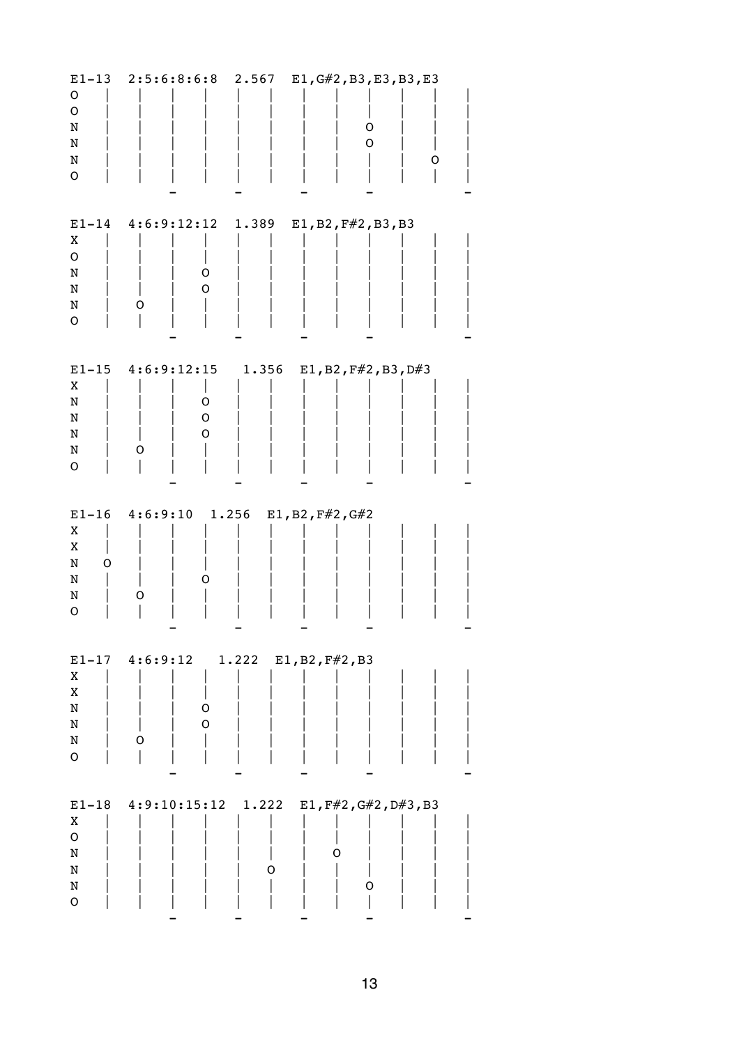```
E1-13  2:5:6:8:6:8  2.567  E1,G#2,B3,E3,B3,E3
O   |   |   |   |   |   |   |   |   |   |   |   |
O   |   |   |   |   |   |   |   |   |   |   |   |
N   |   |   |   |   |   |   |   |   O   |   |   |
N   |   |   |   |   |   |   |   |   O   |   |   |
N   |   |   |   |   |   |   |   |   |   |   O   |
O   |   |   |   |   |   |   |   |   |   |   |   |
          -       -       -       -           -

E1-14  4:6:9:12:12  1.389  E1,B2,F#2,B3,B3
X   |   |   |   |   |   |   |   |   |   |   |   |
O   |   |   |   |   |   |   |   |   |   |   |   |
N   |   |   |   O   |   |   |   |   |   |   |   |
N   |   |   |   O   |   |   |   |   |   |   |   |
N   |   O   |   |   |   |   |   |   |   |   |   |
O   |   |   |   |   |   |   |   |   |   |   |   |
          -       -       -       -           -

E1-15  4:6:9:12:15   1.356  E1,B2,F#2,B3,D#3
X   |   |   |   |   |   |   |   |   |   |   |   |
N   |   |   |   O   |   |   |   |   |   |   |   |
N   |   |   |   O   |   |   |   |   |   |   |   |
N   |   |   |   O   |   |   |   |   |   |   |   |
N   |   O   |   |   |   |   |   |   |   |   |   |
O   |   |   |   |   |   |   |   |   |   |   |   |
          -       -       -       -           -

E1-16  4:6:9:10  1.256  E1,B2,F#2,G#2
X   |   |   |   |   |   |   |   |   |   |   |   |
X   |   |   |   |   |   |   |   |   |   |   |   |
N   O   |   |   |   |   |   |   |   |   |   |   |
N   |   |   |   O   |   |   |   |   |   |   |   |
N   |   O   |   |   |   |   |   |   |   |   |   |
O   |   |   |   |   |   |   |   |   |   |   |   |
          -       -       -       -           -

E1-17  4:6:9:12    1.222  E1,B2,F#2,B3
X   |   |   |   |   |   |   |   |   |   |   |   |
X   |   |   |   |   |   |   |   |   |   |   |   |
N   |   |   |   O   |   |   |   |   |   |   |   |
N   |   |   |   O   |   |   |   |   |   |   |   |
N   |   O   |   |   |   |   |   |   |   |   |   |
O   |   |   |   |   |   |   |   |   |   |   |   |
          -       -       -       -           -

E1-18  4:9:10:15:12  1.222  E1,F#2,G#2,D#3,B3
X   |   |   |   |   |   |   |   |   |   |   |   |
O   |   |   |   |   |   |   |   |   |   |   |   |
N   |   |   |   |   |   |   |   O   |   |   |   |
N   |   |   |   |   |   O   |   |   |   |   |   |
N   |   |   |   |   |   |   |   |   O   |   |   |
O   |   |   |   |   |   |   |   |   |   |   |   |
          -       -       -       -           -
```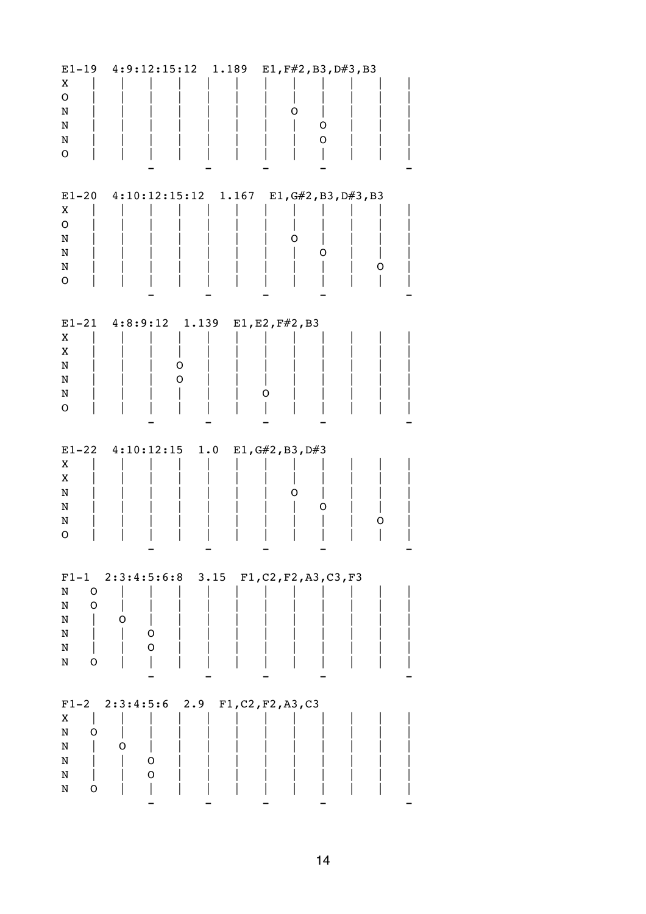```
E1-19  4:9:12:15:12  1.189  E1,F#2,B3,D#3,B3
X   |   |   |   |   |   |   |   |   |   |   |   |
O   |   |   |   |   |   |   |   |   |   |   |   |
N   |   |   |   |   |   |   |   O   |   |   |   |
N   |   |   |   |   |   |   |   |   O   |   |   |
N   |   |   |   |   |   |   |   |   O   |   |   |
O   |   |   |   |   |   |   |   |   |   |   |   |
            -       -       -       -           -

E1-20  4:10:12:15:12  1.167  E1,G#2,B3,D#3,B3
X   |   |   |   |   |   |   |   |   |   |   |   |
O   |   |   |   |   |   |   |   |   |   |   |   |
N   |   |   |   |   |   |   |   O   |   |   |   |
N   |   |   |   |   |   |   |   |   O   |   |   |
N   |   |   |   |   |   |   |   |   |   |   O   |
O   |   |   |   |   |   |   |   |   |   |   |   |
            -       -       -       -           -

E1-21  4:8:9:12  1.139  E1,E2,F#2,B3
X   |   |   |   |   |   |   |   |   |   |   |   |
X   |   |   |   |   |   |   |   |   |   |   |   |
N   |   |   |   O   |   |   |   |   |   |   |   |
N   |   |   |   O   |   |   |   |   |   |   |   |
N   |   |   |   |   |   |   O   |   |   |   |   |
O   |   |   |   |   |   |   |   |   |   |   |   |
            -       -       -       -           -

E1-22  4:10:12:15  1.0  E1,G#2,B3,D#3
X   |   |   |   |   |   |   |   |   |   |   |   |
X   |   |   |   |   |   |   |   |   |   |   |   |
N   |   |   |   |   |   |   |   O   |   |   |   |
N   |   |   |   |   |   |   |   |   O   |   |   |
N   |   |   |   |   |   |   |   |   |   |   O   |
O   |   |   |   |   |   |   |   |   |   |   |   |
            -       -       -       -           -

F1-1  2:3:4:5:6:8  3.15  F1,C2,F2,A3,C3,F3
N   O   |   |   |   |   |   |   |   |   |   |   |
N   O   |   |   |   |   |   |   |   |   |   |   |
N   |   O   |   |   |   |   |   |   |   |   |   |
N   |   |   O   |   |   |   |   |   |   |   |   |
N   |   |   O   |   |   |   |   |   |   |   |   |
N   O   |   |   |   |   |   |   |   |   |   |   |
            -       -       -       -           -

F1-2  2:3:4:5:6  2.9  F1,C2,F2,A3,C3
X   |   |   |   |   |   |   |   |   |   |   |   |
N   O   |   |   |   |   |   |   |   |   |   |   |
N   |   O   |   |   |   |   |   |   |   |   |   |
N   |   |   O   |   |   |   |   |   |   |   |   |
N   |   |   O   |   |   |   |   |   |   |   |   |
N   O   |   |   |   |   |   |   |   |   |   |   |
            -       -       -       -           -
```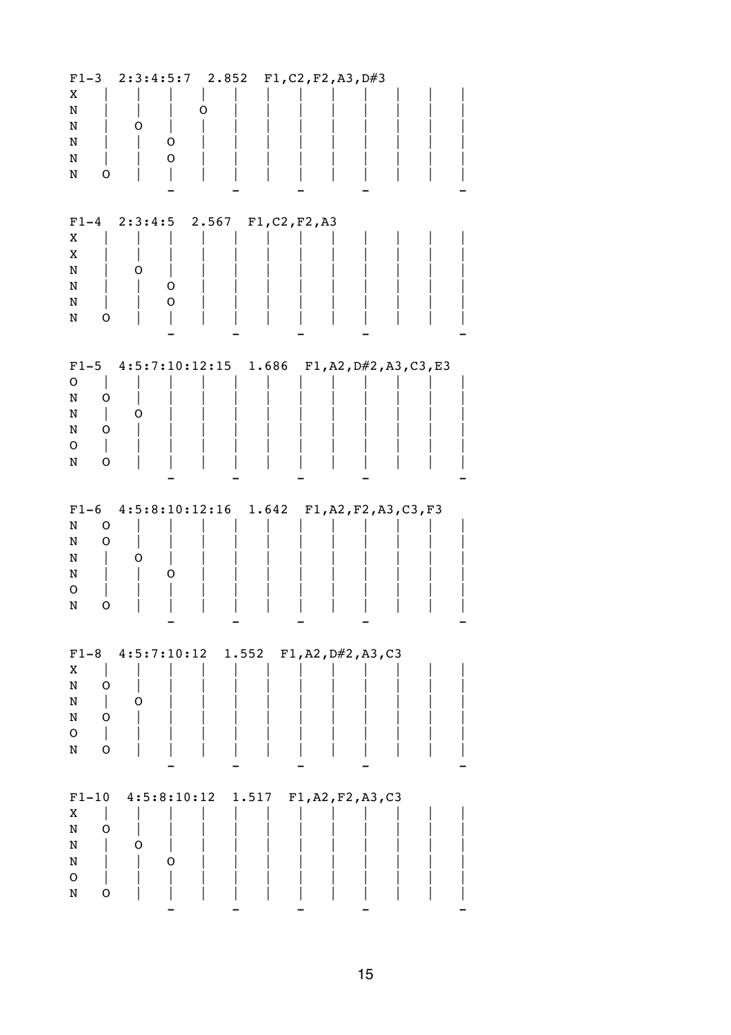```
F1-3  2:3:4:5:7  2.852  F1,C2,F2,A3,D#3
X   |   |   |   |   |   |   |   |   |   |   |   |
N   |   |   |   O   |   |   |   |   |   |   |   |
N   |   O   |   |   |   |   |   |   |   |   |   |
N   |   |   O   |   |   |   |   |   |   |   |   |
N   |   |   O   |   |   |   |   |   |   |   |   |
N   O   |   |   |   |   |   |   |   |   |   |   |
            -       -       -       -           -

F1-4  2:3:4:5  2.567  F1,C2,F2,A3
X   |   |   |   |   |   |   |   |   |   |   |   |
X   |   |   |   |   |   |   |   |   |   |   |   |
N   |   O   |   |   |   |   |   |   |   |   |   |
N   |   |   O   |   |   |   |   |   |   |   |   |
N   |   |   O   |   |   |   |   |   |   |   |   |
N   O   |   |   |   |   |   |   |   |   |   |   |
            -       -       -       -           -

F1-5  4:5:7:10:12:15  1.686  F1,A2,D#2,A3,C3,E3
O   |   |   |   |   |   |   |   |   |   |   |   |
N   O   |   |   |   |   |   |   |   |   |   |   |
N   |   O   |   |   |   |   |   |   |   |   |   |
N   O   |   |   |   |   |   |   |   |   |   |   |
O   |   |   |   |   |   |   |   |   |   |   |   |
N   O   |   |   |   |   |   |   |   |   |   |   |
            -       -       -       -           -

F1-6  4:5:8:10:12:16  1.642  F1,A2,F2,A3,C3,F3
N   O   |   |   |   |   |   |   |   |   |   |   |
N   O   |   |   |   |   |   |   |   |   |   |   |
N   |   O   |   |   |   |   |   |   |   |   |   |
N   |   |   O   |   |   |   |   |   |   |   |   |
O   |   |   |   |   |   |   |   |   |   |   |   |
N   O   |   |   |   |   |   |   |   |   |   |   |
            -       -       -       -           -

F1-8  4:5:7:10:12  1.552  F1,A2,D#2,A3,C3
X   |   |   |   |   |   |   |   |   |   |   |   |
N   O   |   |   |   |   |   |   |   |   |   |   |
N   |   O   |   |   |   |   |   |   |   |   |   |
N   O   |   |   |   |   |   |   |   |   |   |   |
O   |   |   |   |   |   |   |   |   |   |   |   |
N   O   |   |   |   |   |   |   |   |   |   |   |
            -       -       -       -           -

F1-10  4:5:8:10:12  1.517  F1,A2,F2,A3,C3
X   |   |   |   |   |   |   |   |   |   |   |   |
N   O   |   |   |   |   |   |   |   |   |   |   |
N   |   O   |   |   |   |   |   |   |   |   |   |
N   |   |   O   |   |   |   |   |   |   |   |   |
O   |   |   |   |   |   |   |   |   |   |   |   |
N   O   |   |   |   |   |   |   |   |   |   |   |
            -       -       -       -           -
```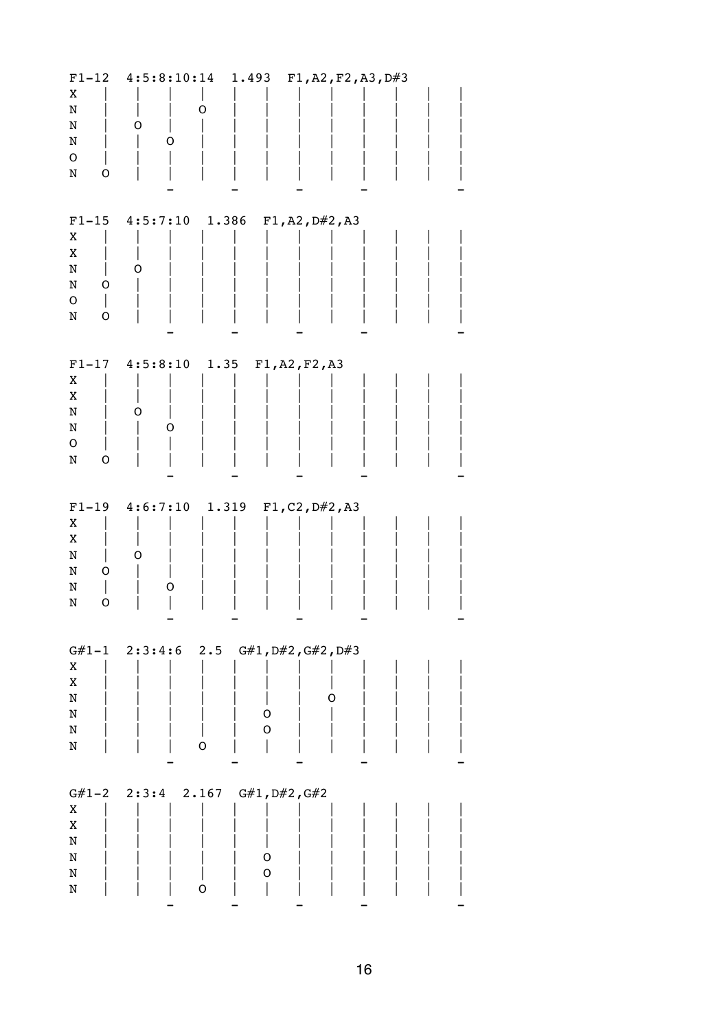```
F1-12   4:5:8:10:14   1.493   F1,A2,F2,A3,D#3
X   |   |   |   |   |   |   |   |   |   |   |   |
N   |   |   |   O   |   |   |   |   |   |   |   |
N   |   O   |   |   |   |   |   |   |   |   |   |
N   |   |   O   |   |   |   |   |   |   |   |   |
O   |   |   |   |   |   |   |   |   |   |   |   |
N   O   |   |   |   |   |   |   |   |   |   |   |
            -       -       -       -           -

F1-15   4:5:7:10   1.386   F1,A2,D#2,A3
X   |   |   |   |   |   |   |   |   |   |   |   |
X   |   |   |   |   |   |   |   |   |   |   |   |
N   |   O   |   |   |   |   |   |   |   |   |   |
N   O   |   |   |   |   |   |   |   |   |   |   |
O   |   |   |   |   |   |   |   |   |   |   |   |
N   O   |   |   |   |   |   |   |   |   |   |   |
            -       -       -       -           -

F1-17   4:5:8:10   1.35   F1,A2,F2,A3
X   |   |   |   |   |   |   |   |   |   |   |   |
X   |   |   |   |   |   |   |   |   |   |   |   |
N   |   O   |   |   |   |   |   |   |   |   |   |
N   |   |   O   |   |   |   |   |   |   |   |   |
O   |   |   |   |   |   |   |   |   |   |   |   |
N   O   |   |   |   |   |   |   |   |   |   |   |
            -       -       -       -           -

F1-19   4:6:7:10   1.319   F1,C2,D#2,A3
X   |   |   |   |   |   |   |   |   |   |   |   |
X   |   |   |   |   |   |   |   |   |   |   |   |
N   |   O   |   |   |   |   |   |   |   |   |   |
N   O   |   |   |   |   |   |   |   |   |   |   |
N   |   |   O   |   |   |   |   |   |   |   |   |
N   O   |   |   |   |   |   |   |   |   |   |   |
            -       -       -       -           -

G#1-1   2:3:4:6   2.5   G#1,D#2,G#2,D#3
X   |   |   |   |   |   |   |   |   |   |   |   |
X   |   |   |   |   |   |   |   |   |   |   |   |
N   |   |   |   |   |   |   O   |   |   |   |   |
N   |   |   |   |   |   O   |   |   |   |   |   |
N   |   |   |   |   |   O   |   |   |   |   |   |
N   |   |   |   O   |   |   |   |   |   |   |   |
            -       -       -       -           -

G#1-2   2:3:4   2.167   G#1,D#2,G#2
X   |   |   |   |   |   |   |   |   |   |   |   |
X   |   |   |   |   |   |   |   |   |   |   |   |
N   |   |   |   |   |   |   |   |   |   |   |   |
N   |   |   |   |   |   O   |   |   |   |   |   |
N   |   |   |   |   |   O   |   |   |   |   |   |
N   |   |   |   O   |   |   |   |   |   |   |   |
            -       -       -       -           -
```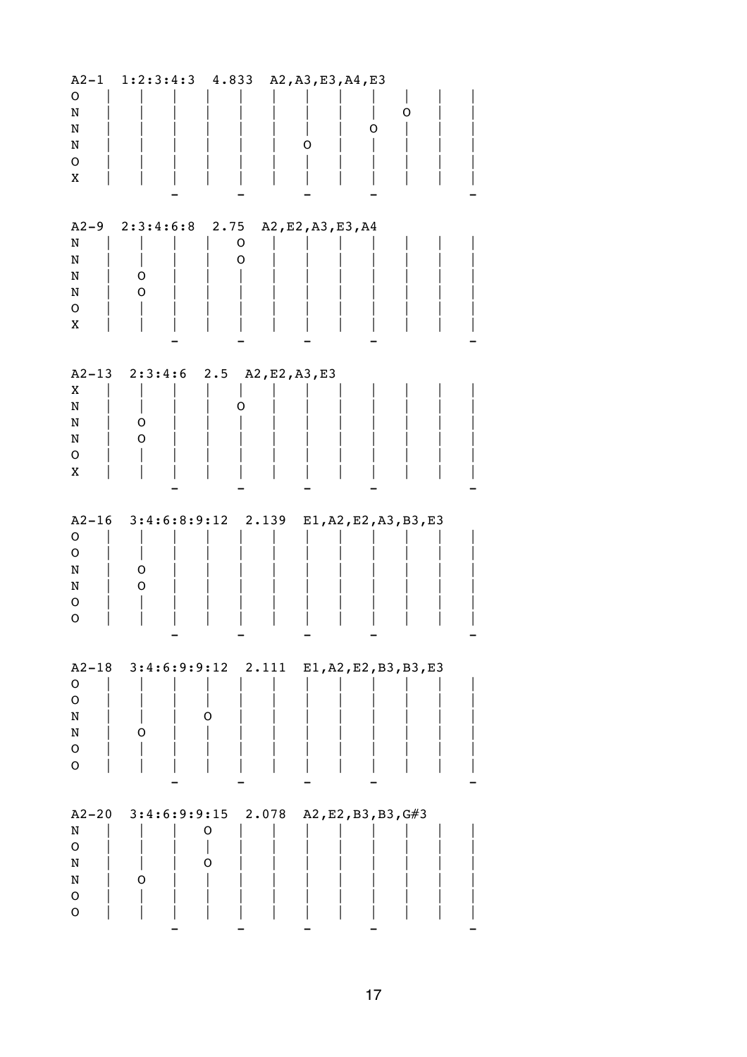```
A2-1  1:2:3:4:3  4.833  A2,A3,E3,A4,E3
O    |   |   |   |   |   |   |   |   |   |   |   |
N    |   |   |   |   |   |   |   |   |   O   |   |
N    |   |   |   |   |   |   |   |   O   |   |   |
N    |   |   |   |   |   |   O   |   |   |   |   |
O    |   |   |   |   |   |   |   |   |   |   |   |
X    |   |   |   |   |   |   |   |   |   |   |   |
             -       -       -       -           -
```

```
A2-9  2:3:4:6:8  2.75  A2,E2,A3,E3,A4
N    |   |   |   |   O   |   |   |   |   |   |   |
N    |   |   |   |   O   |   |   |   |   |   |   |
N    |   O   |   |   |   |   |   |   |   |   |   |
N    |   O   |   |   |   |   |   |   |   |   |   |
O    |   |   |   |   |   |   |   |   |   |   |   |
X    |   |   |   |   |   |   |   |   |   |   |   |
             -       -       -       -           -
```

```
A2-13  2:3:4:6  2.5  A2,E2,A3,E3
X    |   |   |   |   |   |   |   |   |   |   |   |
N    |   |   |   |   O   |   |   |   |   |   |   |
N    |   O   |   |   |   |   |   |   |   |   |   |
N    |   O   |   |   |   |   |   |   |   |   |   |
O    |   |   |   |   |   |   |   |   |   |   |   |
X    |   |   |   |   |   |   |   |   |   |   |   |
             -       -       -       -           -
```

```
A2-16  3:4:6:8:9:12  2.139  E1,A2,E2,A3,B3,E3
O    |   |   |   |   |   |   |   |   |   |   |   |
O    |   |   |   |   |   |   |   |   |   |   |   |
N    |   O   |   |   |   |   |   |   |   |   |   |
N    |   O   |   |   |   |   |   |   |   |   |   |
O    |   |   |   |   |   |   |   |   |   |   |   |
O    |   |   |   |   |   |   |   |   |   |   |   |
             -       -       -       -           -
```

```
A2-18  3:4:6:9:9:12  2.111  E1,A2,E2,B3,B3,E3
O    |   |   |   |   |   |   |   |   |   |   |   |
O    |   |   |   |   |   |   |   |   |   |   |   |
N    |   |   |   O   |   |   |   |   |   |   |   |
N    |   O   |   |   |   |   |   |   |   |   |   |
O    |   |   |   |   |   |   |   |   |   |   |   |
O    |   |   |   |   |   |   |   |   |   |   |   |
             -       -       -       -           -
```

```
A2-20  3:4:6:9:9:15  2.078  A2,E2,B3,B3,G#3
N    |   |   |   O   |   |   |   |   |   |   |   |
O    |   |   |   |   |   |   |   |   |   |   |   |
N    |   |   |   O   |   |   |   |   |   |   |   |
N    |   O   |   |   |   |   |   |   |   |   |   |
O    |   |   |   |   |   |   |   |   |   |   |   |
O    |   |   |   |   |   |   |   |   |   |   |   |
             -       -       -       -           -
```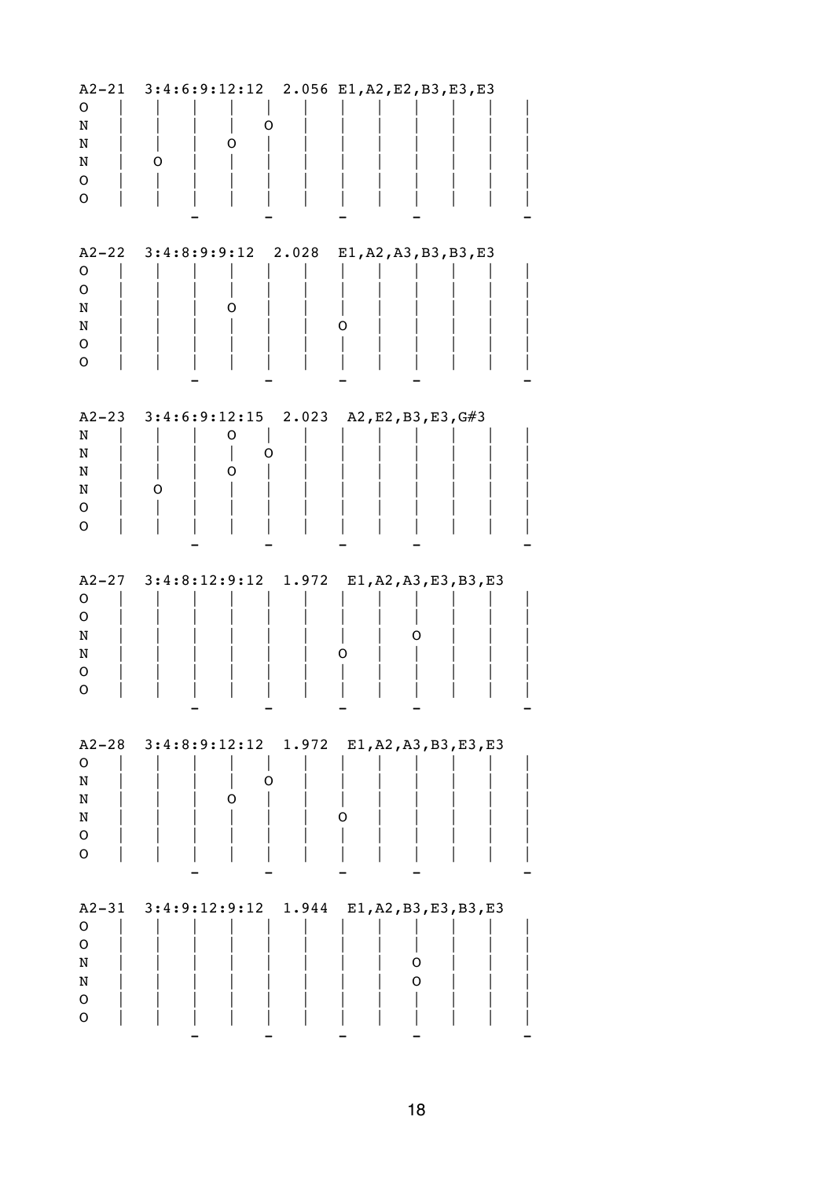```
A2-21  3:4:6:9:12:12  2.056 E1,A2,E2,B3,E3,E3
O    |    |    |    |    |    |    |    |    |    |    |    |
N    |    |    |    |    O    |    |    |    |    |    |    |
N    |    |    |    O    |    |    |    |    |    |    |    |
N    |    O    |    |    |    |    |    |    |    |    |    |
O    |    |    |    |    |    |    |    |    |    |    |    |
O    |    |    |    |    |    |    |    |    |    |    |    |
               -         -         -         -              -
```

```
A2-22  3:4:8:9:9:12  2.028  E1,A2,A3,B3,B3,E3
O    |    |    |    |    |    |    |    |    |    |    |    |
O    |    |    |    |    |    |    |    |    |    |    |    |
N    |    |    |    O    |    |    |    |    |    |    |    |
N    |    |    |    |    |    |    O    |    |    |    |    |
O    |    |    |    |    |    |    |    |    |    |    |    |
O    |    |    |    |    |    |    |    |    |    |    |    |
               -         -         -         -              -
```

```
A2-23  3:4:6:9:12:15  2.023  A2,E2,B3,E3,G#3
N    |    |    |    O    |    |    |    |    |    |    |    |
N    |    |    |    |    O    |    |    |    |    |    |    |
N    |    |    |    O    |    |    |    |    |    |    |    |
N    |    O    |    |    |    |    |    |    |    |    |    |
O    |    |    |    |    |    |    |    |    |    |    |    |
O    |    |    |    |    |    |    |    |    |    |    |    |
               -         -         -         -              -
```

```
A2-27  3:4:8:12:9:12  1.972  E1,A2,A3,E3,B3,E3
O    |    |    |    |    |    |    |    |    |    |    |    |
O    |    |    |    |    |    |    |    |    |    |    |    |
N    |    |    |    |    |    |    |    |    O    |    |    |
N    |    |    |    |    |    |    O    |    |    |    |    |
O    |    |    |    |    |    |    |    |    |    |    |    |
O    |    |    |    |    |    |    |    |    |    |    |    |
               -         -         -         -              -
```

```
A2-28  3:4:8:9:12:12  1.972  E1,A2,A3,B3,E3,E3
O    |    |    |    |    |    |    |    |    |    |    |    |
N    |    |    |    |    O    |    |    |    |    |    |    |
N    |    |    |    O    |    |    |    |    |    |    |    |
N    |    |    |    |    |    |    O    |    |    |    |    |
O    |    |    |    |    |    |    |    |    |    |    |    |
O    |    |    |    |    |    |    |    |    |    |    |    |
               -         -         -         -              -
```

```
A2-31  3:4:9:12:9:12  1.944  E1,A2,B3,E3,B3,E3
O    |    |    |    |    |    |    |    |    |    |    |    |
O    |    |    |    |    |    |    |    |    |    |    |    |
N    |    |    |    |    |    |    |    |    O    |    |    |
N    |    |    |    |    |    |    |    |    O    |    |    |
O    |    |    |    |    |    |    |    |    |    |    |    |
O    |    |    |    |    |    |    |    |    |    |    |    |
               -         -         -         -              -
```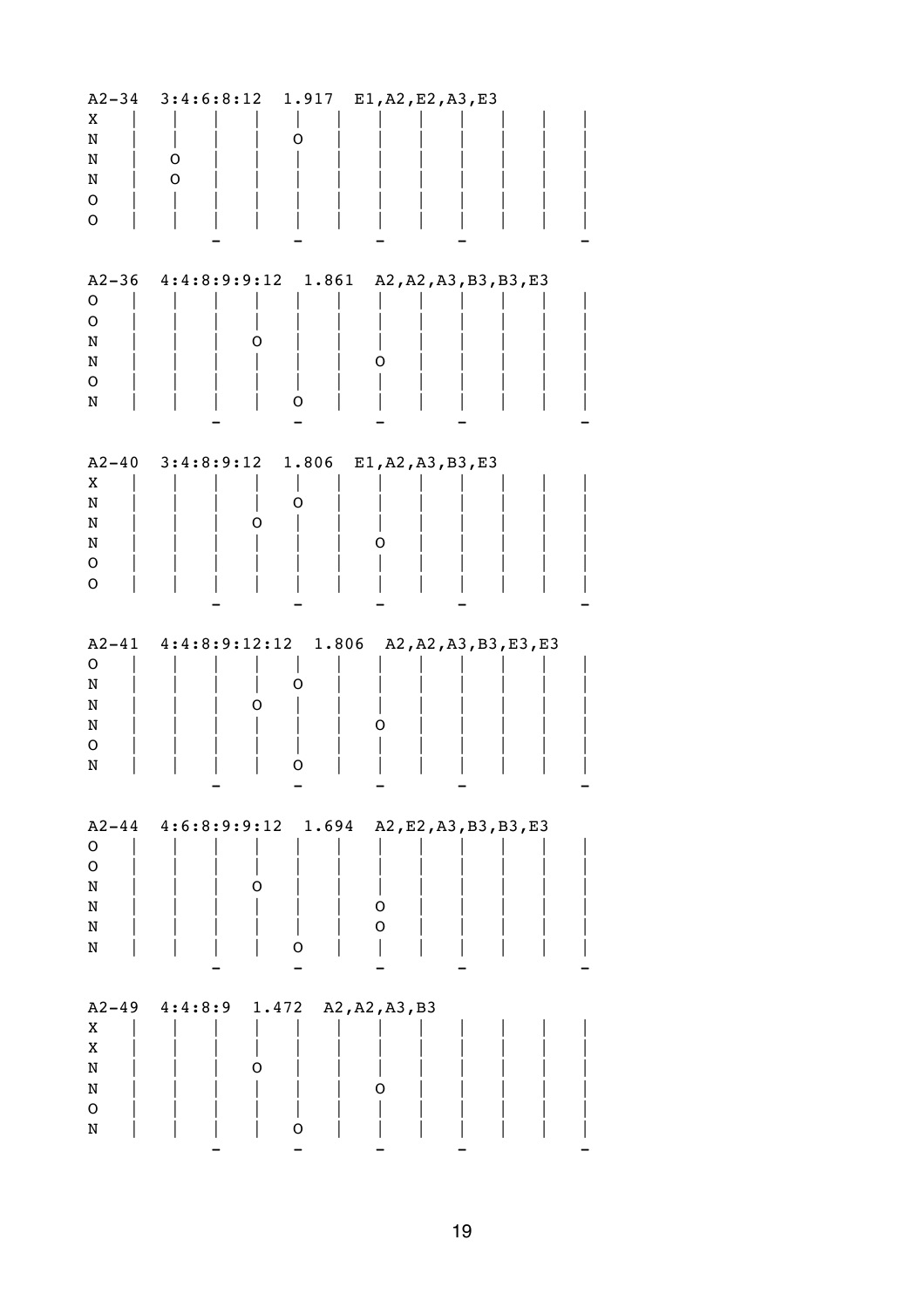```
A2-34  3:4:6:8:12  1.917  E1,A2,E2,A3,E3
X   |   |   |   |   |   |   |   |   |   |   |   |
N   |   |   |   |   O   |   |   |   |   |   |   |
N   |   O   |   |   |   |   |   |   |   |   |   |
N   |   O   |   |   |   |   |   |   |   |   |   |
O   |   |   |   |   |   |   |   |   |   |   |   |
O   |   |   |   |   |   |   |   |   |   |   |   |
            -       -       -       -           -

A2-36  4:4:8:9:9:12  1.861  A2,A2,A3,B3,B3,E3
O   |   |   |   |   |   |   |   |   |   |   |   |
O   |   |   |   |   |   |   |   |   |   |   |   |
N   |   |   |   O   |   |   |   |   |   |   |   |
N   |   |   |   |   |   |   O   |   |   |   |   |
O   |   |   |   |   |   |   |   |   |   |   |   |
N   |   |   |   |   O   |   |   |   |   |   |   |
            -       -       -       -           -

A2-40  3:4:8:9:12  1.806  E1,A2,A3,B3,E3
X   |   |   |   |   |   |   |   |   |   |   |   |
N   |   |   |   |   O   |   |   |   |   |   |   |
N   |   |   |   O   |   |   |   |   |   |   |   |
N   |   |   |   |   |   |   O   |   |   |   |   |
O   |   |   |   |   |   |   |   |   |   |   |   |
O   |   |   |   |   |   |   |   |   |   |   |   |
            -       -       -       -           -

A2-41  4:4:8:9:12:12  1.806  A2,A2,A3,B3,E3,E3
O   |   |   |   |   |   |   |   |   |   |   |   |
N   |   |   |   |   O   |   |   |   |   |   |   |
N   |   |   |   O   |   |   |   |   |   |   |   |
N   |   |   |   |   |   |   O   |   |   |   |   |
O   |   |   |   |   |   |   |   |   |   |   |   |
N   |   |   |   |   O   |   |   |   |   |   |   |
            -       -       -       -           -

A2-44  4:6:8:9:9:12  1.694  A2,E2,A3,B3,B3,E3
O   |   |   |   |   |   |   |   |   |   |   |   |
O   |   |   |   |   |   |   |   |   |   |   |   |
N   |   |   |   O   |   |   |   |   |   |   |   |
N   |   |   |   |   |   |   O   |   |   |   |   |
N   |   |   |   |   |   |   O   |   |   |   |   |
N   |   |   |   |   O   |   |   |   |   |   |   |
            -       -       -       -           -

A2-49  4:4:8:9  1.472  A2,A2,A3,B3
X   |   |   |   |   |   |   |   |   |   |   |   |
X   |   |   |   |   |   |   |   |   |   |   |   |
N   |   |   |   O   |   |   |   |   |   |   |   |
N   |   |   |   |   |   |   O   |   |   |   |   |
O   |   |   |   |   |   |   |   |   |   |   |   |
N   |   |   |   |   O   |   |   |   |   |   |   |
            -       -       -       -           -
```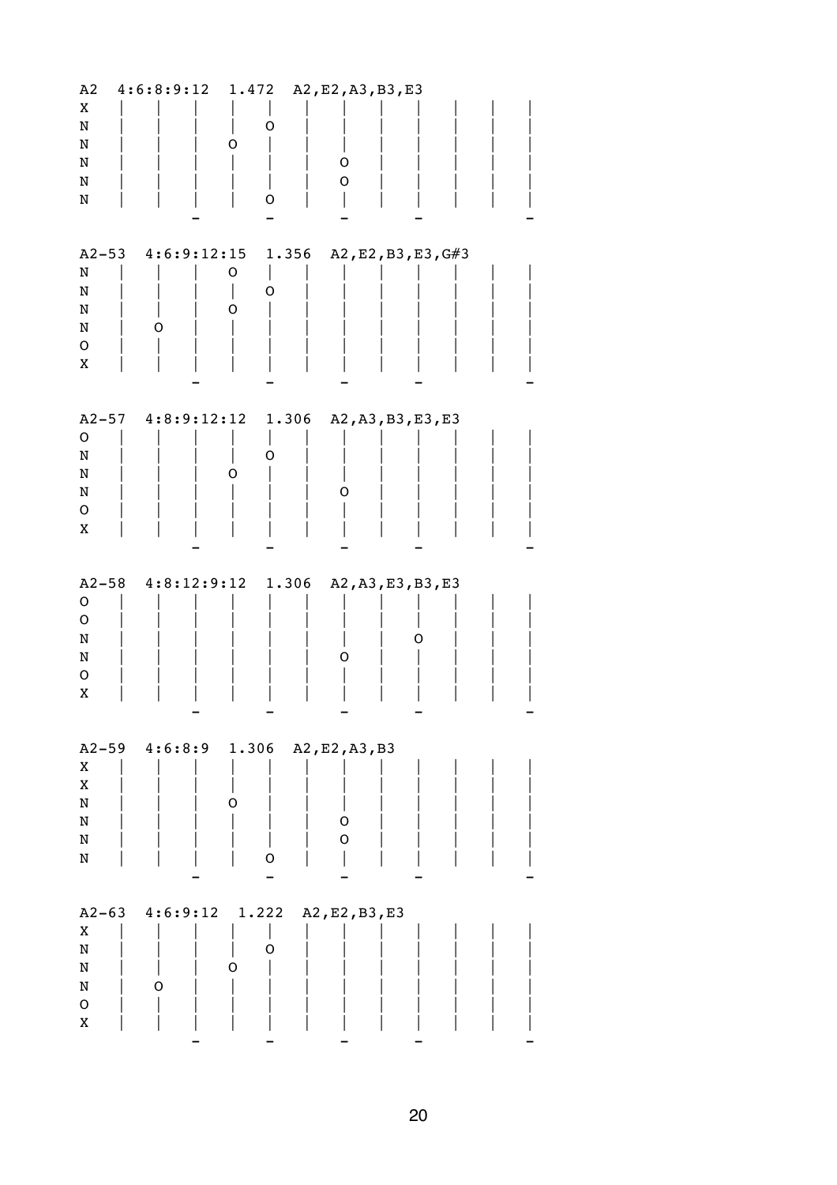```
A2  4:6:8:9:12  1.472  A2,E2,A3,B3,E3
X   |   |   |   |   |   |   |   |   |   |   |   |
N   |   |   |   |   O   |   |   |   |   |   |   |
N   |   |   |   O   |   |   |   |   |   |   |   |
N   |   |   |   |   |   |   O   |   |   |   |   |
N   |   |   |   |   |   |   O   |   |   |   |   |
N   |   |   |   |   O   |   |   |   |   |   |   |
            -       -       -       -           -

A2-53  4:6:9:12:15  1.356  A2,E2,B3,E3,G#3
N   |   |   |   O   |   |   |   |   |   |   |   |
N   |   |   |   |   O   |   |   |   |   |   |   |
N   |   |   |   O   |   |   |   |   |   |   |   |
N   |   O   |   |   |   |   |   |   |   |   |   |
O   |   |   |   |   |   |   |   |   |   |   |   |
X   |   |   |   |   |   |   |   |   |   |   |   |
            -       -       -       -           -

A2-57  4:8:9:12:12  1.306  A2,A3,B3,E3,E3
O   |   |   |   |   |   |   |   |   |   |   |   |
N   |   |   |   |   O   |   |   |   |   |   |   |
N   |   |   |   O   |   |   |   |   |   |   |   |
N   |   |   |   |   |   |   O   |   |   |   |   |
O   |   |   |   |   |   |   |   |   |   |   |   |
X   |   |   |   |   |   |   |   |   |   |   |   |
            -       -       -       -           -

A2-58  4:8:12:9:12  1.306  A2,A3,E3,B3,E3
O   |   |   |   |   |   |   |   |   |   |   |   |
O   |   |   |   |   |   |   |   |   |   |   |   |
N   |   |   |   |   |   |   |   |   O   |   |   |
N   |   |   |   |   |   |   O   |   |   |   |   |
O   |   |   |   |   |   |   |   |   |   |   |   |
X   |   |   |   |   |   |   |   |   |   |   |   |
            -       -       -       -           -

A2-59  4:6:8:9  1.306  A2,E2,A3,B3
X   |   |   |   |   |   |   |   |   |   |   |   |
X   |   |   |   |   |   |   |   |   |   |   |   |
N   |   |   |   O   |   |   |   |   |   |   |   |
N   |   |   |   |   |   |   O   |   |   |   |   |
N   |   |   |   |   |   |   O   |   |   |   |   |
N   |   |   |   |   O   |   |   |   |   |   |   |
            -       -       -       -           -

A2-63  4:6:9:12  1.222  A2,E2,B3,E3
X   |   |   |   |   |   |   |   |   |   |   |   |
N   |   |   |   |   O   |   |   |   |   |   |   |
N   |   |   |   O   |   |   |   |   |   |   |   |
N   |   O   |   |   |   |   |   |   |   |   |   |
O   |   |   |   |   |   |   |   |   |   |   |   |
X   |   |   |   |   |   |   |   |   |   |   |   |
            -       -       -       -           -
```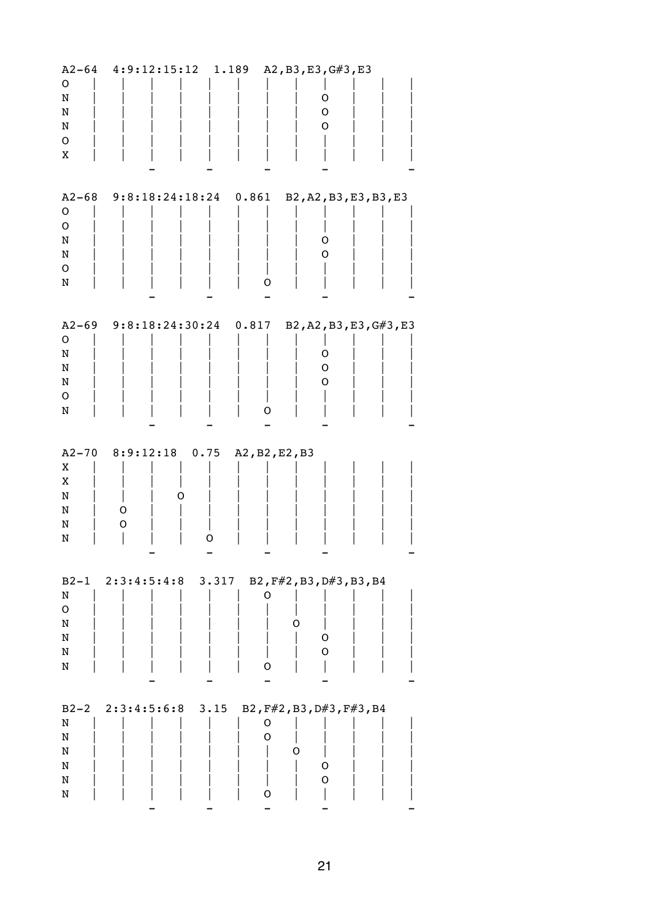```
A2-64  4:9:12:15:12  1.189  A2,B3,E3,G#3,E3
O   |   |   |   |   |   |   |   |   |   |   |   |
N   |   |   |   |   |   |   |   |   O   |   |   |
N   |   |   |   |   |   |   |   |   O   |   |   |
N   |   |   |   |   |   |   |   |   O   |   |   |
O   |   |   |   |   |   |   |   |   |   |   |   |
X   |   |   |   |   |   |   |   |   |   |   |   |
            -       -       -       -           -
```

```
A2-68  9:8:18:24:18:24  0.861  B2,A2,B3,E3,B3,E3
O   |   |   |   |   |   |   |   |   |   |   |   |
O   |   |   |   |   |   |   |   |   |   |   |   |
N   |   |   |   |   |   |   |   |   O   |   |   |
N   |   |   |   |   |   |   |   |   O   |   |   |
O   |   |   |   |   |   |   |   |   |   |   |   |
N   |   |   |   |   |   |   O   |   |   |   |   |
            -       -       -       -           -
```

```
A2-69  9:8:18:24:30:24  0.817  B2,A2,B3,E3,G#3,E3
O   |   |   |   |   |   |   |   |   |   |   |   |
N   |   |   |   |   |   |   |   |   O   |   |   |
N   |   |   |   |   |   |   |   |   O   |   |   |
N   |   |   |   |   |   |   |   |   O   |   |   |
O   |   |   |   |   |   |   |   |   |   |   |   |
N   |   |   |   |   |   |   O   |   |   |   |   |
            -       -       -       -           -
```

```
A2-70  8:9:12:18  0.75  A2,B2,E2,B3
X   |   |   |   |   |   |   |   |   |   |   |   |
X   |   |   |   |   |   |   |   |   |   |   |   |
N   |   |   |   O   |   |   |   |   |   |   |   |
N   |   O   |   |   |   |   |   |   |   |   |   |
N   |   O   |   |   |   |   |   |   |   |   |   |
N   |   |   |   |   O   |   |   |   |   |   |   |
            -       -       -       -           -
```

```
B2-1  2:3:4:5:4:8  3.317  B2,F#2,B3,D#3,B3,B4
N   |   |   |   |   |   |   O   |   |   |   |   |
O   |   |   |   |   |   |   |   |   |   |   |   |
N   |   |   |   |   |   |   |   O   |   |   |   |
N   |   |   |   |   |   |   |   |   O   |   |   |
N   |   |   |   |   |   |   |   |   O   |   |   |
N   |   |   |   |   |   |   O   |   |   |   |   |
            -       -       -       -           -
```

```
B2-2  2:3:4:5:6:8  3.15  B2,F#2,B3,D#3,F#3,B4
N   |   |   |   |   |   |   O   |   |   |   |   |
N   |   |   |   |   |   |   O   |   |   |   |   |
N   |   |   |   |   |   |   |   O   |   |   |   |
N   |   |   |   |   |   |   |   |   O   |   |   |
N   |   |   |   |   |   |   |   |   O   |   |   |
N   |   |   |   |   |   |   O   |   |   |   |   |
            -       -       -       -           -
```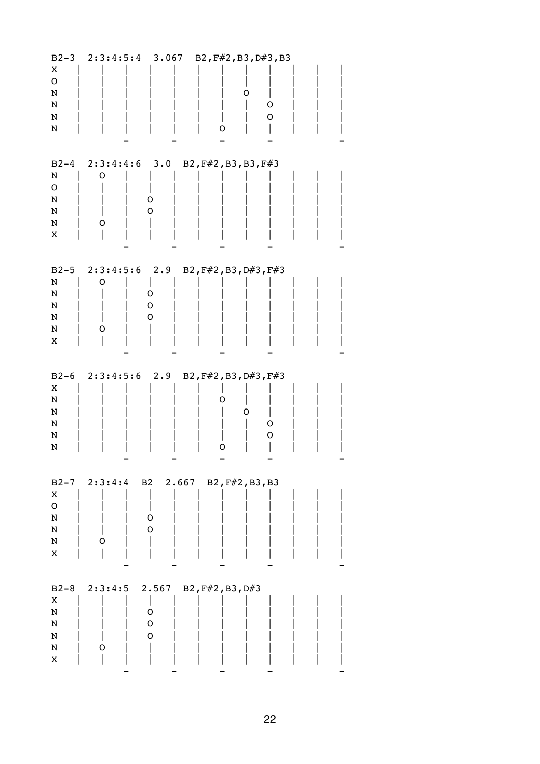```
B2-3  2:3:4:5:4  3.067  B2,F#2,B3,D#3,B3
X   |   |   |   |   |   |   |   |   |   |   |   |
O   |   |   |   |   |   |   |   |   |   |   |   |
N   |   |   |   |   |   |   |   O   |   |   |   |
N   |   |   |   |   |   |   |   |   O   |   |   |
N   |   |   |   |   |   |   |   |   O   |   |   |
N   |   |   |   |   |   |   O   |   |   |   |   |
            -       -       -       -           -
```

```
B2-4  2:3:4:4:6  3.0  B2,F#2,B3,B3,F#3
N   |   O   |   |   |   |   |   |   |   |   |   |
O   |   |   |   |   |   |   |   |   |   |   |   |
N   |   |   |   O   |   |   |   |   |   |   |   |
N   |   |   |   O   |   |   |   |   |   |   |   |
N   |   O   |   |   |   |   |   |   |   |   |   |
X   |   |   |   |   |   |   |   |   |   |   |   |
            -       -       -       -           -
```

```
B2-5  2:3:4:5:6  2.9  B2,F#2,B3,D#3,F#3
N   |   O   |   |   |   |   |   |   |   |   |   |
N   |   |   |   O   |   |   |   |   |   |   |   |
N   |   |   |   O   |   |   |   |   |   |   |   |
N   |   |   |   O   |   |   |   |   |   |   |   |
N   |   O   |   |   |   |   |   |   |   |   |   |
X   |   |   |   |   |   |   |   |   |   |   |   |
            -       -       -       -           -
```

```
B2-6  2:3:4:5:6  2.9  B2,F#2,B3,D#3,F#3
X   |   |   |   |   |   |   |   |   |   |   |   |
N   |   |   |   |   |   |   O   |   |   |   |   |
N   |   |   |   |   |   |   |   O   |   |   |   |
N   |   |   |   |   |   |   |   |   O   |   |   |
N   |   |   |   |   |   |   |   |   O   |   |   |
N   |   |   |   |   |   |   O   |   |   |   |   |
            -       -       -       -           -
```

```
B2-7  2:3:4:4  B2  2.667  B2,F#2,B3,B3
X   |   |   |   |   |   |   |   |   |   |   |   |
O   |   |   |   |   |   |   |   |   |   |   |   |
N   |   |   |   O   |   |   |   |   |   |   |   |
N   |   |   |   O   |   |   |   |   |   |   |   |
N   |   O   |   |   |   |   |   |   |   |   |   |
X   |   |   |   |   |   |   |   |   |   |   |   |
            -       -       -       -           -
```

```
B2-8  2:3:4:5  2.567  B2,F#2,B3,D#3
X   |   |   |   |   |   |   |   |   |   |   |   |
N   |   |   |   O   |   |   |   |   |   |   |   |
N   |   |   |   O   |   |   |   |   |   |   |   |
N   |   |   |   O   |   |   |   |   |   |   |   |
N   |   O   |   |   |   |   |   |   |   |   |   |
X   |   |   |   |   |   |   |   |   |   |   |   |
            -       -       -       -           -
```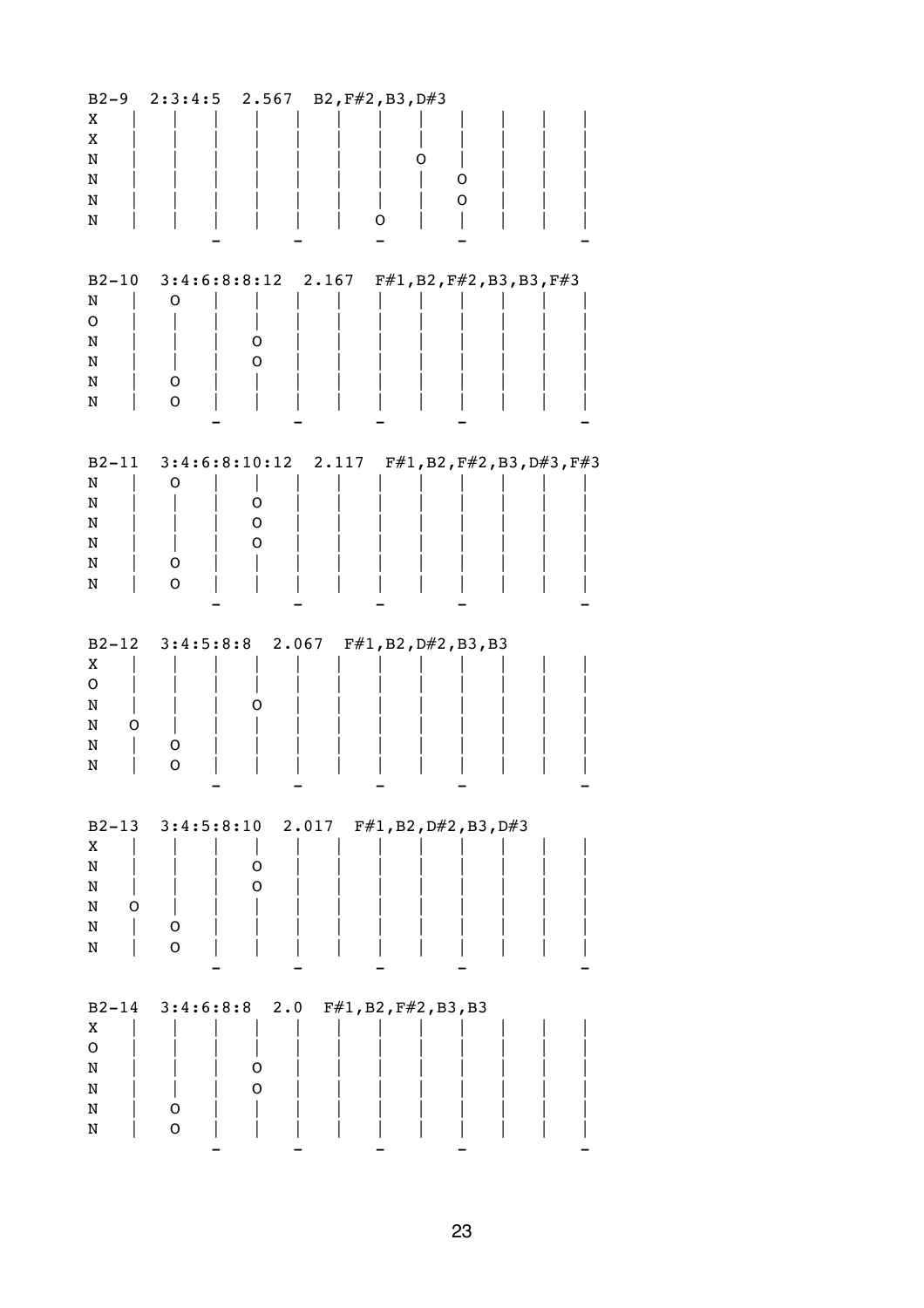```
B2-9  2:3:4:5  2.567  B2,F#2,B3,D#3
X   |   |   |   |   |   |   |   |   |   |   |   |
X   |   |   |   |   |   |   |   |   |   |   |   |
N   |   |   |   |   |   |   |   O   |   |   |   |
N   |   |   |   |   |   |   |   |   O   |   |   |
N   |   |   |   |   |   |   |   |   O   |   |   |
N   |   |   |   |   |   |   O   |   |   |   |   |
            -       -       -       -           -

B2-10  3:4:6:8:8:12  2.167  F#1,B2,F#2,B3,B3,F#3
N   |   O   |   |   |   |   |   |   |   |   |   |
O   |   |   |   |   |   |   |   |   |   |   |   |
N   |   |   |   O   |   |   |   |   |   |   |   |
N   |   |   |   O   |   |   |   |   |   |   |   |
N   |   O   |   |   |   |   |   |   |   |   |   |
N   |   O   |   |   |   |   |   |   |   |   |   |
            -       -       -       -           -

B2-11  3:4:6:8:10:12  2.117  F#1,B2,F#2,B3,D#3,F#3
N   |   O   |   |   |   |   |   |   |   |   |   |
N   |   |   |   O   |   |   |   |   |   |   |   |
N   |   |   |   O   |   |   |   |   |   |   |   |
N   |   |   |   O   |   |   |   |   |   |   |   |
N   |   O   |   |   |   |   |   |   |   |   |   |
N   |   O   |   |   |   |   |   |   |   |   |   |
            -       -       -       -           -

B2-12  3:4:5:8:8  2.067  F#1,B2,D#2,B3,B3
X   |   |   |   |   |   |   |   |   |   |   |   |
O   |   |   |   |   |   |   |   |   |   |   |   |
N   |   |   |   O   |   |   |   |   |   |   |   |
N   O   |   |   |   |   |   |   |   |   |   |   |
N   |   O   |   |   |   |   |   |   |   |   |   |
N   |   O   |   |   |   |   |   |   |   |   |   |
            -       -       -       -           -

B2-13  3:4:5:8:10  2.017  F#1,B2,D#2,B3,D#3
X   |   |   |   |   |   |   |   |   |   |   |   |
N   |   |   |   O   |   |   |   |   |   |   |   |
N   |   |   |   O   |   |   |   |   |   |   |   |
N   O   |   |   |   |   |   |   |   |   |   |   |
N   |   O   |   |   |   |   |   |   |   |   |   |
N   |   O   |   |   |   |   |   |   |   |   |   |
            -       -       -       -           -

B2-14  3:4:6:8:8  2.0  F#1,B2,F#2,B3,B3
X   |   |   |   |   |   |   |   |   |   |   |   |
O   |   |   |   |   |   |   |   |   |   |   |   |
N   |   |   |   O   |   |   |   |   |   |   |   |
N   |   |   |   O   |   |   |   |   |   |   |   |
N   |   O   |   |   |   |   |   |   |   |   |   |
N   |   O   |   |   |   |   |   |   |   |   |   |
            -       -       -       -           -
```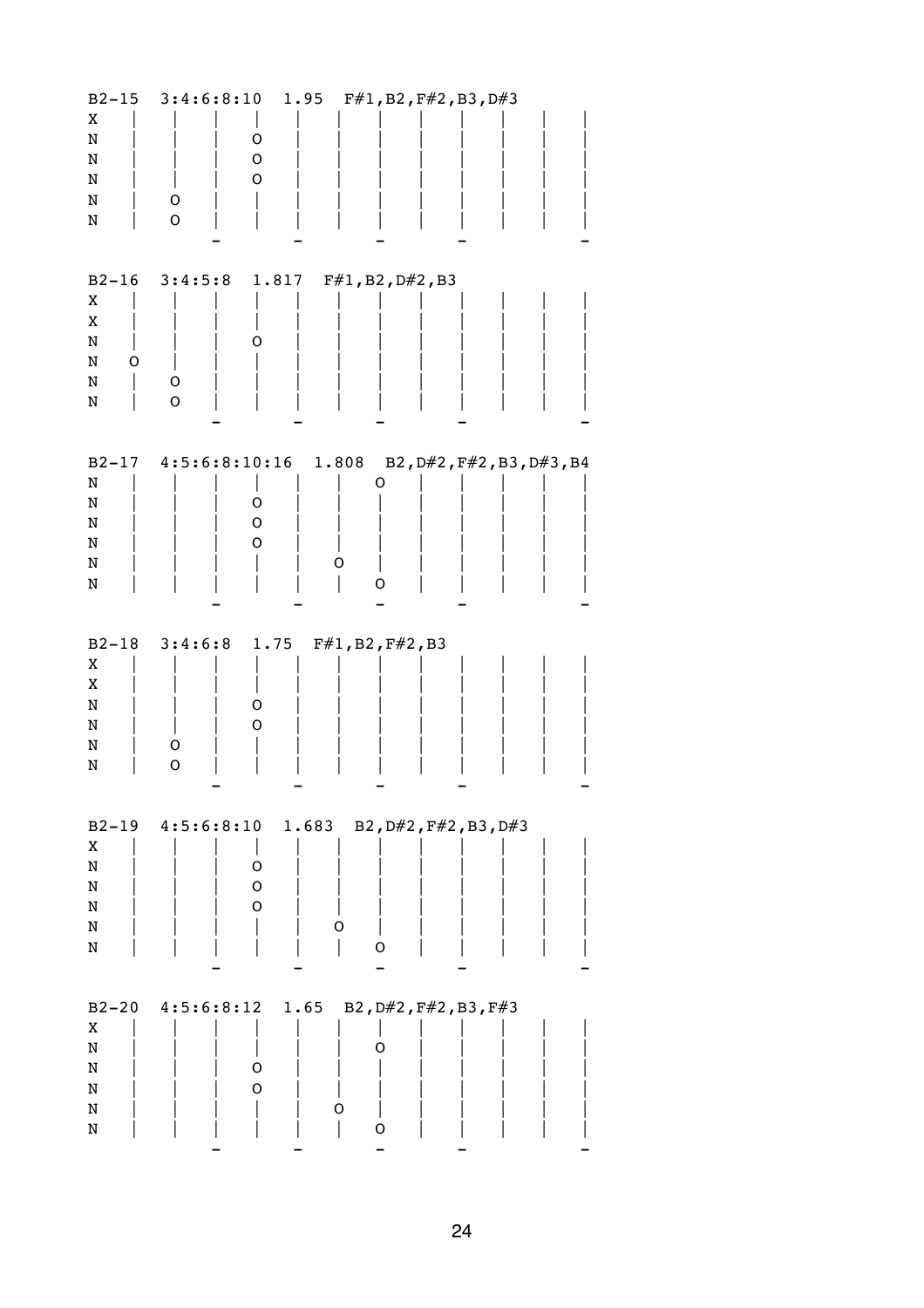```
B2-15  3:4:6:8:10  1.95  F#1,B2,F#2,B3,D#3
X   |   |   |   |   |   |   |   |   |   |   |   |
N   |   |   |   O   |   |   |   |   |   |   |   |
N   |   |   |   O   |   |   |   |   |   |   |   |
N   |   |   |   O   |   |   |   |   |   |   |   |
N   |   O   |   |   |   |   |   |   |   |   |   |
N   |   O   |   |   |   |   |   |   |   |   |   |
            -       -       -       -           -

B2-16  3:4:5:8  1.817  F#1,B2,D#2,B3
X   |   |   |   |   |   |   |   |   |   |   |   |
X   |   |   |   |   |   |   |   |   |   |   |   |
N   |   |   |   O   |   |   |   |   |   |   |   |
N   O   |   |   |   |   |   |   |   |   |   |   |
N   |   O   |   |   |   |   |   |   |   |   |   |
N   |   O   |   |   |   |   |   |   |   |   |   |
            -       -       -       -           -

B2-17  4:5:6:8:10:16  1.808  B2,D#2,F#2,B3,D#3,B4
N   |   |   |   |   |   |   O   |   |   |   |   |
N   |   |   |   O   |   |   |   |   |   |   |   |
N   |   |   |   O   |   |   |   |   |   |   |   |
N   |   |   |   O   |   |   |   |   |   |   |   |
N   |   |   |   |   |   O   |   |   |   |   |   |
N   |   |   |   |   |   |   O   |   |   |   |   |
            -       -       -       -           -

B2-18  3:4:6:8  1.75  F#1,B2,F#2,B3
X   |   |   |   |   |   |   |   |   |   |   |   |
X   |   |   |   |   |   |   |   |   |   |   |   |
N   |   |   |   O   |   |   |   |   |   |   |   |
N   |   |   |   O   |   |   |   |   |   |   |   |
N   |   O   |   |   |   |   |   |   |   |   |   |
N   |   O   |   |   |   |   |   |   |   |   |   |
            -       -       -       -           -

B2-19  4:5:6:8:10  1.683  B2,D#2,F#2,B3,D#3
X   |   |   |   |   |   |   |   |   |   |   |   |
N   |   |   |   O   |   |   |   |   |   |   |   |
N   |   |   |   O   |   |   |   |   |   |   |   |
N   |   |   |   O   |   |   |   |   |   |   |   |
N   |   |   |   |   |   O   |   |   |   |   |   |
N   |   |   |   |   |   |   O   |   |   |   |   |
            -       -       -       -           -

B2-20  4:5:6:8:12  1.65  B2,D#2,F#2,B3,F#3
X   |   |   |   |   |   |   |   |   |   |   |   |
N   |   |   |   |   |   |   O   |   |   |   |   |
N   |   |   |   O   |   |   |   |   |   |   |   |
N   |   |   |   O   |   |   |   |   |   |   |   |
N   |   |   |   |   |   O   |   |   |   |   |   |
N   |   |   |   |   |   |   O   |   |   |   |   |
            -       -       -       -           -
```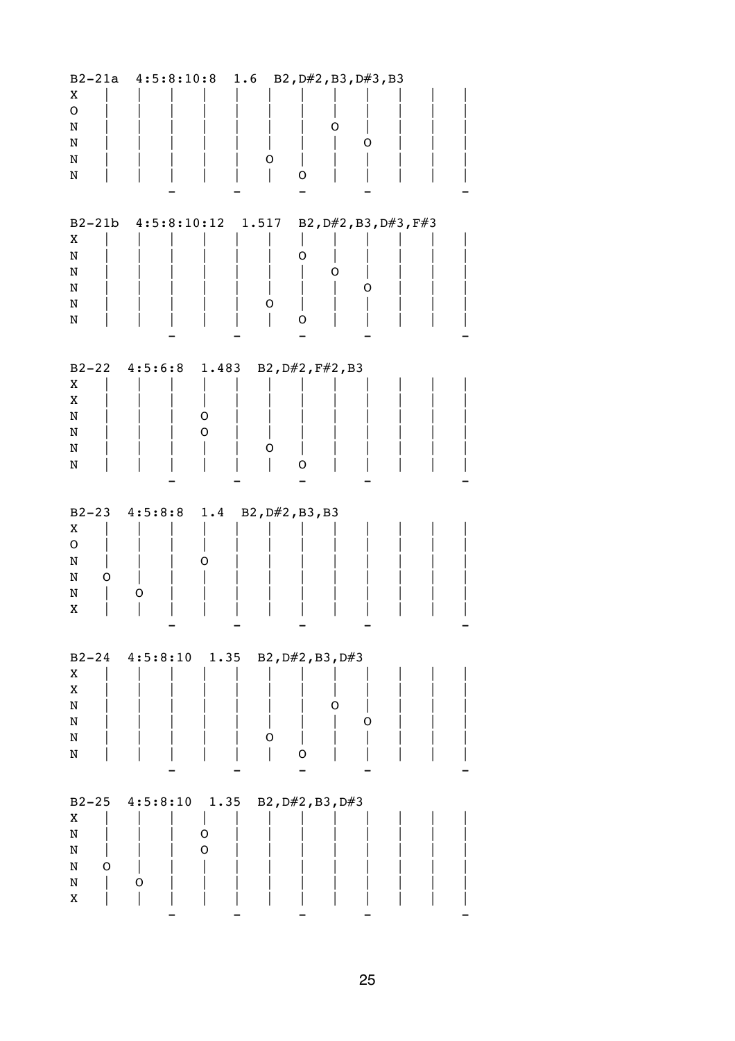```
B2-21a  4:5:8:10:8  1.6  B2,D#2,B3,D#3,B3
X   |   |   |   |   |   |   |   |   |   |   |   |
O   |   |   |   |   |   |   |   |   |   |   |   |
N   |   |   |   |   |   |   |   o   |   |   |   |
N   |   |   |   |   |   |   |   |   o   |   |   |
N   |   |   |   |   |   o   |   |   |   |   |   |
N   |   |   |   |   |   |   o   |   |   |   |   |
            -       -       -       -           -
```

```
B2-21b  4:5:8:10:12  1.517  B2,D#2,B3,D#3,F#3
X   |   |   |   |   |   |   |   |   |   |   |   |
N   |   |   |   |   |   |   o   |   |   |   |   |
N   |   |   |   |   |   |   |   o   |   |   |   |
N   |   |   |   |   |   |   |   |   o   |   |   |
N   |   |   |   |   |   o   |   |   |   |   |   |
N   |   |   |   |   |   |   o   |   |   |   |   |
            -       -       -       -           -
```

```
B2-22  4:5:6:8  1.483  B2,D#2,F#2,B3
X   |   |   |   |   |   |   |   |   |   |   |   |
X   |   |   |   |   |   |   |   |   |   |   |   |
N   |   |   |   o   |   |   |   |   |   |   |   |
N   |   |   |   o   |   |   |   |   |   |   |   |
N   |   |   |   |   |   o   |   |   |   |   |   |
N   |   |   |   |   |   |   o   |   |   |   |   |
            -       -       -       -           -
```

```
B2-23  4:5:8:8  1.4  B2,D#2,B3,B3
X   |   |   |   |   |   |   |   |   |   |   |   |
O   |   |   |   |   |   |   |   |   |   |   |   |
N   |   |   |   o   |   |   |   |   |   |   |   |
N   o   |   |   |   |   |   |   |   |   |   |   |
N   |   o   |   |   |   |   |   |   |   |   |   |
X   |   |   |   |   |   |   |   |   |   |   |   |
            -       -       -       -           -
```

```
B2-24  4:5:8:10  1.35  B2,D#2,B3,D#3
X   |   |   |   |   |   |   |   |   |   |   |   |
X   |   |   |   |   |   |   |   |   |   |   |   |
N   |   |   |   |   |   |   |   o   |   |   |   |
N   |   |   |   |   |   |   |   |   o   |   |   |
N   |   |   |   |   |   o   |   |   |   |   |   |
N   |   |   |   |   |   |   o   |   |   |   |   |
            -       -       -       -           -
```

```
B2-25  4:5:8:10  1.35  B2,D#2,B3,D#3
X   |   |   |   |   |   |   |   |   |   |   |   |
N   |   |   |   o   |   |   |   |   |   |   |   |
N   |   |   |   o   |   |   |   |   |   |   |   |
N   o   |   |   |   |   |   |   |   |   |   |   |
N   |   o   |   |   |   |   |   |   |   |   |   |
X   |   |   |   |   |   |   |   |   |   |   |   |
            -       -       -       -           -
```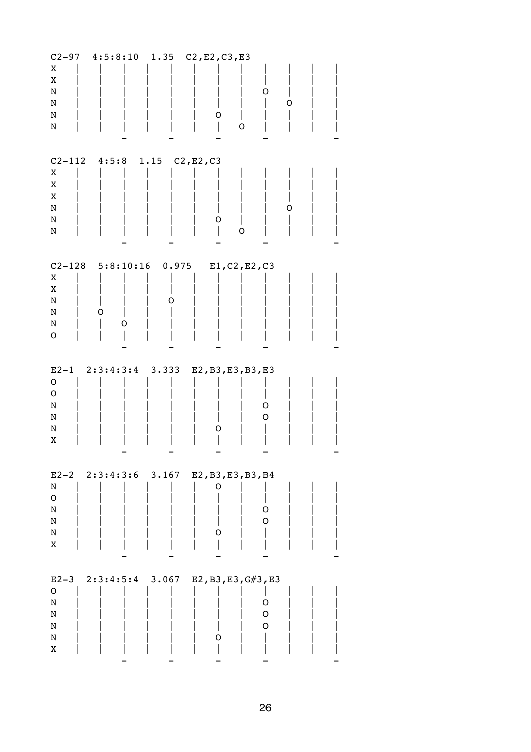```
C2-97   4:5:8:10   1.35  C2,E2,C3,E3
X   |   |   |   |   |   |   |   |   |   |   |   |
X   |   |   |   |   |   |   |   |   |   |   |   |
N   |   |   |   |   |   |   |   |   O   |   |   |
N   |   |   |   |   |   |   |   |   |   O   |   |
N   |   |   |   |   |   |   O   |   |   |   |   |
N   |   |   |   |   |   |   |   O   |   |   |   |
            -       -       -       -           -

C2-112  4:5:8  1.15  C2,E2,C3
X   |   |   |   |   |   |   |   |   |   |   |   |
X   |   |   |   |   |   |   |   |   |   |   |   |
X   |   |   |   |   |   |   |   |   |   |   |   |
N   |   |   |   |   |   |   |   |   |   O   |   |
N   |   |   |   |   |   |   O   |   |   |   |   |
N   |   |   |   |   |   |   |   O   |   |   |   |
            -       -       -       -           -

C2-128  5:8:10:16  0.975   E1,C2,E2,C3
X   |   |   |   |   |   |   |   |   |   |   |   |
X   |   |   |   |   |   |   |   |   |   |   |   |
N   |   |   |   |   O   |   |   |   |   |   |   |
N   |   O   |   |   |   |   |   |   |   |   |   |
N   |   |   O   |   |   |   |   |   |   |   |   |
O   |   |   |   |   |   |   |   |   |   |   |   |
            -       -       -       -           -

E2-1  2:3:4:3:4  3.333  E2,B3,E3,B3,E3
O   |   |   |   |   |   |   |   |   |   |   |   |
O   |   |   |   |   |   |   |   |   |   |   |   |
N   |   |   |   |   |   |   |   |   O   |   |   |
N   |   |   |   |   |   |   |   |   O   |   |   |
N   |   |   |   |   |   |   O   |   |   |   |   |
X   |   |   |   |   |   |   |   |   |   |   |   |
            -       -       -       -           -

E2-2  2:3:4:3:6  3.167  E2,B3,E3,B3,B4
N   |   |   |   |   |   |   O   |   |   |   |   |
O   |   |   |   |   |   |   |   |   |   |   |   |
N   |   |   |   |   |   |   |   |   O   |   |   |
N   |   |   |   |   |   |   |   |   O   |   |   |
N   |   |   |   |   |   |   O   |   |   |   |   |
X   |   |   |   |   |   |   |   |   |   |   |   |
            -       -       -       -           -

E2-3  2:3:4:5:4  3.067  E2,B3,E3,G#3,E3
O   |   |   |   |   |   |   |   |   |   |   |   |
N   |   |   |   |   |   |   |   |   O   |   |   |
N   |   |   |   |   |   |   |   |   O   |   |   |
N   |   |   |   |   |   |   |   |   O   |   |   |
N   |   |   |   |   |   |   O   |   |   |   |   |
X   |   |   |   |   |   |   |   |   |   |   |   |
            -       -       -       -           -
```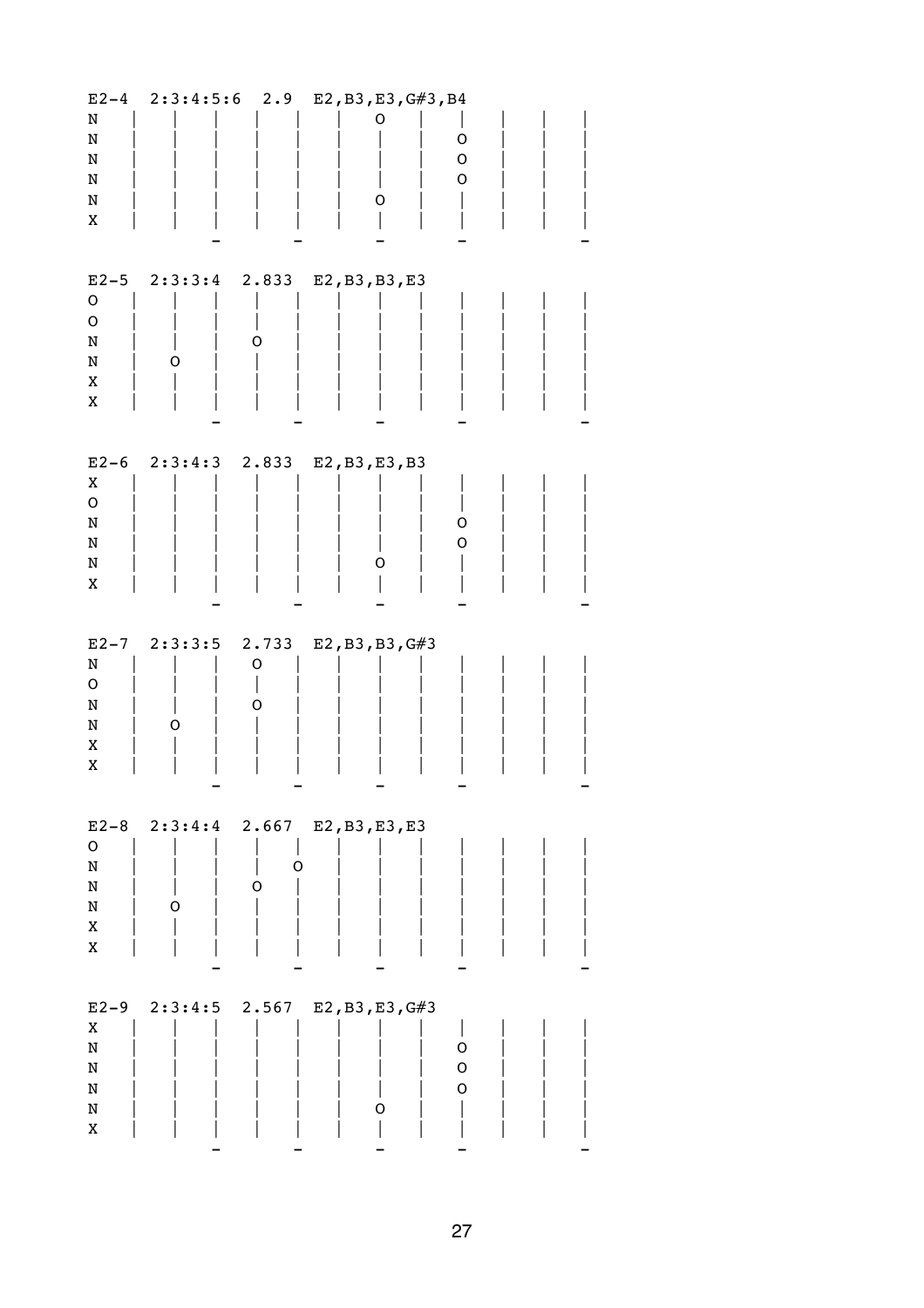```
E2-4  2:3:4:5:6  2.9  E2,B3,E3,G#3,B4
N | | | | | | O | | | | |
N | | | | | | | | O | | |
N | | | | | | | | O | | |
N | | | | | | | | O | | |
N | | | | | | O | | | | |
X | | | | | | | | | | | |
      -   -   -   -     -
```

```
E2-5  2:3:3:4  2.833  E2,B3,B3,E3
O | | | | | | | | | | | |
O | | | | | | | | | | | |
N | | | O | | | | | | | |
N | O | | | | | | | | | |
X | | | | | | | | | | | |
X | | | | | | | | | | | |
      -   -   -   -     -
```

```
E2-6  2:3:4:3  2.833  E2,B3,E3,B3
X | | | | | | | | | | | |
O | | | | | | | | | | | |
N | | | | | | | | O | | |
N | | | | | | | | O | | |
N | | | | | | O | | | | |
X | | | | | | | | | | | |
      -   -   -   -     -
```

```
E2-7  2:3:3:5  2.733  E2,B3,B3,G#3
N | | | O | | | | | | | |
O | | | | | | | | | | | |
N | | | O | | | | | | | |
N | O | | | | | | | | | |
X | | | | | | | | | | | |
X | | | | | | | | | | | |
      -   -   -   -     -
```

```
E2-8  2:3:4:4  2.667  E2,B3,E3,E3
O | | | | | | | | | | | |
N | | | | O | | | | | | |
N | | | O | | | | | | | |
N | O | | | | | | | | | |
X | | | | | | | | | | | |
X | | | | | | | | | | | |
      -   -   -   -     -
```

```
E2-9  2:3:4:5  2.567  E2,B3,E3,G#3
X | | | | | | | | | | | |
N | | | | | | | | O | | |
N | | | | | | | | O | | |
N | | | | | | | | O | | |
N | | | | | | O | | | | |
X | | | | | | | | | | | |
      -   -   -   -     -
```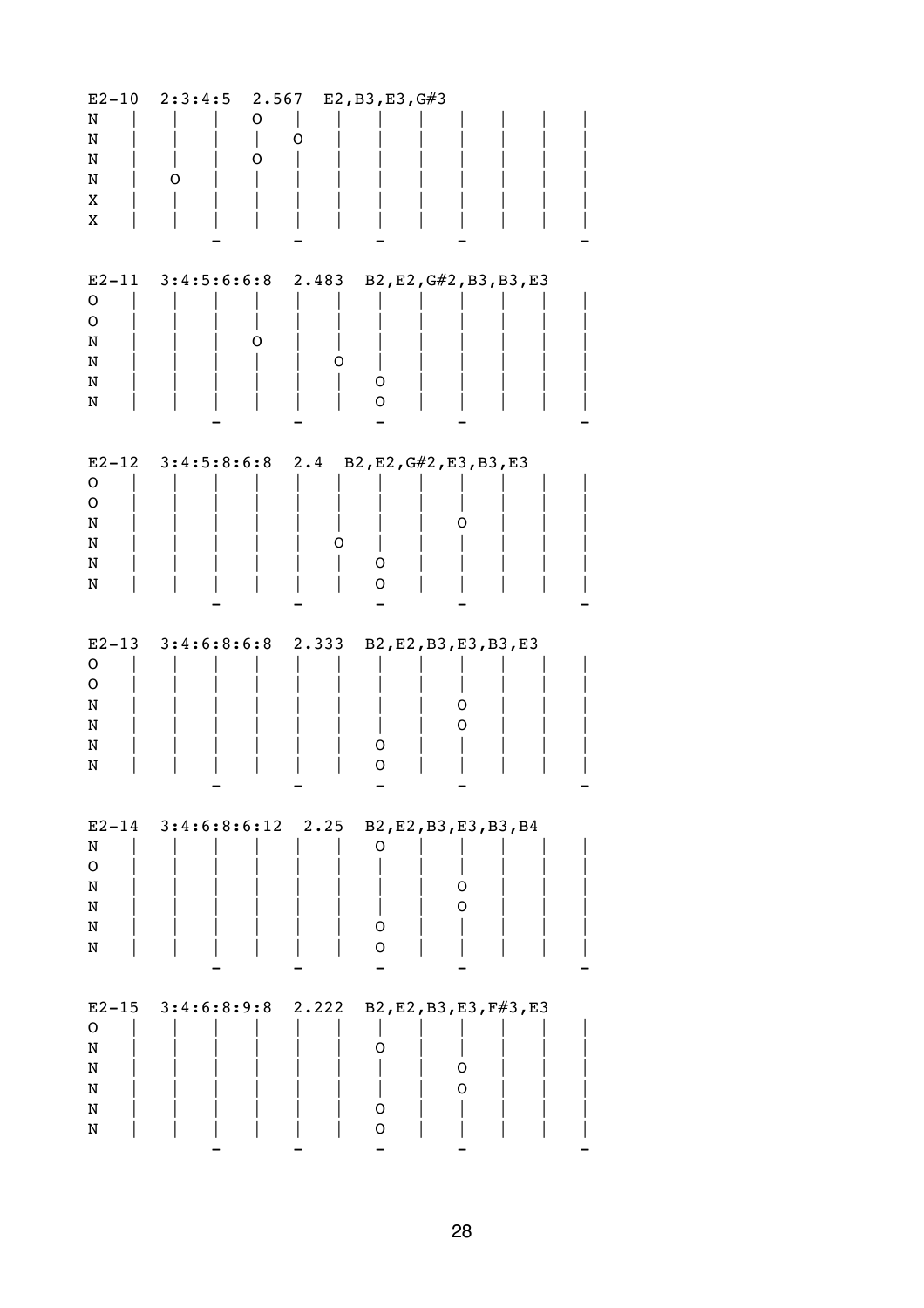```
E2-10  2:3:4:5  2.567  E2,B3,E3,G#3
N   |   |   |   O   |   |   |   |   |   |   |   |
N   |   |   |   |   O   |   |   |   |   |   |   |
N   |   |   |   O   |   |   |   |   |   |   |   |
N   |   O   |   |   |   |   |   |   |   |   |   |
X   |   |   |   |   |   |   |   |   |   |   |   |
X   |   |   |   |   |   |   |   |   |   |   |   |
            -       -       -       -           -
```

```
E2-11  3:4:5:6:6:8  2.483  B2,E2,G#2,B3,B3,E3
O   |   |   |   |   |   |   |   |   |   |   |   |
O   |   |   |   |   |   |   |   |   |   |   |   |
N   |   |   |   O   |   |   |   |   |   |   |   |
N   |   |   |   |   |   O   |   |   |   |   |   |
N   |   |   |   |   |   |   O   |   |   |   |   |
N   |   |   |   |   |   |   O   |   |   |   |   |
            -       -       -       -           -
```

```
E2-12  3:4:5:8:6:8  2.4  B2,E2,G#2,E3,B3,E3
O   |   |   |   |   |   |   |   |   |   |   |   |
O   |   |   |   |   |   |   |   |   |   |   |   |
N   |   |   |   |   |   |   |   O   |   |   |   |
N   |   |   |   |   |   O   |   |   |   |   |   |
N   |   |   |   |   |   |   O   |   |   |   |   |
N   |   |   |   |   |   |   O   |   |   |   |   |
            -       -       -       -           -
```

```
E2-13  3:4:6:8:6:8  2.333  B2,E2,B3,E3,B3,E3
O   |   |   |   |   |   |   |   |   |   |   |   |
O   |   |   |   |   |   |   |   |   |   |   |   |
N   |   |   |   |   |   |   |   O   |   |   |   |
N   |   |   |   |   |   |   |   O   |   |   |   |
N   |   |   |   |   |   |   O   |   |   |   |   |
N   |   |   |   |   |   |   O   |   |   |   |   |
            -       -       -       -           -
```

```
E2-14  3:4:6:8:6:12  2.25  B2,E2,B3,E3,B3,B4
N   |   |   |   |   |   |   O   |   |   |   |   |
O   |   |   |   |   |   |   |   |   |   |   |   |
N   |   |   |   |   |   |   |   O   |   |   |   |
N   |   |   |   |   |   |   |   O   |   |   |   |
N   |   |   |   |   |   |   O   |   |   |   |   |
N   |   |   |   |   |   |   O   |   |   |   |   |
            -       -       -       -           -
```

```
E2-15  3:4:6:8:9:8  2.222  B2,E2,B3,E3,F#3,E3
O   |   |   |   |   |   |   |   |   |   |   |   |
N   |   |   |   |   |   |   O   |   |   |   |   |
N   |   |   |   |   |   |   |   O   |   |   |   |
N   |   |   |   |   |   |   |   O   |   |   |   |
N   |   |   |   |   |   |   O   |   |   |   |   |
N   |   |   |   |   |   |   O   |   |   |   |   |
            -       -       -       -           -
```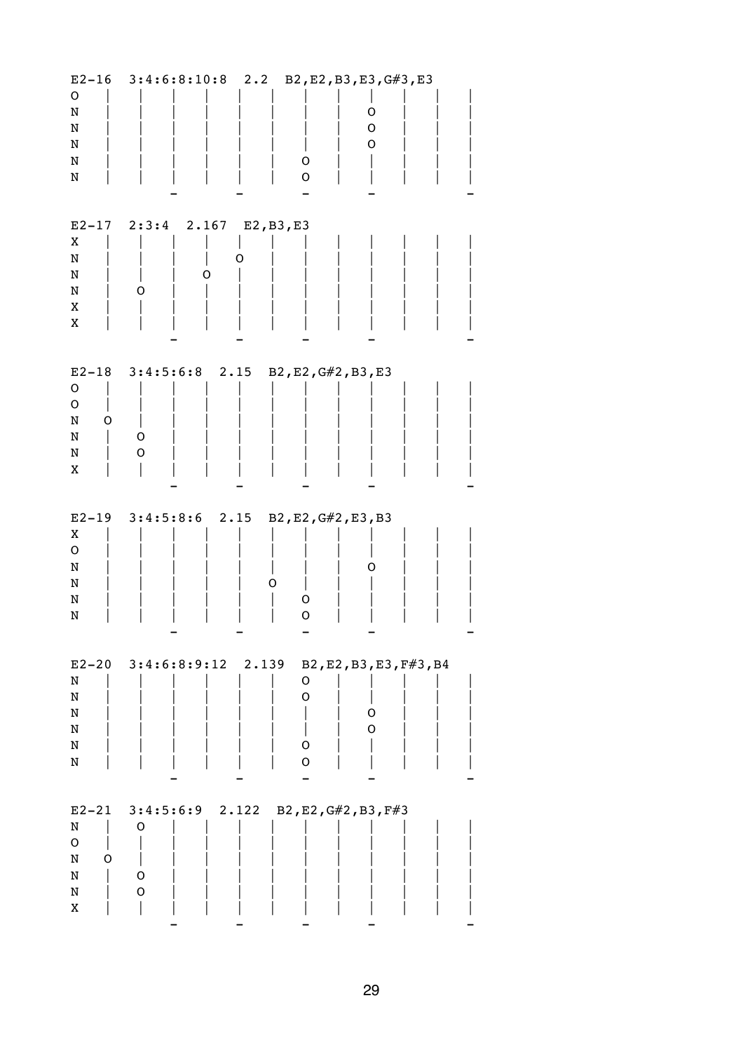```
E2-16  3:4:6:8:10:8  2.2  B2,E2,B3,E3,G#3,E3
O   |   |   |   |   |   |   |   |   |   |   |   |
N   |   |   |   |   |   |   |   |   o   |   |   |
N   |   |   |   |   |   |   |   |   o   |   |   |
N   |   |   |   |   |   |   |   |   o   |   |   |
N   |   |   |   |   |   |   o   |   |   |   |   |
N   |   |   |   |   |   |   o   |   |   |   |   |
            -       -       -       -           -
```

```
E2-17  2:3:4  2.167  E2,B3,E3
X   |   |   |   |   |   |   |   |   |   |   |   |
N   |   |   |   |   o   |   |   |   |   |   |   |
N   |   |   |   o   |   |   |   |   |   |   |   |
N   |   o   |   |   |   |   |   |   |   |   |   |
X   |   |   |   |   |   |   |   |   |   |   |   |
X   |   |   |   |   |   |   |   |   |   |   |   |
            -       -       -       -           -
```

```
E2-18  3:4:5:6:8  2.15  B2,E2,G#2,B3,E3
O   |   |   |   |   |   |   |   |   |   |   |   |
O   |   |   |   |   |   |   |   |   |   |   |   |
N   o   |   |   |   |   |   |   |   |   |   |   |
N   |   o   |   |   |   |   |   |   |   |   |   |
N   |   o   |   |   |   |   |   |   |   |   |   |
X   |   |   |   |   |   |   |   |   |   |   |   |
            -       -       -       -           -
```

```
E2-19  3:4:5:8:6  2.15  B2,E2,G#2,E3,B3
X   |   |   |   |   |   |   |   |   |   |   |   |
O   |   |   |   |   |   |   |   |   |   |   |   |
N   |   |   |   |   |   |   |   |   o   |   |   |
N   |   |   |   |   |   o   |   |   |   |   |   |
N   |   |   |   |   |   |   o   |   |   |   |   |
N   |   |   |   |   |   |   o   |   |   |   |   |
            -       -       -       -           -
```

```
E2-20  3:4:6:8:9:12  2.139  B2,E2,B3,E3,F#3,B4
N   |   |   |   |   |   |   o   |   |   |   |   |
N   |   |   |   |   |   |   o   |   |   |   |   |
N   |   |   |   |   |   |   |   |   o   |   |   |
N   |   |   |   |   |   |   |   |   o   |   |   |
N   |   |   |   |   |   |   o   |   |   |   |   |
N   |   |   |   |   |   |   o   |   |   |   |   |
            -       -       -       -           -
```

```
E2-21  3:4:5:6:9  2.122  B2,E2,G#2,B3,F#3
N   |   o   |   |   |   |   |   |   |   |   |   |
O   |   |   |   |   |   |   |   |   |   |   |   |
N   o   |   |   |   |   |   |   |   |   |   |   |
N   |   o   |   |   |   |   |   |   |   |   |   |
N   |   o   |   |   |   |   |   |   |   |   |   |
X   |   |   |   |   |   |   |   |   |   |   |   |
            -       -       -       -           -
```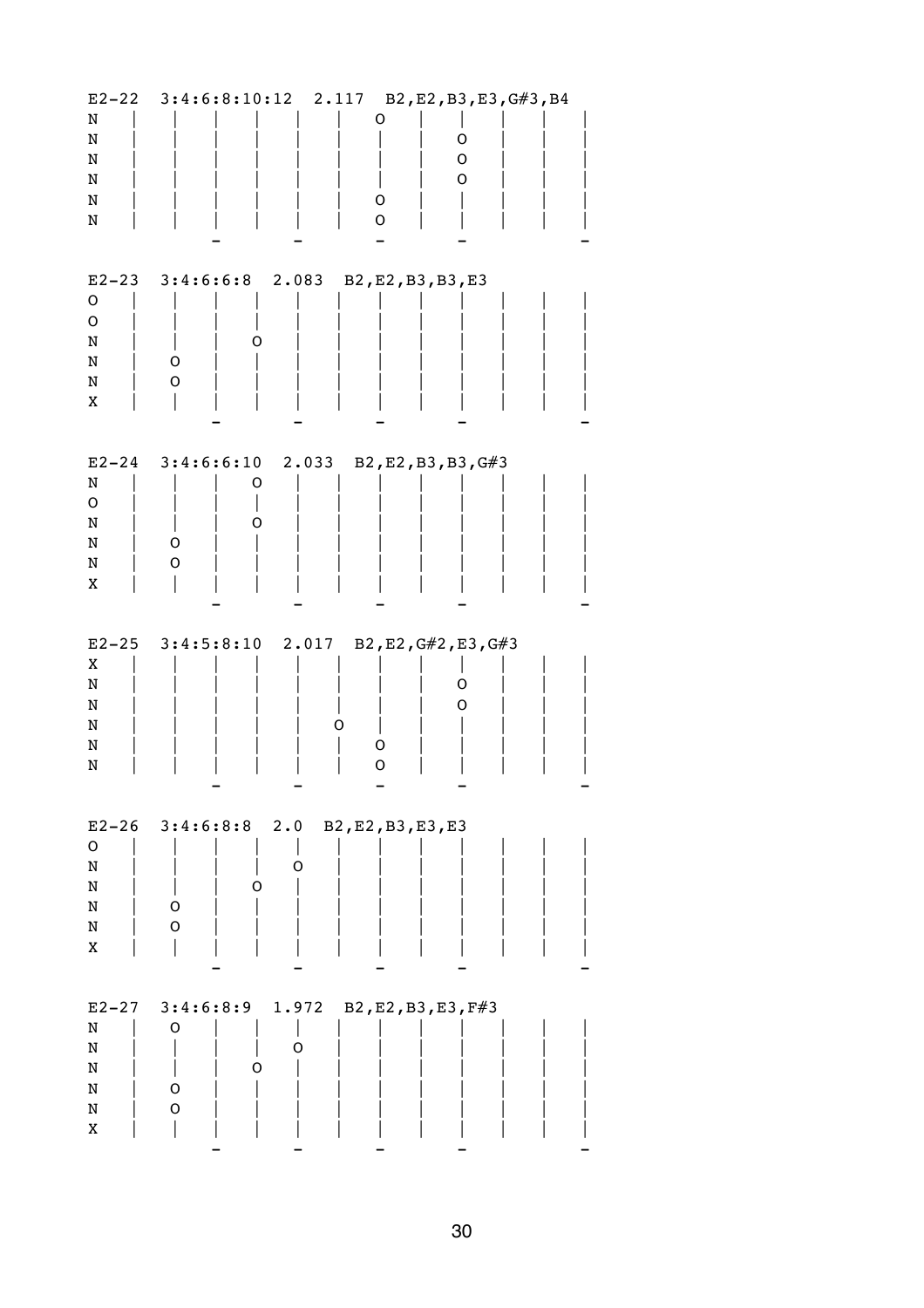```
E2-22  3:4:6:8:10:12  2.117  B2,E2,B3,E3,G#3,B4
N   |   |   |   |   |   |   O   |   |   |   |   |
N   |   |   |   |   |   |   |   |   O   |   |   |
N   |   |   |   |   |   |   |   |   O   |   |   |
N   |   |   |   |   |   |   |   |   O   |   |   |
N   |   |   |   |   |   |   O   |   |   |   |   |
N   |   |   |   |   |   |   O   |   |   |   |   |
            -       -       -       -           -

E2-23  3:4:6:6:8  2.083  B2,E2,B3,B3,E3
O   |   |   |   |   |   |   |   |   |   |   |   |
O   |   |   |   |   |   |   |   |   |   |   |   |
N   |   |   |   O   |   |   |   |   |   |   |   |
N   |   O   |   |   |   |   |   |   |   |   |   |
N   |   O   |   |   |   |   |   |   |   |   |   |
X   |   |   |   |   |   |   |   |   |   |   |   |
            -       -       -       -           -

E2-24  3:4:6:6:10  2.033  B2,E2,B3,B3,G#3
N   |   |   |   O   |   |   |   |   |   |   |   |
O   |   |   |   |   |   |   |   |   |   |   |   |
N   |   |   |   O   |   |   |   |   |   |   |   |
N   |   O   |   |   |   |   |   |   |   |   |   |
N   |   O   |   |   |   |   |   |   |   |   |   |
X   |   |   |   |   |   |   |   |   |   |   |   |
            -       -       -       -           -

E2-25  3:4:5:8:10  2.017  B2,E2,G#2,E3,G#3
X   |   |   |   |   |   |   |   |   |   |   |   |
N   |   |   |   |   |   |   |   |   O   |   |   |
N   |   |   |   |   |   |   |   |   O   |   |   |
N   |   |   |   |   |   O   |   |   |   |   |   |
N   |   |   |   |   |   |   O   |   |   |   |   |
N   |   |   |   |   |   |   O   |   |   |   |   |
            -       -       -       -           -

E2-26  3:4:6:8:8  2.0  B2,E2,B3,E3,E3
O   |   |   |   |   |   |   |   |   |   |   |   |
N   |   |   |   |   O   |   |   |   |   |   |   |
N   |   |   |   O   |   |   |   |   |   |   |   |
N   |   O   |   |   |   |   |   |   |   |   |   |
N   |   O   |   |   |   |   |   |   |   |   |   |
X   |   |   |   |   |   |   |   |   |   |   |   |
            -       -       -       -           -

E2-27  3:4:6:8:9  1.972  B2,E2,B3,E3,F#3
N   |   O   |   |   |   |   |   |   |   |   |   |
N   |   |   |   |   O   |   |   |   |   |   |   |
N   |   |   |   O   |   |   |   |   |   |   |   |
N   |   O   |   |   |   |   |   |   |   |   |   |
N   |   O   |   |   |   |   |   |   |   |   |   |
X   |   |   |   |   |   |   |   |   |   |   |   |
            -       -       -       -           -
```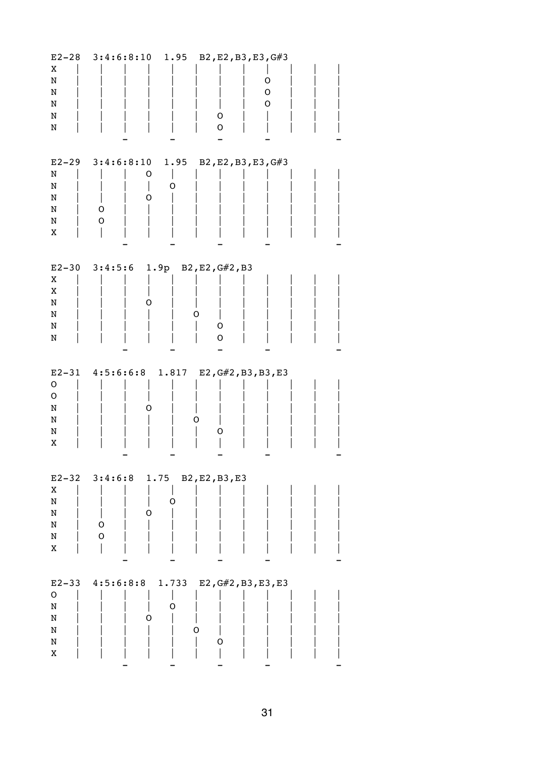```
E2-28  3:4:6:8:10  1.95  B2,E2,B3,E3,G#3
X   |   |   |   |   |   |   |   |   |   |   |   |
N   |   |   |   |   |   |   |   |   O   |   |   |
N   |   |   |   |   |   |   |   |   O   |   |   |
N   |   |   |   |   |   |   |   |   O   |   |   |
N   |   |   |   |   |   |   O   |   |   |   |   |
N   |   |   |   |   |   |   O   |   |   |   |   |
            -       -       -       -           -

E2-29  3:4:6:8:10  1.95  B2,E2,B3,E3,G#3
N   |   |   |   O   |   |   |   |   |   |   |   |
N   |   |   |   |   O   |   |   |   |   |   |   |
N   |   |   |   O   |   |   |   |   |   |   |   |
N   |   O   |   |   |   |   |   |   |   |   |   |
N   |   O   |   |   |   |   |   |   |   |   |   |
X   |   |   |   |   |   |   |   |   |   |   |   |
            -       -       -       -           -

E2-30  3:4:5:6  1.9p  B2,E2,G#2,B3
X   |   |   |   |   |   |   |   |   |   |   |   |
X   |   |   |   |   |   |   |   |   |   |   |   |
N   |   |   |   O   |   |   |   |   |   |   |   |
N   |   |   |   |   |   O   |   |   |   |   |   |
N   |   |   |   |   |   |   O   |   |   |   |   |
N   |   |   |   |   |   |   O   |   |   |   |   |
            -       -       -       -           -

E2-31  4:5:6:6:8  1.817  E2,G#2,B3,B3,E3
O   |   |   |   |   |   |   |   |   |   |   |   |
O   |   |   |   |   |   |   |   |   |   |   |   |
N   |   |   |   O   |   |   |   |   |   |   |   |
N   |   |   |   |   |   O   |   |   |   |   |   |
N   |   |   |   |   |   |   O   |   |   |   |   |
X   |   |   |   |   |   |   |   |   |   |   |   |
            -       -       -       -           -

E2-32  3:4:6:8  1.75  B2,E2,B3,E3
X   |   |   |   |   |   |   |   |   |   |   |   |
N   |   |   |   |   O   |   |   |   |   |   |   |
N   |   |   |   O   |   |   |   |   |   |   |   |
N   |   O   |   |   |   |   |   |   |   |   |   |
N   |   O   |   |   |   |   |   |   |   |   |   |
X   |   |   |   |   |   |   |   |   |   |   |   |
            -       -       -       -           -

E2-33  4:5:6:8:8  1.733  E2,G#2,B3,E3,E3
O   |   |   |   |   |   |   |   |   |   |   |   |
N   |   |   |   |   O   |   |   |   |   |   |   |
N   |   |   |   O   |   |   |   |   |   |   |   |
N   |   |   |   |   |   O   |   |   |   |   |   |
N   |   |   |   |   |   |   O   |   |   |   |   |
X   |   |   |   |   |   |   |   |   |   |   |   |
            -       -       -       -           -
```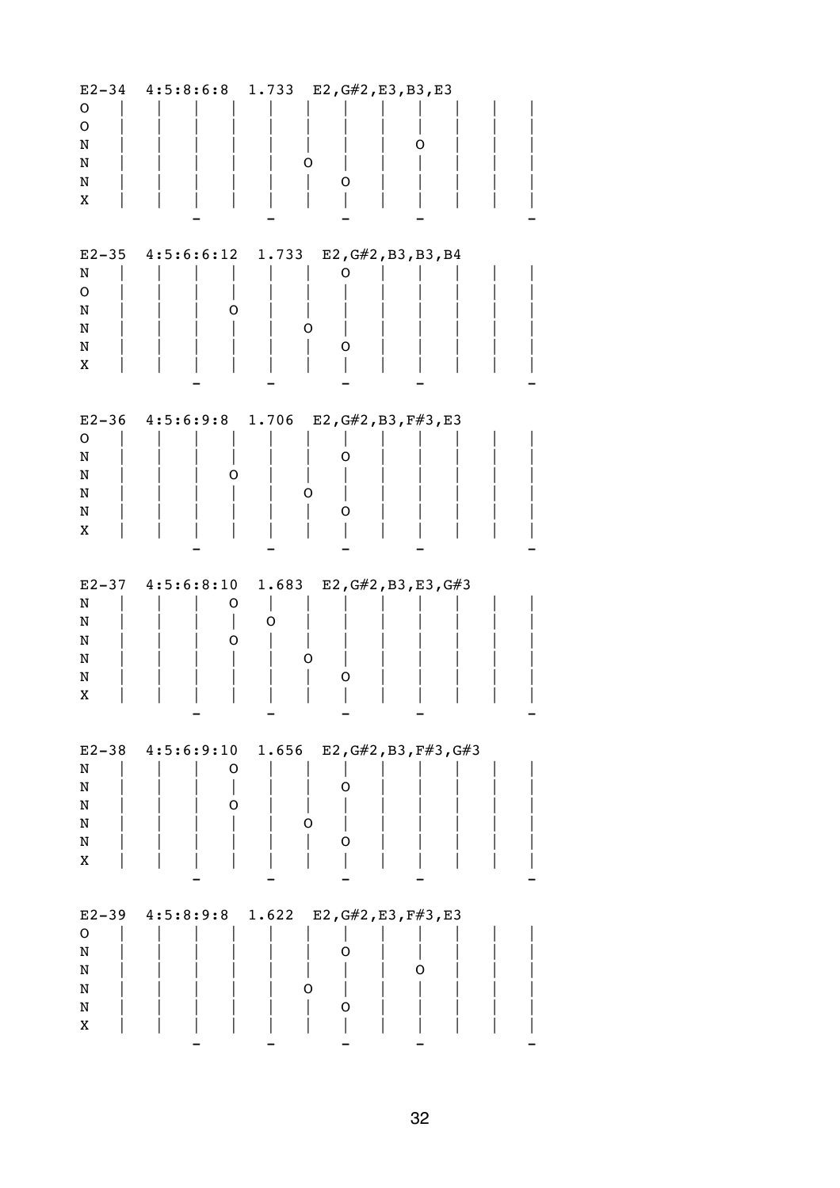```
E2-34  4:5:8:6:8  1.733  E2,G#2,E3,B3,E3
O   |   |   |   |   |   |   |   |   |   |   |   |
O   |   |   |   |   |   |   |   |   |   |   |   |
N   |   |   |   |   |   |   |   |   O   |   |   |
N   |   |   |   |   |   O   |   |   |   |   |   |
N   |   |   |   |   |   |   O   |   |   |   |   |
X   |   |   |   |   |   |   |   |   |   |   |   |
            -       -       -       -           -

E2-35  4:5:6:6:12  1.733  E2,G#2,B3,B3,B4
N   |   |   |   |   |   |   O   |   |   |   |   |
O   |   |   |   |   |   |   |   |   |   |   |   |
N   |   |   |   O   |   |   |   |   |   |   |   |
N   |   |   |   |   |   O   |   |   |   |   |   |
N   |   |   |   |   |   |   O   |   |   |   |   |
X   |   |   |   |   |   |   |   |   |   |   |   |
            -       -       -       -           -

E2-36  4:5:6:9:8  1.706  E2,G#2,B3,F#3,E3
O   |   |   |   |   |   |   |   |   |   |   |   |
N   |   |   |   |   |   |   O   |   |   |   |   |
N   |   |   |   O   |   |   |   |   |   |   |   |
N   |   |   |   |   |   O   |   |   |   |   |   |
N   |   |   |   |   |   |   O   |   |   |   |   |
X   |   |   |   |   |   |   |   |   |   |   |   |
            -       -       -       -           -

E2-37  4:5:6:8:10  1.683  E2,G#2,B3,E3,G#3
N   |   |   |   O   |   |   |   |   |   |   |   |
N   |   |   |   |   O   |   |   |   |   |   |   |
N   |   |   |   O   |   |   |   |   |   |   |   |
N   |   |   |   |   |   O   |   |   |   |   |   |
N   |   |   |   |   |   |   O   |   |   |   |   |
X   |   |   |   |   |   |   |   |   |   |   |   |
            -       -       -       -           -

E2-38  4:5:6:9:10  1.656  E2,G#2,B3,F#3,G#3
N   |   |   |   O   |   |   |   |   |   |   |   |
N   |   |   |   |   |   |   O   |   |   |   |   |
N   |   |   |   O   |   |   |   |   |   |   |   |
N   |   |   |   |   |   O   |   |   |   |   |   |
N   |   |   |   |   |   |   O   |   |   |   |   |
X   |   |   |   |   |   |   |   |   |   |   |   |
            -       -       -       -           -

E2-39  4:5:8:9:8  1.622  E2,G#2,E3,F#3,E3
O   |   |   |   |   |   |   |   |   |   |   |   |
N   |   |   |   |   |   |   O   |   |   |   |   |
N   |   |   |   |   |   |   |   |   O   |   |   |
N   |   |   |   |   |   O   |   |   |   |   |   |
N   |   |   |   |   |   |   O   |   |   |   |   |
X   |   |   |   |   |   |   |   |   |   |   |   |
            -       -       -       -           -
```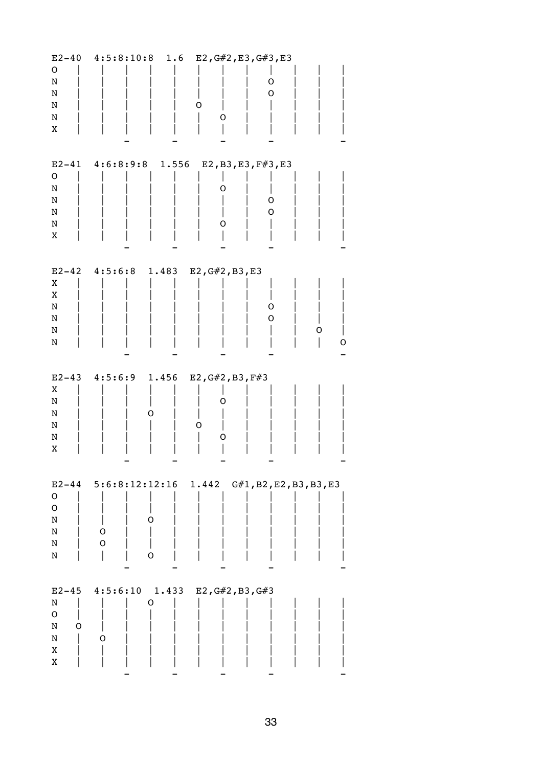```
E2-40  4:5:8:10:8  1.6  E2,G#2,E3,G#3,E3
O   |   |   |   |   |   |   |   |   |   |   |   |
N   |   |   |   |   |   |   |   |   o   |   |   |
N   |   |   |   |   |   |   |   |   o   |   |   |
N   |   |   |   |   |   o   |   |   |   |   |   |
N   |   |   |   |   |   |   o   |   |   |   |   |
X   |   |   |   |   |   |   |   |   |   |   |   |
            -       -       -       -           -
```

```
E2-41  4:6:8:9:8  1.556  E2,B3,E3,F#3,E3
O   |   |   |   |   |   |   |   |   |   |   |   |
N   |   |   |   |   |   |   o   |   |   |   |   |
N   |   |   |   |   |   |   |   |   o   |   |   |
N   |   |   |   |   |   |   |   |   o   |   |   |
N   |   |   |   |   |   |   o   |   |   |   |   |
X   |   |   |   |   |   |   |   |   |   |   |   |
            -       -       -       -           -
```

```
E2-42  4:5:6:8  1.483  E2,G#2,B3,E3
X   |   |   |   |   |   |   |   |   |   |   |   |
X   |   |   |   |   |   |   |   |   |   |   |   |
N   |   |   |   |   |   |   |   |   o   |   |   |
N   |   |   |   |   |   |   |   |   o   |   |   |
N   |   |   |   |   |   |   |   |   |   |   o   |
N   |   |   |   |   |   |   |   |   |   |   |   o
            -       -       -       -           -
```

```
E2-43  4:5:6:9  1.456  E2,G#2,B3,F#3
X   |   |   |   |   |   |   |   |   |   |   |   |
N   |   |   |   |   |   |   o   |   |   |   |   |
N   |   |   |   o   |   |   |   |   |   |   |   |
N   |   |   |   |   |   o   |   |   |   |   |   |
N   |   |   |   |   |   |   o   |   |   |   |   |
X   |   |   |   |   |   |   |   |   |   |   |   |
            -       -       -       -           -
```

```
E2-44  5:6:8:12:12:16  1.442  G#1,B2,E2,B3,B3,E3
O   |   |   |   |   |   |   |   |   |   |   |   |
O   |   |   |   |   |   |   |   |   |   |   |   |
N   |   |   |   o   |   |   |   |   |   |   |   |
N   |   o   |   |   |   |   |   |   |   |   |   |
N   |   o   |   |   |   |   |   |   |   |   |   |
N   |   |   |   o   |   |   |   |   |   |   |   |
            -       -       -       -           -
```

```
E2-45  4:5:6:10  1.433  E2,G#2,B3,G#3
N   |   |   |   o   |   |   |   |   |   |   |   |
O   |   |   |   |   |   |   |   |   |   |   |   |
N   o   |   |   |   |   |   |   |   |   |   |   |
N   |   o   |   |   |   |   |   |   |   |   |   |
X   |   |   |   |   |   |   |   |   |   |   |   |
X   |   |   |   |   |   |   |   |   |   |   |   |
            -       -       -       -           -
```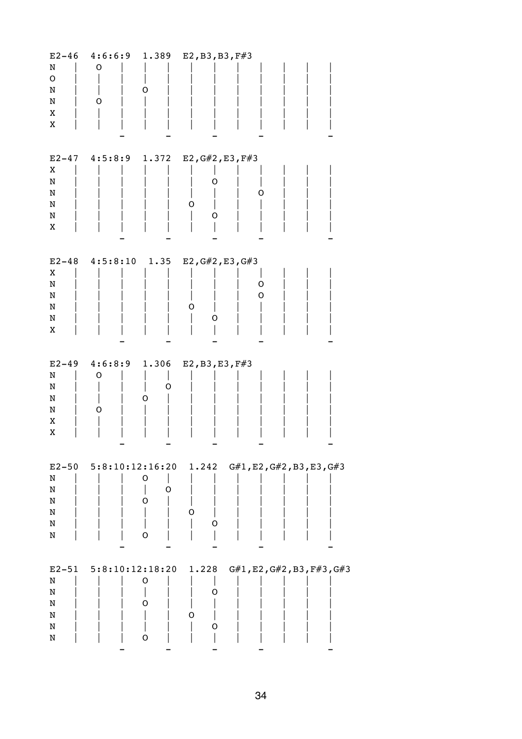```
E2-46  4:6:6:9  1.389  E2,B3,B3,F#3
N   |   O   |   |   |   |   |   |   |   |   |   |
O   |   |   |   |   |   |   |   |   |   |   |   |
N   |   |   |   O   |   |   |   |   |   |   |   |
N   |   O   |   |   |   |   |   |   |   |   |   |
X   |   |   |   |   |   |   |   |   |   |   |   |
X   |   |   |   |   |   |   |   |   |   |   |   |
            -       -       -       -           -

E2-47  4:5:8:9  1.372  E2,G#2,E3,F#3
X   |   |   |   |   |   |   |   |   |   |   |   |
N   |   |   |   |   |   |   O   |   |   |   |   |
N   |   |   |   |   |   |   |   |   O   |   |   |
N   |   |   |   |   |   O   |   |   |   |   |   |
N   |   |   |   |   |   |   O   |   |   |   |   |
X   |   |   |   |   |   |   |   |   |   |   |   |
            -       -       -       -           -

E2-48  4:5:8:10  1.35  E2,G#2,E3,G#3
X   |   |   |   |   |   |   |   |   |   |   |   |
N   |   |   |   |   |   |   |   |   O   |   |   |
N   |   |   |   |   |   |   |   |   O   |   |   |
N   |   |   |   |   |   O   |   |   |   |   |   |
N   |   |   |   |   |   |   O   |   |   |   |   |
X   |   |   |   |   |   |   |   |   |   |   |   |
            -       -       -       -           -

E2-49  4:6:8:9  1.306  E2,B3,E3,F#3
N   |   O   |   |   |   |   |   |   |   |   |   |
N   |   |   |   |   O   |   |   |   |   |   |   |
N   |   |   |   O   |   |   |   |   |   |   |   |
N   |   O   |   |   |   |   |   |   |   |   |   |
X   |   |   |   |   |   |   |   |   |   |   |   |
X   |   |   |   |   |   |   |   |   |   |   |   |
            -       -       -       -           -

E2-50  5:8:10:12:16:20  1.242  G#1,E2,G#2,B3,E3,G#3
N   |   |   |   O   |   |   |   |   |   |   |   |
N   |   |   |   |   O   |   |   |   |   |   |   |
N   |   |   |   O   |   |   |   |   |   |   |   |
N   |   |   |   |   |   O   |   |   |   |   |   |
N   |   |   |   |   |   |   O   |   |   |   |   |
N   |   |   |   O   |   |   |   |   |   |   |   |
            -       -       -       -           -

E2-51  5:8:10:12:18:20  1.228  G#1,E2,G#2,B3,F#3,G#3
N   |   |   |   O   |   |   |   |   |   |   |   |
N   |   |   |   |   |   |   O   |   |   |   |   |
N   |   |   |   O   |   |   |   |   |   |   |   |
N   |   |   |   |   |   O   |   |   |   |   |   |
N   |   |   |   |   |   |   O   |   |   |   |   |
N   |   |   |   O   |   |   |   |   |   |   |   |
            -       -       -       -           -
```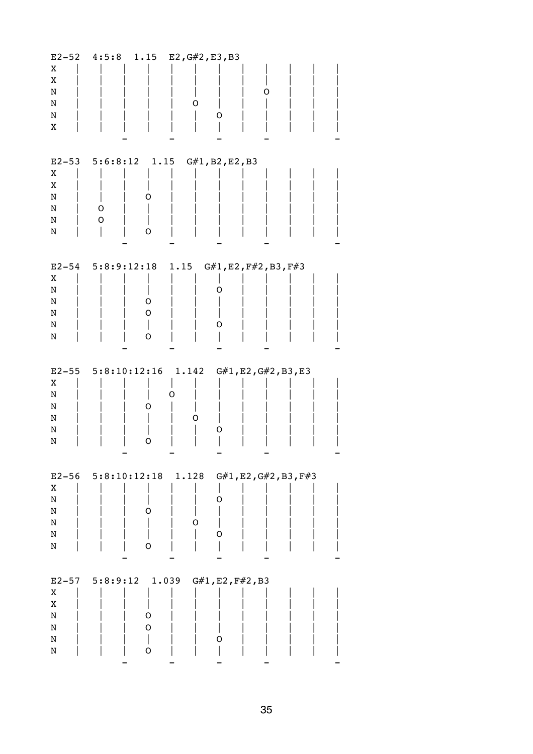```
E2-52  4:5:8  1.15  E2,G#2,E3,B3
X   |   |   |   |   |   |   |   |   |   |   |   |
X   |   |   |   |   |   |   |   |   |   |   |   |
N   |   |   |   |   |   |   |   |   O   |   |   |
N   |   |   |   |   |   O   |   |   |   |   |   |
N   |   |   |   |   |   |   O   |   |   |   |   |
X   |   |   |   |   |   |   |   |   |   |   |   |
            -       -       -       -           -

E2-53  5:6:8:12  1.15  G#1,B2,E2,B3
X   |   |   |   |   |   |   |   |   |   |   |   |
X   |   |   |   |   |   |   |   |   |   |   |   |
N   |   |   |   O   |   |   |   |   |   |   |   |
N   |   O   |   |   |   |   |   |   |   |   |   |
N   |   O   |   |   |   |   |   |   |   |   |   |
N   |   |   |   O   |   |   |   |   |   |   |   |
            -       -       -       -           -

E2-54  5:8:9:12:18  1.15  G#1,E2,F#2,B3,F#3
X   |   |   |   |   |   |   |   |   |   |   |   |
N   |   |   |   |   |   |   O   |   |   |   |   |
N   |   |   |   O   |   |   |   |   |   |   |   |
N   |   |   |   O   |   |   |   |   |   |   |   |
N   |   |   |   |   |   |   O   |   |   |   |   |
N   |   |   |   O   |   |   |   |   |   |   |   |
            -       -       -       -           -

E2-55  5:8:10:12:16  1.142  G#1,E2,G#2,B3,E3
X   |   |   |   |   |   |   |   |   |   |   |   |
N   |   |   |   |   O   |   |   |   |   |   |   |
N   |   |   |   O   |   |   |   |   |   |   |   |
N   |   |   |   |   |   O   |   |   |   |   |   |
N   |   |   |   |   |   |   O   |   |   |   |   |
N   |   |   |   O   |   |   |   |   |   |   |   |
            -       -       -       -           -

E2-56  5:8:10:12:18  1.128  G#1,E2,G#2,B3,F#3
X   |   |   |   |   |   |   |   |   |   |   |   |
N   |   |   |   |   |   |   O   |   |   |   |   |
N   |   |   |   O   |   |   |   |   |   |   |   |
N   |   |   |   |   |   O   |   |   |   |   |   |
N   |   |   |   |   |   |   O   |   |   |   |   |
N   |   |   |   O   |   |   |   |   |   |   |   |
            -       -       -       -           -

E2-57  5:8:9:12  1.039  G#1,E2,F#2,B3
X   |   |   |   |   |   |   |   |   |   |   |   |
X   |   |   |   |   |   |   |   |   |   |   |   |
N   |   |   |   O   |   |   |   |   |   |   |   |
N   |   |   |   O   |   |   |   |   |   |   |   |
N   |   |   |   |   |   |   O   |   |   |   |   |
N   |   |   |   O   |   |   |   |   |   |   |   |
            -       -       -       -           -
```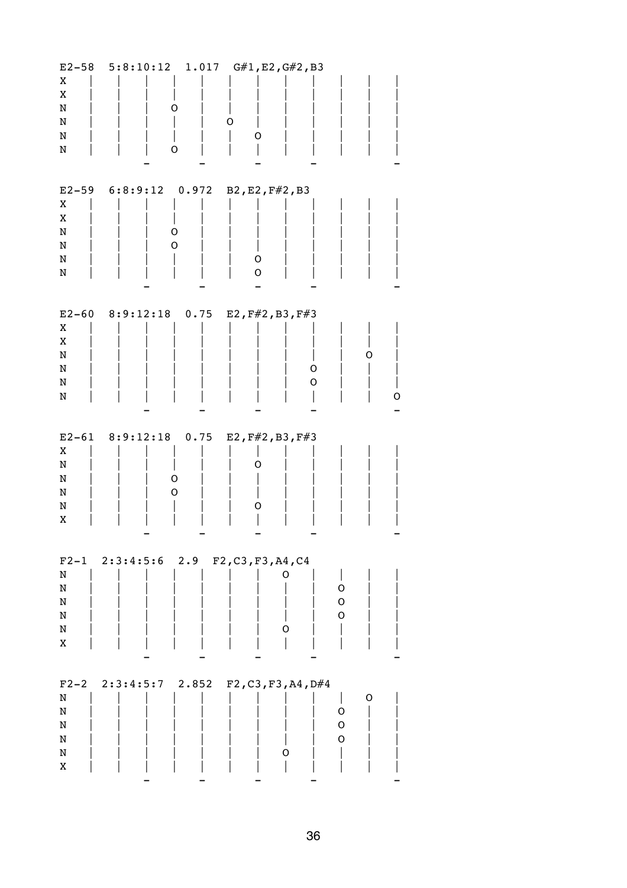```
E2-58  5:8:10:12  1.017  G#1,E2,G#2,B3
X   |   |   |   |   |   |   |   |   |   |   |   |
X   |   |   |   |   |   |   |   |   |   |   |   |
N   |   |   |   O   |   |   |   |   |   |   |   |
N   |   |   |   |   |   O   |   |   |   |   |   |
N   |   |   |   |   |   |   O   |   |   |   |   |
N   |   |   |   O   |   |   |   |   |   |   |   |
            -       -       -       -           -

E2-59  6:8:9:12  0.972  B2,E2,F#2,B3
X   |   |   |   |   |   |   |   |   |   |   |   |
X   |   |   |   |   |   |   |   |   |   |   |   |
N   |   |   |   O   |   |   |   |   |   |   |   |
N   |   |   |   O   |   |   |   |   |   |   |   |
N   |   |   |   |   |   |   O   |   |   |   |   |
N   |   |   |   |   |   |   O   |   |   |   |   |
            -       -       -       -           -

E2-60  8:9:12:18  0.75  E2,F#2,B3,F#3
X   |   |   |   |   |   |   |   |   |   |   |   |
X   |   |   |   |   |   |   |   |   |   |   |   |
N   |   |   |   |   |   |   |   |   |   |   O   |
N   |   |   |   |   |   |   |   |   O   |   |   |
N   |   |   |   |   |   |   |   |   O   |   |   |
N   |   |   |   |   |   |   |   |   |   |   |   O
            -       -       -       -           -

E2-61  8:9:12:18  0.75  E2,F#2,B3,F#3
X   |   |   |   |   |   |   |   |   |   |   |   |
N   |   |   |   |   |   |   O   |   |   |   |   |
N   |   |   |   O   |   |   |   |   |   |   |   |
N   |   |   |   O   |   |   |   |   |   |   |   |
N   |   |   |   |   |   |   O   |   |   |   |   |
X   |   |   |   |   |   |   |   |   |   |   |   |
            -       -       -       -           -

F2-1  2:3:4:5:6  2.9  F2,C3,F3,A4,C4
N   |   |   |   |   |   |   |   O   |   |   |   |
N   |   |   |   |   |   |   |   |   |   O   |   |
N   |   |   |   |   |   |   |   |   |   O   |   |
N   |   |   |   |   |   |   |   |   |   O   |   |
N   |   |   |   |   |   |   |   O   |   |   |   |
X   |   |   |   |   |   |   |   |   |   |   |   |
            -       -       -       -           -

F2-2  2:3:4:5:7  2.852  F2,C3,F3,A4,D#4
N   |   |   |   |   |   |   |   |   |   |   O   |
N   |   |   |   |   |   |   |   |   |   O   |   |
N   |   |   |   |   |   |   |   |   |   O   |   |
N   |   |   |   |   |   |   |   |   |   O   |   |
N   |   |   |   |   |   |   |   O   |   |   |   |
X   |   |   |   |   |   |   |   |   |   |   |   |
            -       -       -       -           -
```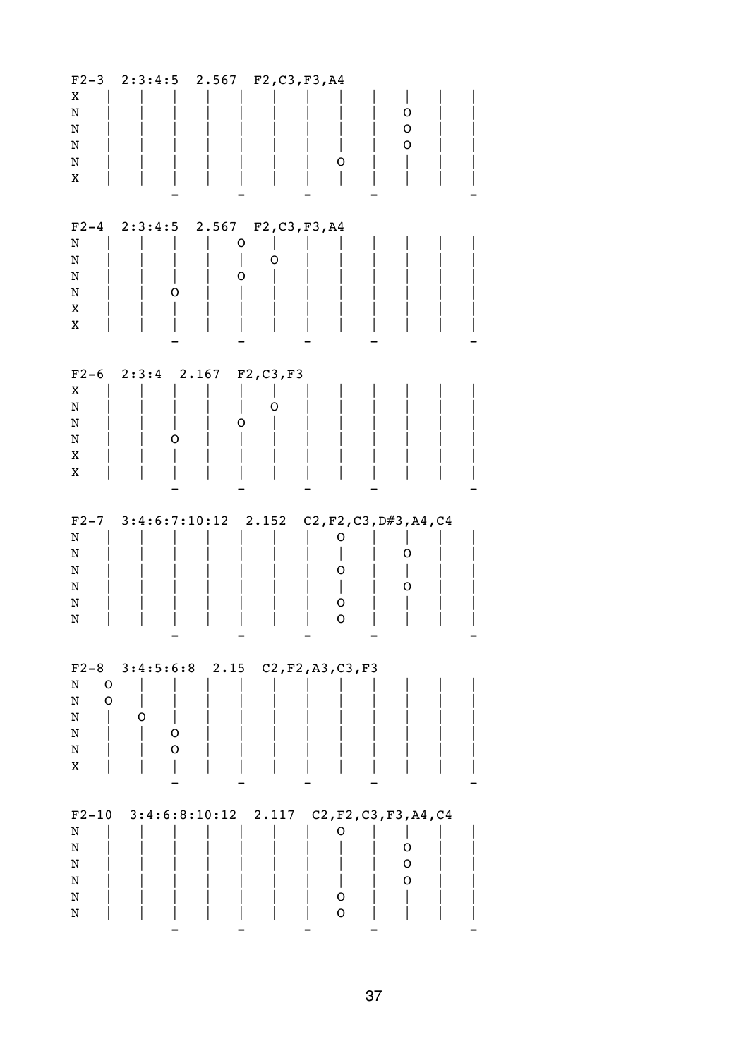```
F2-3  2:3:4:5  2.567  F2,C3,F3,A4
X   |   |   |   |   |   |   |   |   |   |   |   |
N   |   |   |   |   |   |   |   |   |   O   |   |
N   |   |   |   |   |   |   |   |   |   O   |   |
N   |   |   |   |   |   |   |   |   |   O   |   |
N   |   |   |   |   |   |   |   O   |   |   |   |
X   |   |   |   |   |   |   |   |   |   |   |   |
            -       -       -       -           -

F2-4  2:3:4:5  2.567  F2,C3,F3,A4
N   |   |   |   |   O   |   |   |   |   |   |   |
N   |   |   |   |   |   O   |   |   |   |   |   |
N   |   |   |   |   O   |   |   |   |   |   |   |
N   |   |   O   |   |   |   |   |   |   |   |   |
X   |   |   |   |   |   |   |   |   |   |   |   |
X   |   |   |   |   |   |   |   |   |   |   |   |
            -       -       -       -           -

F2-6  2:3:4  2.167  F2,C3,F3
X   |   |   |   |   |   |   |   |   |   |   |   |
N   |   |   |   |   |   O   |   |   |   |   |   |
N   |   |   |   |   O   |   |   |   |   |   |   |
N   |   |   O   |   |   |   |   |   |   |   |   |
X   |   |   |   |   |   |   |   |   |   |   |   |
X   |   |   |   |   |   |   |   |   |   |   |   |
            -       -       -       -           -

F2-7  3:4:6:7:10:12  2.152  C2,F2,C3,D#3,A4,C4
N   |   |   |   |   |   |   |   O   |   |   |   |
N   |   |   |   |   |   |   |   |   |   O   |   |
N   |   |   |   |   |   |   |   O   |   |   |   |
N   |   |   |   |   |   |   |   |   |   O   |   |
N   |   |   |   |   |   |   |   O   |   |   |   |
N   |   |   |   |   |   |   |   O   |   |   |   |
            -       -       -       -           -

F2-8  3:4:5:6:8  2.15  C2,F2,A3,C3,F3
N   O   |   |   |   |   |   |   |   |   |   |   |
N   O   |   |   |   |   |   |   |   |   |   |   |
N   |   O   |   |   |   |   |   |   |   |   |   |
N   |   |   O   |   |   |   |   |   |   |   |   |
N   |   |   O   |   |   |   |   |   |   |   |   |
X   |   |   |   |   |   |   |   |   |   |   |   |
            -       -       -       -           -

F2-10  3:4:6:8:10:12  2.117  C2,F2,C3,F3,A4,C4
N   |   |   |   |   |   |   |   O   |   |   |   |
N   |   |   |   |   |   |   |   |   |   O   |   |
N   |   |   |   |   |   |   |   |   |   O   |   |
N   |   |   |   |   |   |   |   |   |   O   |   |
N   |   |   |   |   |   |   |   O   |   |   |   |
N   |   |   |   |   |   |   |   O   |   |   |   |
            -       -       -       -           -
```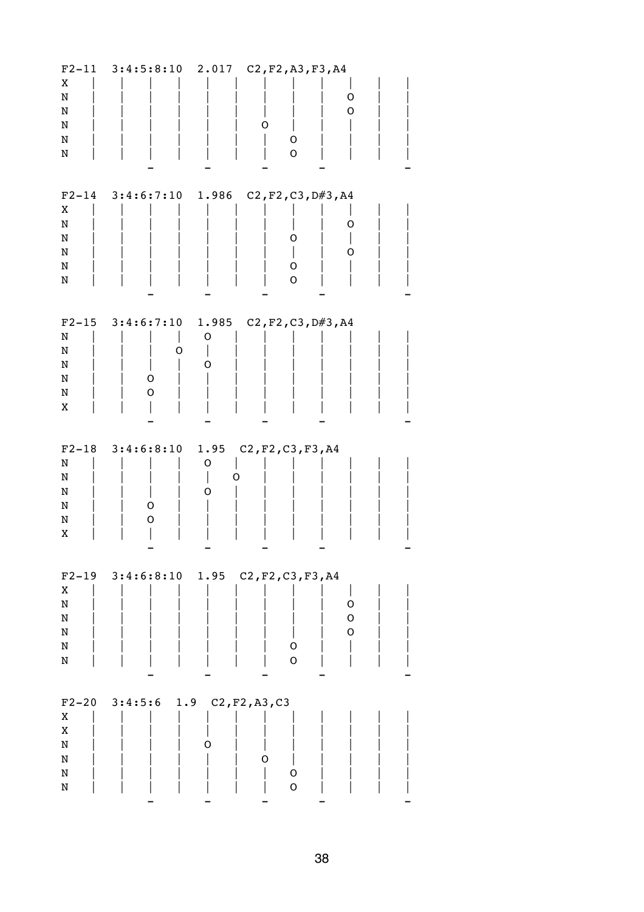```
F2-11  3:4:5:8:10  2.017  C2,F2,A3,F3,A4
X    |    |    |    |    |    |    |    |    |    |    |    |
N    |    |    |    |    |    |    |    |    |    O    |    |
N    |    |    |    |    |    |    |    |    |    O    |    |
N    |    |    |    |    |    |    O    |    |    |    |    |
N    |    |    |    |    |    |    |    O    |    |    |    |
N    |    |    |    |    |    |    |    O    |    |    |    |
               -         -         -         -              -

F2-14  3:4:6:7:10  1.986  C2,F2,C3,D#3,A4
X    |    |    |    |    |    |    |    |    |    |    |    |
N    |    |    |    |    |    |    |    |    |    O    |    |
N    |    |    |    |    |    |    |    O    |    |    |    |
N    |    |    |    |    |    |    |    |    |    O    |    |
N    |    |    |    |    |    |    |    O    |    |    |    |
N    |    |    |    |    |    |    |    O    |    |    |    |
               -         -         -         -              -

F2-15  3:4:6:7:10  1.985  C2,F2,C3,D#3,A4
N    |    |    |    |    O    |    |    |    |    |    |    |
N    |    |    |    O    |    |    |    |    |    |    |    |
N    |    |    |    |    O    |    |    |    |    |    |    |
N    |    |    O    |    |    |    |    |    |    |    |    |
N    |    |    O    |    |    |    |    |    |    |    |    |
X    |    |    |    |    |    |    |    |    |    |    |    |
               -         -         -         -              -

F2-18  3:4:6:8:10  1.95  C2,F2,C3,F3,A4
N    |    |    |    |    O    |    |    |    |    |    |    |
N    |    |    |    |    |    O    |    |    |    |    |    |
N    |    |    |    |    O    |    |    |    |    |    |    |
N    |    |    O    |    |    |    |    |    |    |    |    |
N    |    |    O    |    |    |    |    |    |    |    |    |
X    |    |    |    |    |    |    |    |    |    |    |    |
               -         -         -         -              -

F2-19  3:4:6:8:10  1.95  C2,F2,C3,F3,A4
X    |    |    |    |    |    |    |    |    |    |    |    |
N    |    |    |    |    |    |    |    |    |    O    |    |
N    |    |    |    |    |    |    |    |    |    O    |    |
N    |    |    |    |    |    |    |    |    |    O    |    |
N    |    |    |    |    |    |    |    O    |    |    |    |
N    |    |    |    |    |    |    |    O    |    |    |    |
               -         -         -         -              -

F2-20  3:4:5:6  1.9  C2,F2,A3,C3
X    |    |    |    |    |    |    |    |    |    |    |    |
X    |    |    |    |    |    |    |    |    |    |    |    |
N    |    |    |    |    O    |    |    |    |    |    |    |
N    |    |    |    |    |    |    O    |    |    |    |    |
N    |    |    |    |    |    |    |    O    |    |    |    |
N    |    |    |    |    |    |    |    O    |    |    |    |
               -         -         -         -              -
```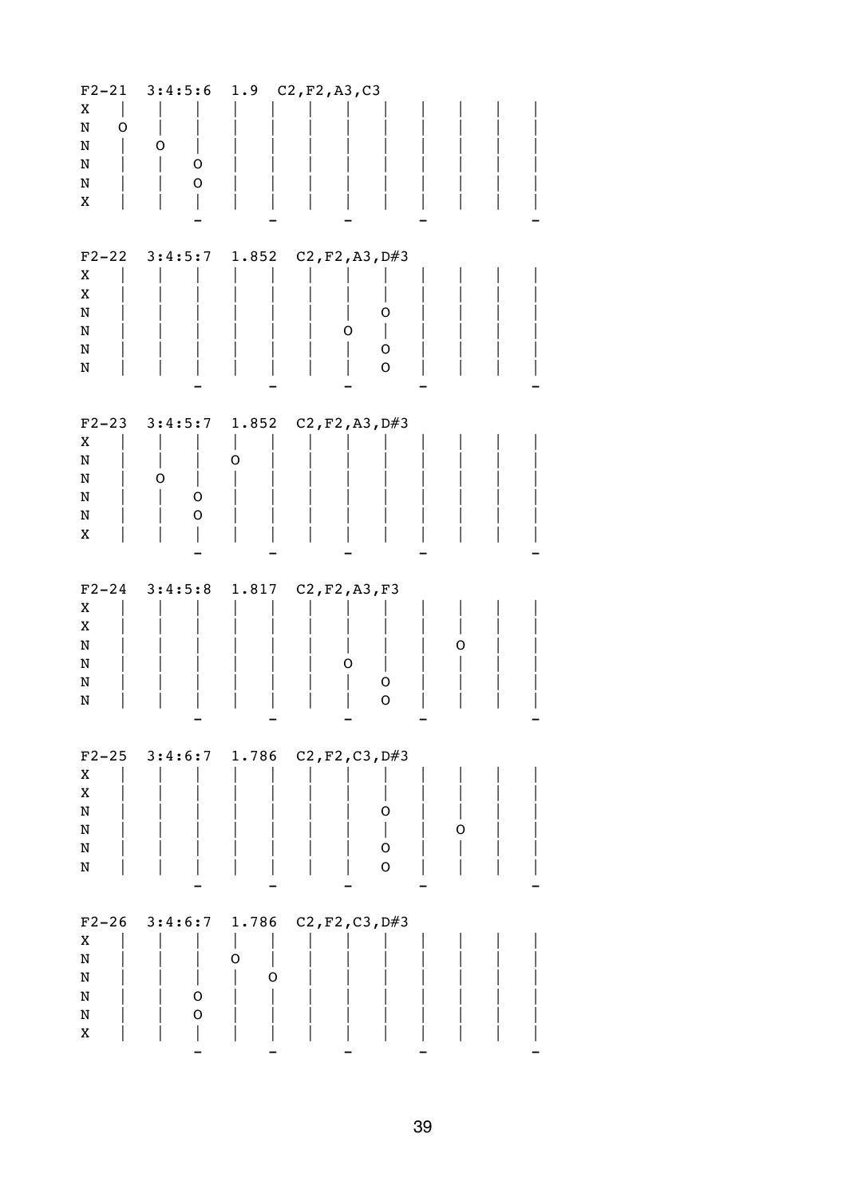```
F2-21  3:4:5:6  1.9  C2,F2,A3,C3
X   |   |   |   |   |   |   |   |   |   |   |   |
N   O   |   |   |   |   |   |   |   |   |   |   |
N   |   O   |   |   |   |   |   |   |   |   |   |
N   |   |   O   |   |   |   |   |   |   |   |   |
N   |   |   O   |   |   |   |   |   |   |   |   |
X   |   |   |   |   |   |   |   |   |   |   |   |
            -       -       -       -           -

F2-22  3:4:5:7  1.852  C2,F2,A3,D#3
X   |   |   |   |   |   |   |   |   |   |   |   |
X   |   |   |   |   |   |   |   |   |   |   |   |
N   |   |   |   |   |   |   |   O   |   |   |   |
N   |   |   |   |   |   |   O   |   |   |   |   |
N   |   |   |   |   |   |   |   O   |   |   |   |
N   |   |   |   |   |   |   |   O   |   |   |   |
            -       -       -       -           -

F2-23  3:4:5:7  1.852  C2,F2,A3,D#3
X   |   |   |   |   |   |   |   |   |   |   |   |
N   |   |   |   O   |   |   |   |   |   |   |   |
N   |   O   |   |   |   |   |   |   |   |   |   |
N   |   |   O   |   |   |   |   |   |   |   |   |
N   |   |   O   |   |   |   |   |   |   |   |   |
X   |   |   |   |   |   |   |   |   |   |   |   |
            -       -       -       -           -

F2-24  3:4:5:8  1.817  C2,F2,A3,F3
X   |   |   |   |   |   |   |   |   |   |   |   |
X   |   |   |   |   |   |   |   |   |   |   |   |
N   |   |   |   |   |   |   |   |   O   |   |   |
N   |   |   |   |   |   |   O   |   |   |   |   |
N   |   |   |   |   |   |   |   O   |   |   |   |
N   |   |   |   |   |   |   |   O   |   |   |   |
            -       -       -       -           -

F2-25  3:4:6:7  1.786  C2,F2,C3,D#3
X   |   |   |   |   |   |   |   |   |   |   |   |
X   |   |   |   |   |   |   |   |   |   |   |   |
N   |   |   |   |   |   |   |   O   |   |   |   |
N   |   |   |   |   |   |   |   |   O   |   |   |
N   |   |   |   |   |   |   |   O   |   |   |   |
N   |   |   |   |   |   |   |   O   |   |   |   |
            -       -       -       -           -

F2-26  3:4:6:7  1.786  C2,F2,C3,D#3
X   |   |   |   |   |   |   |   |   |   |   |   |
N   |   |   |   O   |   |   |   |   |   |   |   |
N   |   |   |   |   O   |   |   |   |   |   |   |
N   |   |   O   |   |   |   |   |   |   |   |   |
N   |   |   O   |   |   |   |   |   |   |   |   |
X   |   |   |   |   |   |   |   |   |   |   |   |
            -       -       -       -           -
```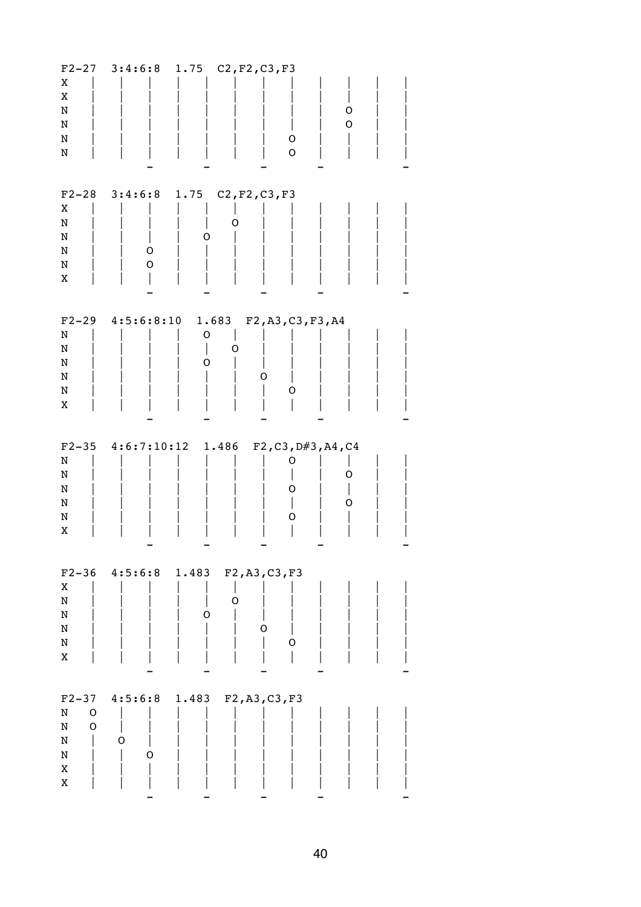```
F2-27  3:4:6:8  1.75  C2,F2,C3,F3
X   |   |   |   |   |   |   |   |   |   |   |   |
X   |   |   |   |   |   |   |   |   |   |   |   |
N   |   |   |   |   |   |   |   |   |   O   |   |
N   |   |   |   |   |   |   |   |   |   O   |   |
N   |   |   |   |   |   |   |   O   |   |   |   |
N   |   |   |   |   |   |   |   O   |   |   |   |
            -       -       -       -           -

F2-28  3:4:6:8  1.75  C2,F2,C3,F3
X   |   |   |   |   |   |   |   |   |   |   |   |
N   |   |   |   |   |   O   |   |   |   |   |   |
N   |   |   |   |   O   |   |   |   |   |   |   |
N   |   |   O   |   |   |   |   |   |   |   |   |
N   |   |   O   |   |   |   |   |   |   |   |   |
X   |   |   |   |   |   |   |   |   |   |   |   |
            -       -       -       -           -

F2-29  4:5:6:8:10  1.683  F2,A3,C3,F3,A4
N   |   |   |   |   O   |   |   |   |   |   |   |
N   |   |   |   |   |   O   |   |   |   |   |   |
N   |   |   |   |   O   |   |   |   |   |   |   |
N   |   |   |   |   |   |   O   |   |   |   |   |
N   |   |   |   |   |   |   |   O   |   |   |   |
X   |   |   |   |   |   |   |   |   |   |   |   |
            -       -       -       -           -

F2-35  4:6:7:10:12  1.486  F2,C3,D#3,A4,C4
N   |   |   |   |   |   |   |   O   |   |   |   |
N   |   |   |   |   |   |   |   |   |   O   |   |
N   |   |   |   |   |   |   |   O   |   |   |   |
N   |   |   |   |   |   |   |   |   |   O   |   |
N   |   |   |   |   |   |   |   O   |   |   |   |
X   |   |   |   |   |   |   |   |   |   |   |   |
            -       -       -       -           -

F2-36  4:5:6:8  1.483  F2,A3,C3,F3
X   |   |   |   |   |   |   |   |   |   |   |   |
N   |   |   |   |   |   O   |   |   |   |   |   |
N   |   |   |   |   O   |   |   |   |   |   |   |
N   |   |   |   |   |   |   O   |   |   |   |   |
N   |   |   |   |   |   |   |   O   |   |   |   |
X   |   |   |   |   |   |   |   |   |   |   |   |
            -       -       -       -           -

F2-37  4:5:6:8  1.483  F2,A3,C3,F3
N   O   |   |   |   |   |   |   |   |   |   |   |
N   O   |   |   |   |   |   |   |   |   |   |   |
N   |   O   |   |   |   |   |   |   |   |   |   |
N   |   |   O   |   |   |   |   |   |   |   |   |
X   |   |   |   |   |   |   |   |   |   |   |   |
X   |   |   |   |   |   |   |   |   |   |   |   |
            -       -       -       -           -
```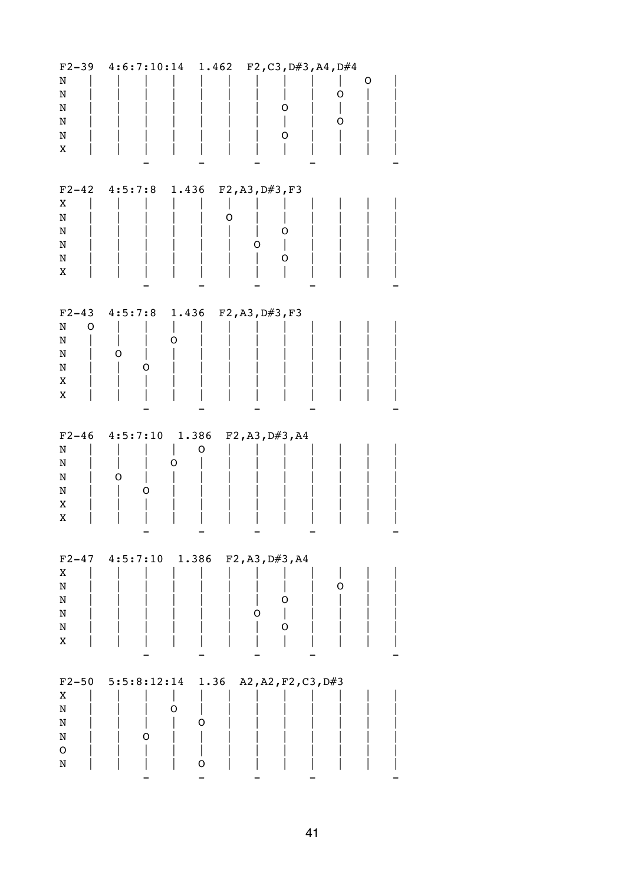```
F2-39  4:6:7:10:14  1.462  F2,C3,D#3,A4,D#4
N   |   |   |   |   |   |   |   |   |   O   |
N   |   |   |   |   |   |   |   |   O   |   |
N   |   |   |   |   |   |   |   O   |   |   |
N   |   |   |   |   |   |   |   |   O   |   |
N   |   |   |   |   |   |   |   O   |   |   |
X   |   |   |   |   |   |   |   |   |   |   |
          -       -       -       -         -

F2-42  4:5:7:8  1.436  F2,A3,D#3,F3
X   |   |   |   |   |   |   |   |   |   |   |
N   |   |   |   |   |   O   |   |   |   |   |
N   |   |   |   |   |   |   |   O   |   |   |
N   |   |   |   |   |   |   O   |   |   |   |
N   |   |   |   |   |   |   |   O   |   |   |
X   |   |   |   |   |   |   |   |   |   |   |
          -       -       -       -         -

F2-43  4:5:7:8  1.436  F2,A3,D#3,F3
N   O   |   |   |   |   |   |   |   |   |   |
N   |   |   |   O   |   |   |   |   |   |   |
N   |   O   |   |   |   |   |   |   |   |   |
N   |   |   O   |   |   |   |   |   |   |   |
X   |   |   |   |   |   |   |   |   |   |   |
X   |   |   |   |   |   |   |   |   |   |   |
          -       -       -       -         -

F2-46  4:5:7:10  1.386  F2,A3,D#3,A4
N   |   |   |   |   O   |   |   |   |   |   |
N   |   |   |   O   |   |   |   |   |   |   |
N   |   O   |   |   |   |   |   |   |   |   |
N   |   |   O   |   |   |   |   |   |   |   |
X   |   |   |   |   |   |   |   |   |   |   |
X   |   |   |   |   |   |   |   |   |   |   |
          -       -       -       -         -

F2-47  4:5:7:10  1.386  F2,A3,D#3,A4
X   |   |   |   |   |   |   |   |   |   |   |
N   |   |   |   |   |   |   |   |   O   |   |
N   |   |   |   |   |   |   |   O   |   |   |
N   |   |   |   |   |   |   O   |   |   |   |
N   |   |   |   |   |   |   |   O   |   |   |
X   |   |   |   |   |   |   |   |   |   |   |
          -       -       -       -         -

F2-50  5:5:8:12:14  1.36  A2,A2,F2,C3,D#3
X   |   |   |   |   |   |   |   |   |   |   |
N   |   |   |   O   |   |   |   |   |   |   |
N   |   |   |   |   O   |   |   |   |   |   |
N   |   |   O   |   |   |   |   |   |   |   |
O   |   |   |   |   |   |   |   |   |   |   |
N   |   |   |   |   O   |   |   |   |   |   |
          -       -       -       -         -
```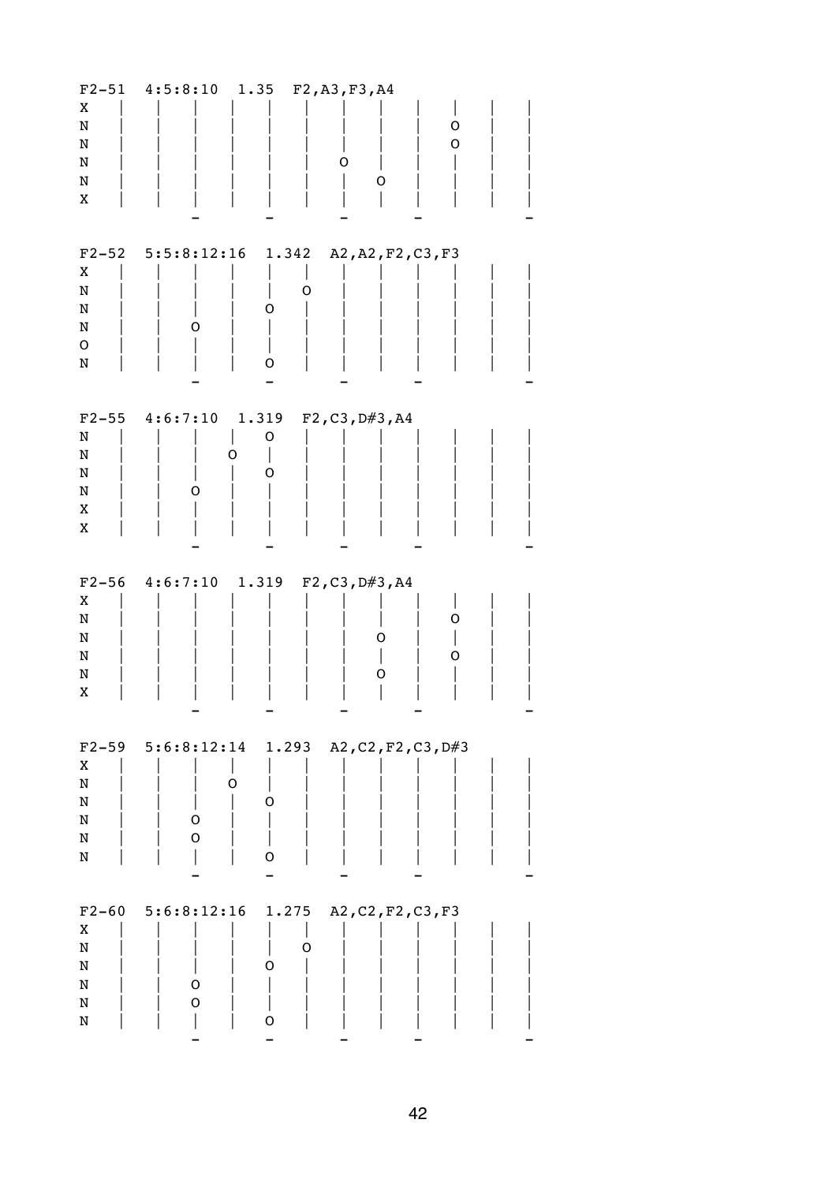```
F2-51  4:5:8:10  1.35  F2,A3,F3,A4
X   |   |   |   |   |   |   |   |   |   |   |   |
N   |   |   |   |   |   |   |   |   |   O   |   |
N   |   |   |   |   |   |   |   |   |   O   |   |
N   |   |   |   |   |   |   O   |   |   |   |   |
N   |   |   |   |   |   |   |   O   |   |   |   |
X   |   |   |   |   |   |   |   |   |   |   |   |
            -       -       -       -           -
```

```
F2-52  5:5:8:12:16  1.342  A2,A2,F2,C3,F3
X   |   |   |   |   |   |   |   |   |   |   |   |
N   |   |   |   |   |   O   |   |   |   |   |   |
N   |   |   |   |   O   |   |   |   |   |   |   |
N   |   |   O   |   |   |   |   |   |   |   |   |
O   |   |   |   |   |   |   |   |   |   |   |   |
N   |   |   |   |   O   |   |   |   |   |   |   |
            -       -       -       -           -
```

```
F2-55  4:6:7:10  1.319  F2,C3,D#3,A4
N   |   |   |   |   O   |   |   |   |   |   |   |
N   |   |   |   O   |   |   |   |   |   |   |   |
N   |   |   |   |   O   |   |   |   |   |   |   |
N   |   |   O   |   |   |   |   |   |   |   |   |
X   |   |   |   |   |   |   |   |   |   |   |   |
X   |   |   |   |   |   |   |   |   |   |   |   |
            -       -       -       -           -
```

```
F2-56  4:6:7:10  1.319  F2,C3,D#3,A4
X   |   |   |   |   |   |   |   |   |   |   |   |
N   |   |   |   |   |   |   |   |   |   O   |   |
N   |   |   |   |   |   |   |   O   |   |   |   |
N   |   |   |   |   |   |   |   |   |   O   |   |
N   |   |   |   |   |   |   |   O   |   |   |   |
X   |   |   |   |   |   |   |   |   |   |   |   |
            -       -       -       -           -
```

```
F2-59  5:6:8:12:14  1.293  A2,C2,F2,C3,D#3
X   |   |   |   |   |   |   |   |   |   |   |   |
N   |   |   |   O   |   |   |   |   |   |   |   |
N   |   |   |   |   O   |   |   |   |   |   |   |
N   |   |   O   |   |   |   |   |   |   |   |   |
N   |   |   O   |   |   |   |   |   |   |   |   |
N   |   |   |   |   O   |   |   |   |   |   |   |
            -       -       -       -           -
```

```
F2-60  5:6:8:12:16  1.275  A2,C2,F2,C3,F3
X   |   |   |   |   |   |   |   |   |   |   |   |
N   |   |   |   |   |   O   |   |   |   |   |   |
N   |   |   |   |   O   |   |   |   |   |   |   |
N   |   |   O   |   |   |   |   |   |   |   |   |
N   |   |   O   |   |   |   |   |   |   |   |   |
N   |   |   |   |   O   |   |   |   |   |   |   |
            -       -       -       -           -
```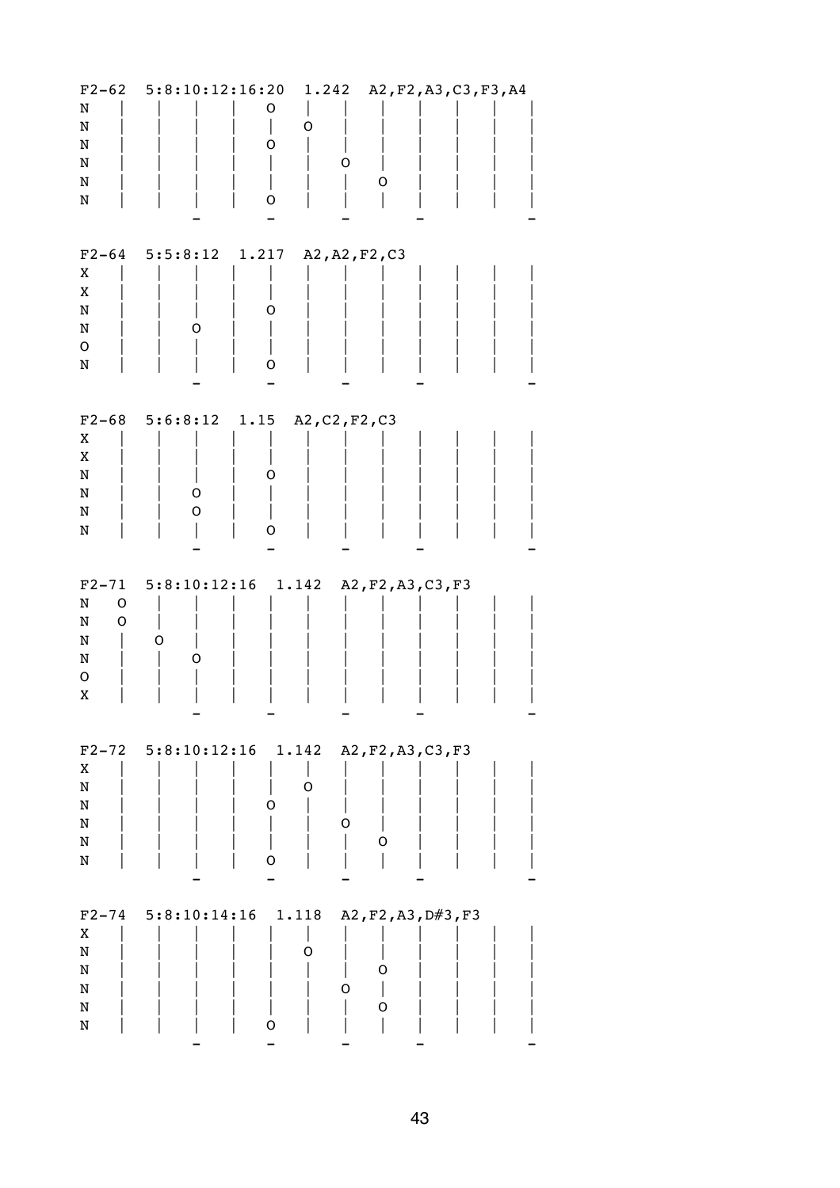```
F2-62  5:8:10:12:16:20  1.242  A2,F2,A3,C3,F3,A4
N   |   |   |   |   O   |   |   |   |   |   |   |
N   |   |   |   |   |   O   |   |   |   |   |   |
N   |   |   |   |   O   |   |   |   |   |   |   |
N   |   |   |   |   |   |   O   |   |   |   |   |
N   |   |   |   |   |   |   |   O   |   |   |   |
N   |   |   |   |   O   |   |   |   |   |   |   |
            -       -       -       -           -

F2-64  5:5:8:12  1.217  A2,A2,F2,C3
X   |   |   |   |   |   |   |   |   |   |   |   |
X   |   |   |   |   |   |   |   |   |   |   |   |
N   |   |   |   |   O   |   |   |   |   |   |   |
N   |   |   O   |   |   |   |   |   |   |   |   |
O   |   |   |   |   |   |   |   |   |   |   |   |
N   |   |   |   |   O   |   |   |   |   |   |   |
            -       -       -       -           -

F2-68  5:6:8:12  1.15  A2,C2,F2,C3
X   |   |   |   |   |   |   |   |   |   |   |   |
X   |   |   |   |   |   |   |   |   |   |   |   |
N   |   |   |   |   O   |   |   |   |   |   |   |
N   |   |   O   |   |   |   |   |   |   |   |   |
N   |   |   O   |   |   |   |   |   |   |   |   |
N   |   |   |   |   O   |   |   |   |   |   |   |
            -       -       -       -           -

F2-71  5:8:10:12:16  1.142  A2,F2,A3,C3,F3
N   O   |   |   |   |   |   |   |   |   |   |   |
N   O   |   |   |   |   |   |   |   |   |   |   |
N   |   O   |   |   |   |   |   |   |   |   |   |
N   |   |   O   |   |   |   |   |   |   |   |   |
O   |   |   |   |   |   |   |   |   |   |   |   |
X   |   |   |   |   |   |   |   |   |   |   |   |
            -       -       -       -           -

F2-72  5:8:10:12:16  1.142  A2,F2,A3,C3,F3
X   |   |   |   |   |   |   |   |   |   |   |   |
N   |   |   |   |   |   O   |   |   |   |   |   |
N   |   |   |   |   O   |   |   |   |   |   |   |
N   |   |   |   |   |   |   O   |   |   |   |   |
N   |   |   |   |   |   |   |   O   |   |   |   |
N   |   |   |   |   O   |   |   |   |   |   |   |
            -       -       -       -           -

F2-74  5:8:10:14:16  1.118  A2,F2,A3,D#3,F3
X   |   |   |   |   |   |   |   |   |   |   |   |
N   |   |   |   |   |   O   |   |   |   |   |   |
N   |   |   |   |   |   |   |   O   |   |   |   |
N   |   |   |   |   |   |   O   |   |   |   |   |
N   |   |   |   |   |   |   |   O   |   |   |   |
N   |   |   |   |   O   |   |   |   |   |   |   |
            -       -       -       -           -
```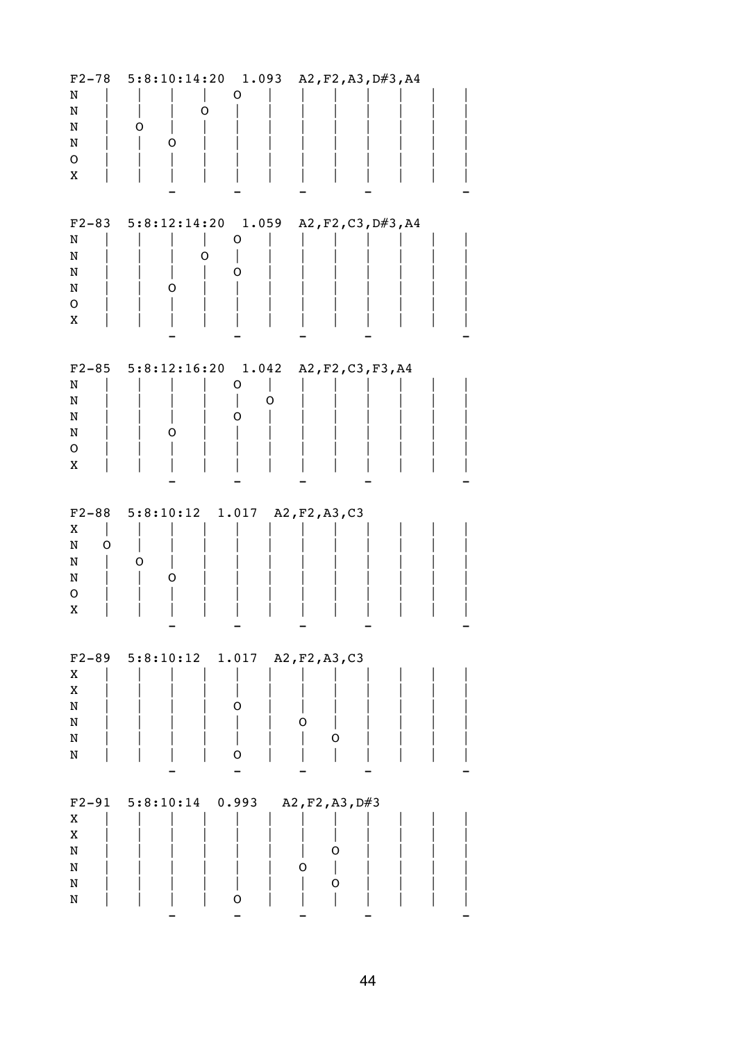```
F2-78  5:8:10:14:20  1.093  A2,F2,A3,D#3,A4
N   |   |   |   |   O   |   |   |   |   |   |   |
N   |   |   |   O   |   |   |   |   |   |   |   |
N   |   O   |   |   |   |   |   |   |   |   |   |
N   |   |   O   |   |   |   |   |   |   |   |   |
O   |   |   |   |   |   |   |   |   |   |   |   |
X   |   |   |   |   |   |   |   |   |   |   |   |
            -       -       -       -           -

F2-83  5:8:12:14:20  1.059  A2,F2,C3,D#3,A4
N   |   |   |   |   O   |   |   |   |   |   |   |
N   |   |   |   O   |   |   |   |   |   |   |   |
N   |   |   |   |   O   |   |   |   |   |   |   |
N   |   |   O   |   |   |   |   |   |   |   |   |
O   |   |   |   |   |   |   |   |   |   |   |   |
X   |   |   |   |   |   |   |   |   |   |   |   |
            -       -       -       -           -

F2-85  5:8:12:16:20  1.042  A2,F2,C3,F3,A4
N   |   |   |   |   O   |   |   |   |   |   |   |
N   |   |   |   |   |   O   |   |   |   |   |   |
N   |   |   |   |   O   |   |   |   |   |   |   |
N   |   |   O   |   |   |   |   |   |   |   |   |
O   |   |   |   |   |   |   |   |   |   |   |   |
X   |   |   |   |   |   |   |   |   |   |   |   |
            -       -       -       -           -

F2-88  5:8:10:12  1.017  A2,F2,A3,C3
X   |   |   |   |   |   |   |   |   |   |   |   |
N   O   |   |   |   |   |   |   |   |   |   |   |
N   |   O   |   |   |   |   |   |   |   |   |   |
N   |   |   O   |   |   |   |   |   |   |   |   |
O   |   |   |   |   |   |   |   |   |   |   |   |
X   |   |   |   |   |   |   |   |   |   |   |   |
            -       -       -       -           -

F2-89  5:8:10:12  1.017  A2,F2,A3,C3
X   |   |   |   |   |   |   |   |   |   |   |   |
X   |   |   |   |   |   |   |   |   |   |   |   |
N   |   |   |   |   O   |   |   |   |   |   |   |
N   |   |   |   |   |   |   O   |   |   |   |   |
N   |   |   |   |   |   |   |   O   |   |   |   |
N   |   |   |   |   O   |   |   |   |   |   |   |
            -       -       -       -           -

F2-91  5:8:10:14  0.993   A2,F2,A3,D#3
X   |   |   |   |   |   |   |   |   |   |   |   |
X   |   |   |   |   |   |   |   |   |   |   |   |
N   |   |   |   |   |   |   |   O   |   |   |   |
N   |   |   |   |   |   |   O   |   |   |   |   |
N   |   |   |   |   |   |   |   O   |   |   |   |
N   |   |   |   |   O   |   |   |   |   |   |   |
            -       -       -       -           -
```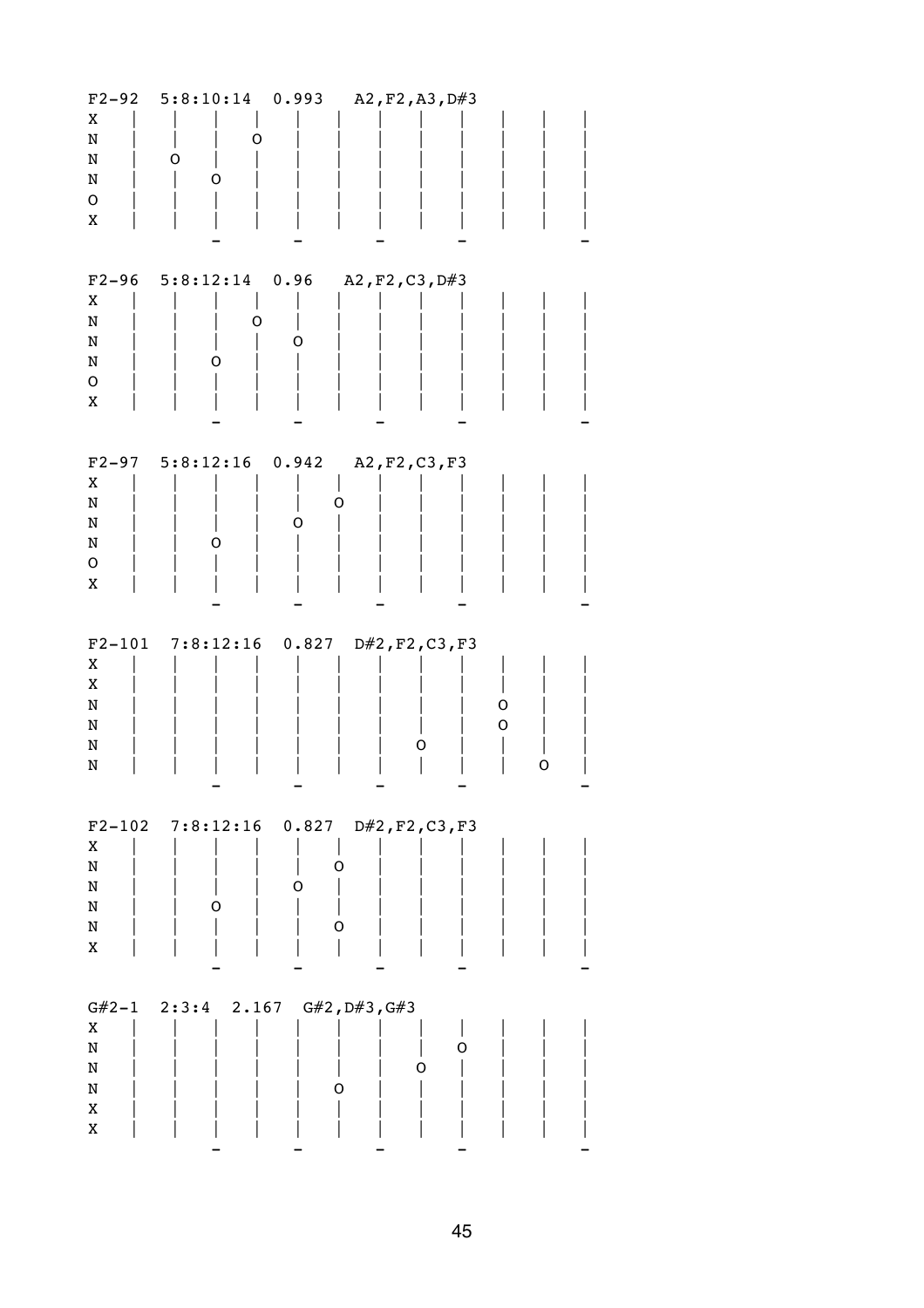```
F2-92  5:8:10:14  0.993   A2,F2,A3,D#3
X   |   |   |   |   |   |   |   |   |   |   |   |
N   |   |   |   O   |   |   |   |   |   |   |   |
N   |   O   |   |   |   |   |   |   |   |   |   |
N   |   |   O   |   |   |   |   |   |   |   |   |
O   |   |   |   |   |   |   |   |   |   |   |   |
X   |   |   |   |   |   |   |   |   |   |   |   |
            -       -       -       -           -
```

```
F2-96  5:8:12:14  0.96   A2,F2,C3,D#3
X   |   |   |   |   |   |   |   |   |   |   |   |
N   |   |   |   O   |   |   |   |   |   |   |   |
N   |   |   |   |   O   |   |   |   |   |   |   |
N   |   |   O   |   |   |   |   |   |   |   |   |
O   |   |   |   |   |   |   |   |   |   |   |   |
X   |   |   |   |   |   |   |   |   |   |   |   |
            -       -       -       -           -
```

```
F2-97  5:8:12:16  0.942   A2,F2,C3,F3
X   |   |   |   |   |   |   |   |   |   |   |   |
N   |   |   |   |   |   O   |   |   |   |   |   |
N   |   |   |   |   O   |   |   |   |   |   |   |
N   |   |   O   |   |   |   |   |   |   |   |   |
O   |   |   |   |   |   |   |   |   |   |   |   |
X   |   |   |   |   |   |   |   |   |   |   |   |
            -       -       -       -           -
```

```
F2-101  7:8:12:16  0.827  D#2,F2,C3,F3
X   |   |   |   |   |   |   |   |   |   |   |   |
X   |   |   |   |   |   |   |   |   |   |   |   |
N   |   |   |   |   |   |   |   |   |   O   |   |
N   |   |   |   |   |   |   |   |   |   O   |   |
N   |   |   |   |   |   |   |   O   |   |   |   |
N   |   |   |   |   |   |   |   |   |   |   O   |
            -       -       -       -           -
```

```
F2-102  7:8:12:16  0.827  D#2,F2,C3,F3
X   |   |   |   |   |   |   |   |   |   |   |   |
N   |   |   |   |   |   O   |   |   |   |   |   |
N   |   |   |   |   O   |   |   |   |   |   |   |
N   |   |   O   |   |   |   |   |   |   |   |   |
N   |   |   |   |   |   O   |   |   |   |   |   |
X   |   |   |   |   |   |   |   |   |   |   |   |
            -       -       -       -           -
```

```
G#2-1  2:3:4  2.167  G#2,D#3,G#3
X   |   |   |   |   |   |   |   |   |   |   |   |
N   |   |   |   |   |   |   |   |   O   |   |   |
N   |   |   |   |   |   |   |   O   |   |   |   |
N   |   |   |   |   |   O   |   |   |   |   |   |
X   |   |   |   |   |   |   |   |   |   |   |   |
X   |   |   |   |   |   |   |   |   |   |   |   |
            -       -       -       -           -
```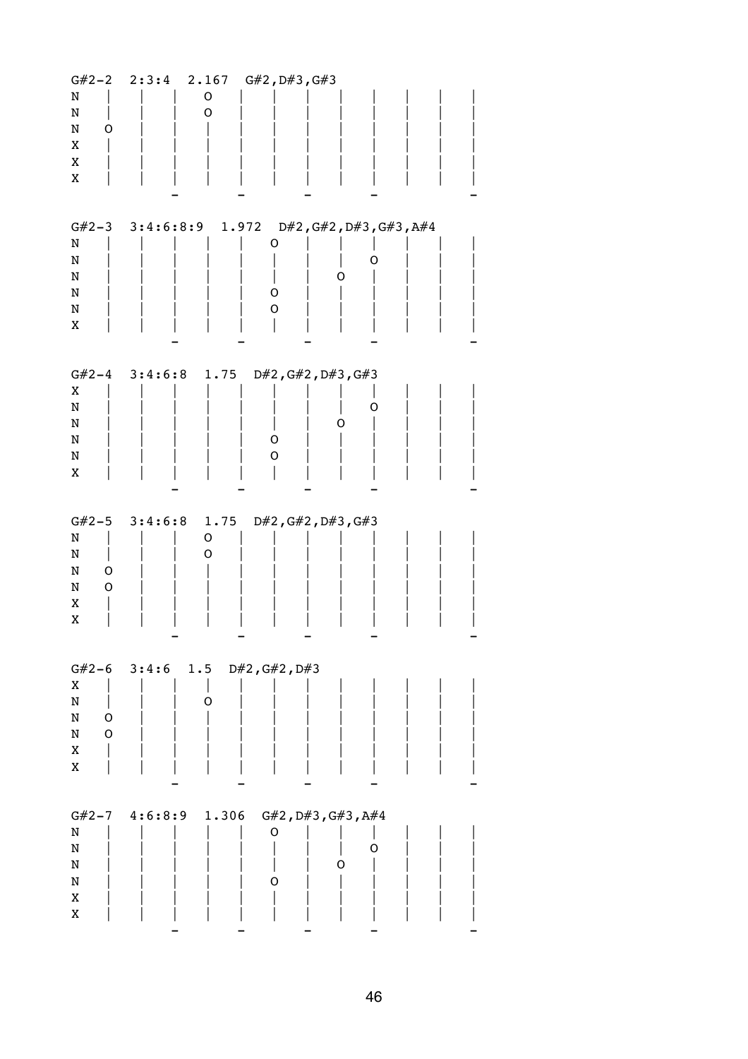```
G#2-2  2:3:4  2.167  G#2,D#3,G#3
N   |   |   |   O   |   |   |   |   |   |   |   |
N   |   |   |   O   |   |   |   |   |   |   |   |
N   O   |   |   |   |   |   |   |   |   |   |   |
X   |   |   |   |   |   |   |   |   |   |   |   |
X   |   |   |   |   |   |   |   |   |   |   |   |
X   |   |   |   |   |   |   |   |   |   |   |   |
            -       -       -       -           -
```

```
G#2-3  3:4:6:8:9  1.972  D#2,G#2,D#3,G#3,A#4
N   |   |   |   |   |   O   |   |   |   |   |   |
N   |   |   |   |   |   |   |   |   O   |   |   |
N   |   |   |   |   |   |   |   O   |   |   |   |
N   |   |   |   |   |   O   |   |   |   |   |   |
N   |   |   |   |   |   O   |   |   |   |   |   |
X   |   |   |   |   |   |   |   |   |   |   |   |
            -       -       -       -           -
```

```
G#2-4  3:4:6:8  1.75  D#2,G#2,D#3,G#3
X   |   |   |   |   |   |   |   |   |   |   |   |
N   |   |   |   |   |   |   |   |   O   |   |   |
N   |   |   |   |   |   |   |   O   |   |   |   |
N   |   |   |   |   |   O   |   |   |   |   |   |
N   |   |   |   |   |   O   |   |   |   |   |   |
X   |   |   |   |   |   |   |   |   |   |   |   |
            -       -       -       -           -
```

```
G#2-5  3:4:6:8  1.75  D#2,G#2,D#3,G#3
N   |   |   |   O   |   |   |   |   |   |   |   |
N   |   |   |   O   |   |   |   |   |   |   |   |
N   O   |   |   |   |   |   |   |   |   |   |   |
N   O   |   |   |   |   |   |   |   |   |   |   |
X   |   |   |   |   |   |   |   |   |   |   |   |
X   |   |   |   |   |   |   |   |   |   |   |   |
            -       -       -       -           -
```

```
G#2-6  3:4:6  1.5  D#2,G#2,D#3
X   |   |   |   |   |   |   |   |   |   |   |   |
N   |   |   |   O   |   |   |   |   |   |   |   |
N   O   |   |   |   |   |   |   |   |   |   |   |
N   O   |   |   |   |   |   |   |   |   |   |   |
X   |   |   |   |   |   |   |   |   |   |   |   |
X   |   |   |   |   |   |   |   |   |   |   |   |
            -       -       -       -           -
```

```
G#2-7  4:6:8:9  1.306  G#2,D#3,G#3,A#4
N   |   |   |   |   |   O   |   |   |   |   |   |
N   |   |   |   |   |   |   |   |   O   |   |   |
N   |   |   |   |   |   |   |   O   |   |   |   |
N   |   |   |   |   |   O   |   |   |   |   |   |
X   |   |   |   |   |   |   |   |   |   |   |   |
X   |   |   |   |   |   |   |   |   |   |   |   |
            -       -       -       -           -
```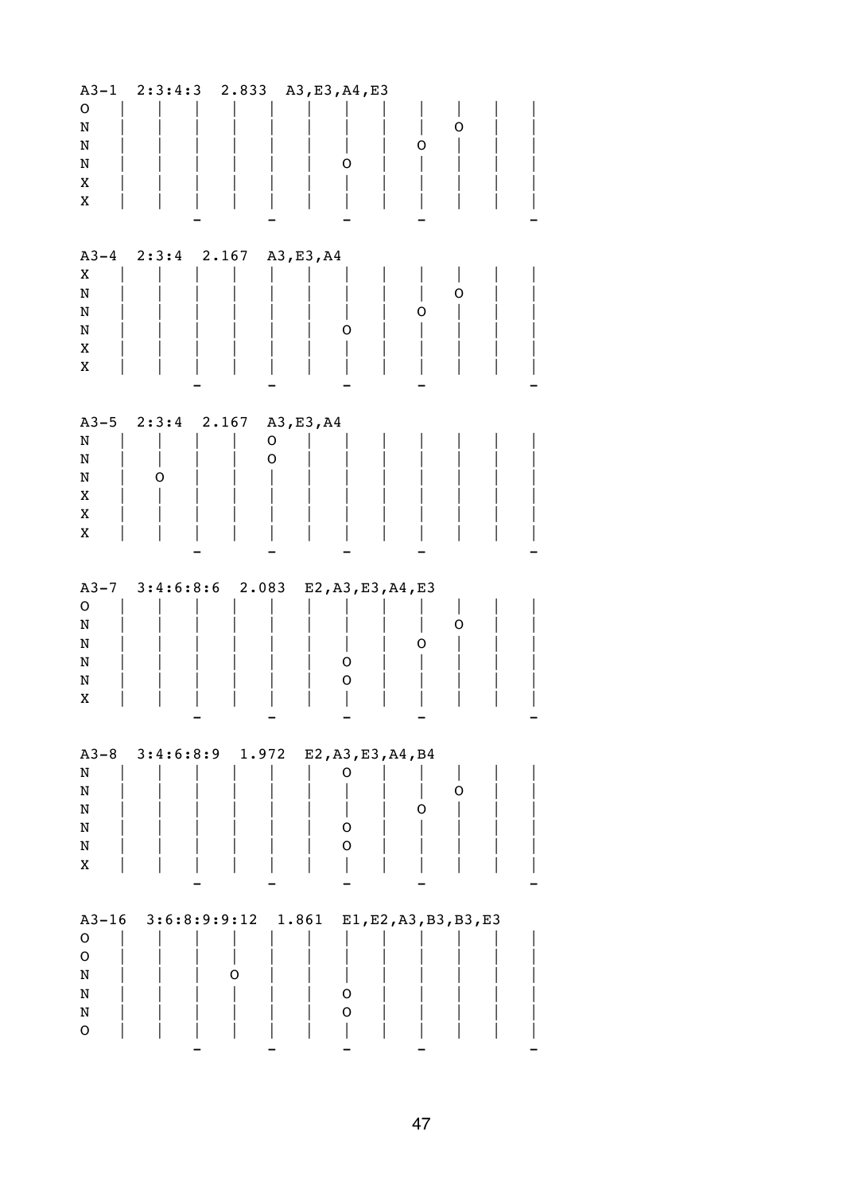```
A3-1  2:3:4:3  2.833  A3,E3,A4,E3
O   |   |   |   |   |   |   |   |   |   |   |   |
N   |   |   |   |   |   |   |   |   |   O   |   |
N   |   |   |   |   |   |   |   |   O   |   |   |
N   |   |   |   |   |   |   O   |   |   |   |   |
X   |   |   |   |   |   |   |   |   |   |   |   |
X   |   |   |   |   |   |   |   |   |   |   |   |
            -       -       -       -           -
```

```
A3-4  2:3:4  2.167  A3,E3,A4
X   |   |   |   |   |   |   |   |   |   |   |   |
N   |   |   |   |   |   |   |   |   |   O   |   |
N   |   |   |   |   |   |   |   |   O   |   |   |
N   |   |   |   |   |   |   O   |   |   |   |   |
X   |   |   |   |   |   |   |   |   |   |   |   |
X   |   |   |   |   |   |   |   |   |   |   |   |
            -       -       -       -           -
```

```
A3-5  2:3:4  2.167  A3,E3,A4
N   |   |   |   |   O   |   |   |   |   |   |   |
N   |   |   |   |   O   |   |   |   |   |   |   |
N   |   O   |   |   |   |   |   |   |   |   |   |
X   |   |   |   |   |   |   |   |   |   |   |   |
X   |   |   |   |   |   |   |   |   |   |   |   |
X   |   |   |   |   |   |   |   |   |   |   |   |
            -       -       -       -           -
```

```
A3-7  3:4:6:8:6  2.083  E2,A3,E3,A4,E3
O   |   |   |   |   |   |   |   |   |   |   |   |
N   |   |   |   |   |   |   |   |   |   O   |   |
N   |   |   |   |   |   |   |   |   O   |   |   |
N   |   |   |   |   |   |   O   |   |   |   |   |
N   |   |   |   |   |   |   O   |   |   |   |   |
X   |   |   |   |   |   |   |   |   |   |   |   |
            -       -       -       -           -
```

```
A3-8  3:4:6:8:9  1.972  E2,A3,E3,A4,B4
N   |   |   |   |   |   |   O   |   |   |   |   |
N   |   |   |   |   |   |   |   |   |   O   |   |
N   |   |   |   |   |   |   |   |   O   |   |   |
N   |   |   |   |   |   |   O   |   |   |   |   |
N   |   |   |   |   |   |   O   |   |   |   |   |
X   |   |   |   |   |   |   |   |   |   |   |   |
            -       -       -       -           -
```

```
A3-16  3:6:8:9:9:12  1.861  E1,E2,A3,B3,B3,E3
O   |   |   |   |   |   |   |   |   |   |   |   |
O   |   |   |   |   |   |   |   |   |   |   |   |
N   |   |   |   O   |   |   |   |   |   |   |   |
N   |   |   |   |   |   |   O   |   |   |   |   |
N   |   |   |   |   |   |   O   |   |   |   |   |
O   |   |   |   |   |   |   |   |   |   |   |   |
            -       -       -       -           -
```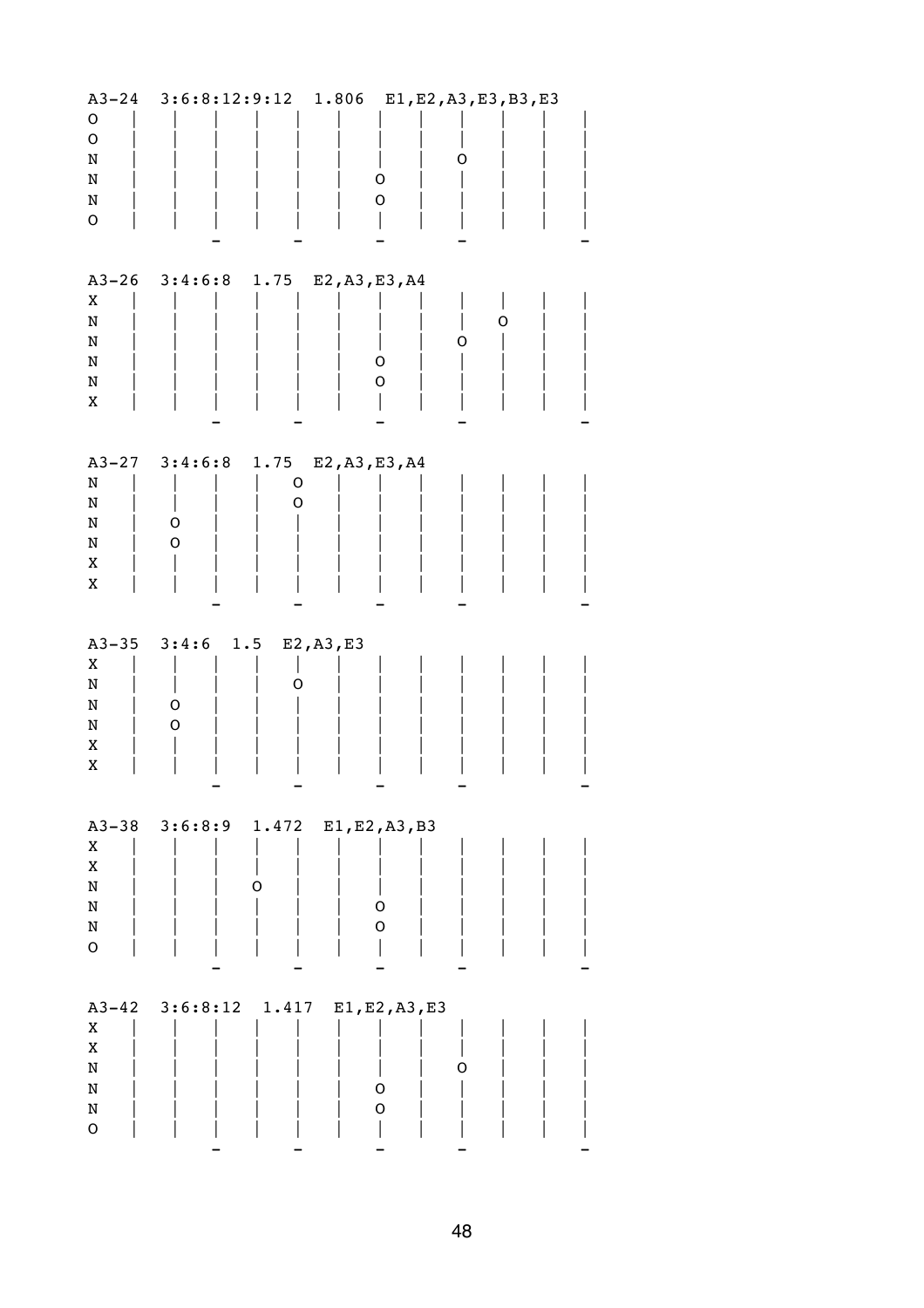```
A3-24  3:6:8:12:9:12  1.806  E1,E2,A3,E3,B3,E3
O   |   |   |   |   |   |   |   |   |   |   |   |
O   |   |   |   |   |   |   |   |   |   |   |   |
N   |   |   |   |   |   |   |   |   O   |   |   |
N   |   |   |   |   |   |   O   |   |   |   |   |
N   |   |   |   |   |   |   O   |   |   |   |   |
O   |   |   |   |   |   |   |   |   |   |   |   |
            -       -       -       -           -
```

```
A3-26  3:4:6:8  1.75  E2,A3,E3,A4
X   |   |   |   |   |   |   |   |   |   |   |   |
N   |   |   |   |   |   |   |   |   |   O   |   |
N   |   |   |   |   |   |   |   |   O   |   |   |
N   |   |   |   |   |   |   O   |   |   |   |   |
N   |   |   |   |   |   |   O   |   |   |   |   |
X   |   |   |   |   |   |   |   |   |   |   |   |
            -       -       -       -           -
```

```
A3-27  3:4:6:8  1.75  E2,A3,E3,A4
N   |   |   |   |   O   |   |   |   |   |   |   |
N   |   |   |   |   O   |   |   |   |   |   |   |
N   |   O   |   |   |   |   |   |   |   |   |   |
N   |   O   |   |   |   |   |   |   |   |   |   |
X   |   |   |   |   |   |   |   |   |   |   |   |
X   |   |   |   |   |   |   |   |   |   |   |   |
            -       -       -       -           -
```

```
A3-35  3:4:6  1.5  E2,A3,E3
X   |   |   |   |   |   |   |   |   |   |   |   |
N   |   |   |   |   O   |   |   |   |   |   |   |
N   |   O   |   |   |   |   |   |   |   |   |   |
N   |   O   |   |   |   |   |   |   |   |   |   |
X   |   |   |   |   |   |   |   |   |   |   |   |
X   |   |   |   |   |   |   |   |   |   |   |   |
            -       -       -       -           -
```

```
A3-38  3:6:8:9  1.472  E1,E2,A3,B3
X   |   |   |   |   |   |   |   |   |   |   |   |
X   |   |   |   |   |   |   |   |   |   |   |   |
N   |   |   |   O   |   |   |   |   |   |   |   |
N   |   |   |   |   |   |   O   |   |   |   |   |
N   |   |   |   |   |   |   O   |   |   |   |   |
O   |   |   |   |   |   |   |   |   |   |   |   |
            -       -       -       -           -
```

```
A3-42  3:6:8:12  1.417  E1,E2,A3,E3
X   |   |   |   |   |   |   |   |   |   |   |   |
X   |   |   |   |   |   |   |   |   |   |   |   |
N   |   |   |   |   |   |   |   |   O   |   |   |
N   |   |   |   |   |   |   O   |   |   |   |   |
N   |   |   |   |   |   |   O   |   |   |   |   |
O   |   |   |   |   |   |   |   |   |   |   |   |
            -       -       -       -           -
```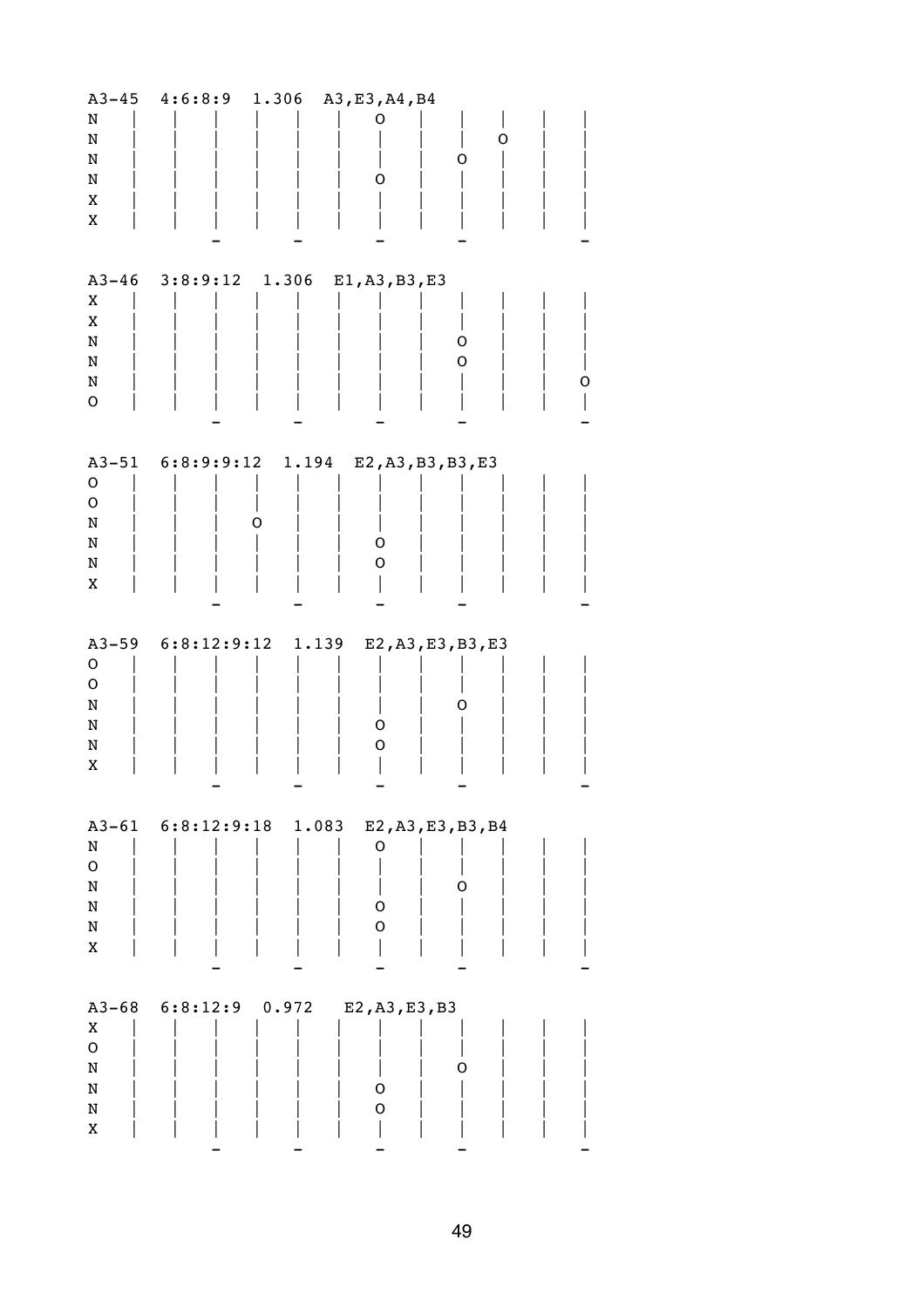```
A3-45  4:6:8:9  1.306  A3,E3,A4,B4
N   |   |   |   |   |   |   O   |   |   |   |   |
N   |   |   |   |   |   |   |   |   |   O   |   |
N   |   |   |   |   |   |   |   |   O   |   |   |
N   |   |   |   |   |   |   O   |   |   |   |   |
X   |   |   |   |   |   |   |   |   |   |   |   |
X   |   |   |   |   |   |   |   |   |   |   |   |
            -       -       -       -           -
```

```
A3-46  3:8:9:12  1.306  E1,A3,B3,E3
X   |   |   |   |   |   |   |   |   |   |   |   |
X   |   |   |   |   |   |   |   |   |   |   |   |
N   |   |   |   |   |   |   |   |   O   |   |   |
N   |   |   |   |   |   |   |   |   O   |   |   |
N   |   |   |   |   |   |   |   |   |   |   |   O
O   |   |   |   |   |   |   |   |   |   |   |   |
            -       -       -       -           -
```

```
A3-51  6:8:9:9:12  1.194  E2,A3,B3,B3,E3
O   |   |   |   |   |   |   |   |   |   |   |   |
O   |   |   |   |   |   |   |   |   |   |   |   |
N   |   |   |   O   |   |   |   |   |   |   |   |
N   |   |   |   |   |   |   O   |   |   |   |   |
N   |   |   |   |   |   |   O   |   |   |   |   |
X   |   |   |   |   |   |   |   |   |   |   |   |
            -       -       -       -           -
```

```
A3-59  6:8:12:9:12  1.139  E2,A3,E3,B3,E3
O   |   |   |   |   |   |   |   |   |   |   |   |
O   |   |   |   |   |   |   |   |   |   |   |   |
N   |   |   |   |   |   |   |   |   O   |   |   |
N   |   |   |   |   |   |   O   |   |   |   |   |
N   |   |   |   |   |   |   O   |   |   |   |   |
X   |   |   |   |   |   |   |   |   |   |   |   |
            -       -       -       -           -
```

```
A3-61  6:8:12:9:18  1.083  E2,A3,E3,B3,B4
N   |   |   |   |   |   |   O   |   |   |   |   |
O   |   |   |   |   |   |   |   |   |   |   |   |
N   |   |   |   |   |   |   |   |   O   |   |   |
N   |   |   |   |   |   |   O   |   |   |   |   |
N   |   |   |   |   |   |   O   |   |   |   |   |
X   |   |   |   |   |   |   |   |   |   |   |   |
            -       -       -       -           -
```

```
A3-68  6:8:12:9  0.972   E2,A3,E3,B3
X   |   |   |   |   |   |   |   |   |   |   |   |
O   |   |   |   |   |   |   |   |   |   |   |   |
N   |   |   |   |   |   |   |   |   O   |   |   |
N   |   |   |   |   |   |   O   |   |   |   |   |
N   |   |   |   |   |   |   O   |   |   |   |   |
X   |   |   |   |   |   |   |   |   |   |   |   |
            -       -       -       -           -
```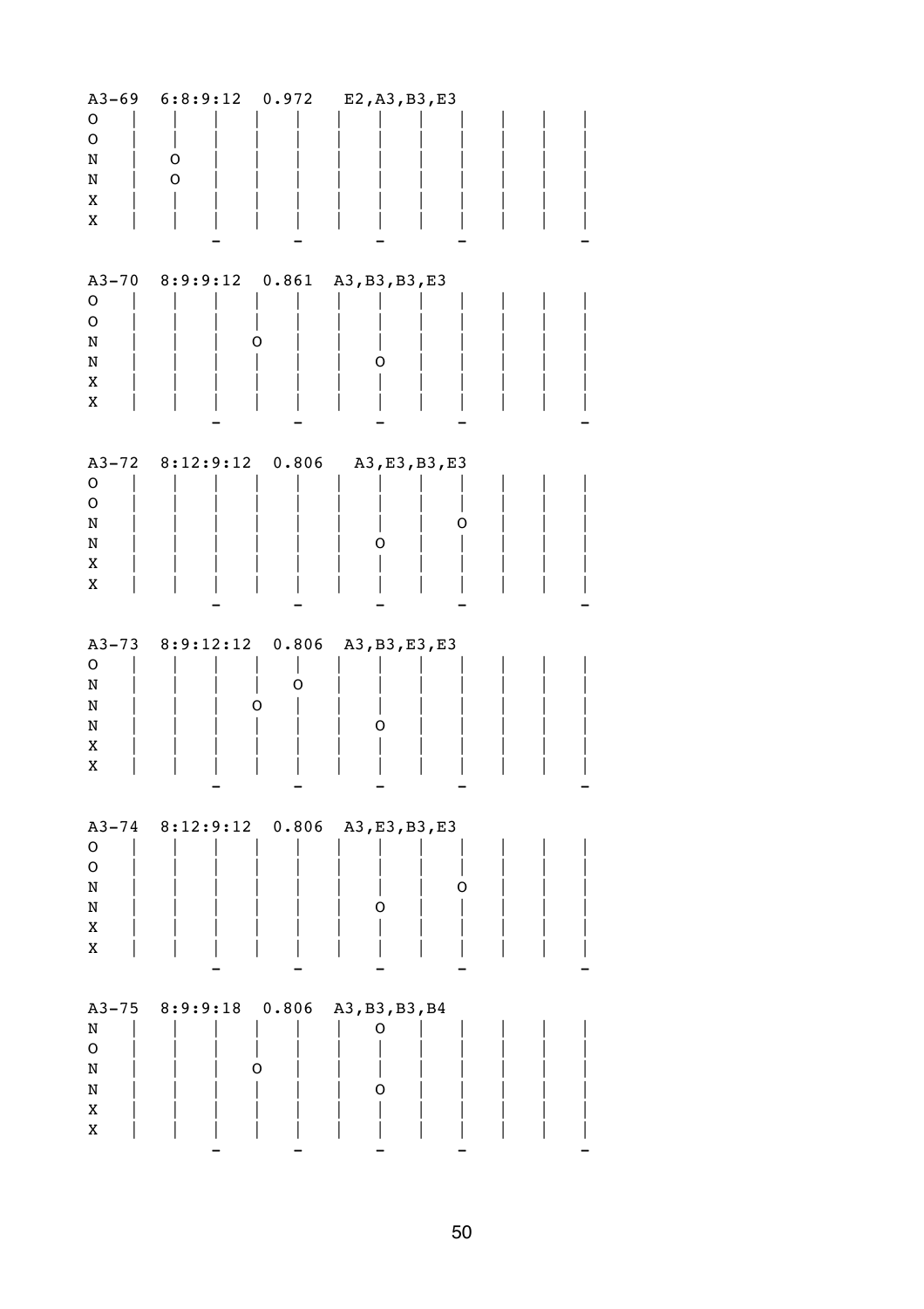```
A3-69  6:8:9:12  0.972   E2,A3,B3,E3
O   |   |   |   |   |   |   |   |   |   |   |   |
O   |   |   |   |   |   |   |   |   |   |   |   |
N   |   O   |   |   |   |   |   |   |   |   |   |
N   |   O   |   |   |   |   |   |   |   |   |   |
X   |   |   |   |   |   |   |   |   |   |   |   |
X   |   |   |   |   |   |   |   |   |   |   |   |
            -       -       -       -           -

A3-70  8:9:9:12  0.861  A3,B3,B3,E3
O   |   |   |   |   |   |   |   |   |   |   |   |
O   |   |   |   |   |   |   |   |   |   |   |   |
N   |   |   |   O   |   |   |   |   |   |   |   |
N   |   |   |   |   |   |   O   |   |   |   |   |
X   |   |   |   |   |   |   |   |   |   |   |   |
X   |   |   |   |   |   |   |   |   |   |   |   |
            -       -       -       -           -

A3-72  8:12:9:12  0.806   A3,E3,B3,E3
O   |   |   |   |   |   |   |   |   |   |   |   |
O   |   |   |   |   |   |   |   |   |   |   |   |
N   |   |   |   |   |   |   |   O   |   |   |   |
N   |   |   |   |   |   |   O   |   |   |   |   |
X   |   |   |   |   |   |   |   |   |   |   |   |
X   |   |   |   |   |   |   |   |   |   |   |   |
            -       -       -       -           -

A3-73  8:9:12:12  0.806  A3,B3,E3,E3
O   |   |   |   |   |   |   |   |   |   |   |   |
N   |   |   |   |   O   |   |   |   |   |   |   |
N   |   |   |   O   |   |   |   |   |   |   |   |
N   |   |   |   |   |   |   O   |   |   |   |   |
X   |   |   |   |   |   |   |   |   |   |   |   |
X   |   |   |   |   |   |   |   |   |   |   |   |
            -       -       -       -           -

A3-74  8:12:9:12  0.806  A3,E3,B3,E3
O   |   |   |   |   |   |   |   |   |   |   |   |
O   |   |   |   |   |   |   |   |   |   |   |   |
N   |   |   |   |   |   |   |   O   |   |   |   |
N   |   |   |   |   |   |   O   |   |   |   |   |
X   |   |   |   |   |   |   |   |   |   |   |   |
X   |   |   |   |   |   |   |   |   |   |   |   |
            -       -       -       -           -

A3-75  8:9:9:18  0.806  A3,B3,B3,B4
N   |   |   |   |   |   |   O   |   |   |   |   |
O   |   |   |   |   |   |   |   |   |   |   |   |
N   |   |   |   O   |   |   |   |   |   |   |   |
N   |   |   |   |   |   |   O   |   |   |   |   |
X   |   |   |   |   |   |   |   |   |   |   |   |
X   |   |   |   |   |   |   |   |   |   |   |   |
            -       -       -       -           -
```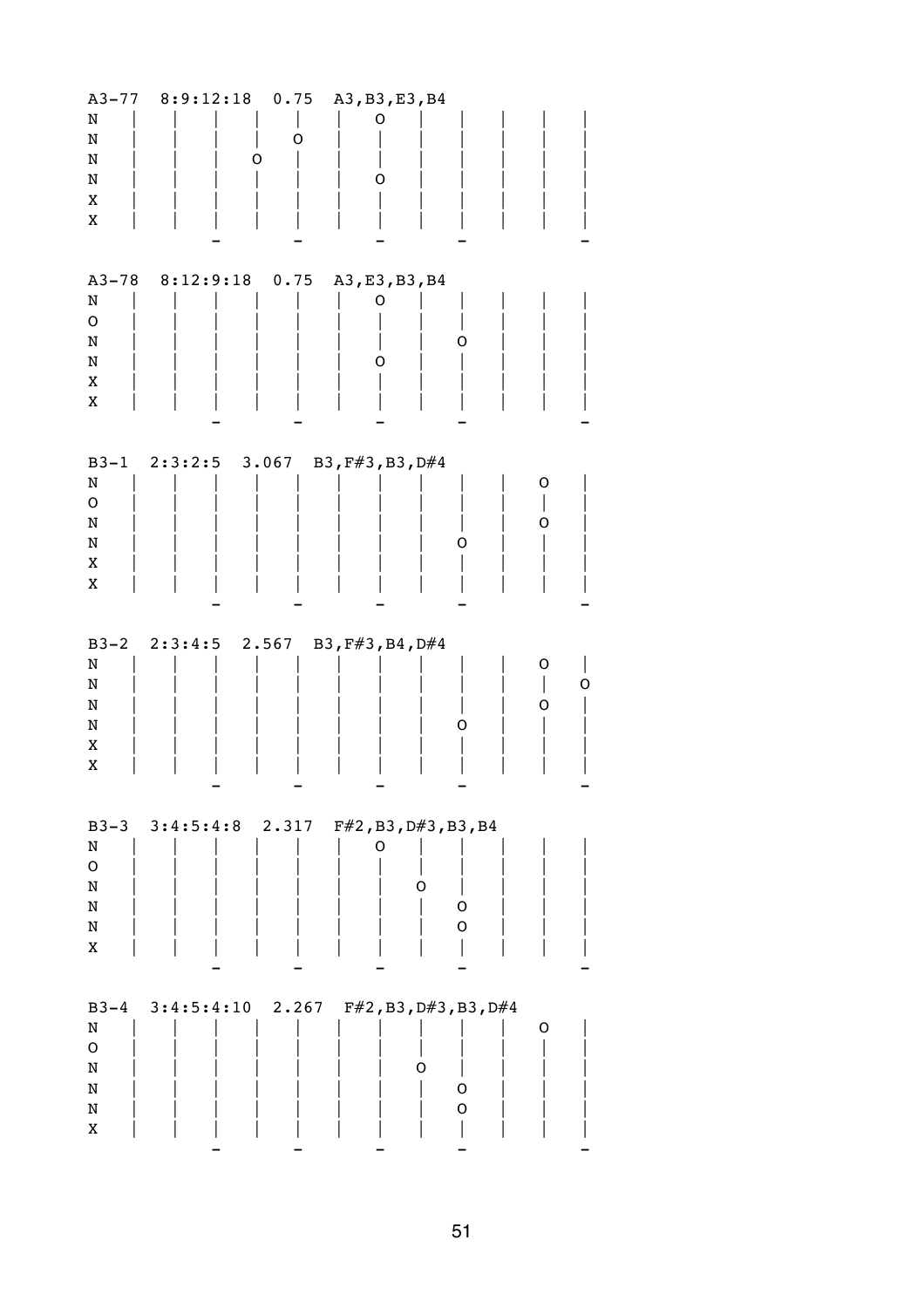```
A3-77  8:9:12:18  0.75  A3,B3,E3,B4
N   |   |   |   |   |   |   O   |   |   |   |   |
N   |   |   |   |   O   |   |   |   |   |   |   |
N   |   |   |   O   |   |   |   |   |   |   |   |
N   |   |   |   |   |   |   O   |   |   |   |   |
X   |   |   |   |   |   |   |   |   |   |   |   |
X   |   |   |   |   |   |   |   |   |   |   |   |
            -       -       -       -           -
```

```
A3-78  8:12:9:18  0.75  A3,E3,B3,B4
N   |   |   |   |   |   |   O   |   |   |   |   |
O   |   |   |   |   |   |   |   |   |   |   |   |
N   |   |   |   |   |   |   |   |   O   |   |   |
N   |   |   |   |   |   |   O   |   |   |   |   |
X   |   |   |   |   |   |   |   |   |   |   |   |
X   |   |   |   |   |   |   |   |   |   |   |   |
            -       -       -       -           -
```

```
B3-1  2:3:2:5  3.067  B3,F#3,B3,D#4
N   |   |   |   |   |   |   |   |   |   |   O   |
O   |   |   |   |   |   |   |   |   |   |   |   |
N   |   |   |   |   |   |   |   |   |   |   O   |
N   |   |   |   |   |   |   |   |   O   |   |   |
X   |   |   |   |   |   |   |   |   |   |   |   |
X   |   |   |   |   |   |   |   |   |   |   |   |
            -       -       -       -           -
```

```
B3-2  2:3:4:5  2.567  B3,F#3,B4,D#4
N   |   |   |   |   |   |   |   |   |   |   O   |
N   |   |   |   |   |   |   |   |   |   |   |   O
N   |   |   |   |   |   |   |   |   |   |   O   |
N   |   |   |   |   |   |   |   |   O   |   |   |
X   |   |   |   |   |   |   |   |   |   |   |   |
X   |   |   |   |   |   |   |   |   |   |   |   |
            -       -       -       -           -
```

```
B3-3  3:4:5:4:8  2.317  F#2,B3,D#3,B3,B4
N   |   |   |   |   |   |   O   |   |   |   |   |
O   |   |   |   |   |   |   |   |   |   |   |   |
N   |   |   |   |   |   |   |   O   |   |   |   |
N   |   |   |   |   |   |   |   |   O   |   |   |
N   |   |   |   |   |   |   |   |   O   |   |   |
X   |   |   |   |   |   |   |   |   |   |   |   |
            -       -       -       -           -
```

```
B3-4  3:4:5:4:10  2.267  F#2,B3,D#3,B3,D#4
N   |   |   |   |   |   |   |   |   |   |   O   |
O   |   |   |   |   |   |   |   |   |   |   |   |
N   |   |   |   |   |   |   |   O   |   |   |   |
N   |   |   |   |   |   |   |   |   O   |   |   |
N   |   |   |   |   |   |   |   |   O   |   |   |
X   |   |   |   |   |   |   |   |   |   |   |   |
            -       -       -       -           -
```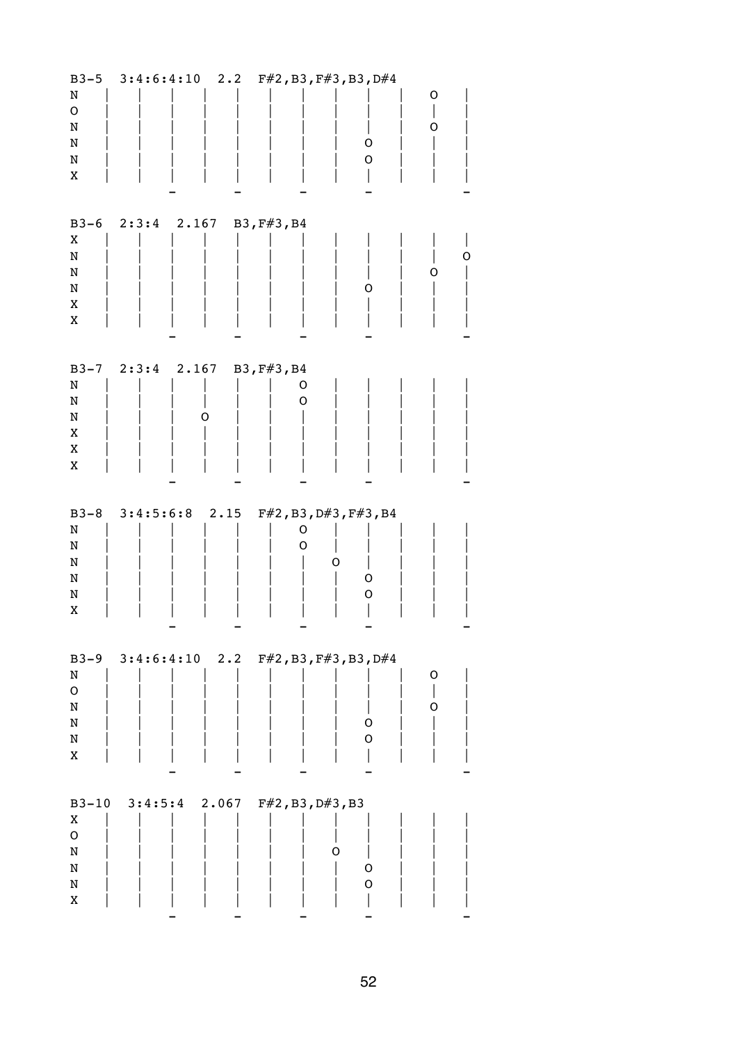```
B3-5  3:4:6:4:10  2.2  F#2,B3,F#3,B3,D#4
N   |   |   |   |   |   |   |   |   |   |   O   |
O   |   |   |   |   |   |   |   |   |   |   |   |
N   |   |   |   |   |   |   |   |   |   |   O   |
N   |   |   |   |   |   |   |   |   O   |   |   |
N   |   |   |   |   |   |   |   |   O   |   |   |
X   |   |   |   |   |   |   |   |   |   |   |   |
            -       -       -       -           -

B3-6  2:3:4  2.167  B3,F#3,B4
X   |   |   |   |   |   |   |   |   |   |   |   |
N   |   |   |   |   |   |   |   |   |   |   |   O
N   |   |   |   |   |   |   |   |   |   |   O   |
N   |   |   |   |   |   |   |   |   O   |   |   |
X   |   |   |   |   |   |   |   |   |   |   |   |
X   |   |   |   |   |   |   |   |   |   |   |   |
            -       -       -       -           -

B3-7  2:3:4  2.167  B3,F#3,B4
N   |   |   |   |   |   |   O   |   |   |   |   |
N   |   |   |   |   |   |   O   |   |   |   |   |
N   |   |   |   O   |   |   |   |   |   |   |   |
X   |   |   |   |   |   |   |   |   |   |   |   |
X   |   |   |   |   |   |   |   |   |   |   |   |
X   |   |   |   |   |   |   |   |   |   |   |   |
            -       -       -       -           -

B3-8  3:4:5:6:8  2.15  F#2,B3,D#3,F#3,B4
N   |   |   |   |   |   |   O   |   |   |   |   |
N   |   |   |   |   |   |   O   |   |   |   |   |
N   |   |   |   |   |   |   |   O   |   |   |   |
N   |   |   |   |   |   |   |   |   O   |   |   |
N   |   |   |   |   |   |   |   |   O   |   |   |
X   |   |   |   |   |   |   |   |   |   |   |   |
            -       -       -       -           -

B3-9  3:4:6:4:10  2.2  F#2,B3,F#3,B3,D#4
N   |   |   |   |   |   |   |   |   |   |   O   |
O   |   |   |   |   |   |   |   |   |   |   |   |
N   |   |   |   |   |   |   |   |   |   |   O   |
N   |   |   |   |   |   |   |   |   O   |   |   |
N   |   |   |   |   |   |   |   |   O   |   |   |
X   |   |   |   |   |   |   |   |   |   |   |   |
            -       -       -       -           -

B3-10  3:4:5:4  2.067  F#2,B3,D#3,B3
X   |   |   |   |   |   |   |   |   |   |   |   |
O   |   |   |   |   |   |   |   |   |   |   |   |
N   |   |   |   |   |   |   |   O   |   |   |   |
N   |   |   |   |   |   |   |   |   O   |   |   |
N   |   |   |   |   |   |   |   |   O   |   |   |
X   |   |   |   |   |   |   |   |   |   |   |   |
            -       -       -       -           -
```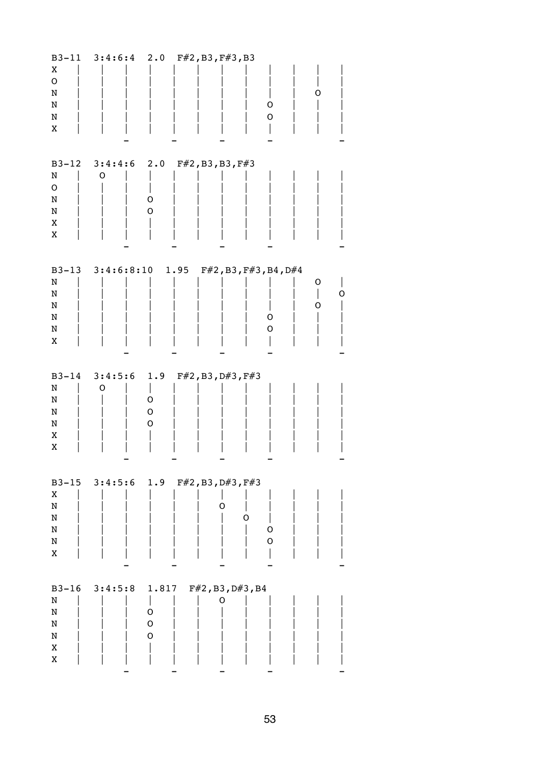```
B3-11  3:4:6:4  2.0  F#2,B3,F#3,B3
X   |   |   |   |   |   |   |   |   |   |   |   |
O   |   |   |   |   |   |   |   |   |   |   |   |
N   |   |   |   |   |   |   |   |   |   |   O   |
N   |   |   |   |   |   |   |   |   O   |   |   |
N   |   |   |   |   |   |   |   |   O   |   |   |
X   |   |   |   |   |   |   |   |   |   |   |   |
            -       -       -       -           -

B3-12  3:4:4:6  2.0  F#2,B3,B3,F#3
N   |   O   |   |   |   |   |   |   |   |   |   |
O   |   |   |   |   |   |   |   |   |   |   |   |
N   |   |   |   O   |   |   |   |   |   |   |   |
N   |   |   |   O   |   |   |   |   |   |   |   |
X   |   |   |   |   |   |   |   |   |   |   |   |
X   |   |   |   |   |   |   |   |   |   |   |   |
            -       -       -       -           -

B3-13  3:4:6:8:10  1.95  F#2,B3,F#3,B4,D#4
N   |   |   |   |   |   |   |   |   |   |   O   |
N   |   |   |   |   |   |   |   |   |   |   |   O
N   |   |   |   |   |   |   |   |   |   |   O   |
N   |   |   |   |   |   |   |   |   O   |   |   |
N   |   |   |   |   |   |   |   |   O   |   |   |
X   |   |   |   |   |   |   |   |   |   |   |   |
            -       -       -       -           -

B3-14  3:4:5:6  1.9  F#2,B3,D#3,F#3
N   |   O   |   |   |   |   |   |   |   |   |   |
N   |   |   |   O   |   |   |   |   |   |   |   |
N   |   |   |   O   |   |   |   |   |   |   |   |
N   |   |   |   O   |   |   |   |   |   |   |   |
X   |   |   |   |   |   |   |   |   |   |   |   |
X   |   |   |   |   |   |   |   |   |   |   |   |
            -       -       -       -           -

B3-15  3:4:5:6  1.9  F#2,B3,D#3,F#3
X   |   |   |   |   |   |   |   |   |   |   |   |
N   |   |   |   |   |   |   O   |   |   |   |   |
N   |   |   |   |   |   |   |   O   |   |   |   |
N   |   |   |   |   |   |   |   |   O   |   |   |
N   |   |   |   |   |   |   |   |   O   |   |   |
X   |   |   |   |   |   |   |   |   |   |   |   |
            -       -       -       -           -

B3-16  3:4:5:8  1.817  F#2,B3,D#3,B4
N   |   |   |   |   |   |   O   |   |   |   |   |
N   |   |   |   O   |   |   |   |   |   |   |   |
N   |   |   |   O   |   |   |   |   |   |   |   |
N   |   |   |   O   |   |   |   |   |   |   |   |
X   |   |   |   |   |   |   |   |   |   |   |   |
X   |   |   |   |   |   |   |   |   |   |   |   |
            -       -       -       -           -
```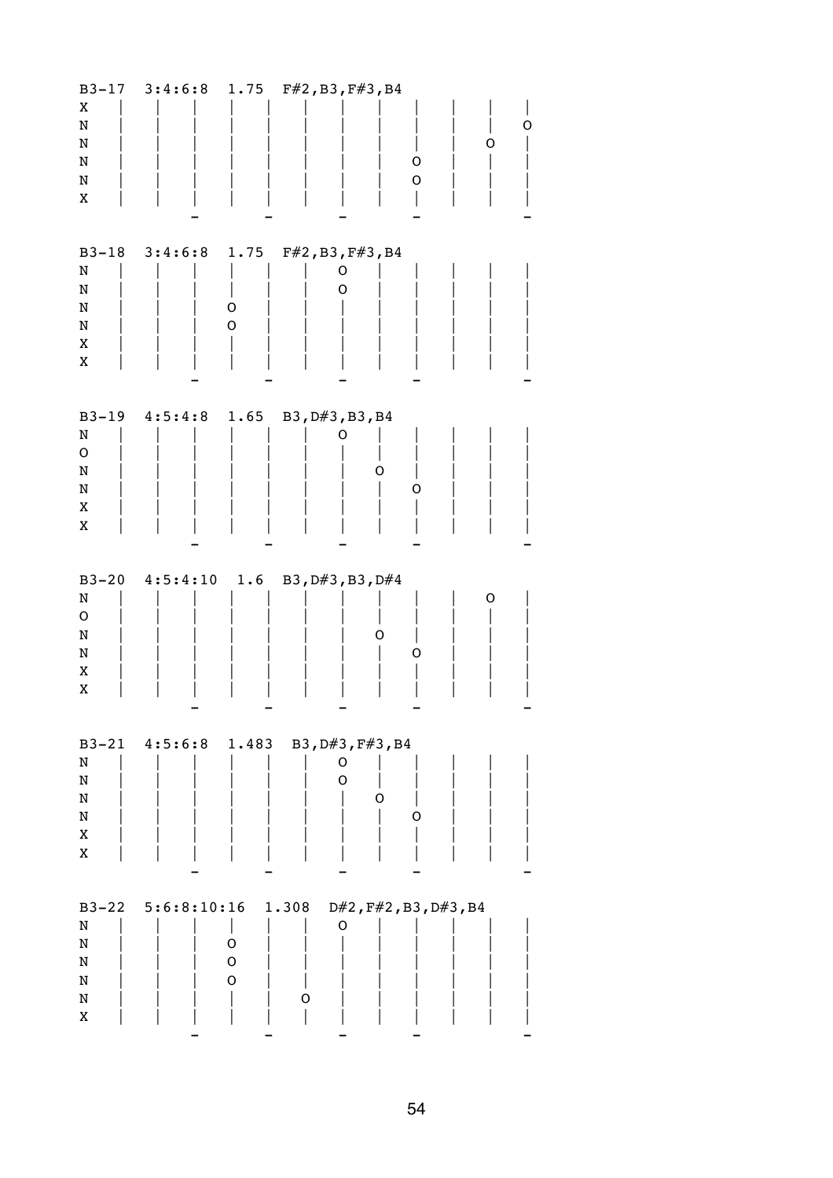```
B3-17  3:4:6:8  1.75  F#2,B3,F#3,B4
X   |   |   |   |   |   |   |   |   |   |   |   |
N   |   |   |   |   |   |   |   |   |   |   |   O
N   |   |   |   |   |   |   |   |   |   |   O   |
N   |   |   |   |   |   |   |   |   O   |   |   |
N   |   |   |   |   |   |   |   |   O   |   |   |
X   |   |   |   |   |   |   |   |   |   |   |   |
            -       -       -       -           -

B3-18  3:4:6:8  1.75  F#2,B3,F#3,B4
N   |   |   |   |   |   |   O   |   |   |   |   |
N   |   |   |   |   |   |   O   |   |   |   |   |
N   |   |   |   O   |   |   |   |   |   |   |   |
N   |   |   |   O   |   |   |   |   |   |   |   |
X   |   |   |   |   |   |   |   |   |   |   |   |
X   |   |   |   |   |   |   |   |   |   |   |   |
            -       -       -       -           -

B3-19  4:5:4:8  1.65  B3,D#3,B3,B4
N   |   |   |   |   |   |   O   |   |   |   |   |
O   |   |   |   |   |   |   |   |   |   |   |   |
N   |   |   |   |   |   |   |   O   |   |   |   |
N   |   |   |   |   |   |   |   |   O   |   |   |
X   |   |   |   |   |   |   |   |   |   |   |   |
X   |   |   |   |   |   |   |   |   |   |   |   |
            -       -       -       -           -

B3-20  4:5:4:10  1.6  B3,D#3,B3,D#4
N   |   |   |   |   |   |   |   |   |   |   O   |
O   |   |   |   |   |   |   |   |   |   |   |   |
N   |   |   |   |   |   |   |   O   |   |   |   |
N   |   |   |   |   |   |   |   |   O   |   |   |
X   |   |   |   |   |   |   |   |   |   |   |   |
X   |   |   |   |   |   |   |   |   |   |   |   |
            -       -       -       -           -

B3-21  4:5:6:8  1.483  B3,D#3,F#3,B4
N   |   |   |   |   |   |   O   |   |   |   |   |
N   |   |   |   |   |   |   O   |   |   |   |   |
N   |   |   |   |   |   |   |   O   |   |   |   |
N   |   |   |   |   |   |   |   |   O   |   |   |
X   |   |   |   |   |   |   |   |   |   |   |   |
X   |   |   |   |   |   |   |   |   |   |   |   |
            -       -       -       -           -

B3-22  5:6:8:10:16  1.308  D#2,F#2,B3,D#3,B4
N   |   |   |   |   |   |   O   |   |   |   |   |
N   |   |   |   O   |   |   |   |   |   |   |   |
N   |   |   |   O   |   |   |   |   |   |   |   |
N   |   |   |   O   |   |   |   |   |   |   |   |
N   |   |   |   |   |   O   |   |   |   |   |   |
X   |   |   |   |   |   |   |   |   |   |   |   |
            -       -       -       -           -
```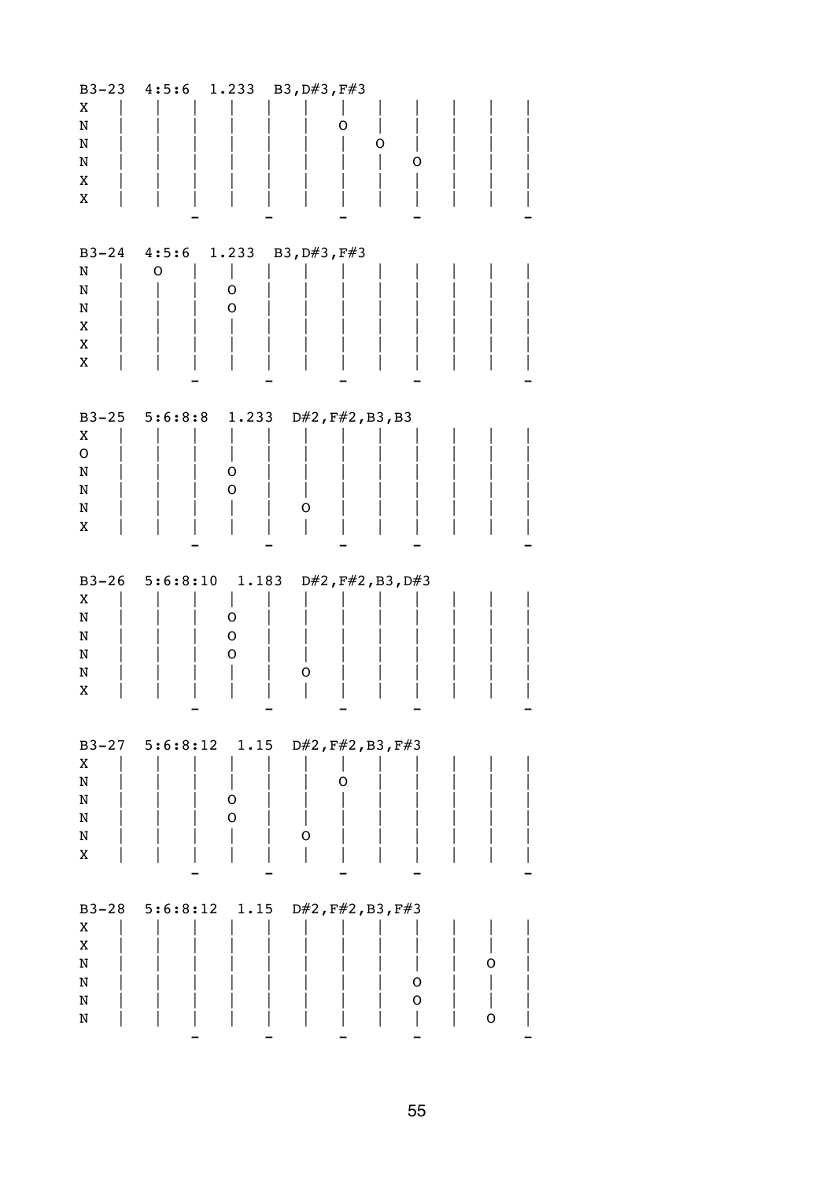```
B3-23  4:5:6  1.233  B3,D#3,F#3
X   |   |   |   |   |   |   |   |   |   |   |   |
N   |   |   |   |   |   |   O   |   |   |   |   |
N   |   |   |   |   |   |   |   O   |   |   |   |
N   |   |   |   |   |   |   |   |   O   |   |   |
X   |   |   |   |   |   |   |   |   |   |   |   |
X   |   |   |   |   |   |   |   |   |   |   |   |
            -       -       -       -           -
```

```
B3-24  4:5:6  1.233  B3,D#3,F#3
N   |   O   |   |   |   |   |   |   |   |   |   |
N   |   |   |   O   |   |   |   |   |   |   |   |
N   |   |   |   O   |   |   |   |   |   |   |   |
X   |   |   |   |   |   |   |   |   |   |   |   |
X   |   |   |   |   |   |   |   |   |   |   |   |
X   |   |   |   |   |   |   |   |   |   |   |   |
            -       -       -       -           -
```

```
B3-25  5:6:8:8  1.233  D#2,F#2,B3,B3
X   |   |   |   |   |   |   |   |   |   |   |   |
O   |   |   |   |   |   |   |   |   |   |   |   |
N   |   |   |   O   |   |   |   |   |   |   |   |
N   |   |   |   O   |   |   |   |   |   |   |   |
N   |   |   |   |   |   O   |   |   |   |   |   |
X   |   |   |   |   |   |   |   |   |   |   |   |
            -       -       -       -           -
```

```
B3-26  5:6:8:10  1.183  D#2,F#2,B3,D#3
X   |   |   |   |   |   |   |   |   |   |   |   |
N   |   |   |   O   |   |   |   |   |   |   |   |
N   |   |   |   O   |   |   |   |   |   |   |   |
N   |   |   |   O   |   |   |   |   |   |   |   |
N   |   |   |   |   |   O   |   |   |   |   |   |
X   |   |   |   |   |   |   |   |   |   |   |   |
            -       -       -       -           -
```

```
B3-27  5:6:8:12  1.15  D#2,F#2,B3,F#3
X   |   |   |   |   |   |   |   |   |   |   |   |
N   |   |   |   |   |   |   O   |   |   |   |   |
N   |   |   |   O   |   |   |   |   |   |   |   |
N   |   |   |   O   |   |   |   |   |   |   |   |
N   |   |   |   |   |   O   |   |   |   |   |   |
X   |   |   |   |   |   |   |   |   |   |   |   |
            -       -       -       -           -
```

```
B3-28  5:6:8:12  1.15  D#2,F#2,B3,F#3
X   |   |   |   |   |   |   |   |   |   |   |   |
X   |   |   |   |   |   |   |   |   |   |   |   |
N   |   |   |   |   |   |   |   |   |   |   O   |
N   |   |   |   |   |   |   |   |   O   |   |   |
N   |   |   |   |   |   |   |   |   O   |   |   |
N   |   |   |   |   |   |   |   |   |   |   O   |
            -       -       -       -           -
```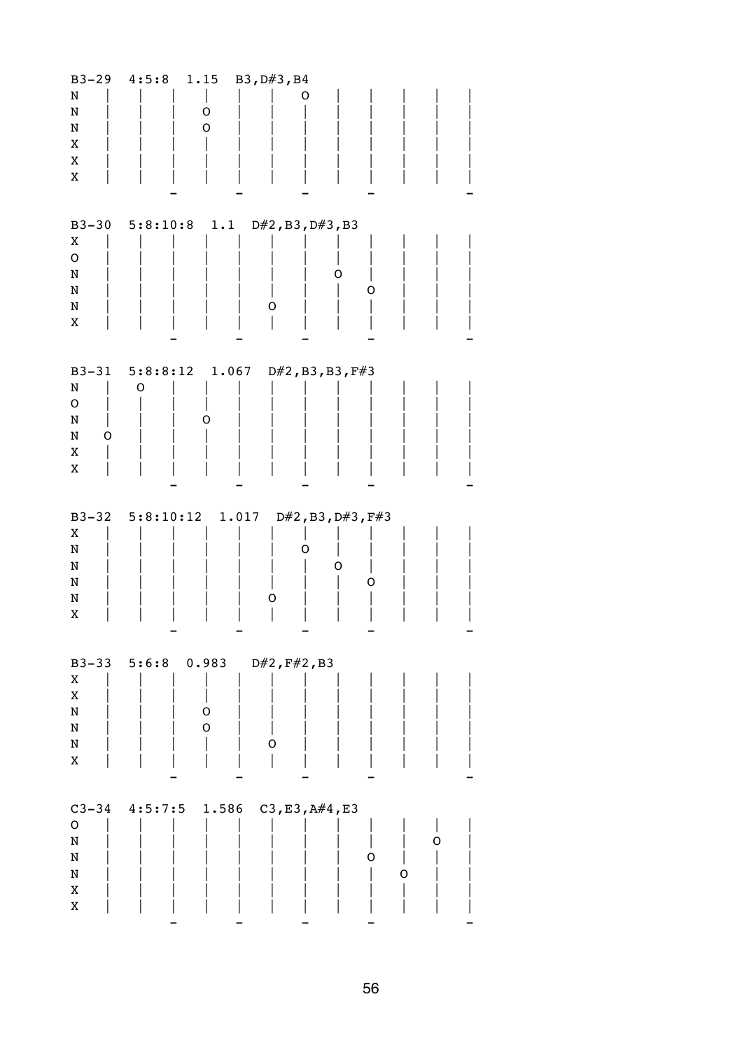```
B3-29  4:5:8  1.15  B3,D#3,B4
N   |   |   |   |   |   |   O   |   |   |   |   |
N   |   |   |   O   |   |   |   |   |   |   |   |
N   |   |   |   O   |   |   |   |   |   |   |   |
X   |   |   |   |   |   |   |   |   |   |   |   |
X   |   |   |   |   |   |   |   |   |   |   |   |
X   |   |   |   |   |   |   |   |   |   |   |   |
            -       -       -       -           -
```

```
B3-30  5:8:10:8  1.1  D#2,B3,D#3,B3
X   |   |   |   |   |   |   |   |   |   |   |   |
O   |   |   |   |   |   |   |   |   |   |   |   |
N   |   |   |   |   |   |   |   O   |   |   |   |
N   |   |   |   |   |   |   |   |   O   |   |   |
N   |   |   |   |   |   O   |   |   |   |   |   |
X   |   |   |   |   |   |   |   |   |   |   |   |
            -       -       -       -           -
```

```
B3-31  5:8:8:12  1.067  D#2,B3,B3,F#3
N   |   O   |   |   |   |   |   |   |   |   |   |
O   |   |   |   |   |   |   |   |   |   |   |   |
N   |   |   |   O   |   |   |   |   |   |   |   |
N   O   |   |   |   |   |   |   |   |   |   |   |
X   |   |   |   |   |   |   |   |   |   |   |   |
X   |   |   |   |   |   |   |   |   |   |   |   |
            -       -       -       -           -
```

```
B3-32  5:8:10:12  1.017  D#2,B3,D#3,F#3
X   |   |   |   |   |   |   |   |   |   |   |   |
N   |   |   |   |   |   |   O   |   |   |   |   |
N   |   |   |   |   |   |   |   O   |   |   |   |
N   |   |   |   |   |   |   |   |   O   |   |   |
N   |   |   |   |   |   O   |   |   |   |   |   |
X   |   |   |   |   |   |   |   |   |   |   |   |
            -       -       -       -           -
```

```
B3-33  5:6:8  0.983   D#2,F#2,B3
X   |   |   |   |   |   |   |   |   |   |   |   |
X   |   |   |   |   |   |   |   |   |   |   |   |
N   |   |   |   O   |   |   |   |   |   |   |   |
N   |   |   |   O   |   |   |   |   |   |   |   |
N   |   |   |   |   |   O   |   |   |   |   |   |
X   |   |   |   |   |   |   |   |   |   |   |   |
            -       -       -       -           -
```

```
C3-34  4:5:7:5  1.586  C3,E3,A#4,E3
O   |   |   |   |   |   |   |   |   |   |   |   |
N   |   |   |   |   |   |   |   |   |   |   O   |
N   |   |   |   |   |   |   |   |   O   |   |   |
N   |   |   |   |   |   |   |   |   |   O   |   |
X   |   |   |   |   |   |   |   |   |   |   |   |
X   |   |   |   |   |   |   |   |   |   |   |   |
            -       -       -       -           -
```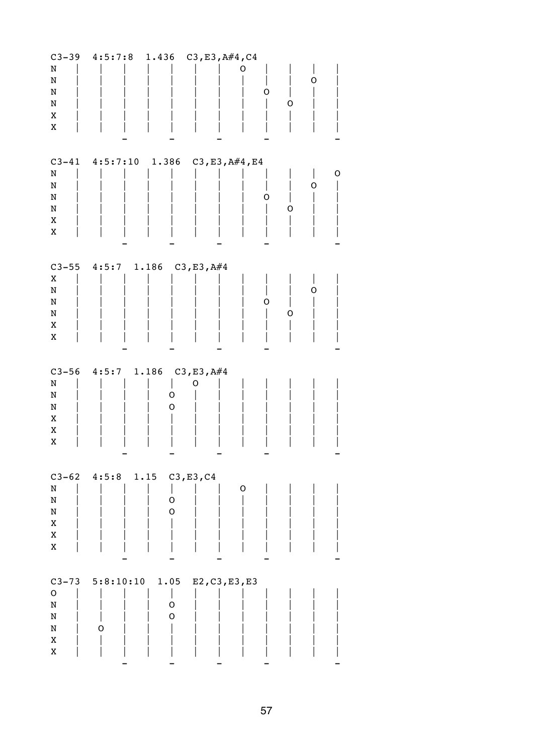```
C3-39  4:5:7:8  1.436  C3,E3,A#4,C4
N   |   |   |   |   |   |   |   O   |   |   |   |
N   |   |   |   |   |   |   |   |   |   |   O   |
N   |   |   |   |   |   |   |   |   O   |   |   |
N   |   |   |   |   |   |   |   |   |   O   |   |
X   |   |   |   |   |   |   |   |   |   |   |   |
X   |   |   |   |   |   |   |   |   |   |   |   |
            -       -       -       -           -
```

```
C3-41  4:5:7:10  1.386  C3,E3,A#4,E4
N   |   |   |   |   |   |   |   |   |   |   |   O
N   |   |   |   |   |   |   |   |   |   |   O   |
N   |   |   |   |   |   |   |   |   O   |   |   |
N   |   |   |   |   |   |   |   |   |   O   |   |
X   |   |   |   |   |   |   |   |   |   |   |   |
X   |   |   |   |   |   |   |   |   |   |   |   |
            -       -       -       -           -
```

```
C3-55  4:5:7  1.186  C3,E3,A#4
X   |   |   |   |   |   |   |   |   |   |   |   |
N   |   |   |   |   |   |   |   |   |   |   O   |
N   |   |   |   |   |   |   |   |   O   |   |   |
N   |   |   |   |   |   |   |   |   |   O   |   |
X   |   |   |   |   |   |   |   |   |   |   |   |
X   |   |   |   |   |   |   |   |   |   |   |   |
            -       -       -       -           -
```

```
C3-56  4:5:7  1.186  C3,E3,A#4
N   |   |   |   |   |   O   |   |   |   |   |   |
N   |   |   |   |   O   |   |   |   |   |   |   |
N   |   |   |   |   O   |   |   |   |   |   |   |
X   |   |   |   |   |   |   |   |   |   |   |   |
X   |   |   |   |   |   |   |   |   |   |   |   |
X   |   |   |   |   |   |   |   |   |   |   |   |
            -       -       -       -           -
```

```
C3-62  4:5:8  1.15  C3,E3,C4
N   |   |   |   |   |   |   |   O   |   |   |   |
N   |   |   |   |   O   |   |   |   |   |   |   |
N   |   |   |   |   O   |   |   |   |   |   |   |
X   |   |   |   |   |   |   |   |   |   |   |   |
X   |   |   |   |   |   |   |   |   |   |   |   |
X   |   |   |   |   |   |   |   |   |   |   |   |
            -       -       -       -           -
```

```
C3-73  5:8:10:10  1.05  E2,C3,E3,E3
O   |   |   |   |   |   |   |   |   |   |   |   |
N   |   |   |   |   O   |   |   |   |   |   |   |
N   |   |   |   |   O   |   |   |   |   |   |   |
N   |   O   |   |   |   |   |   |   |   |   |   |
X   |   |   |   |   |   |   |   |   |   |   |   |
X   |   |   |   |   |   |   |   |   |   |   |   |
            -       -       -       -           -
```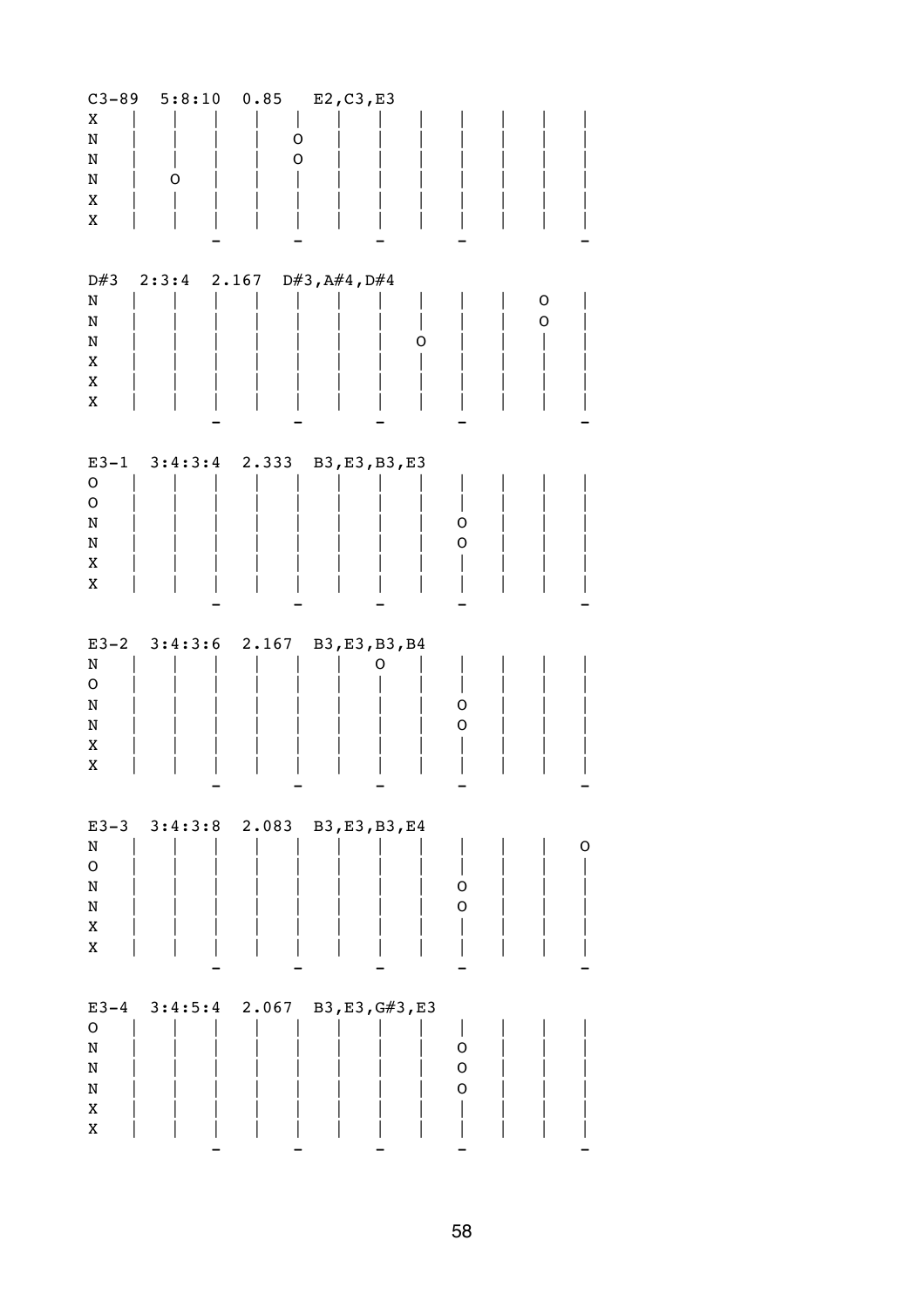```
C3-89  5:8:10  0.85   E2,C3,E3
X   |   |   |   |   |   |   |   |   |   |   |   |
N   |   |   |   |   O   |   |   |   |   |   |   |
N   |   |   |   |   O   |   |   |   |   |   |   |
N   |   O   |   |   |   |   |   |   |   |   |   |
X   |   |   |   |   |   |   |   |   |   |   |   |
X   |   |   |   |   |   |   |   |   |   |   |   |
            -       -       -       -           -

D#3  2:3:4  2.167  D#3,A#4,D#4
N   |   |   |   |   |   |   |   |   |   |   O   |
N   |   |   |   |   |   |   |   |   |   |   O   |
N   |   |   |   |   |   |   |   O   |   |   |   |
X   |   |   |   |   |   |   |   |   |   |   |   |
X   |   |   |   |   |   |   |   |   |   |   |   |
X   |   |   |   |   |   |   |   |   |   |   |   |
            -       -       -       -           -

E3-1  3:4:3:4  2.333  B3,E3,B3,E3
O   |   |   |   |   |   |   |   |   |   |   |   |
O   |   |   |   |   |   |   |   |   |   |   |   |
N   |   |   |   |   |   |   |   |   O   |   |   |
N   |   |   |   |   |   |   |   |   O   |   |   |
X   |   |   |   |   |   |   |   |   |   |   |   |
X   |   |   |   |   |   |   |   |   |   |   |   |
            -       -       -       -           -

E3-2  3:4:3:6  2.167  B3,E3,B3,B4
N   |   |   |   |   |   |   O   |   |   |   |   |
O   |   |   |   |   |   |   |   |   |   |   |   |
N   |   |   |   |   |   |   |   |   O   |   |   |
N   |   |   |   |   |   |   |   |   O   |   |   |
X   |   |   |   |   |   |   |   |   |   |   |   |
X   |   |   |   |   |   |   |   |   |   |   |   |
            -       -       -       -           -

E3-3  3:4:3:8  2.083  B3,E3,B3,E4
N   |   |   |   |   |   |   |   |   |   |   |   O
O   |   |   |   |   |   |   |   |   |   |   |   |
N   |   |   |   |   |   |   |   |   O   |   |   |
N   |   |   |   |   |   |   |   |   O   |   |   |
X   |   |   |   |   |   |   |   |   |   |   |   |
X   |   |   |   |   |   |   |   |   |   |   |   |
            -       -       -       -           -

E3-4  3:4:5:4  2.067  B3,E3,G#3,E3
O   |   |   |   |   |   |   |   |   |   |   |   |
N   |   |   |   |   |   |   |   |   O   |   |   |
N   |   |   |   |   |   |   |   |   O   |   |   |
N   |   |   |   |   |   |   |   |   O   |   |   |
X   |   |   |   |   |   |   |   |   |   |   |   |
X   |   |   |   |   |   |   |   |   |   |   |   |
            -       -       -       -           -
```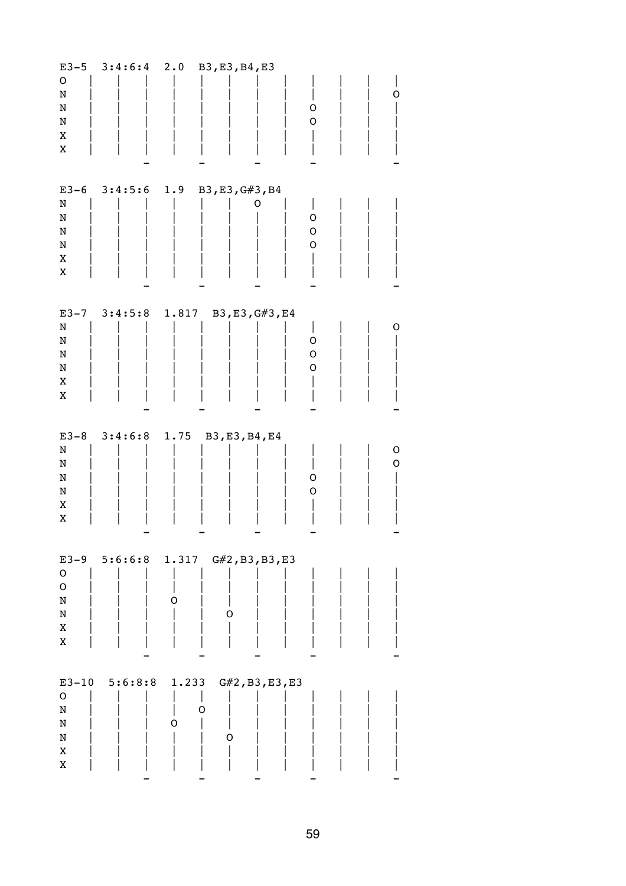```
E3-5  3:4:6:4  2.0  B3,E3,B4,E3
O   |   |   |   |   |   |   |   |   |   |   |   |
N   |   |   |   |   |   |   |   |   |   |   |   O
N   |   |   |   |   |   |   |   |   O   |   |   |
N   |   |   |   |   |   |   |   |   O   |   |   |
X   |   |   |   |   |   |   |   |   |   |   |   |
X   |   |   |   |   |   |   |   |   |   |   |   |
            -       -       -       -           -

E3-6  3:4:5:6  1.9  B3,E3,G#3,B4
N   |   |   |   |   |   |   O   |   |   |   |   |
N   |   |   |   |   |   |   |   |   O   |   |   |
N   |   |   |   |   |   |   |   |   O   |   |   |
N   |   |   |   |   |   |   |   |   O   |   |   |
X   |   |   |   |   |   |   |   |   |   |   |   |
X   |   |   |   |   |   |   |   |   |   |   |   |
            -       -       -       -           -

E3-7  3:4:5:8  1.817  B3,E3,G#3,E4
N   |   |   |   |   |   |   |   |   |   |   |   O
N   |   |   |   |   |   |   |   |   O   |   |   |
N   |   |   |   |   |   |   |   |   O   |   |   |
N   |   |   |   |   |   |   |   |   O   |   |   |
X   |   |   |   |   |   |   |   |   |   |   |   |
X   |   |   |   |   |   |   |   |   |   |   |   |
            -       -       -       -           -

E3-8  3:4:6:8  1.75  B3,E3,B4,E4
N   |   |   |   |   |   |   |   |   |   |   |   O
N   |   |   |   |   |   |   |   |   |   |   |   O
N   |   |   |   |   |   |   |   |   O   |   |   |
N   |   |   |   |   |   |   |   |   O   |   |   |
X   |   |   |   |   |   |   |   |   |   |   |   |
X   |   |   |   |   |   |   |   |   |   |   |   |
            -       -       -       -           -

E3-9  5:6:6:8  1.317  G#2,B3,B3,E3
O   |   |   |   |   |   |   |   |   |   |   |   |
O   |   |   |   |   |   |   |   |   |   |   |   |
N   |   |   |   O   |   |   |   |   |   |   |   |
N   |   |   |   |   |   O   |   |   |   |   |   |
X   |   |   |   |   |   |   |   |   |   |   |   |
X   |   |   |   |   |   |   |   |   |   |   |   |
            -       -       -       -           -

E3-10  5:6:8:8  1.233  G#2,B3,E3,E3
O   |   |   |   |   |   |   |   |   |   |   |   |
N   |   |   |   |   O   |   |   |   |   |   |   |
N   |   |   |   O   |   |   |   |   |   |   |   |
N   |   |   |   |   |   O   |   |   |   |   |   |
X   |   |   |   |   |   |   |   |   |   |   |   |
X   |   |   |   |   |   |   |   |   |   |   |   |
            -       -       -       -           -
```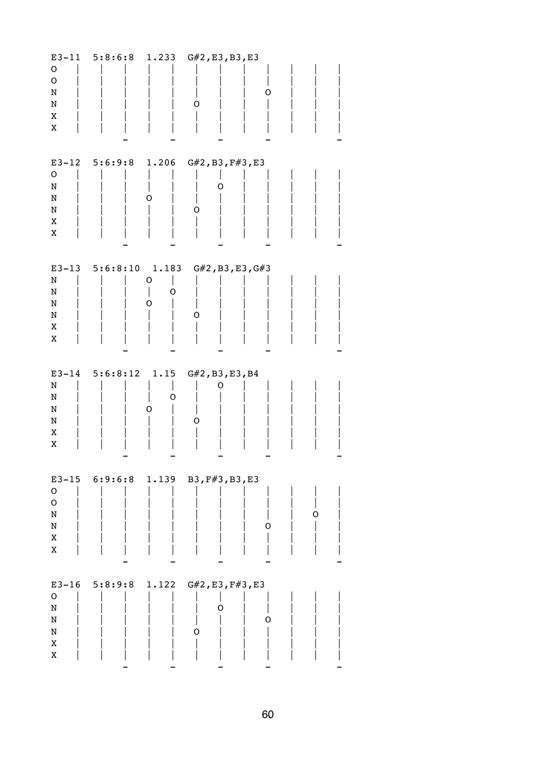```
E3-11  5:8:6:8  1.233  G#2,E3,B3,E3
O   |   |   |   |   |   |   |   |   |   |   |   |
O   |   |   |   |   |   |   |   |   |   |   |   |
N   |   |   |   |   |   |   |   |   O   |   |   |
N   |   |   |   |   |   O   |   |   |   |   |   |
X   |   |   |   |   |   |   |   |   |   |   |   |
X   |   |   |   |   |   |   |   |   |   |   |   |
            -       -       -       -           -

E3-12  5:6:9:8  1.206  G#2,B3,F#3,E3
O   |   |   |   |   |   |   |   |   |   |   |   |
N   |   |   |   |   |   |   O   |   |   |   |   |
N   |   |   |   O   |   |   |   |   |   |   |   |
N   |   |   |   |   |   O   |   |   |   |   |   |
X   |   |   |   |   |   |   |   |   |   |   |   |
X   |   |   |   |   |   |   |   |   |   |   |   |
            -       -       -       -           -

E3-13  5:6:8:10  1.183  G#2,B3,E3,G#3
N   |   |   |   O   |   |   |   |   |   |   |   |
N   |   |   |   |   O   |   |   |   |   |   |   |
N   |   |   |   O   |   |   |   |   |   |   |   |
N   |   |   |   |   |   O   |   |   |   |   |   |
X   |   |   |   |   |   |   |   |   |   |   |   |
X   |   |   |   |   |   |   |   |   |   |   |   |
            -       -       -       -           -

E3-14  5:6:8:12  1.15  G#2,B3,E3,B4
N   |   |   |   |   |   |   O   |   |   |   |   |
N   |   |   |   |   O   |   |   |   |   |   |   |
N   |   |   |   O   |   |   |   |   |   |   |   |
N   |   |   |   |   |   O   |   |   |   |   |   |
X   |   |   |   |   |   |   |   |   |   |   |   |
X   |   |   |   |   |   |   |   |   |   |   |   |
            -       -       -       -           -

E3-15  6:9:6:8  1.139  B3,F#3,B3,E3
O   |   |   |   |   |   |   |   |   |   |   |   |
O   |   |   |   |   |   |   |   |   |   |   |   |
N   |   |   |   |   |   |   |   |   |   |   O   |
N   |   |   |   |   |   |   |   |   O   |   |   |
X   |   |   |   |   |   |   |   |   |   |   |   |
X   |   |   |   |   |   |   |   |   |   |   |   |
            -       -       -       -           -

E3-16  5:8:9:8  1.122  G#2,E3,F#3,E3
O   |   |   |   |   |   |   |   |   |   |   |   |
N   |   |   |   |   |   |   O   |   |   |   |   |
N   |   |   |   |   |   |   |   |   O   |   |   |
N   |   |   |   |   |   O   |   |   |   |   |   |
X   |   |   |   |   |   |   |   |   |   |   |   |
X   |   |   |   |   |   |   |   |   |   |   |   |
            -       -       -       -           -
```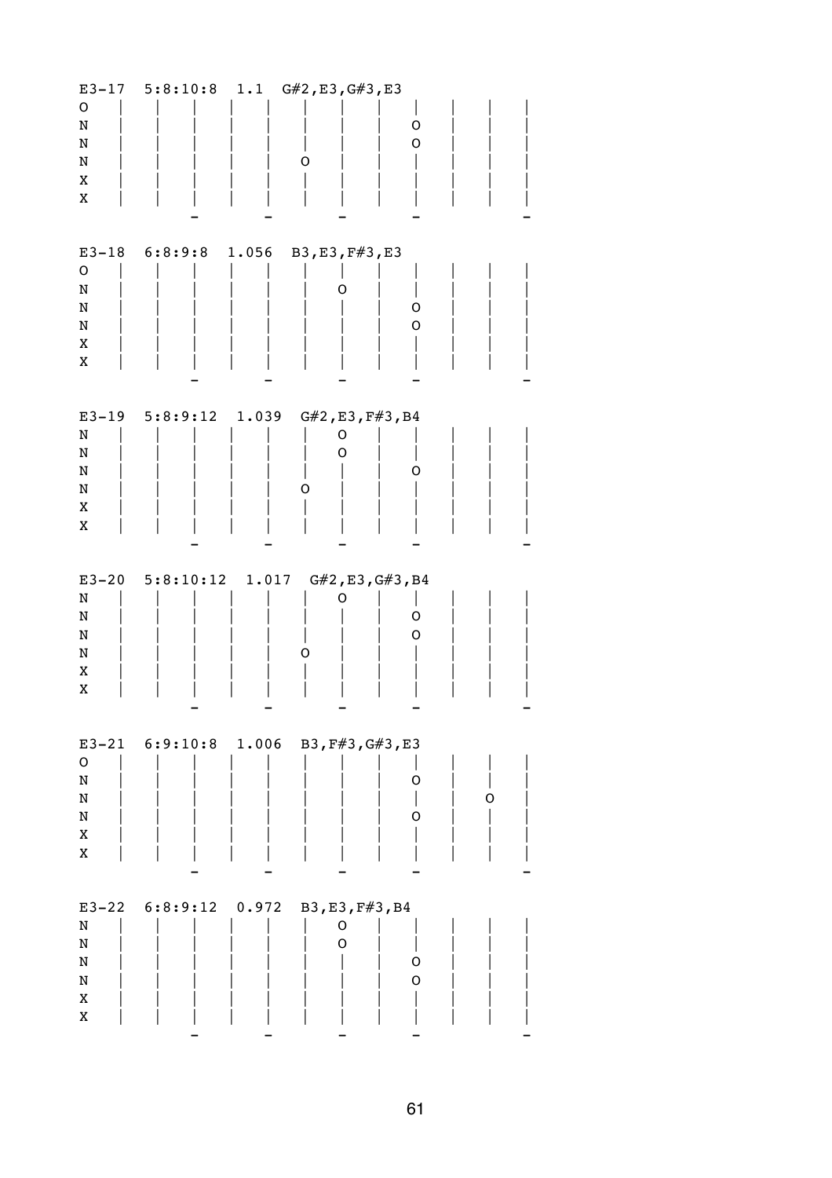```
E3-17  5:8:10:8  1.1  G#2,E3,G#3,E3
O   |   |   |   |   |   |   |   |   |   |   |   |
N   |   |   |   |   |   |   |   |   O   |   |   |
N   |   |   |   |   |   |   |   |   O   |   |   |
N   |   |   |   |   |   O   |   |   |   |   |   |
X   |   |   |   |   |   |   |   |   |   |   |   |
X   |   |   |   |   |   |   |   |   |   |   |   |
            -       -       -       -           -
```

```
E3-18  6:8:9:8  1.056  B3,E3,F#3,E3
O   |   |   |   |   |   |   |   |   |   |   |   |
N   |   |   |   |   |   |   O   |   |   |   |   |
N   |   |   |   |   |   |   |   |   O   |   |   |
N   |   |   |   |   |   |   |   |   O   |   |   |
X   |   |   |   |   |   |   |   |   |   |   |   |
X   |   |   |   |   |   |   |   |   |   |   |   |
            -       -       -       -           -
```

```
E3-19  5:8:9:12  1.039  G#2,E3,F#3,B4
N   |   |   |   |   |   |   O   |   |   |   |   |
N   |   |   |   |   |   |   O   |   |   |   |   |
N   |   |   |   |   |   |   |   |   O   |   |   |
N   |   |   |   |   |   O   |   |   |   |   |   |
X   |   |   |   |   |   |   |   |   |   |   |   |
X   |   |   |   |   |   |   |   |   |   |   |   |
            -       -       -       -           -
```

```
E3-20  5:8:10:12  1.017  G#2,E3,G#3,B4
N   |   |   |   |   |   |   O   |   |   |   |   |
N   |   |   |   |   |   |   |   |   O   |   |   |
N   |   |   |   |   |   |   |   |   O   |   |   |
N   |   |   |   |   |   O   |   |   |   |   |   |
X   |   |   |   |   |   |   |   |   |   |   |   |
X   |   |   |   |   |   |   |   |   |   |   |   |
            -       -       -       -           -
```

```
E3-21  6:9:10:8  1.006  B3,F#3,G#3,E3
O   |   |   |   |   |   |   |   |   |   |   |   |
N   |   |   |   |   |   |   |   |   O   |   |   |
N   |   |   |   |   |   |   |   |   |   |   O   |
N   |   |   |   |   |   |   |   |   O   |   |   |
X   |   |   |   |   |   |   |   |   |   |   |   |
X   |   |   |   |   |   |   |   |   |   |   |   |
            -       -       -       -           -
```

```
E3-22  6:8:9:12  0.972  B3,E3,F#3,B4
N   |   |   |   |   |   |   O   |   |   |   |   |
N   |   |   |   |   |   |   O   |   |   |   |   |
N   |   |   |   |   |   |   |   |   O   |   |   |
N   |   |   |   |   |   |   |   |   O   |   |   |
X   |   |   |   |   |   |   |   |   |   |   |   |
X   |   |   |   |   |   |   |   |   |   |   |   |
            -       -       -       -           -
```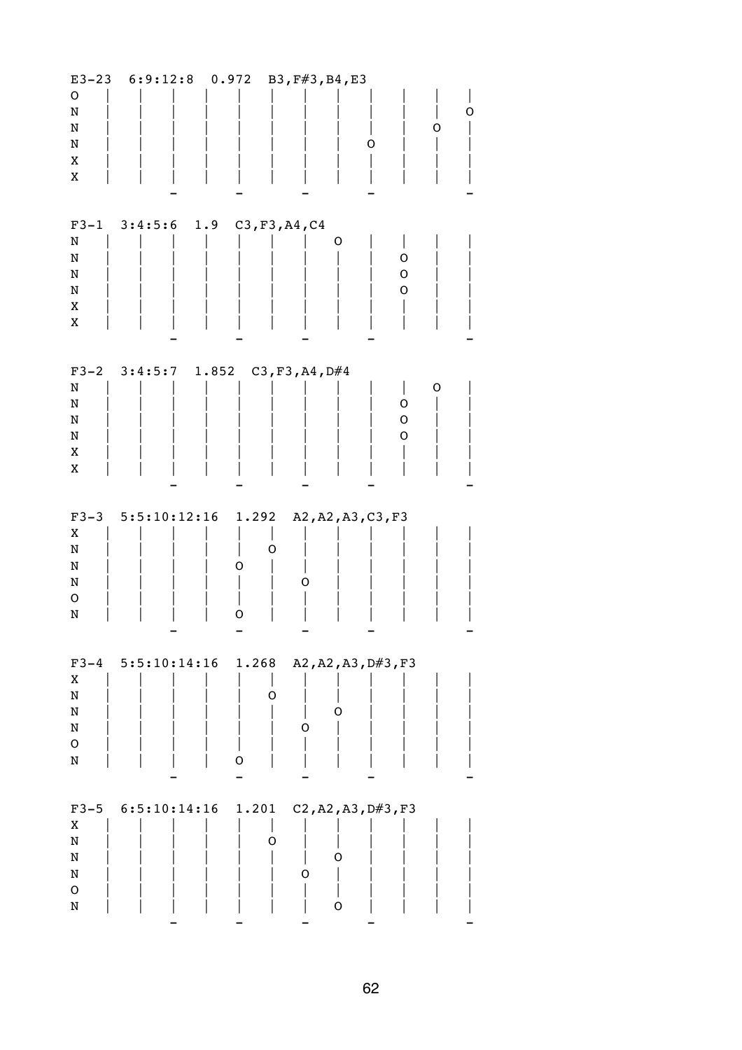```
E3-23  6:9:12:8  0.972  B3,F#3,B4,E3
O   |   |   |   |   |   |   |   |   |   |   |   |
N   |   |   |   |   |   |   |   |   |   |   |   O
N   |   |   |   |   |   |   |   |   |   |   O   |
N   |   |   |   |   |   |   |   |   O   |   |   |
X   |   |   |   |   |   |   |   |   |   |   |   |
X   |   |   |   |   |   |   |   |   |   |   |   |
            -       -       -       -           -
```

```
F3-1  3:4:5:6  1.9  C3,F3,A4,C4
N   |   |   |   |   |   |   |   O   |   |   |   |
N   |   |   |   |   |   |   |   |   |   O   |   |
N   |   |   |   |   |   |   |   |   |   O   |   |
N   |   |   |   |   |   |   |   |   |   O   |   |
X   |   |   |   |   |   |   |   |   |   |   |   |
X   |   |   |   |   |   |   |   |   |   |   |   |
            -       -       -       -           -
```

```
F3-2  3:4:5:7  1.852  C3,F3,A4,D#4
N   |   |   |   |   |   |   |   |   |   |   O   |
N   |   |   |   |   |   |   |   |   |   O   |   |
N   |   |   |   |   |   |   |   |   |   O   |   |
N   |   |   |   |   |   |   |   |   |   O   |   |
X   |   |   |   |   |   |   |   |   |   |   |   |
X   |   |   |   |   |   |   |   |   |   |   |   |
            -       -       -       -           -
```

```
F3-3  5:5:10:12:16  1.292  A2,A2,A3,C3,F3
X   |   |   |   |   |   |   |   |   |   |   |   |
N   |   |   |   |   |   O   |   |   |   |   |   |
N   |   |   |   |   O   |   |   |   |   |   |   |
N   |   |   |   |   |   |   O   |   |   |   |   |
O   |   |   |   |   |   |   |   |   |   |   |   |
N   |   |   |   |   O   |   |   |   |   |   |   |
            -       -       -       -           -
```

```
F3-4  5:5:10:14:16  1.268  A2,A2,A3,D#3,F3
X   |   |   |   |   |   |   |   |   |   |   |   |
N   |   |   |   |   |   O   |   |   |   |   |   |
N   |   |   |   |   |   |   |   O   |   |   |   |
N   |   |   |   |   |   |   O   |   |   |   |   |
O   |   |   |   |   |   |   |   |   |   |   |   |
N   |   |   |   |   O   |   |   |   |   |   |   |
            -       -       -       -           -
```

```
F3-5  6:5:10:14:16  1.201  C2,A2,A3,D#3,F3
X   |   |   |   |   |   |   |   |   |   |   |   |
N   |   |   |   |   |   O   |   |   |   |   |   |
N   |   |   |   |   |   |   |   O   |   |   |   |
N   |   |   |   |   |   |   O   |   |   |   |   |
O   |   |   |   |   |   |   |   |   |   |   |   |
N   |   |   |   |   |   |   |   O   |   |   |   |
            -       -       -       -           -
```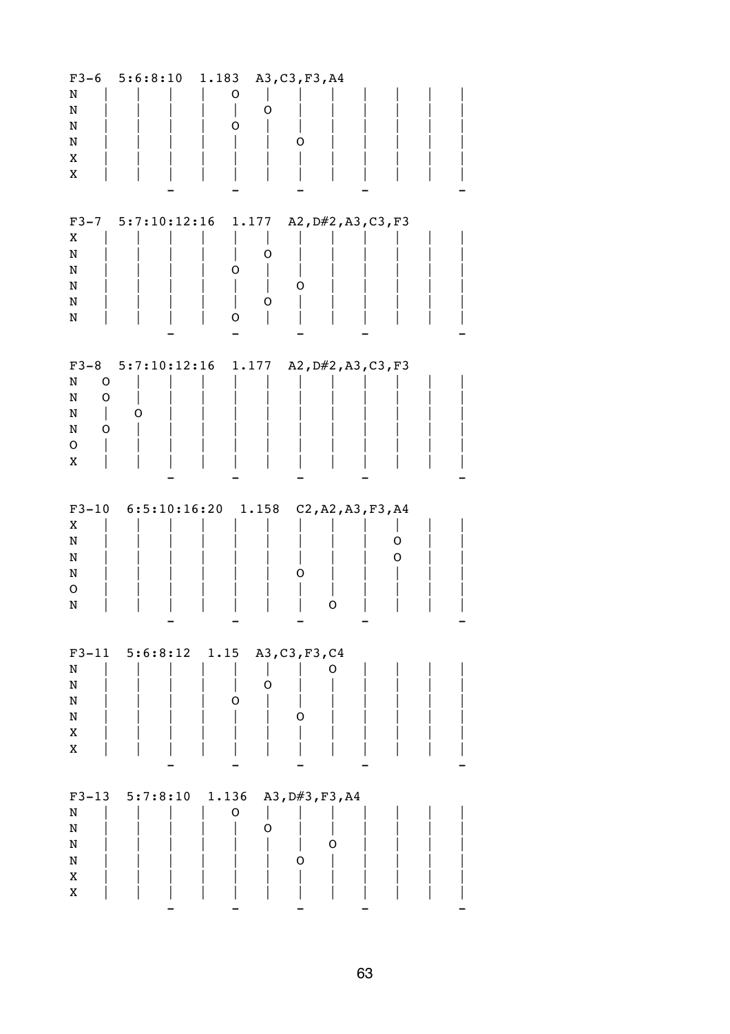```
F3-6  5:6:8:10  1.183  A3,C3,F3,A4
N   |   |   |   |   O   |   |   |   |   |   |   |
N   |   |   |   |   |   O   |   |   |   |   |   |
N   |   |   |   |   O   |   |   |   |   |   |   |
N   |   |   |   |   |   |   O   |   |   |   |   |
X   |   |   |   |   |   |   |   |   |   |   |   |
X   |   |   |   |   |   |   |   |   |   |   |   |
            -       -       -       -           -

F3-7  5:7:10:12:16  1.177  A2,D#2,A3,C3,F3
X   |   |   |   |   |   |   |   |   |   |   |   |
N   |   |   |   |   |   O   |   |   |   |   |   |
N   |   |   |   |   O   |   |   |   |   |   |   |
N   |   |   |   |   |   |   O   |   |   |   |   |
N   |   |   |   |   |   O   |   |   |   |   |   |
N   |   |   |   |   O   |   |   |   |   |   |   |
            -       -       -       -           -

F3-8  5:7:10:12:16  1.177  A2,D#2,A3,C3,F3
N   O   |   |   |   |   |   |   |   |   |   |   |
N   O   |   |   |   |   |   |   |   |   |   |   |
N   |   O   |   |   |   |   |   |   |   |   |   |
N   O   |   |   |   |   |   |   |   |   |   |   |
O   |   |   |   |   |   |   |   |   |   |   |   |
X   |   |   |   |   |   |   |   |   |   |   |   |
            -       -       -       -           -

F3-10  6:5:10:16:20  1.158  C2,A2,A3,F3,A4
X   |   |   |   |   |   |   |   |   |   |   |   |
N   |   |   |   |   |   |   |   |   |   O   |   |
N   |   |   |   |   |   |   |   |   |   O   |   |
N   |   |   |   |   |   |   O   |   |   |   |   |
O   |   |   |   |   |   |   |   |   |   |   |   |
N   |   |   |   |   |   |   |   O   |   |   |   |
            -       -       -       -           -

F3-11  5:6:8:12  1.15  A3,C3,F3,C4
N   |   |   |   |   |   |   |   O   |   |   |   |
N   |   |   |   |   |   O   |   |   |   |   |   |
N   |   |   |   |   O   |   |   |   |   |   |   |
N   |   |   |   |   |   |   O   |   |   |   |   |
X   |   |   |   |   |   |   |   |   |   |   |   |
X   |   |   |   |   |   |   |   |   |   |   |   |
            -       -       -       -           -

F3-13  5:7:8:10  1.136  A3,D#3,F3,A4
N   |   |   |   |   O   |   |   |   |   |   |   |
N   |   |   |   |   |   O   |   |   |   |   |   |
N   |   |   |   |   |   |   |   O   |   |   |   |
N   |   |   |   |   |   |   O   |   |   |   |   |
X   |   |   |   |   |   |   |   |   |   |   |   |
X   |   |   |   |   |   |   |   |   |   |   |   |
            -       -       -       -           -
```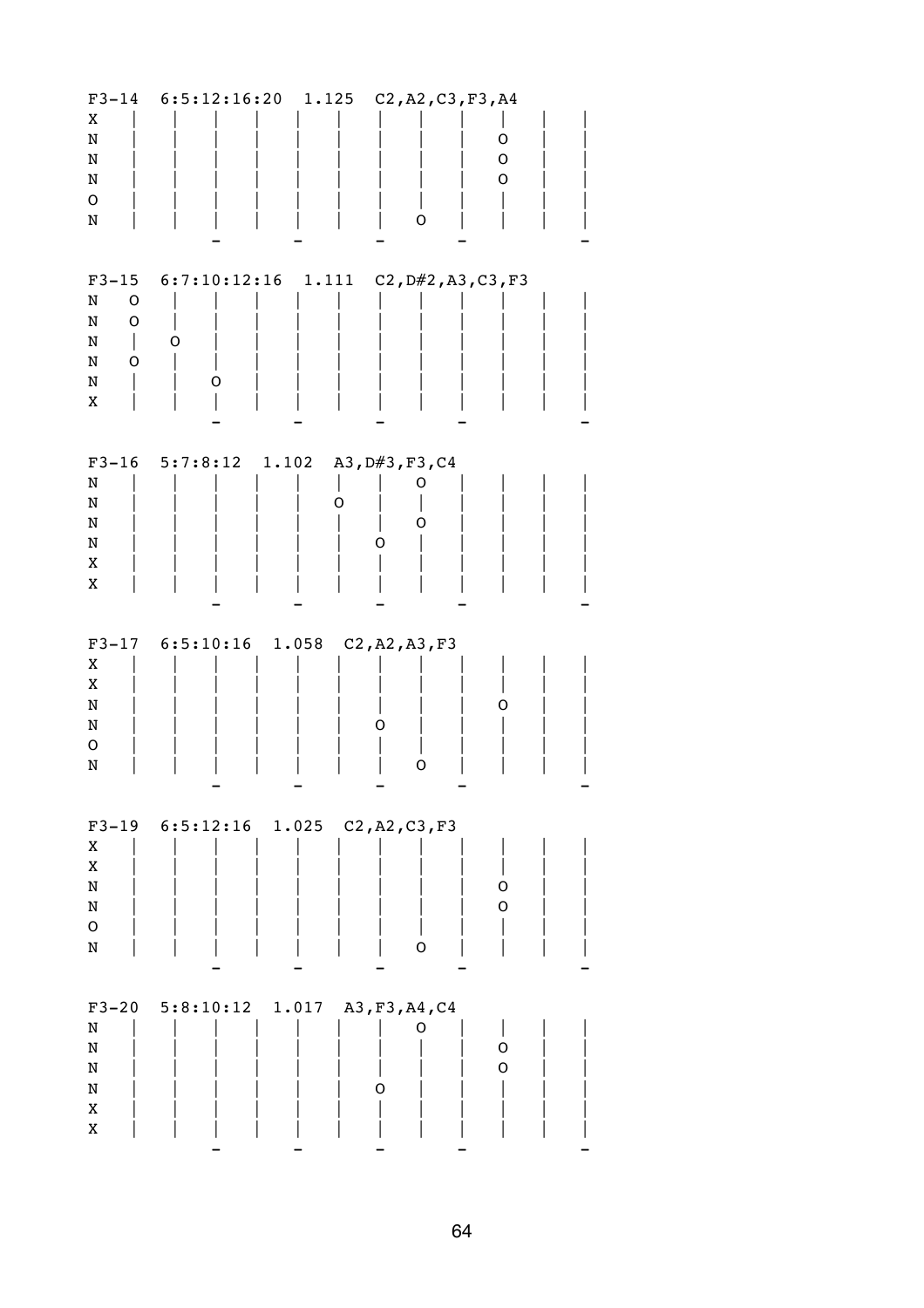```
F3-14  6:5:12:16:20  1.125  C2,A2,C3,F3,A4
X   |   |   |   |   |   |   |   |   |   |   |   |
N   |   |   |   |   |   |   |   |   |   O   |   |
N   |   |   |   |   |   |   |   |   |   O   |   |
N   |   |   |   |   |   |   |   |   |   O   |   |
O   |   |   |   |   |   |   |   |   |   |   |   |
N   |   |   |   |   |   |   |   O   |   |   |   |
            -       -       -       -           -
```

```
F3-15  6:7:10:12:16  1.111  C2,D#2,A3,C3,F3
N   O   |   |   |   |   |   |   |   |   |   |   |
N   O   |   |   |   |   |   |   |   |   |   |   |
N   |   O   |   |   |   |   |   |   |   |   |   |
N   O   |   |   |   |   |   |   |   |   |   |   |
N   |   |   O   |   |   |   |   |   |   |   |   |
X   |   |   |   |   |   |   |   |   |   |   |   |
            -       -       -       -           -
```

```
F3-16  5:7:8:12  1.102  A3,D#3,F3,C4
N   |   |   |   |   |   |   |   O   |   |   |   |
N   |   |   |   |   |   O   |   |   |   |   |   |
N   |   |   |   |   |   |   |   O   |   |   |   |
N   |   |   |   |   |   |   O   |   |   |   |   |
X   |   |   |   |   |   |   |   |   |   |   |   |
X   |   |   |   |   |   |   |   |   |   |   |   |
            -       -       -       -           -
```

```
F3-17  6:5:10:16  1.058  C2,A2,A3,F3
X   |   |   |   |   |   |   |   |   |   |   |   |
X   |   |   |   |   |   |   |   |   |   |   |   |
N   |   |   |   |   |   |   |   |   |   O   |   |
N   |   |   |   |   |   |   O   |   |   |   |   |
O   |   |   |   |   |   |   |   |   |   |   |   |
N   |   |   |   |   |   |   |   O   |   |   |   |
            -       -       -       -           -
```

```
F3-19  6:5:12:16  1.025  C2,A2,C3,F3
X   |   |   |   |   |   |   |   |   |   |   |   |
X   |   |   |   |   |   |   |   |   |   |   |   |
N   |   |   |   |   |   |   |   |   |   O   |   |
N   |   |   |   |   |   |   |   |   |   O   |   |
O   |   |   |   |   |   |   |   |   |   |   |   |
N   |   |   |   |   |   |   |   O   |   |   |   |
            -       -       -       -           -
```

```
F3-20  5:8:10:12  1.017  A3,F3,A4,C4
N   |   |   |   |   |   |   |   O   |   |   |   |
N   |   |   |   |   |   |   |   |   |   O   |   |
N   |   |   |   |   |   |   |   |   |   O   |   |
N   |   |   |   |   |   |   O   |   |   |   |   |
X   |   |   |   |   |   |   |   |   |   |   |   |
X   |   |   |   |   |   |   |   |   |   |   |   |
            -       -       -       -           -
```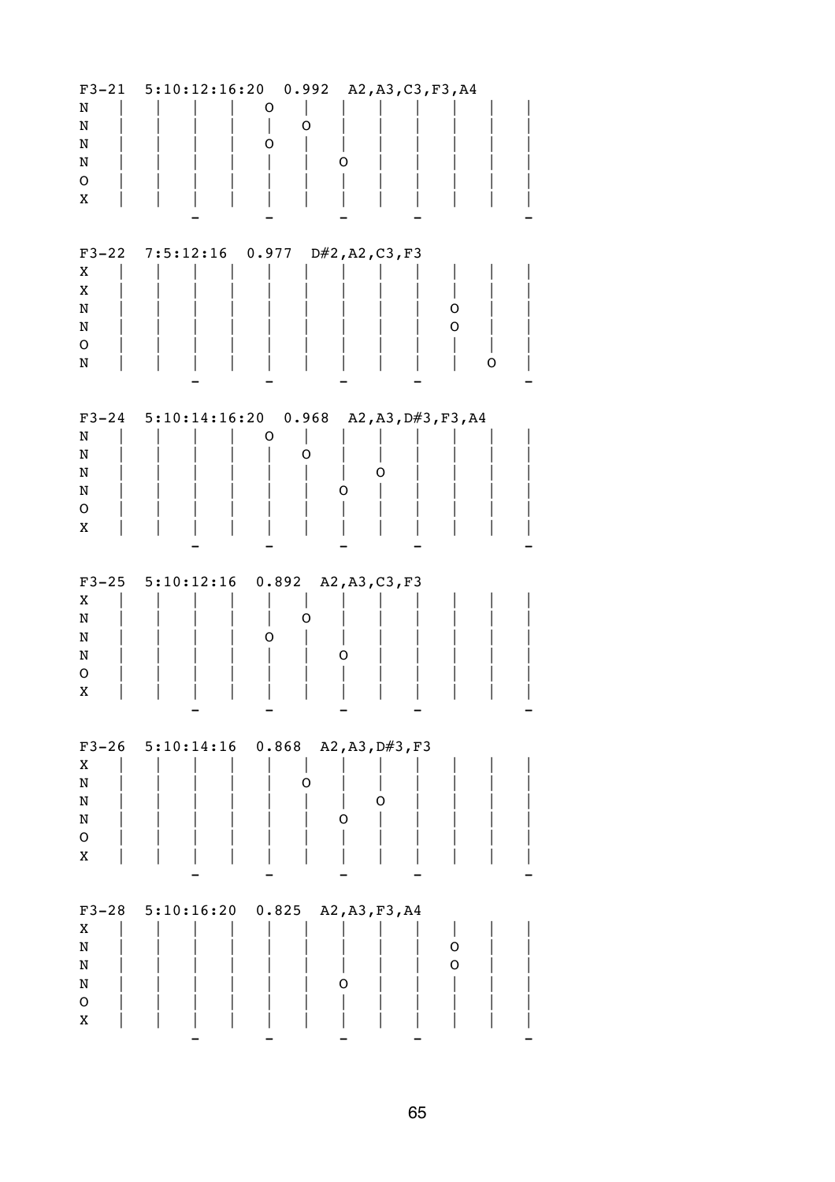```
F3-21  5:10:12:16:20  0.992  A2,A3,C3,F3,A4
N   |   |   |   |   O   |   |   |   |   |   |   |
N   |   |   |   |   |   O   |   |   |   |   |   |
N   |   |   |   |   O   |   |   |   |   |   |   |
N   |   |   |   |   |   |   O   |   |   |   |   |
O   |   |   |   |   |   |   |   |   |   |   |   |
X   |   |   |   |   |   |   |   |   |   |   |   |
            -       -       -       -           -
```

```
F3-22  7:5:12:16  0.977  D#2,A2,C3,F3
X   |   |   |   |   |   |   |   |   |   |   |   |
X   |   |   |   |   |   |   |   |   |   |   |   |
N   |   |   |   |   |   |   |   |   |   O   |   |
N   |   |   |   |   |   |   |   |   |   O   |   |
O   |   |   |   |   |   |   |   |   |   |   |   |
N   |   |   |   |   |   |   |   |   |   |   O   |
            -       -       -       -           -
```

```
F3-24  5:10:14:16:20  0.968  A2,A3,D#3,F3,A4
N   |   |   |   |   O   |   |   |   |   |   |   |
N   |   |   |   |   |   O   |   |   |   |   |   |
N   |   |   |   |   |   |   |   O   |   |   |   |
N   |   |   |   |   |   |   O   |   |   |   |   |
O   |   |   |   |   |   |   |   |   |   |   |   |
X   |   |   |   |   |   |   |   |   |   |   |   |
            -       -       -       -           -
```

```
F3-25  5:10:12:16  0.892  A2,A3,C3,F3
X   |   |   |   |   |   |   |   |   |   |   |   |
N   |   |   |   |   |   O   |   |   |   |   |   |
N   |   |   |   |   O   |   |   |   |   |   |   |
N   |   |   |   |   |   |   O   |   |   |   |   |
O   |   |   |   |   |   |   |   |   |   |   |   |
X   |   |   |   |   |   |   |   |   |   |   |   |
            -       -       -       -           -
```

```
F3-26  5:10:14:16  0.868  A2,A3,D#3,F3
X   |   |   |   |   |   |   |   |   |   |   |   |
N   |   |   |   |   |   O   |   |   |   |   |   |
N   |   |   |   |   |   |   |   O   |   |   |   |
N   |   |   |   |   |   |   O   |   |   |   |   |
O   |   |   |   |   |   |   |   |   |   |   |   |
X   |   |   |   |   |   |   |   |   |   |   |   |
            -       -       -       -           -
```

```
F3-28  5:10:16:20  0.825  A2,A3,F3,A4
X   |   |   |   |   |   |   |   |   |   |   |   |
N   |   |   |   |   |   |   |   |   |   O   |   |
N   |   |   |   |   |   |   |   |   |   O   |   |
N   |   |   |   |   |   |   O   |   |   |   |   |
O   |   |   |   |   |   |   |   |   |   |   |   |
X   |   |   |   |   |   |   |   |   |   |   |   |
            -       -       -       -           -
```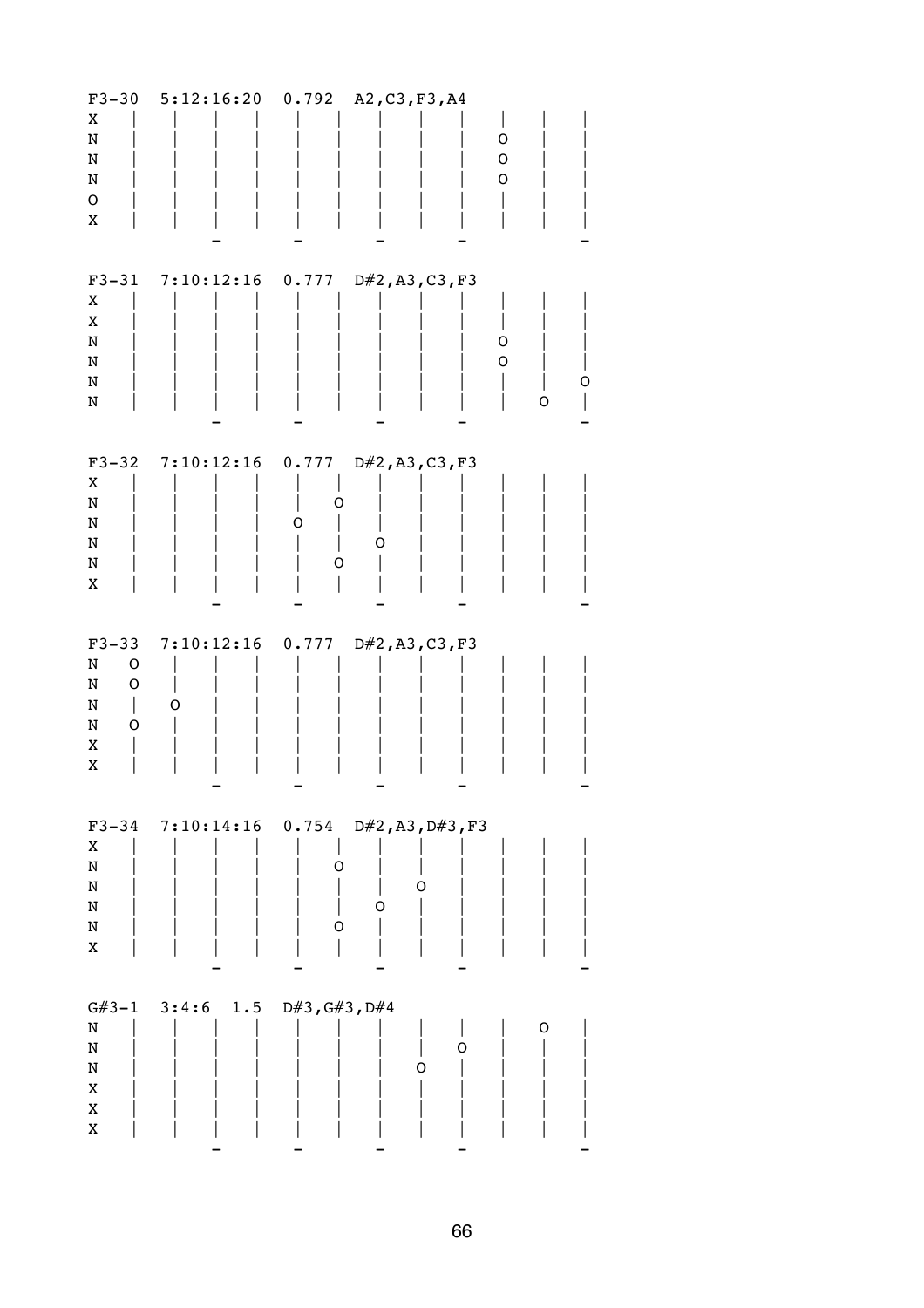```
F3-30  5:12:16:20  0.792  A2,C3,F3,A4
X   |   |   |   |   |   |   |   |   |   |   |   |
N   |   |   |   |   |   |   |   |   |   O   |   |
N   |   |   |   |   |   |   |   |   |   O   |   |
N   |   |   |   |   |   |   |   |   |   O   |   |
O   |   |   |   |   |   |   |   |   |   |   |   |
X   |   |   |   |   |   |   |   |   |   |   |   |
            -       -       -       -           -

F3-31  7:10:12:16  0.777  D#2,A3,C3,F3
X   |   |   |   |   |   |   |   |   |   |   |   |
X   |   |   |   |   |   |   |   |   |   |   |   |
N   |   |   |   |   |   |   |   |   |   O   |   |
N   |   |   |   |   |   |   |   |   |   O   |   |
N   |   |   |   |   |   |   |   |   |   |   |   O
N   |   |   |   |   |   |   |   |   |   |   O   |
            -       -       -       -           -

F3-32  7:10:12:16  0.777  D#2,A3,C3,F3
X   |   |   |   |   |   |   |   |   |   |   |   |
N   |   |   |   |   |   O   |   |   |   |   |   |
N   |   |   |   |   O   |   |   |   |   |   |   |
N   |   |   |   |   |   |   O   |   |   |   |   |
N   |   |   |   |   |   O   |   |   |   |   |   |
X   |   |   |   |   |   |   |   |   |   |   |   |
            -       -       -       -           -

F3-33  7:10:12:16  0.777  D#2,A3,C3,F3
N   O   |   |   |   |   |   |   |   |   |   |   |
N   O   |   |   |   |   |   |   |   |   |   |   |
N   |   O   |   |   |   |   |   |   |   |   |   |
N   O   |   |   |   |   |   |   |   |   |   |   |
X   |   |   |   |   |   |   |   |   |   |   |   |
X   |   |   |   |   |   |   |   |   |   |   |   |
            -       -       -       -           -

F3-34  7:10:14:16  0.754  D#2,A3,D#3,F3
X   |   |   |   |   |   |   |   |   |   |   |   |
N   |   |   |   |   |   O   |   |   |   |   |   |
N   |   |   |   |   |   |   |   O   |   |   |   |
N   |   |   |   |   |   |   O   |   |   |   |   |
N   |   |   |   |   |   O   |   |   |   |   |   |
X   |   |   |   |   |   |   |   |   |   |   |   |
            -       -       -       -           -

G#3-1  3:4:6  1.5  D#3,G#3,D#4
N   |   |   |   |   |   |   |   |   |   |   O   |
N   |   |   |   |   |   |   |   |   O   |   |   |
N   |   |   |   |   |   |   |   O   |   |   |   |
X   |   |   |   |   |   |   |   |   |   |   |   |
X   |   |   |   |   |   |   |   |   |   |   |   |
X   |   |   |   |   |   |   |   |   |   |   |   |
            -       -       -       -           -
```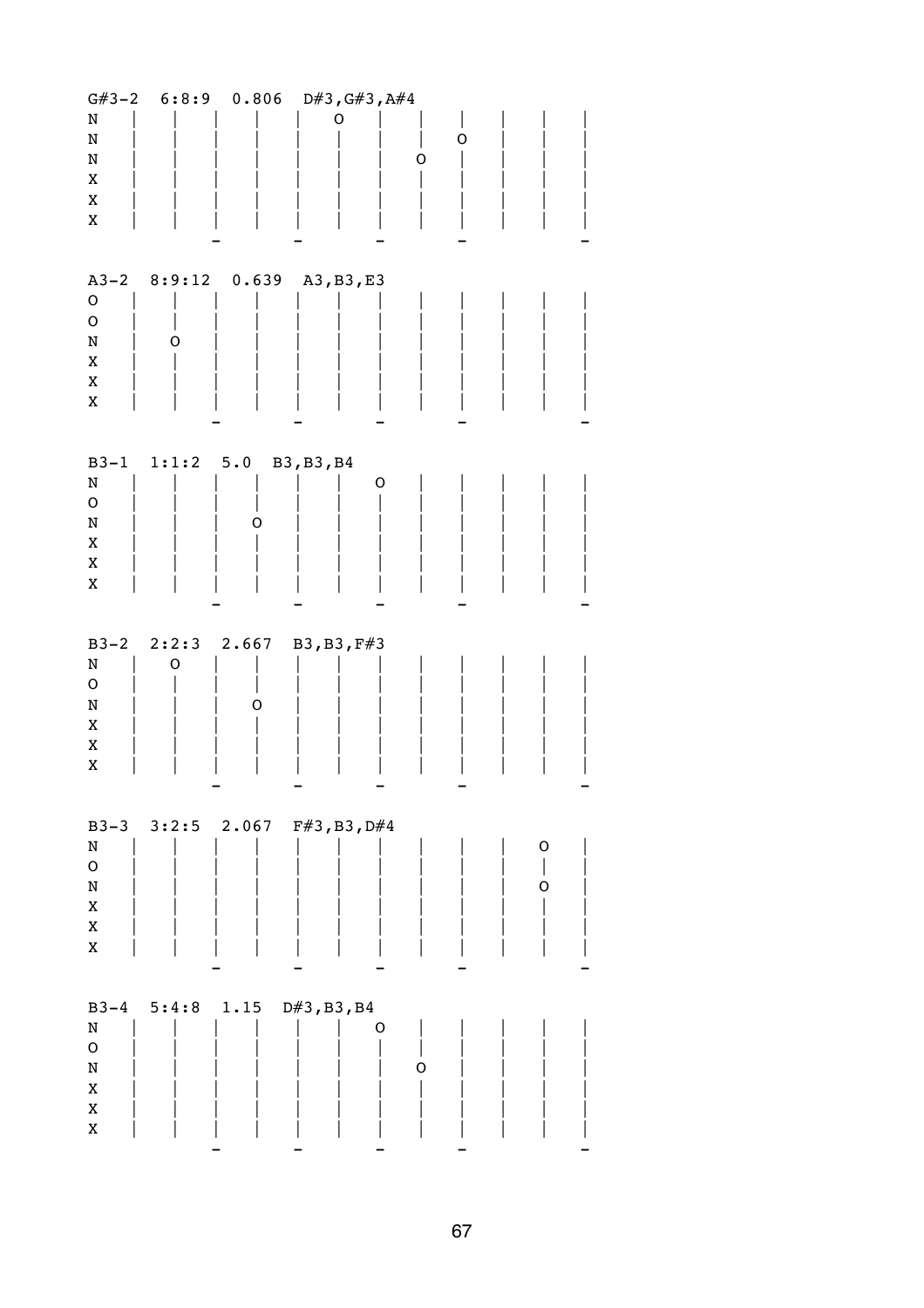```
G#3-2  6:8:9  0.806  D#3,G#3,A#4
N   |   |   |   |   |   O   |   |   |   |   |   |
N   |   |   |   |   |   |   |   |   O   |   |   |
N   |   |   |   |   |   |   |   O   |   |   |   |
X   |   |   |   |   |   |   |   |   |   |   |   |
X   |   |   |   |   |   |   |   |   |   |   |   |
X   |   |   |   |   |   |   |   |   |   |   |   |
            -       -       -       -           -
```

```
A3-2  8:9:12  0.639  A3,B3,E3
O   |   |   |   |   |   |   |   |   |   |   |   |
O   |   |   |   |   |   |   |   |   |   |   |   |
N   |   O   |   |   |   |   |   |   |   |   |   |
X   |   |   |   |   |   |   |   |   |   |   |   |
X   |   |   |   |   |   |   |   |   |   |   |   |
X   |   |   |   |   |   |   |   |   |   |   |   |
            -       -       -       -           -
```

```
B3-1  1:1:2  5.0  B3,B3,B4
N   |   |   |   |   |   |   O   |   |   |   |   |
O   |   |   |   |   |   |   |   |   |   |   |   |
N   |   |   |   O   |   |   |   |   |   |   |   |
X   |   |   |   |   |   |   |   |   |   |   |   |
X   |   |   |   |   |   |   |   |   |   |   |   |
X   |   |   |   |   |   |   |   |   |   |   |   |
            -       -       -       -           -
```

```
B3-2  2:2:3  2.667  B3,B3,F#3
N   |   O   |   |   |   |   |   |   |   |   |   |
O   |   |   |   |   |   |   |   |   |   |   |   |
N   |   |   |   O   |   |   |   |   |   |   |   |
X   |   |   |   |   |   |   |   |   |   |   |   |
X   |   |   |   |   |   |   |   |   |   |   |   |
X   |   |   |   |   |   |   |   |   |   |   |   |
            -       -       -       -           -
```

```
B3-3  3:2:5  2.067  F#3,B3,D#4
N   |   |   |   |   |   |   |   |   |   |   O   |
O   |   |   |   |   |   |   |   |   |   |   |   |
N   |   |   |   |   |   |   |   |   |   |   O   |
X   |   |   |   |   |   |   |   |   |   |   |   |
X   |   |   |   |   |   |   |   |   |   |   |   |
X   |   |   |   |   |   |   |   |   |   |   |   |
            -       -       -       -           -
```

```
B3-4  5:4:8  1.15  D#3,B3,B4
N   |   |   |   |   |   |   O   |   |   |   |   |
O   |   |   |   |   |   |   |   |   |   |   |   |
N   |   |   |   |   |   |   |   O   |   |   |   |
X   |   |   |   |   |   |   |   |   |   |   |   |
X   |   |   |   |   |   |   |   |   |   |   |   |
X   |   |   |   |   |   |   |   |   |   |   |   |
            -       -       -       -           -
```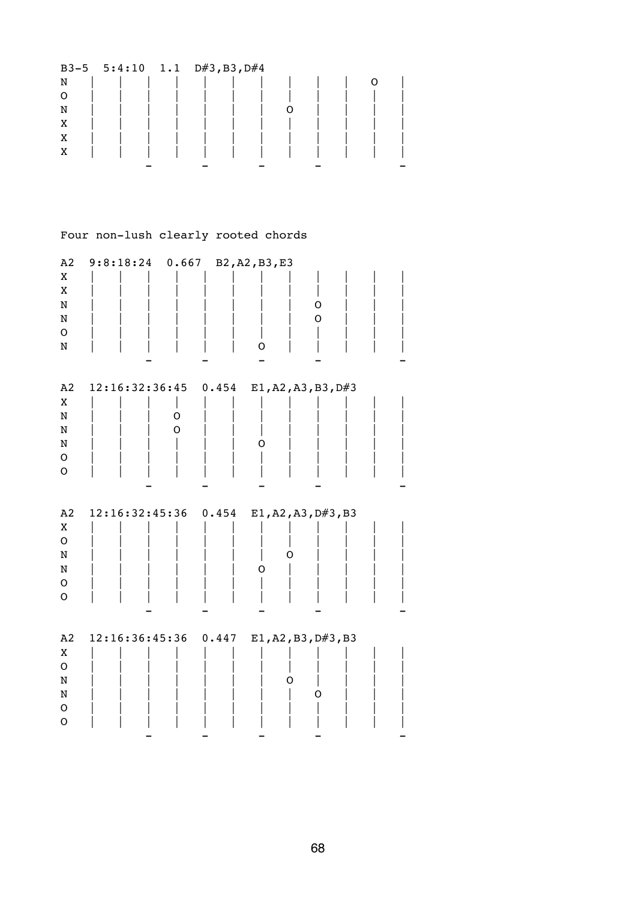```
B3-5  5:4:10  1.1  D#3,B3,D#4
N   |   |   |   |   |   |   |   |   |   |   O   |
O   |   |   |   |   |   |   |   |   |   |   |   |
N   |   |   |   |   |   |   |   O   |   |   |   |
X   |   |   |   |   |   |   |   |   |   |   |   |
X   |   |   |   |   |   |   |   |   |   |   |   |
X   |   |   |   |   |   |   |   |   |   |   |   |
            -       -       -       -           -
```

Four non-lush clearly rooted chords

```
A2  9:8:18:24  0.667  B2,A2,B3,E3
X   |   |   |   |   |   |   |   |   |   |   |   |
X   |   |   |   |   |   |   |   |   |   |   |   |
N   |   |   |   |   |   |   |   |   O   |   |   |
N   |   |   |   |   |   |   |   |   O   |   |   |
O   |   |   |   |   |   |   |   |   |   |   |   |
N   |   |   |   |   |   |   O   |   |   |   |   |
            -       -       -       -           -
```

```
A2  12:16:32:36:45  0.454  E1,A2,A3,B3,D#3
X   |   |   |   |   |   |   |   |   |   |   |   |
N   |   |   |   O   |   |   |   |   |   |   |   |
N   |   |   |   O   |   |   |   |   |   |   |   |
N   |   |   |   |   |   |   O   |   |   |   |   |
O   |   |   |   |   |   |   |   |   |   |   |   |
O   |   |   |   |   |   |   |   |   |   |   |   |
            -       -       -       -           -
```

```
A2  12:16:32:45:36  0.454  E1,A2,A3,D#3,B3
X   |   |   |   |   |   |   |   |   |   |   |   |
O   |   |   |   |   |   |   |   |   |   |   |   |
N   |   |   |   |   |   |   |   O   |   |   |   |
N   |   |   |   |   |   |   O   |   |   |   |   |
O   |   |   |   |   |   |   |   |   |   |   |   |
O   |   |   |   |   |   |   |   |   |   |   |   |
            -       -       -       -           -
```

```
A2  12:16:36:45:36  0.447  E1,A2,B3,D#3,B3
X   |   |   |   |   |   |   |   |   |   |   |   |
O   |   |   |   |   |   |   |   |   |   |   |   |
N   |   |   |   |   |   |   |   O   |   |   |   |
N   |   |   |   |   |   |   |   |   O   |   |   |
O   |   |   |   |   |   |   |   |   |   |   |   |
O   |   |   |   |   |   |   |   |   |   |   |   |
            -       -       -       -           -
```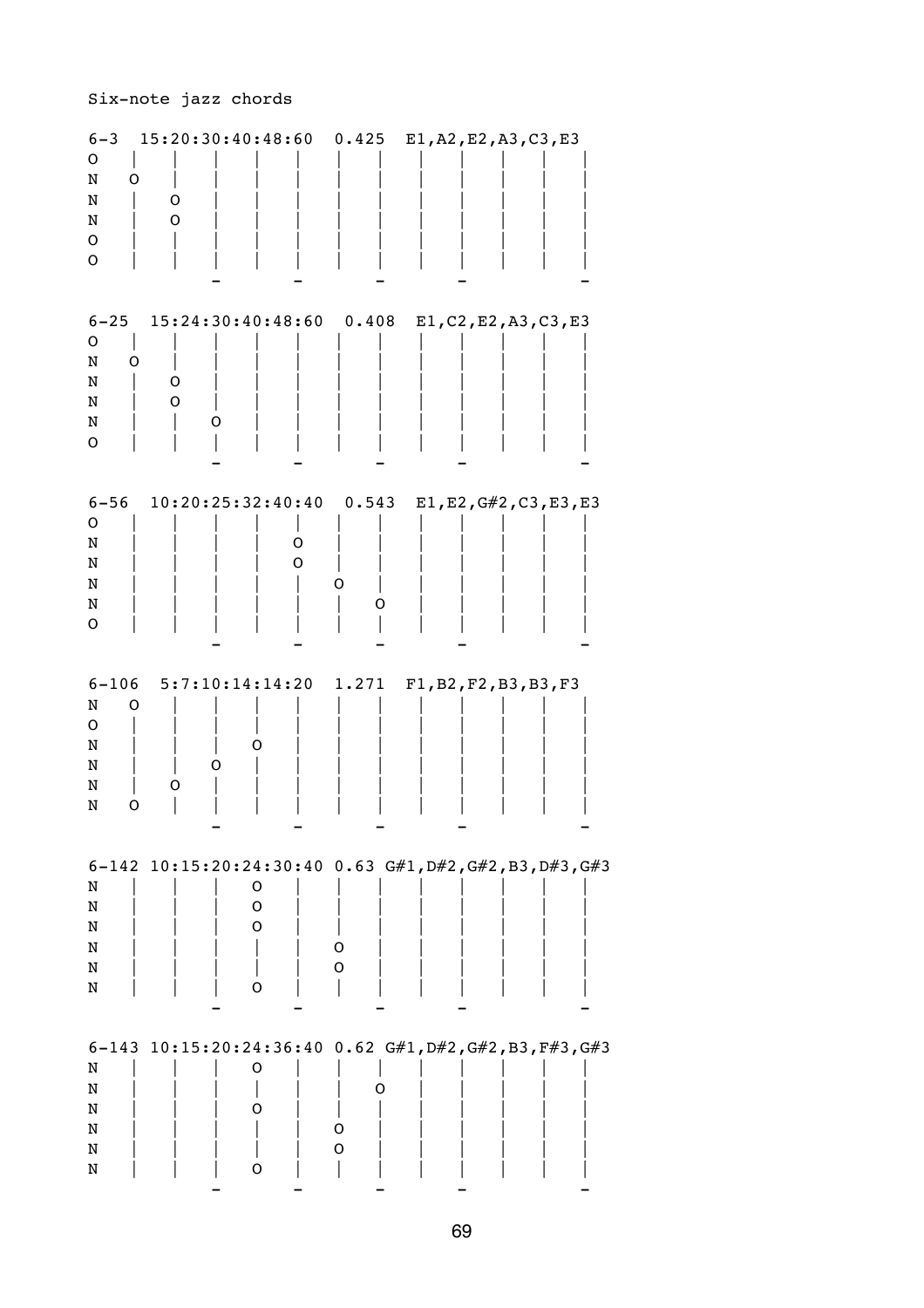Six-note jazz chords

```
6-3  15:20:30:40:48:60  0.425  E1,A2,E2,A3,C3,E3
O   |   |   |   |   |   |   |   |   |   |   |   |
N   O   |   |   |   |   |   |   |   |   |   |   |
N   |   O   |   |   |   |   |   |   |   |   |   |
N   |   O   |   |   |   |   |   |   |   |   |   |
O   |   |   |   |   |   |   |   |   |   |   |   |
O   |   |   |   |   |   |   |   |   |   |   |   |
            -       -       -       -           -

6-25  15:24:30:40:48:60  0.408  E1,C2,E2,A3,C3,E3
O   |   |   |   |   |   |   |   |   |   |   |   |
N   O   |   |   |   |   |   |   |   |   |   |   |
N   |   O   |   |   |   |   |   |   |   |   |   |
N   |   O   |   |   |   |   |   |   |   |   |   |
N   |   |   O   |   |   |   |   |   |   |   |   |
O   |   |   |   |   |   |   |   |   |   |   |   |
            -       -       -       -           -

6-56  10:20:25:32:40:40  0.543  E1,E2,G#2,C3,E3,E3
O   |   |   |   |   |   |   |   |   |   |   |   |
N   |   |   |   |   O   |   |   |   |   |   |   |
N   |   |   |   |   O   |   |   |   |   |   |   |
N   |   |   |   |   |   O   |   |   |   |   |   |
N   |   |   |   |   |   |   O   |   |   |   |   |
O   |   |   |   |   |   |   |   |   |   |   |   |
            -       -       -       -           -

6-106  5:7:10:14:14:20  1.271  F1,B2,F2,B3,B3,F3
N   O   |   |   |   |   |   |   |   |   |   |   |
O   |   |   |   |   |   |   |   |   |   |   |   |
N   |   |   |   O   |   |   |   |   |   |   |   |
N   |   |   O   |   |   |   |   |   |   |   |   |
N   |   O   |   |   |   |   |   |   |   |   |   |
N   O   |   |   |   |   |   |   |   |   |   |   |
            -       -       -       -           -

6-142 10:15:20:24:30:40 0.63 G#1,D#2,G#2,B3,D#3,G#3
N   |   |   |   O   |   |   |   |   |   |   |   |
N   |   |   |   O   |   |   |   |   |   |   |   |
N   |   |   |   O   |   |   |   |   |   |   |   |
N   |   |   |   |   |   O   |   |   |   |   |   |
N   |   |   |   |   |   O   |   |   |   |   |   |
N   |   |   |   O   |   |   |   |   |   |   |   |
            -       -       -       -           -

6-143 10:15:20:24:36:40 0.62 G#1,D#2,G#2,B3,F#3,G#3
N   |   |   |   O   |   |   |   |   |   |   |   |
N   |   |   |   |   |   |   O   |   |   |   |   |
N   |   |   |   O   |   |   |   |   |   |   |   |
N   |   |   |   |   |   O   |   |   |   |   |   |
N   |   |   |   |   |   O   |   |   |   |   |   |
N   |   |   |   O   |   |   |   |   |   |   |   |
            -       -       -       -           -
```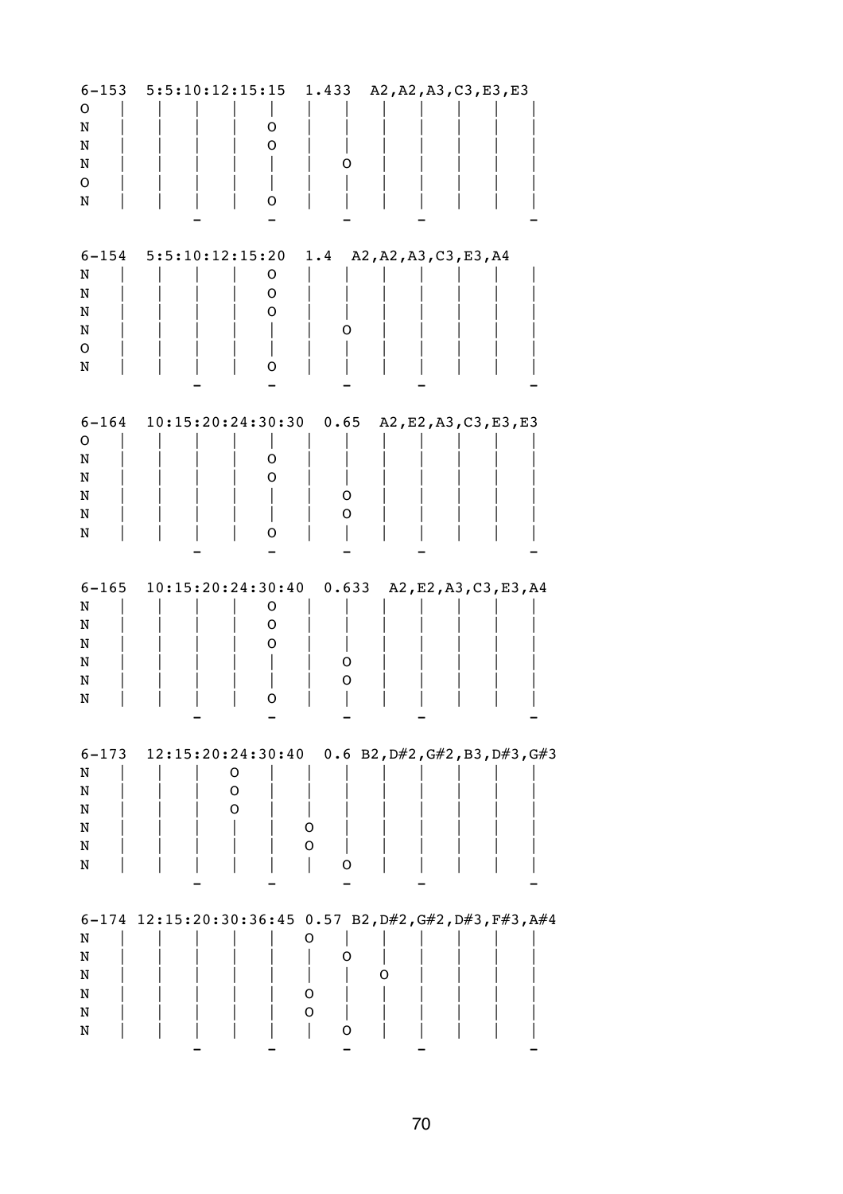```
6-153  5:5:10:12:15:15  1.433  A2,A2,A3,C3,E3,E3
O   |   |   |   |   |   |   |   |   |   |   |   |
N   |   |   |   |   O   |   |   |   |   |   |   |
N   |   |   |   |   O   |   |   |   |   |   |   |
N   |   |   |   |   |   |   O   |   |   |   |   |
O   |   |   |   |   |   |   |   |   |   |   |   |
N   |   |   |   |   O   |   |   |   |   |   |   |
            -       -       -       -           -

6-154  5:5:10:12:15:20  1.4  A2,A2,A3,C3,E3,A4
N   |   |   |   |   O   |   |   |   |   |   |   |
N   |   |   |   |   O   |   |   |   |   |   |   |
N   |   |   |   |   O   |   |   |   |   |   |   |
N   |   |   |   |   |   |   O   |   |   |   |   |
O   |   |   |   |   |   |   |   |   |   |   |   |
N   |   |   |   |   O   |   |   |   |   |   |   |
            -       -       -       -           -

6-164  10:15:20:24:30:30  0.65  A2,E2,A3,C3,E3,E3
O   |   |   |   |   |   |   |   |   |   |   |   |
N   |   |   |   |   O   |   |   |   |   |   |   |
N   |   |   |   |   O   |   |   |   |   |   |   |
N   |   |   |   |   |   |   O   |   |   |   |   |
N   |   |   |   |   |   |   O   |   |   |   |   |
N   |   |   |   |   O   |   |   |   |   |   |   |
            -       -       -       -           -

6-165  10:15:20:24:30:40  0.633  A2,E2,A3,C3,E3,A4
N   |   |   |   |   O   |   |   |   |   |   |   |
N   |   |   |   |   O   |   |   |   |   |   |   |
N   |   |   |   |   O   |   |   |   |   |   |   |
N   |   |   |   |   |   |   O   |   |   |   |   |
N   |   |   |   |   |   |   O   |   |   |   |   |
N   |   |   |   |   O   |   |   |   |   |   |   |
            -       -       -       -           -

6-173  12:15:20:24:30:40  0.6 B2,D#2,G#2,B3,D#3,G#3
N   |   |   |   O   |   |   |   |   |   |   |   |
N   |   |   |   O   |   |   |   |   |   |   |   |
N   |   |   |   O   |   |   |   |   |   |   |   |
N   |   |   |   |   |   O   |   |   |   |   |   |
N   |   |   |   |   |   O   |   |   |   |   |   |
N   |   |   |   |   |   |   O   |   |   |   |   |
            -       -       -       -           -

6-174 12:15:20:30:36:45 0.57 B2,D#2,G#2,D#3,F#3,A#4
N   |   |   |   |   |   O   |   |   |   |   |   |
N   |   |   |   |   |   |   O   |   |   |   |   |
N   |   |   |   |   |   |   |   O   |   |   |   |
N   |   |   |   |   |   O   |   |   |   |   |   |
N   |   |   |   |   |   O   |   |   |   |   |   |
N   |   |   |   |   |   |   O   |   |   |   |   |
            -       -       -       -           -
```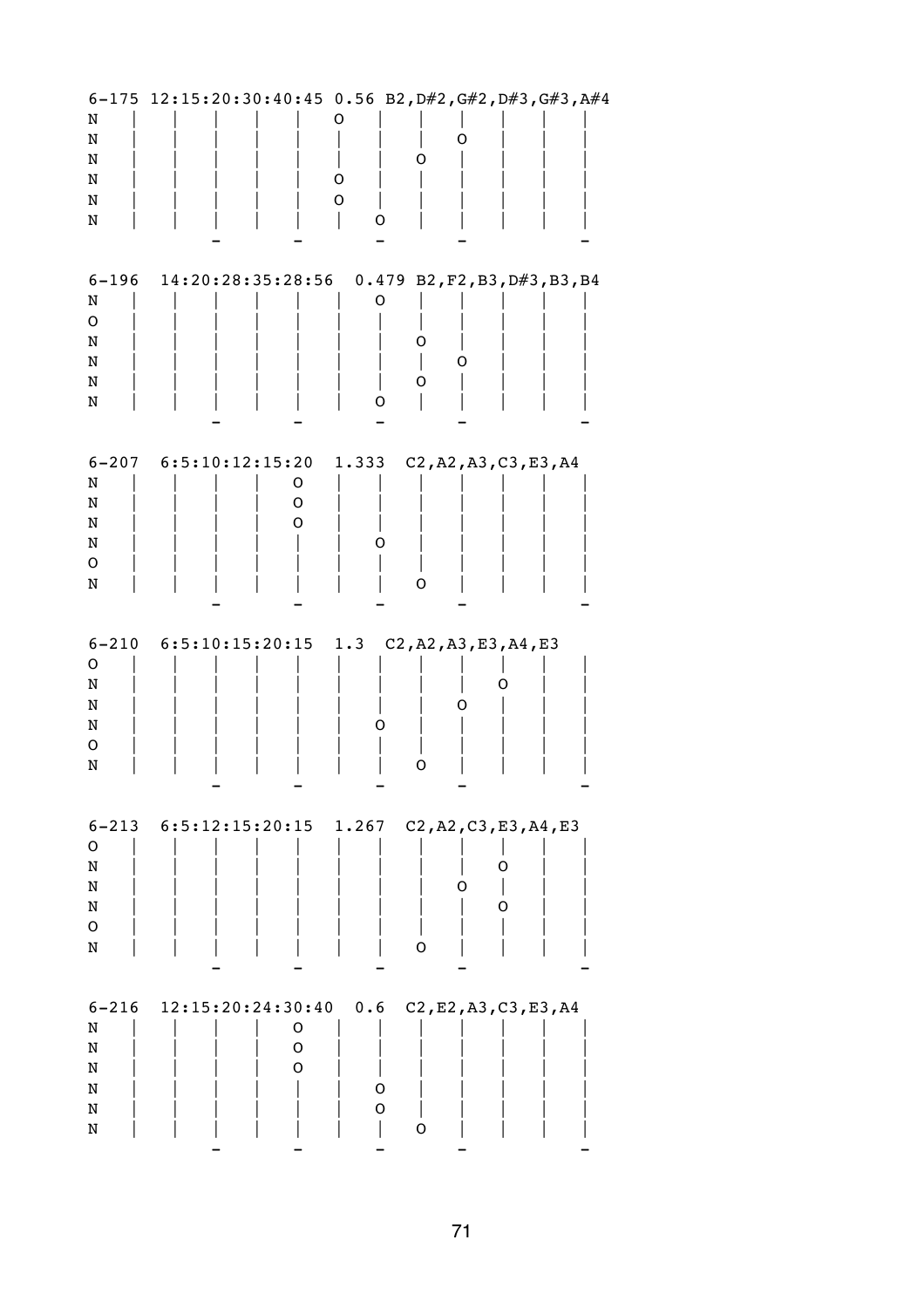```
6-175 12:15:20:30:40:45 0.56 B2,D#2,G#2,D#3,G#3,A#4
N   |   |   |   |   |   O   |   |   |   |   |   |
N   |   |   |   |   |   |   |   |   O   |   |   |
N   |   |   |   |   |   |   |   O   |   |   |   |
N   |   |   |   |   |   O   |   |   |   |   |   |
N   |   |   |   |   |   O   |   |   |   |   |   |
N   |   |   |   |   |   |   O   |   |   |   |   |
            -       -       -       -           -

6-196  14:20:28:35:28:56  0.479 B2,F2,B3,D#3,B3,B4
N   |   |   |   |   |   |   O   |   |   |   |   |
O   |   |   |   |   |   |   |   |   |   |   |   |
N   |   |   |   |   |   |   |   O   |   |   |   |
N   |   |   |   |   |   |   |   |   O   |   |   |
N   |   |   |   |   |   |   |   O   |   |   |   |
N   |   |   |   |   |   |   O   |   |   |   |   |
            -       -       -       -           -

6-207  6:5:10:12:15:20  1.333  C2,A2,A3,C3,E3,A4
N   |   |   |   |   O   |   |   |   |   |   |   |
N   |   |   |   |   O   |   |   |   |   |   |   |
N   |   |   |   |   O   |   |   |   |   |   |   |
N   |   |   |   |   |   |   O   |   |   |   |   |
O   |   |   |   |   |   |   |   |   |   |   |   |
N   |   |   |   |   |   |   |   O   |   |   |   |
            -       -       -       -           -

6-210  6:5:10:15:20:15  1.3  C2,A2,A3,E3,A4,E3
O   |   |   |   |   |   |   |   |   |   |   |   |
N   |   |   |   |   |   |   |   |   |   O   |   |
N   |   |   |   |   |   |   |   |   O   |   |   |
N   |   |   |   |   |   |   O   |   |   |   |   |
O   |   |   |   |   |   |   |   |   |   |   |   |
N   |   |   |   |   |   |   |   O   |   |   |   |
            -       -       -       -           -

6-213  6:5:12:15:20:15  1.267  C2,A2,C3,E3,A4,E3
O   |   |   |   |   |   |   |   |   |   |   |   |
N   |   |   |   |   |   |   |   |   |   O   |   |
N   |   |   |   |   |   |   |   |   O   |   |   |
N   |   |   |   |   |   |   |   |   |   O   |   |
O   |   |   |   |   |   |   |   |   |   |   |   |
N   |   |   |   |   |   |   |   O   |   |   |   |
            -       -       -       -           -

6-216  12:15:20:24:30:40  0.6  C2,E2,A3,C3,E3,A4
N   |   |   |   |   O   |   |   |   |   |   |   |
N   |   |   |   |   O   |   |   |   |   |   |   |
N   |   |   |   |   O   |   |   |   |   |   |   |
N   |   |   |   |   |   |   O   |   |   |   |   |
N   |   |   |   |   |   |   O   |   |   |   |   |
N   |   |   |   |   |   |   |   O   |   |   |   |
            -       -       -       -           -
```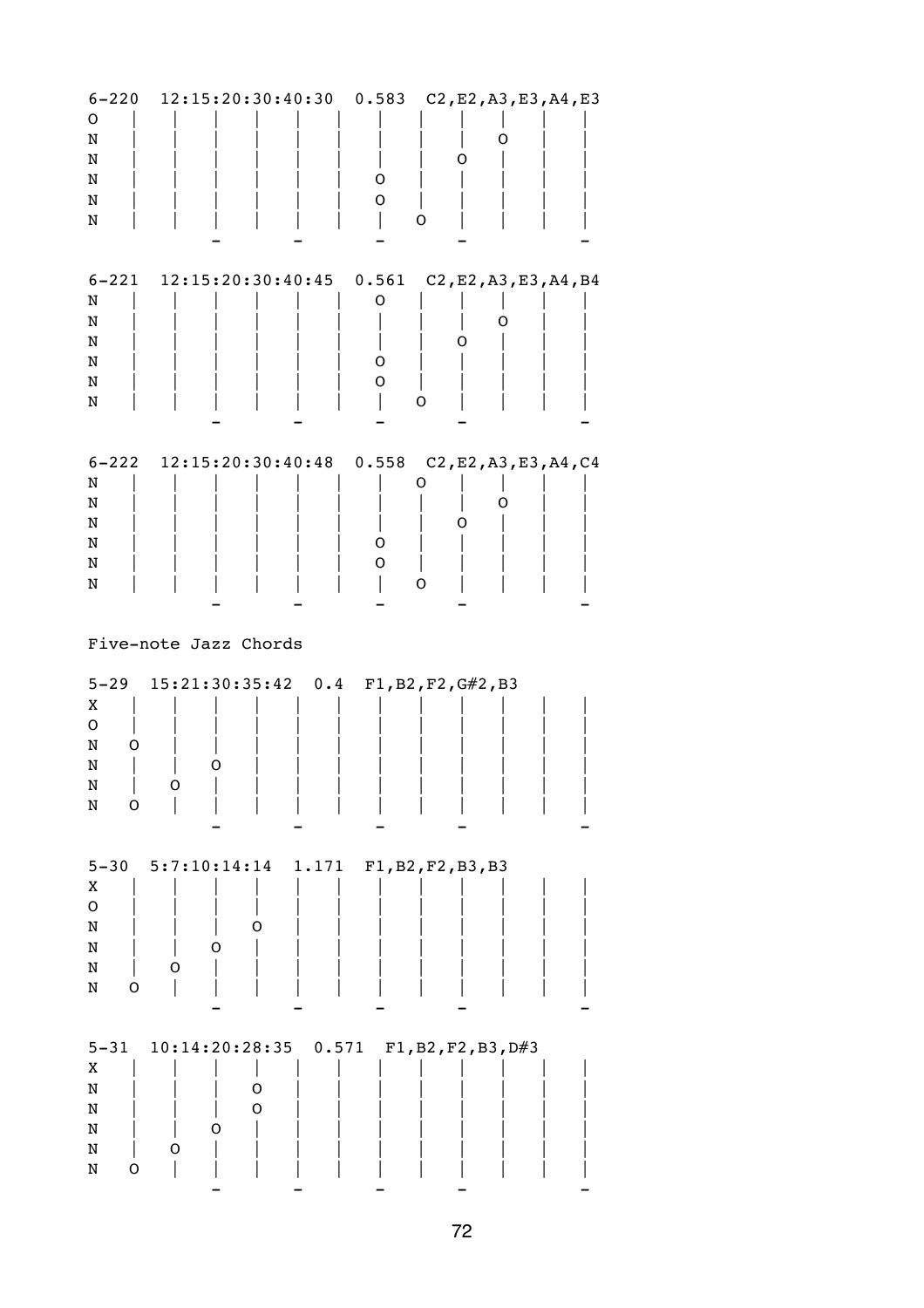```
6-220  12:15:20:30:40:30  0.583  C2,E2,A3,E3,A4,E3
O   |   |   |   |   |   |   |   |   |   |   |   |
N   |   |   |   |   |   |   |   |   |   O   |   |
N   |   |   |   |   |   |   |   |   O   |   |   |
N   |   |   |   |   |   |   O   |   |   |   |   |
N   |   |   |   |   |   |   O   |   |   |   |   |
N   |   |   |   |   |   |   |   O   |   |   |   |
            -       -       -       -           -
```

```
6-221  12:15:20:30:40:45  0.561  C2,E2,A3,E3,A4,B4
N   |   |   |   |   |   |   O   |   |   |   |   |
N   |   |   |   |   |   |   |   |   |   O   |   |
N   |   |   |   |   |   |   |   |   O   |   |   |
N   |   |   |   |   |   |   O   |   |   |   |   |
N   |   |   |   |   |   |   O   |   |   |   |   |
N   |   |   |   |   |   |   |   O   |   |   |   |
            -       -       -       -           -
```

```
6-222  12:15:20:30:40:48  0.558  C2,E2,A3,E3,A4,C4
N   |   |   |   |   |   |   |   O   |   |   |   |
N   |   |   |   |   |   |   |   |   |   O   |   |
N   |   |   |   |   |   |   |   |   O   |   |   |
N   |   |   |   |   |   |   O   |   |   |   |   |
N   |   |   |   |   |   |   O   |   |   |   |   |
N   |   |   |   |   |   |   |   O   |   |   |   |
            -       -       -       -           -
```

Five-note Jazz Chords

```
5-29  15:21:30:35:42  0.4  F1,B2,F2,G#2,B3
X   |   |   |   |   |   |   |   |   |   |   |   |
O   |   |   |   |   |   |   |   |   |   |   |   |
N   O   |   |   |   |   |   |   |   |   |   |   |
N   |   |   O   |   |   |   |   |   |   |   |   |
N   |   O   |   |   |   |   |   |   |   |   |   |
N   O   |   |   |   |   |   |   |   |   |   |   |
            -       -       -       -           -
```

```
5-30  5:7:10:14:14  1.171  F1,B2,F2,B3,B3
X   |   |   |   |   |   |   |   |   |   |   |   |
O   |   |   |   |   |   |   |   |   |   |   |   |
N   |   |   |   O   |   |   |   |   |   |   |   |
N   |   |   O   |   |   |   |   |   |   |   |   |
N   |   O   |   |   |   |   |   |   |   |   |   |
N   O   |   |   |   |   |   |   |   |   |   |   |
            -       -       -       -           -
```

```
5-31  10:14:20:28:35  0.571  F1,B2,F2,B3,D#3
X   |   |   |   |   |   |   |   |   |   |   |   |
N   |   |   |   O   |   |   |   |   |   |   |   |
N   |   |   |   O   |   |   |   |   |   |   |   |
N   |   |   O   |   |   |   |   |   |   |   |   |
N   |   O   |   |   |   |   |   |   |   |   |   |
N   O   |   |   |   |   |   |   |   |   |   |   |
            -       -       -       -           -
```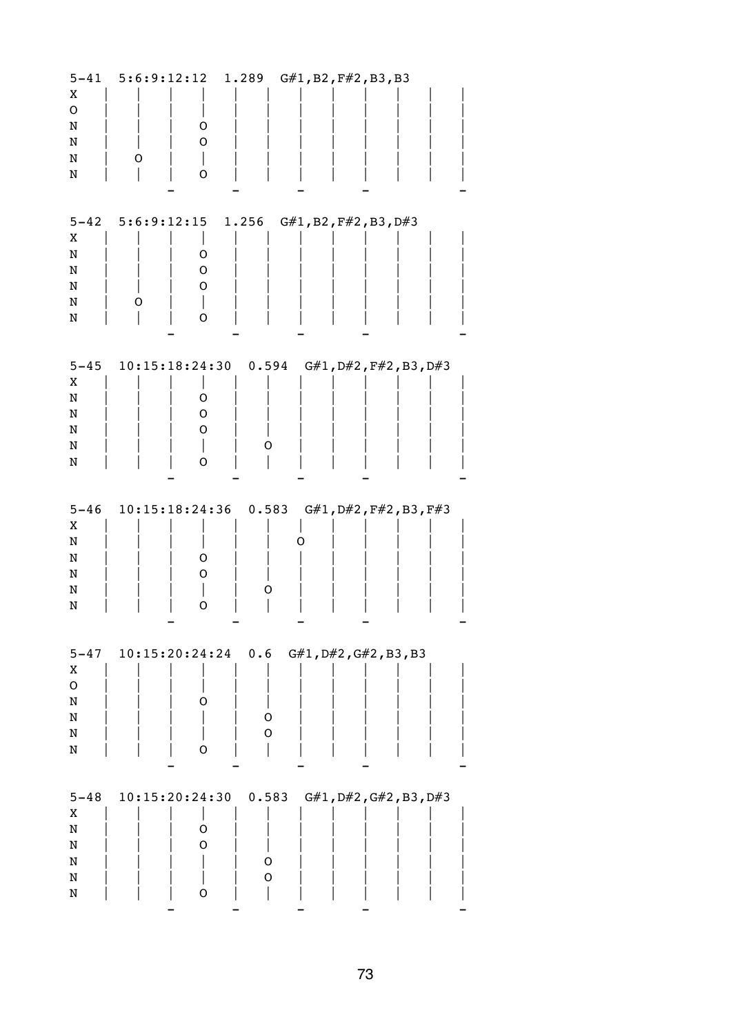```
5-41  5:6:9:12:12  1.289  G#1,B2,F#2,B3,B3
X   |   |   |   |   |   |   |   |   |   |   |   |
O   |   |   |   |   |   |   |   |   |   |   |   |
N   |   |   |   O   |   |   |   |   |   |   |   |
N   |   |   |   O   |   |   |   |   |   |   |   |
N   |   O   |   |   |   |   |   |   |   |   |   |
N   |   |   |   O   |   |   |   |   |   |   |   |
            -       -       -       -           -

5-42  5:6:9:12:15  1.256  G#1,B2,F#2,B3,D#3
X   |   |   |   |   |   |   |   |   |   |   |   |
N   |   |   |   O   |   |   |   |   |   |   |   |
N   |   |   |   O   |   |   |   |   |   |   |   |
N   |   |   |   O   |   |   |   |   |   |   |   |
N   |   O   |   |   |   |   |   |   |   |   |   |
N   |   |   |   O   |   |   |   |   |   |   |   |
            -       -       -       -           -

5-45  10:15:18:24:30  0.594  G#1,D#2,F#2,B3,D#3
X   |   |   |   |   |   |   |   |   |   |   |   |
N   |   |   |   O   |   |   |   |   |   |   |   |
N   |   |   |   O   |   |   |   |   |   |   |   |
N   |   |   |   O   |   |   |   |   |   |   |   |
N   |   |   |   |   |   O   |   |   |   |   |   |
N   |   |   |   O   |   |   |   |   |   |   |   |
            -       -       -       -           -

5-46  10:15:18:24:36  0.583  G#1,D#2,F#2,B3,F#3
X   |   |   |   |   |   |   |   |   |   |   |   |
N   |   |   |   |   |   |   O   |   |   |   |   |
N   |   |   |   O   |   |   |   |   |   |   |   |
N   |   |   |   O   |   |   |   |   |   |   |   |
N   |   |   |   |   |   O   |   |   |   |   |   |
N   |   |   |   O   |   |   |   |   |   |   |   |
            -       -       -       -           -

5-47  10:15:20:24:24  0.6  G#1,D#2,G#2,B3,B3
X   |   |   |   |   |   |   |   |   |   |   |   |
O   |   |   |   |   |   |   |   |   |   |   |   |
N   |   |   |   O   |   |   |   |   |   |   |   |
N   |   |   |   |   |   O   |   |   |   |   |   |
N   |   |   |   |   |   O   |   |   |   |   |   |
N   |   |   |   O   |   |   |   |   |   |   |   |
            -       -       -       -           -

5-48  10:15:20:24:30  0.583  G#1,D#2,G#2,B3,D#3
X   |   |   |   |   |   |   |   |   |   |   |   |
N   |   |   |   O   |   |   |   |   |   |   |   |
N   |   |   |   O   |   |   |   |   |   |   |   |
N   |   |   |   |   |   O   |   |   |   |   |   |
N   |   |   |   |   |   O   |   |   |   |   |   |
N   |   |   |   O   |   |   |   |   |   |   |   |
            -       -       -       -           -
```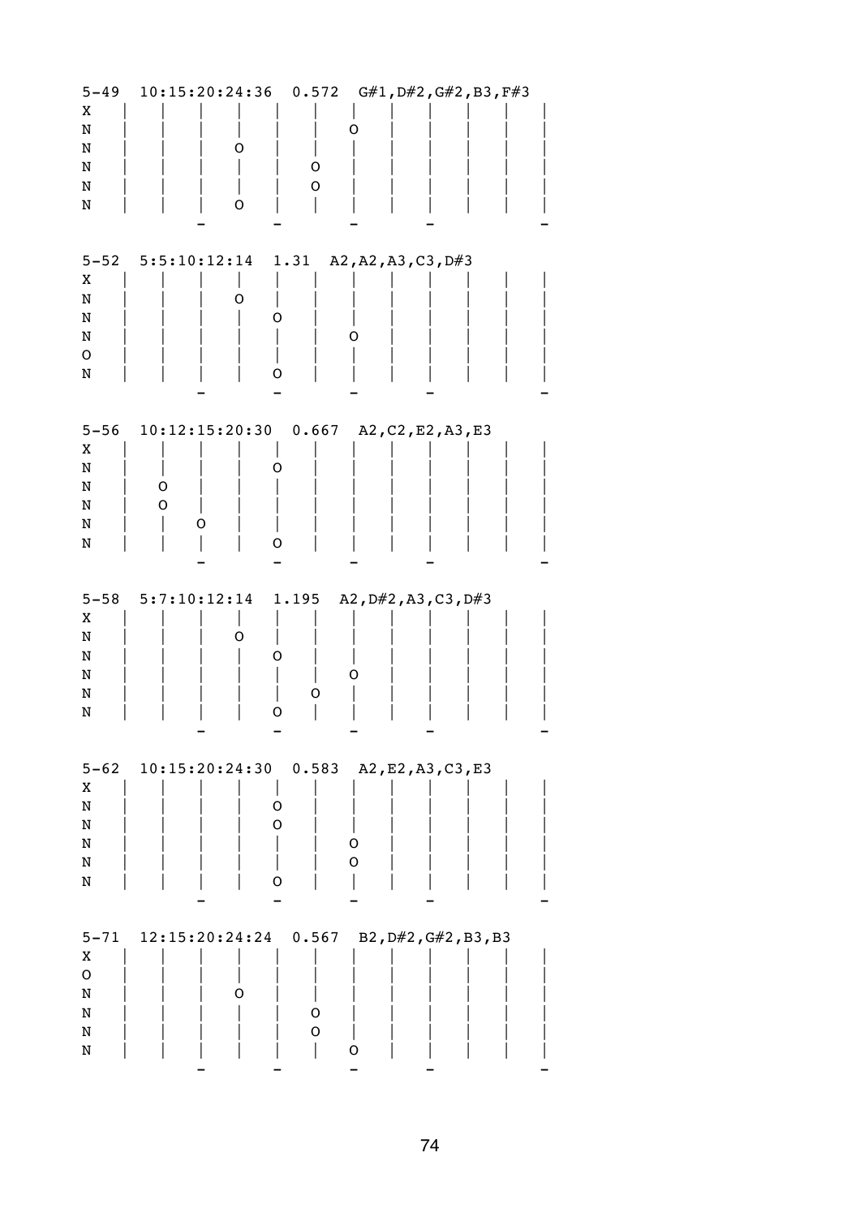```
5-49  10:15:20:24:36  0.572  G#1,D#2,G#2,B3,F#3
X   |   |   |   |   |   |   |   |   |   |   |   |
N   |   |   |   |   |   |   O   |   |   |   |   |
N   |   |   |   O   |   |   |   |   |   |   |   |
N   |   |   |   |   |   O   |   |   |   |   |   |
N   |   |   |   |   |   O   |   |   |   |   |   |
N   |   |   |   O   |   |   |   |   |   |   |   |
            -       -       -       -           -

5-52  5:5:10:12:14  1.31  A2,A2,A3,C3,D#3
X   |   |   |   |   |   |   |   |   |   |   |   |
N   |   |   |   O   |   |   |   |   |   |   |   |
N   |   |   |   |   O   |   |   |   |   |   |   |
N   |   |   |   |   |   |   O   |   |   |   |   |
O   |   |   |   |   |   |   |   |   |   |   |   |
N   |   |   |   |   O   |   |   |   |   |   |   |
            -       -       -       -           -

5-56  10:12:15:20:30  0.667  A2,C2,E2,A3,E3
X   |   |   |   |   |   |   |   |   |   |   |   |
N   |   |   |   |   O   |   |   |   |   |   |   |
N   |   O   |   |   |   |   |   |   |   |   |   |
N   |   O   |   |   |   |   |   |   |   |   |   |
N   |   |   O   |   |   |   |   |   |   |   |   |
N   |   |   |   |   O   |   |   |   |   |   |   |
            -       -       -       -           -

5-58  5:7:10:12:14  1.195  A2,D#2,A3,C3,D#3
X   |   |   |   |   |   |   |   |   |   |   |   |
N   |   |   |   O   |   |   |   |   |   |   |   |
N   |   |   |   |   O   |   |   |   |   |   |   |
N   |   |   |   |   |   |   O   |   |   |   |   |
N   |   |   |   |   |   O   |   |   |   |   |   |
N   |   |   |   |   O   |   |   |   |   |   |   |
            -       -       -       -           -

5-62  10:15:20:24:30  0.583  A2,E2,A3,C3,E3
X   |   |   |   |   |   |   |   |   |   |   |   |
N   |   |   |   |   O   |   |   |   |   |   |   |
N   |   |   |   |   O   |   |   |   |   |   |   |
N   |   |   |   |   |   |   O   |   |   |   |   |
N   |   |   |   |   |   |   O   |   |   |   |   |
N   |   |   |   |   O   |   |   |   |   |   |   |
            -       -       -       -           -

5-71  12:15:20:24:24  0.567  B2,D#2,G#2,B3,B3
X   |   |   |   |   |   |   |   |   |   |   |   |
O   |   |   |   |   |   |   |   |   |   |   |   |
N   |   |   |   O   |   |   |   |   |   |   |   |
N   |   |   |   |   |   O   |   |   |   |   |   |
N   |   |   |   |   |   O   |   |   |   |   |   |
N   |   |   |   |   |   |   O   |   |   |   |   |
            -       -       -       -           -
```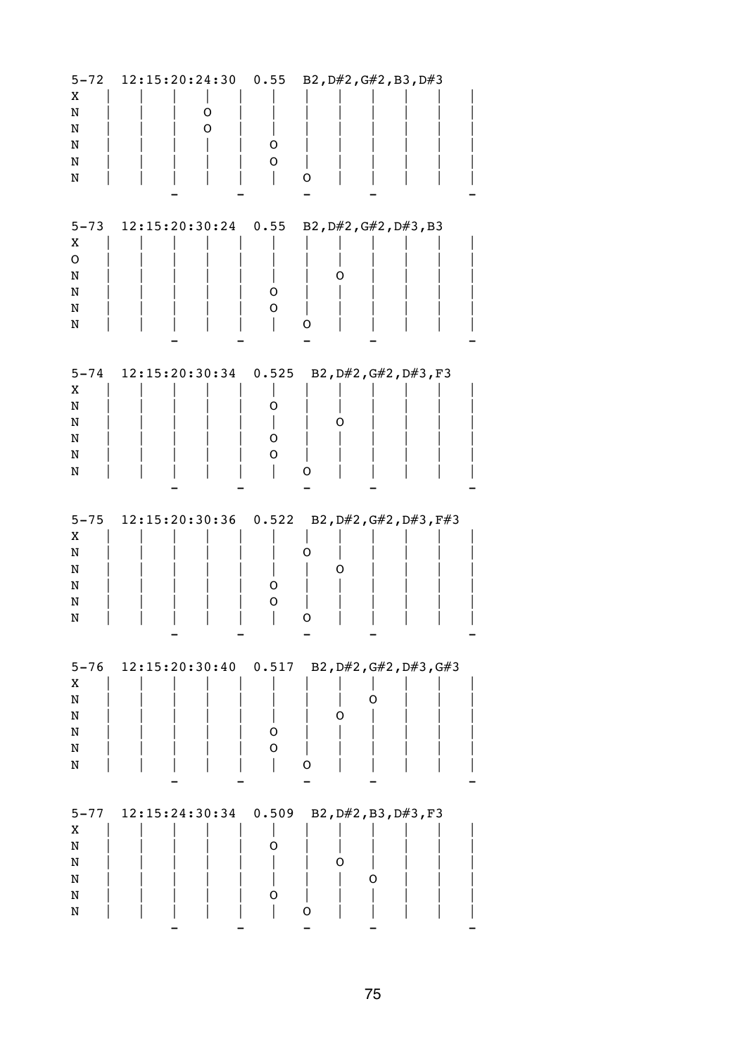```
5-72  12:15:20:24:30  0.55  B2,D#2,G#2,B3,D#3
X    |    |    |    |    |    |    |    |    |    |    |    |
N    |    |    |  O |    |    |    |    |    |    |    |    |
N    |    |    |  O |    |    |    |    |    |    |    |    |
N    |    |    |    |    |  O |    |    |    |    |    |    |
N    |    |    |    |    |  O |    |    |    |    |    |    |
N    |    |    |    |    |    |  O |    |    |    |    |    |
               -         -         -         -              -

5-73  12:15:20:30:24  0.55  B2,D#2,G#2,D#3,B3
X    |    |    |    |    |    |    |    |    |    |    |    |
O    |    |    |    |    |    |    |    |    |    |    |    |
N    |    |    |    |    |    |    |  O |    |    |    |    |
N    |    |    |    |    |  O |    |    |    |    |    |    |
N    |    |    |    |    |  O |    |    |    |    |    |    |
N    |    |    |    |    |    |  O |    |    |    |    |    |
               -         -         -         -              -

5-74  12:15:20:30:34  0.525  B2,D#2,G#2,D#3,F3
X    |    |    |    |    |    |    |    |    |    |    |    |
N    |    |    |    |    |  O |    |    |    |    |    |    |
N    |    |    |    |    |    |    |  O |    |    |    |    |
N    |    |    |    |    |  O |    |    |    |    |    |    |
N    |    |    |    |    |  O |    |    |    |    |    |    |
N    |    |    |    |    |    |  O |    |    |    |    |    |
               -         -         -         -              -

5-75  12:15:20:30:36  0.522  B2,D#2,G#2,D#3,F#3
X    |    |    |    |    |    |    |    |    |    |    |    |
N    |    |    |    |    |    |  O |    |    |    |    |    |
N    |    |    |    |    |    |    |  O |    |    |    |    |
N    |    |    |    |    |  O |    |    |    |    |    |    |
N    |    |    |    |    |  O |    |    |    |    |    |    |
N    |    |    |    |    |    |  O |    |    |    |    |    |
               -         -         -         -              -

5-76  12:15:20:30:40  0.517  B2,D#2,G#2,D#3,G#3
X    |    |    |    |    |    |    |    |    |    |    |    |
N    |    |    |    |    |    |    |    |  O |    |    |    |
N    |    |    |    |    |    |    |  O |    |    |    |    |
N    |    |    |    |    |  O |    |    |    |    |    |    |
N    |    |    |    |    |  O |    |    |    |    |    |    |
N    |    |    |    |    |    |  O |    |    |    |    |    |
               -         -         -         -              -

5-77  12:15:24:30:34  0.509  B2,D#2,B3,D#3,F3
X    |    |    |    |    |    |    |    |    |    |    |    |
N    |    |    |    |    |  O |    |    |    |    |    |    |
N    |    |    |    |    |    |    |  O |    |    |    |    |
N    |    |    |    |    |    |    |    |  O |    |    |    |
N    |    |    |    |    |  O |    |    |    |    |    |    |
N    |    |    |    |    |    |  O |    |    |    |    |    |
               -         -         -         -              -
```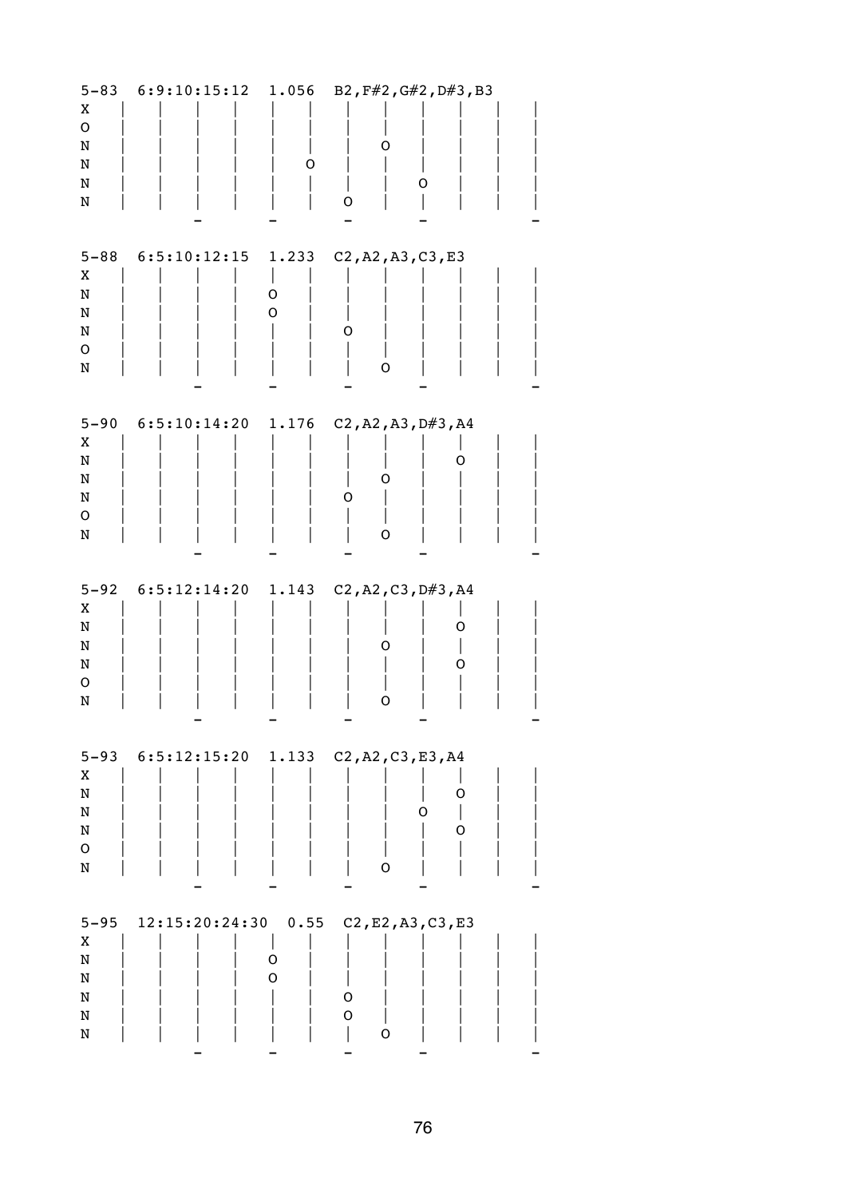```
5-83  6:9:10:15:12  1.056  B2,F#2,G#2,D#3,B3
X   |   |   |   |   |   |   |   |   |   |   |   |
O   |   |   |   |   |   |   |   |   |   |   |   |
N   |   |   |   |   |   |   |   O   |   |   |   |
N   |   |   |   |   |   O   |   |   |   |   |   |
N   |   |   |   |   |   |   |   |   O   |   |   |
N   |   |   |   |   |   |   O   |   |   |   |   |
            -       -       -       -           -

5-88  6:5:10:12:15  1.233  C2,A2,A3,C3,E3
X   |   |   |   |   |   |   |   |   |   |   |   |
N   |   |   |   |   O   |   |   |   |   |   |   |
N   |   |   |   |   O   |   |   |   |   |   |   |
N   |   |   |   |   |   |   O   |   |   |   |   |
O   |   |   |   |   |   |   |   |   |   |   |   |
N   |   |   |   |   |   |   |   O   |   |   |   |
            -       -       -       -           -

5-90  6:5:10:14:20  1.176  C2,A2,A3,D#3,A4
X   |   |   |   |   |   |   |   |   |   |   |   |
N   |   |   |   |   |   |   |   |   |   O   |   |
N   |   |   |   |   |   |   |   O   |   |   |   |
N   |   |   |   |   |   |   O   |   |   |   |   |
O   |   |   |   |   |   |   |   |   |   |   |   |
N   |   |   |   |   |   |   |   O   |   |   |   |
            -       -       -       -           -

5-92  6:5:12:14:20  1.143  C2,A2,C3,D#3,A4
X   |   |   |   |   |   |   |   |   |   |   |   |
N   |   |   |   |   |   |   |   |   |   O   |   |
N   |   |   |   |   |   |   |   O   |   |   |   |
N   |   |   |   |   |   |   |   |   |   O   |   |
O   |   |   |   |   |   |   |   |   |   |   |   |
N   |   |   |   |   |   |   |   O   |   |   |   |
            -       -       -       -           -

5-93  6:5:12:15:20  1.133  C2,A2,C3,E3,A4
X   |   |   |   |   |   |   |   |   |   |   |   |
N   |   |   |   |   |   |   |   |   |   O   |   |
N   |   |   |   |   |   |   |   |   O   |   |   |
N   |   |   |   |   |   |   |   |   |   O   |   |
O   |   |   |   |   |   |   |   |   |   |   |   |
N   |   |   |   |   |   |   |   O   |   |   |   |
            -       -       -       -           -

5-95  12:15:20:24:30  0.55  C2,E2,A3,C3,E3
X   |   |   |   |   |   |   |   |   |   |   |   |
N   |   |   |   |   O   |   |   |   |   |   |   |
N   |   |   |   |   O   |   |   |   |   |   |   |
N   |   |   |   |   |   |   O   |   |   |   |   |
N   |   |   |   |   |   |   O   |   |   |   |   |
N   |   |   |   |   |   |   |   O   |   |   |   |
            -       -       -       -           -
```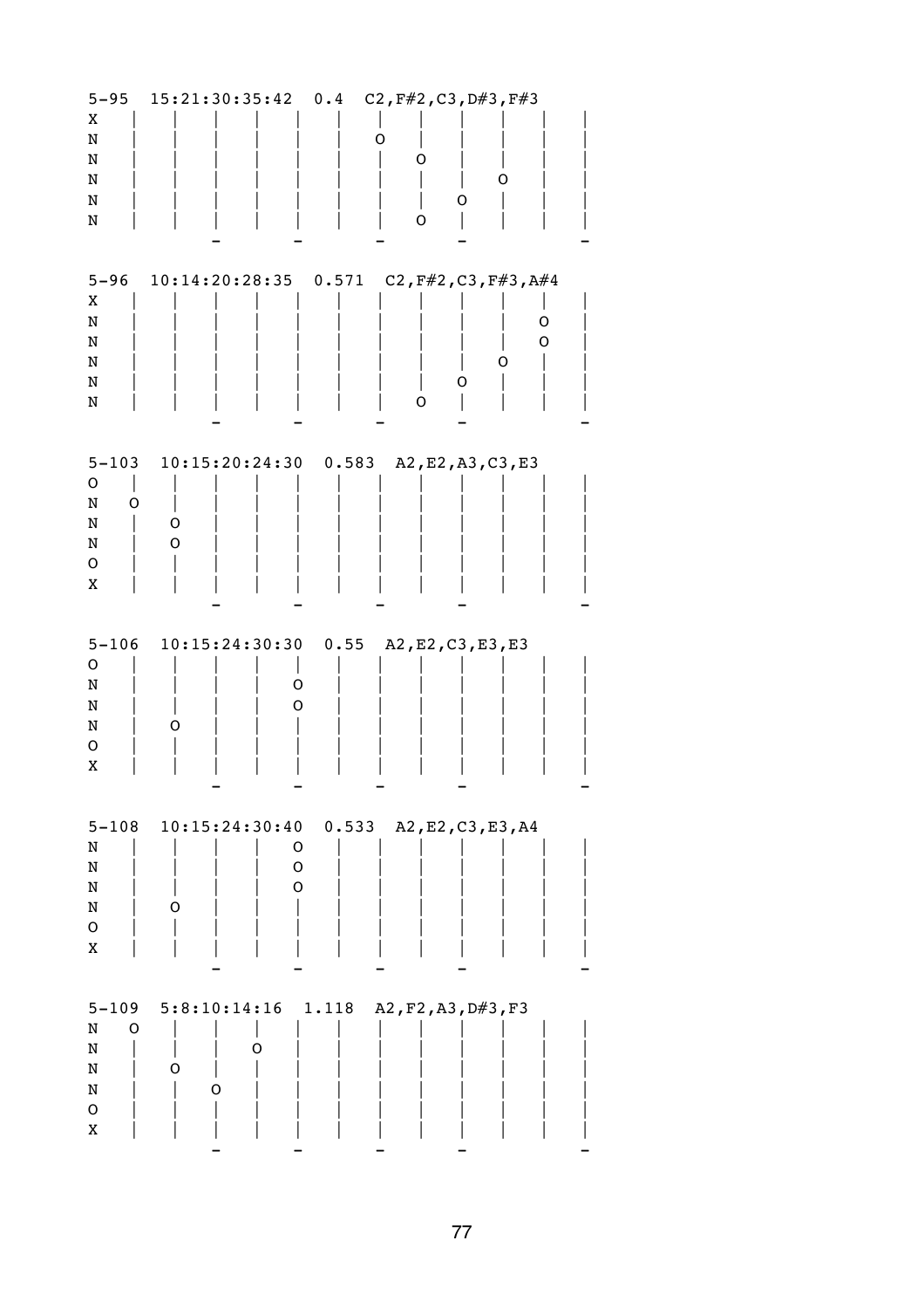```
5-95  15:21:30:35:42  0.4  C2,F#2,C3,D#3,F#3
X   |   |   |   |   |   |   |   |   |   |   |   |
N   |   |   |   |   |   |   O   |   |   |   |   |
N   |   |   |   |   |   |   |   O   |   |   |   |
N   |   |   |   |   |   |   |   |   |   O   |   |
N   |   |   |   |   |   |   |   |   O   |   |   |
N   |   |   |   |   |   |   |   O   |   |   |   |
            -       -       -       -           -

5-96  10:14:20:28:35  0.571  C2,F#2,C3,F#3,A#4
X   |   |   |   |   |   |   |   |   |   |   |   |
N   |   |   |   |   |   |   |   |   |   |   O   |
N   |   |   |   |   |   |   |   |   |   |   O   |
N   |   |   |   |   |   |   |   |   |   O   |   |
N   |   |   |   |   |   |   |   |   O   |   |   |
N   |   |   |   |   |   |   |   O   |   |   |   |
            -       -       -       -           -

5-103  10:15:20:24:30  0.583  A2,E2,A3,C3,E3
O   |   |   |   |   |   |   |   |   |   |   |   |
N   O   |   |   |   |   |   |   |   |   |   |   |
N   |   O   |   |   |   |   |   |   |   |   |   |
N   |   O   |   |   |   |   |   |   |   |   |   |
O   |   |   |   |   |   |   |   |   |   |   |   |
X   |   |   |   |   |   |   |   |   |   |   |   |
            -       -       -       -           -

5-106  10:15:24:30:30  0.55  A2,E2,C3,E3,E3
O   |   |   |   |   |   |   |   |   |   |   |   |
N   |   |   |   |   O   |   |   |   |   |   |   |
N   |   |   |   |   O   |   |   |   |   |   |   |
N   |   O   |   |   |   |   |   |   |   |   |   |
O   |   |   |   |   |   |   |   |   |   |   |   |
X   |   |   |   |   |   |   |   |   |   |   |   |
            -       -       -       -           -

5-108  10:15:24:30:40  0.533  A2,E2,C3,E3,A4
N   |   |   |   |   O   |   |   |   |   |   |   |
N   |   |   |   |   O   |   |   |   |   |   |   |
N   |   |   |   |   O   |   |   |   |   |   |   |
N   |   O   |   |   |   |   |   |   |   |   |   |
O   |   |   |   |   |   |   |   |   |   |   |   |
X   |   |   |   |   |   |   |   |   |   |   |   |
            -       -       -       -           -

5-109  5:8:10:14:16  1.118  A2,F2,A3,D#3,F3
N   O   |   |   |   |   |   |   |   |   |   |   |
N   |   |   |   O   |   |   |   |   |   |   |   |
N   |   O   |   |   |   |   |   |   |   |   |   |
N   |   |   O   |   |   |   |   |   |   |   |   |
O   |   |   |   |   |   |   |   |   |   |   |   |
X   |   |   |   |   |   |   |   |   |   |   |   |
            -       -       -       -           -
```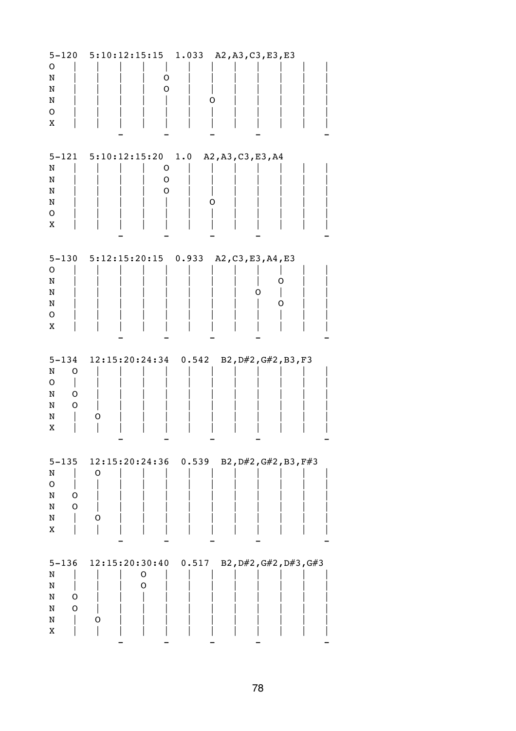```
5-120  5:10:12:15:15  1.033  A2,A3,C3,E3,E3
O   |   |   |   |   |   |   |   |   |   |   |   |
N   |   |   |   |   O   |   |   |   |   |   |   |
N   |   |   |   |   O   |   |   |   |   |   |   |
N   |   |   |   |   |   |   O   |   |   |   |   |
O   |   |   |   |   |   |   |   |   |   |   |   |
X   |   |   |   |   |   |   |   |   |   |   |   |
            -       -       -       -           -

5-121  5:10:12:15:20  1.0  A2,A3,C3,E3,A4
N   |   |   |   |   O   |   |   |   |   |   |   |
N   |   |   |   |   O   |   |   |   |   |   |   |
N   |   |   |   |   O   |   |   |   |   |   |   |
N   |   |   |   |   |   |   O   |   |   |   |   |
O   |   |   |   |   |   |   |   |   |   |   |   |
X   |   |   |   |   |   |   |   |   |   |   |   |
            -       -       -       -           -

5-130  5:12:15:20:15  0.933  A2,C3,E3,A4,E3
O   |   |   |   |   |   |   |   |   |   |   |   |
N   |   |   |   |   |   |   |   |   |   O   |   |
N   |   |   |   |   |   |   |   |   O   |   |   |
N   |   |   |   |   |   |   |   |   |   O   |   |
O   |   |   |   |   |   |   |   |   |   |   |   |
X   |   |   |   |   |   |   |   |   |   |   |   |
            -       -       -       -           -

5-134  12:15:20:24:34  0.542  B2,D#2,G#2,B3,F3
N   O   |   |   |   |   |   |   |   |   |   |   |
O   |   |   |   |   |   |   |   |   |   |   |   |
N   O   |   |   |   |   |   |   |   |   |   |   |
N   O   |   |   |   |   |   |   |   |   |   |   |
N   |   O   |   |   |   |   |   |   |   |   |   |
X   |   |   |   |   |   |   |   |   |   |   |   |
            -       -       -       -           -

5-135  12:15:20:24:36  0.539  B2,D#2,G#2,B3,F#3
N   |   O   |   |   |   |   |   |   |   |   |   |
O   |   |   |   |   |   |   |   |   |   |   |   |
N   O   |   |   |   |   |   |   |   |   |   |   |
N   O   |   |   |   |   |   |   |   |   |   |   |
N   |   O   |   |   |   |   |   |   |   |   |   |
X   |   |   |   |   |   |   |   |   |   |   |   |
            -       -       -       -           -

5-136  12:15:20:30:40  0.517  B2,D#2,G#2,D#3,G#3
N   |   |   |   O   |   |   |   |   |   |   |   |
N   |   |   |   O   |   |   |   |   |   |   |   |
N   O   |   |   |   |   |   |   |   |   |   |   |
N   O   |   |   |   |   |   |   |   |   |   |   |
N   |   O   |   |   |   |   |   |   |   |   |   |
X   |   |   |   |   |   |   |   |   |   |   |   |
            -       -       -       -           -
```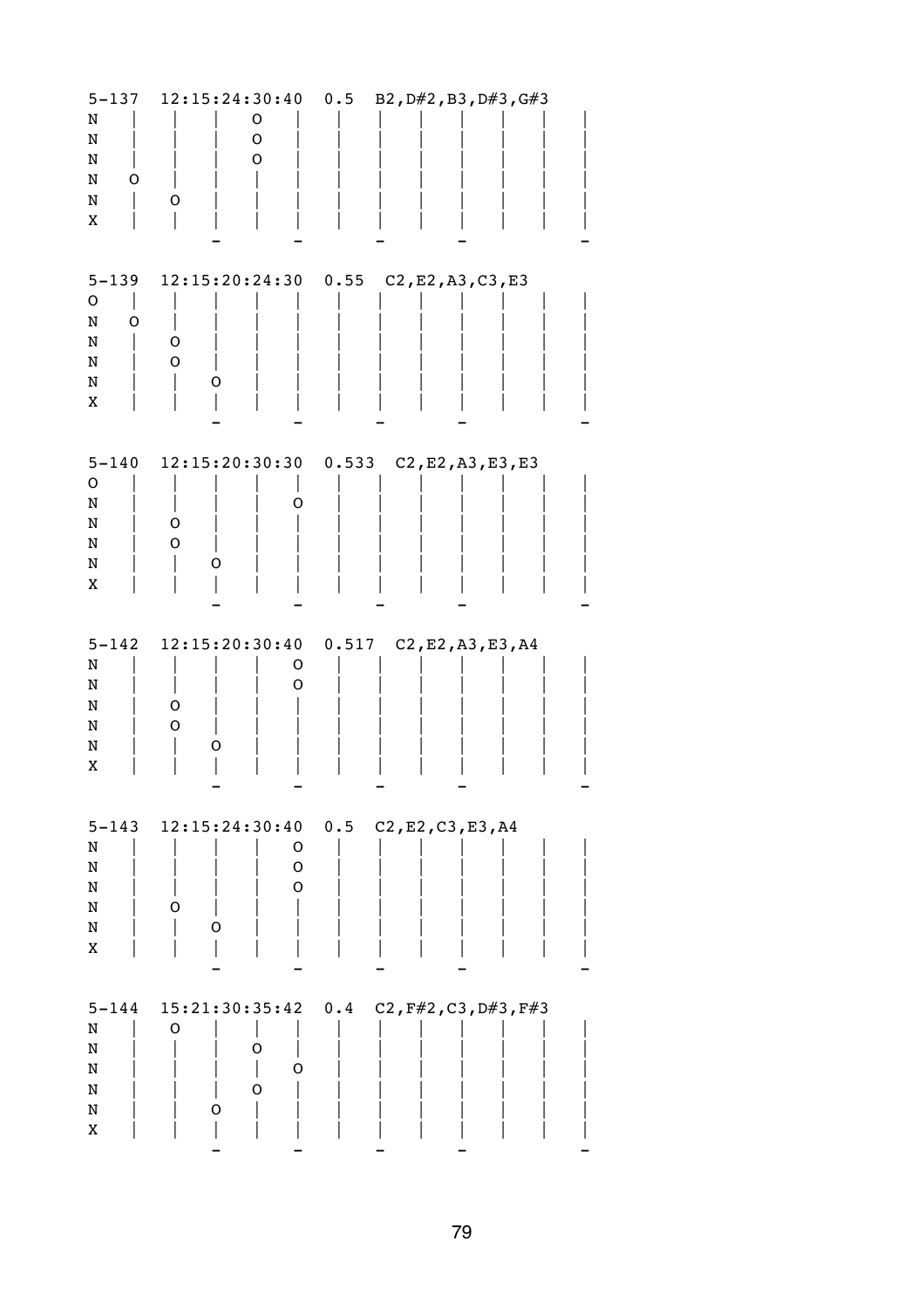```
5-137  12:15:24:30:40  0.5  B2,D#2,B3,D#3,G#3
N   |   |   |   O   |   |   |   |   |   |   |   |
N   |   |   |   O   |   |   |   |   |   |   |   |
N   |   |   |   O   |   |   |   |   |   |   |   |
N   O   |   |   |   |   |   |   |   |   |   |   |
N   |   O   |   |   |   |   |   |   |   |   |   |
X   |   |   |   |   |   |   |   |   |   |   |   |
            -       -       -       -           -

5-139  12:15:20:24:30  0.55  C2,E2,A3,C3,E3
O   |   |   |   |   |   |   |   |   |   |   |   |
N   O   |   |   |   |   |   |   |   |   |   |   |
N   |   O   |   |   |   |   |   |   |   |   |   |
N   |   O   |   |   |   |   |   |   |   |   |   |
N   |   |   O   |   |   |   |   |   |   |   |   |
X   |   |   |   |   |   |   |   |   |   |   |   |
            -       -       -       -           -

5-140  12:15:20:30:30  0.533  C2,E2,A3,E3,E3
O   |   |   |   |   |   |   |   |   |   |   |   |
N   |   |   |   |   O   |   |   |   |   |   |   |
N   |   O   |   |   |   |   |   |   |   |   |   |
N   |   O   |   |   |   |   |   |   |   |   |   |
N   |   |   O   |   |   |   |   |   |   |   |   |
X   |   |   |   |   |   |   |   |   |   |   |   |
            -       -       -       -           -

5-142  12:15:20:30:40  0.517  C2,E2,A3,E3,A4
N   |   |   |   |   O   |   |   |   |   |   |   |
N   |   |   |   |   O   |   |   |   |   |   |   |
N   |   O   |   |   |   |   |   |   |   |   |   |
N   |   O   |   |   |   |   |   |   |   |   |   |
N   |   |   O   |   |   |   |   |   |   |   |   |
X   |   |   |   |   |   |   |   |   |   |   |   |
            -       -       -       -           -

5-143  12:15:24:30:40  0.5  C2,E2,C3,E3,A4
N   |   |   |   |   O   |   |   |   |   |   |   |
N   |   |   |   |   O   |   |   |   |   |   |   |
N   |   |   |   |   O   |   |   |   |   |   |   |
N   |   O   |   |   |   |   |   |   |   |   |   |
N   |   |   O   |   |   |   |   |   |   |   |   |
X   |   |   |   |   |   |   |   |   |   |   |   |
            -       -       -       -           -

5-144  15:21:30:35:42  0.4  C2,F#2,C3,D#3,F#3
N   |   O   |   |   |   |   |   |   |   |   |   |
N   |   |   |   O   |   |   |   |   |   |   |   |
N   |   |   |   |   O   |   |   |   |   |   |   |
N   |   |   |   O   |   |   |   |   |   |   |   |
N   |   |   O   |   |   |   |   |   |   |   |   |
X   |   |   |   |   |   |   |   |   |   |   |   |
            -       -       -       -           -
```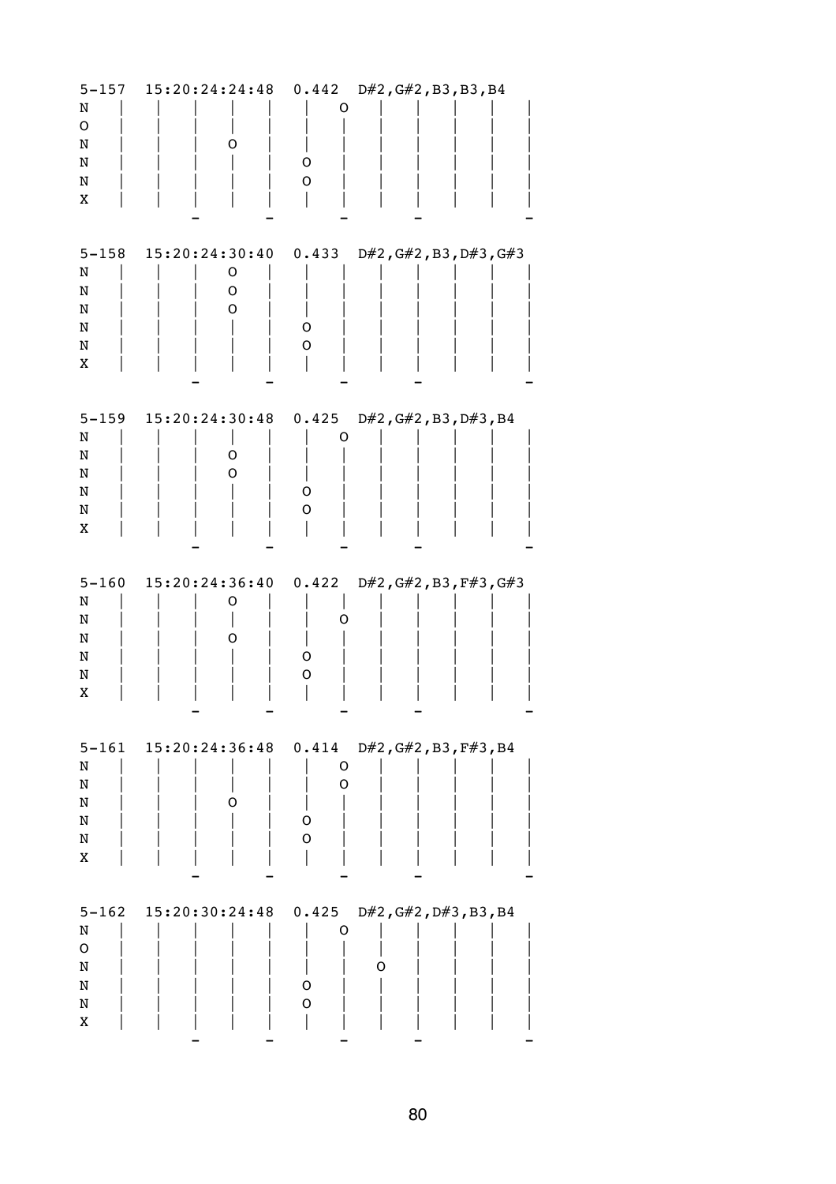```
5-157   15:20:24:24:48  0.442  D#2,G#2,B3,B3,B4
N   |   |   |   |   |   |   O   |   |   |   |   |
O   |   |   |   |   |   |   |   |   |   |   |   |
N   |   |   |   O   |   |   |   |   |   |   |   |
N   |   |   |   |   |   O   |   |   |   |   |   |
N   |   |   |   |   |   O   |   |   |   |   |   |
X   |   |   |   |   |   |   |   |   |   |   |   |
            -       -       -       -           -

5-158   15:20:24:30:40  0.433  D#2,G#2,B3,D#3,G#3
N   |   |   |   O   |   |   |   |   |   |   |   |
N   |   |   |   O   |   |   |   |   |   |   |   |
N   |   |   |   O   |   |   |   |   |   |   |   |
N   |   |   |   |   |   O   |   |   |   |   |   |
N   |   |   |   |   |   O   |   |   |   |   |   |
X   |   |   |   |   |   |   |   |   |   |   |   |
            -       -       -       -           -

5-159   15:20:24:30:48  0.425  D#2,G#2,B3,D#3,B4
N   |   |   |   |   |   |   O   |   |   |   |   |
N   |   |   |   O   |   |   |   |   |   |   |   |
N   |   |   |   O   |   |   |   |   |   |   |   |
N   |   |   |   |   |   O   |   |   |   |   |   |
N   |   |   |   |   |   O   |   |   |   |   |   |
X   |   |   |   |   |   |   |   |   |   |   |   |
            -       -       -       -           -

5-160   15:20:24:36:40  0.422  D#2,G#2,B3,F#3,G#3
N   |   |   |   O   |   |   |   |   |   |   |   |
N   |   |   |   |   |   |   O   |   |   |   |   |
N   |   |   |   O   |   |   |   |   |   |   |   |
N   |   |   |   |   |   O   |   |   |   |   |   |
N   |   |   |   |   |   O   |   |   |   |   |   |
X   |   |   |   |   |   |   |   |   |   |   |   |
            -       -       -       -           -

5-161   15:20:24:36:48  0.414  D#2,G#2,B3,F#3,B4
N   |   |   |   |   |   |   O   |   |   |   |   |
N   |   |   |   |   |   |   O   |   |   |   |   |
N   |   |   |   O   |   |   |   |   |   |   |   |
N   |   |   |   |   |   O   |   |   |   |   |   |
N   |   |   |   |   |   O   |   |   |   |   |   |
X   |   |   |   |   |   |   |   |   |   |   |   |
            -       -       -       -           -

5-162   15:20:30:24:48  0.425  D#2,G#2,D#3,B3,B4
N   |   |   |   |   |   |   O   |   |   |   |   |
O   |   |   |   |   |   |   |   |   |   |   |   |
N   |   |   |   |   |   |   |   O   |   |   |   |
N   |   |   |   |   |   O   |   |   |   |   |   |
N   |   |   |   |   |   O   |   |   |   |   |   |
X   |   |   |   |   |   |   |   |   |   |   |   |
            -       -       -       -           -
```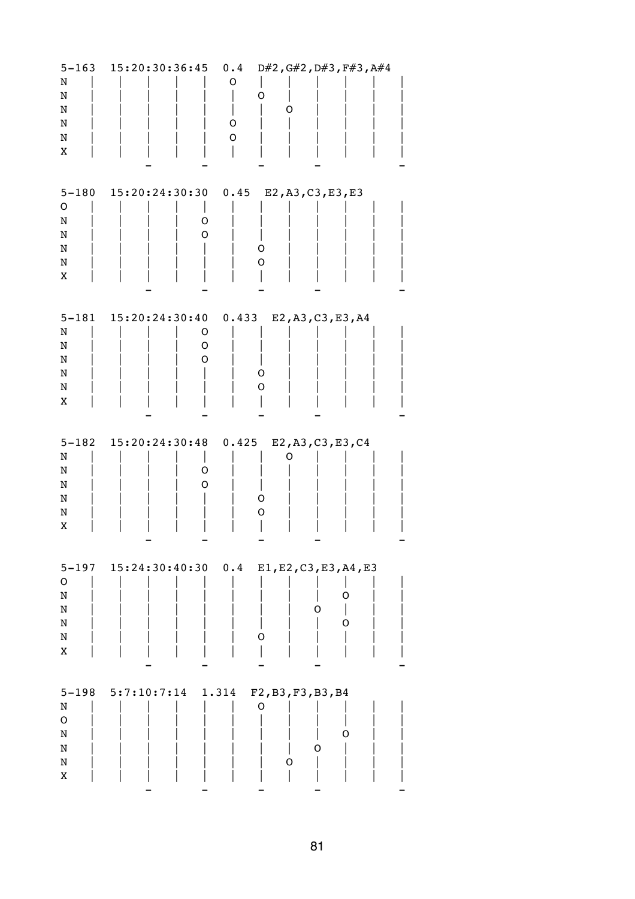```
5-163  15:20:30:36:45  0.4  D#2,G#2,D#3,F#3,A#4
N   |   |   |   |   |   O   |   |   |   |   |   |
N   |   |   |   |   |   |   O   |   |   |   |   |
N   |   |   |   |   |   |   |   O   |   |   |   |
N   |   |   |   |   |   O   |   |   |   |   |   |
N   |   |   |   |   |   O   |   |   |   |   |   |
X   |   |   |   |   |   |   |   |   |   |   |   |
            -       -       -       -           -

5-180  15:20:24:30:30  0.45  E2,A3,C3,E3,E3
O   |   |   |   |   |   |   |   |   |   |   |   |
N   |   |   |   |   O   |   |   |   |   |   |   |
N   |   |   |   |   O   |   |   |   |   |   |   |
N   |   |   |   |   |   |   O   |   |   |   |   |
N   |   |   |   |   |   |   O   |   |   |   |   |
X   |   |   |   |   |   |   |   |   |   |   |   |
            -       -       -       -           -

5-181  15:20:24:30:40  0.433  E2,A3,C3,E3,A4
N   |   |   |   |   O   |   |   |   |   |   |   |
N   |   |   |   |   O   |   |   |   |   |   |   |
N   |   |   |   |   O   |   |   |   |   |   |   |
N   |   |   |   |   |   |   O   |   |   |   |   |
N   |   |   |   |   |   |   O   |   |   |   |   |
X   |   |   |   |   |   |   |   |   |   |   |   |
            -       -       -       -           -

5-182  15:20:24:30:48  0.425  E2,A3,C3,E3,C4
N   |   |   |   |   |   |   |   O   |   |   |   |
N   |   |   |   |   O   |   |   |   |   |   |   |
N   |   |   |   |   O   |   |   |   |   |   |   |
N   |   |   |   |   |   |   O   |   |   |   |   |
N   |   |   |   |   |   |   O   |   |   |   |   |
X   |   |   |   |   |   |   |   |   |   |   |   |
            -       -       -       -           -

5-197  15:24:30:40:30  0.4  E1,E2,C3,E3,A4,E3
O   |   |   |   |   |   |   |   |   |   |   |   |
N   |   |   |   |   |   |   |   |   |   O   |   |
N   |   |   |   |   |   |   |   |   O   |   |   |
N   |   |   |   |   |   |   |   |   |   O   |   |
N   |   |   |   |   |   |   O   |   |   |   |   |
X   |   |   |   |   |   |   |   |   |   |   |   |
            -       -       -       -           -

5-198  5:7:10:7:14  1.314  F2,B3,F3,B3,B4
N   |   |   |   |   |   |   O   |   |   |   |   |
O   |   |   |   |   |   |   |   |   |   |   |   |
N   |   |   |   |   |   |   |   |   |   O   |   |
N   |   |   |   |   |   |   |   |   O   |   |   |
N   |   |   |   |   |   |   |   O   |   |   |   |
X   |   |   |   |   |   |   |   |   |   |   |   |
            -       -       -       -           -
```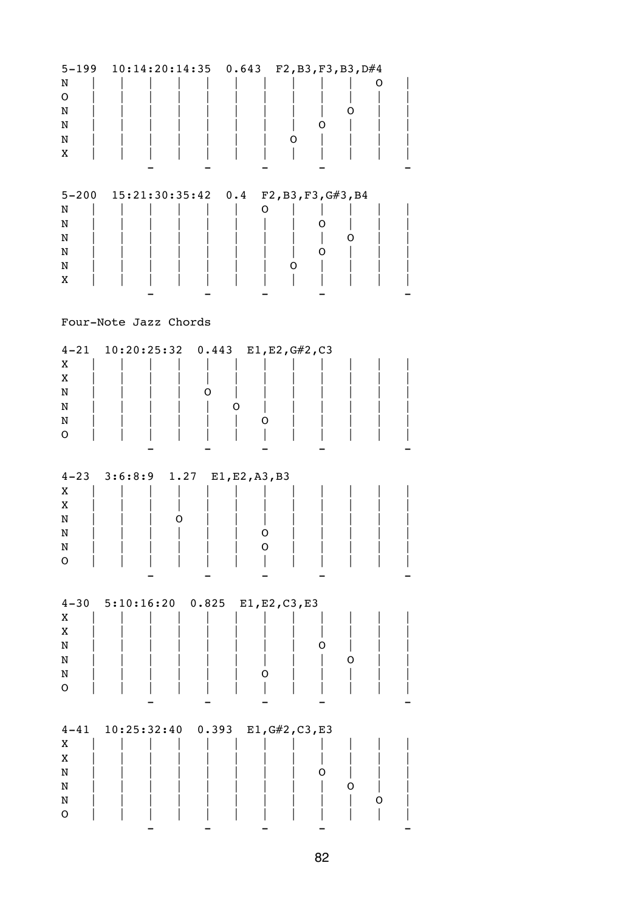```
5-199  10:14:20:14:35  0.643  F2,B3,F3,B3,D#4
N   |   |   |   |   |   |   |   |   |   O   |
O   |   |   |   |   |   |   |   |   |   |   |
N   |   |   |   |   |   |   |   |   O   |   |
N   |   |   |   |   |   |   |   O   |   |   |
N   |   |   |   |   |   |   O   |   |   |   |
X   |   |   |   |   |   |   |   |   |   |   |
        -       -       -       -       -
```

```
5-200  15:21:30:35:42  0.4  F2,B3,F3,G#3,B4
N   |   |   |   |   |   O   |   |   |   |   |
N   |   |   |   |   |   |   |   O   |   |   |
N   |   |   |   |   |   |   |   |   O   |   |
N   |   |   |   |   |   |   |   O   |   |   |
N   |   |   |   |   |   |   O   |   |   |   |
X   |   |   |   |   |   |   |   |   |   |   |
        -       -       -       -       -
```

Four-Note Jazz Chords

```
4-21  10:20:25:32  0.443  E1,E2,G#2,C3
X   |   |   |   |   |   |   |   |   |   |   |
X   |   |   |   |   |   |   |   |   |   |   |
N   |   |   |   |   O   |   |   |   |   |   |
N   |   |   |   |   |   O   |   |   |   |   |
N   |   |   |   |   |   |   O   |   |   |   |
O   |   |   |   |   |   |   |   |   |   |   |
        -       -       -       -       -
```

```
4-23  3:6:8:9  1.27  E1,E2,A3,B3
X   |   |   |   |   |   |   |   |   |   |   |
X   |   |   |   |   |   |   |   |   |   |   |
N   |   |   |   O   |   |   |   |   |   |   |
N   |   |   |   |   |   |   O   |   |   |   |
N   |   |   |   |   |   |   O   |   |   |   |
O   |   |   |   |   |   |   |   |   |   |   |
        -       -       -       -       -
```

```
4-30  5:10:16:20  0.825  E1,E2,C3,E3
X   |   |   |   |   |   |   |   |   |   |   |
X   |   |   |   |   |   |   |   |   |   |   |
N   |   |   |   |   |   |   |   O   |   |   |
N   |   |   |   |   |   |   |   |   O   |   |
N   |   |   |   |   |   |   O   |   |   |   |
O   |   |   |   |   |   |   |   |   |   |   |
        -       -       -       -       -
```

```
4-41  10:25:32:40  0.393  E1,G#2,C3,E3
X   |   |   |   |   |   |   |   |   |   |   |
X   |   |   |   |   |   |   |   |   |   |   |
N   |   |   |   |   |   |   |   O   |   |   |
N   |   |   |   |   |   |   |   |   O   |   |
N   |   |   |   |   |   |   |   |   |   O   |
O   |   |   |   |   |   |   |   |   |   |   |
        -       -       -       -       -
```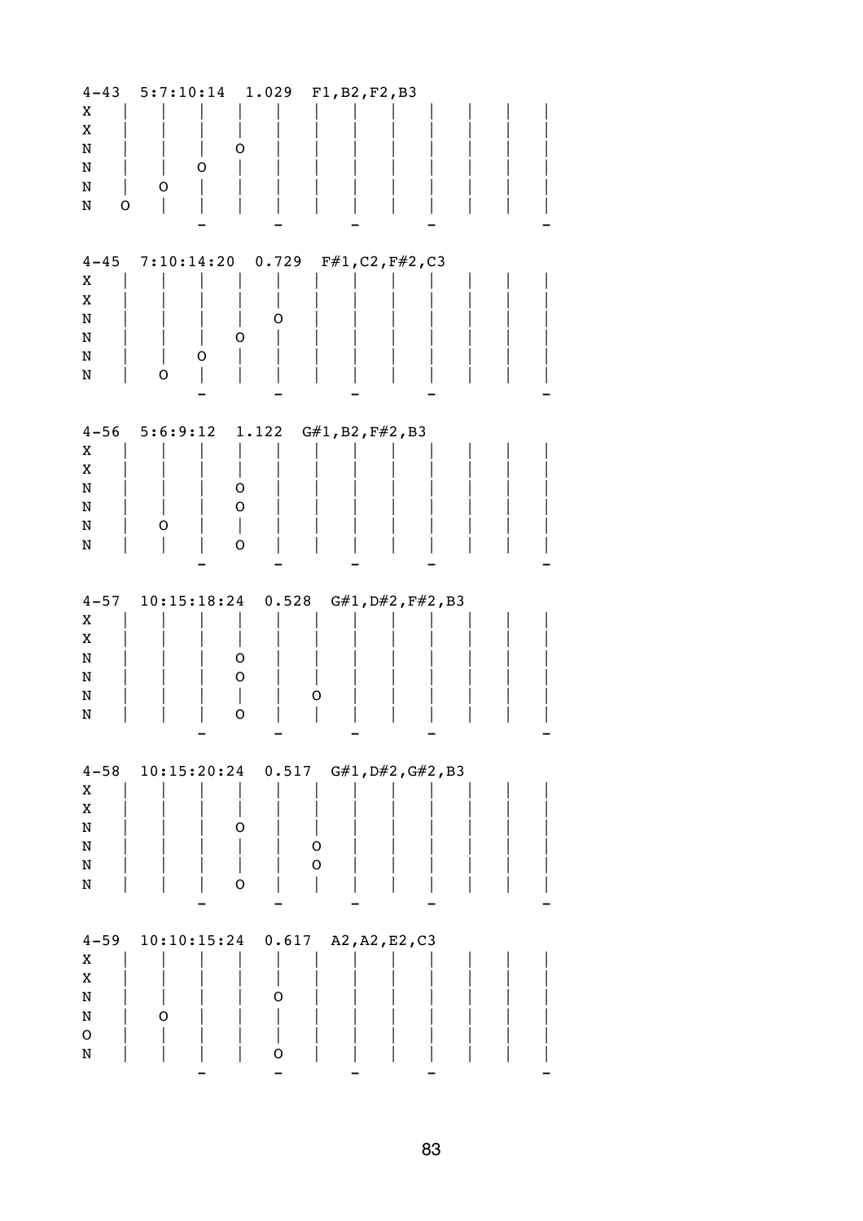```
4-43  5:7:10:14  1.029  F1,B2,F2,B3
X   |   |   |   |   |   |   |   |   |   |   |   |
X   |   |   |   |   |   |   |   |   |   |   |   |
N   |   |   |   O   |   |   |   |   |   |   |   |
N   |   |   O   |   |   |   |   |   |   |   |   |
N   |   O   |   |   |   |   |   |   |   |   |   |
N   O   |   |   |   |   |   |   |   |   |   |   |
            -       -       -       -           -

4-45  7:10:14:20  0.729  F#1,C2,F#2,C3
X   |   |   |   |   |   |   |   |   |   |   |   |
X   |   |   |   |   |   |   |   |   |   |   |   |
N   |   |   |   |   O   |   |   |   |   |   |   |
N   |   |   |   O   |   |   |   |   |   |   |   |
N   |   |   O   |   |   |   |   |   |   |   |   |
N   |   O   |   |   |   |   |   |   |   |   |   |
            -       -       -       -           -

4-56  5:6:9:12  1.122  G#1,B2,F#2,B3
X   |   |   |   |   |   |   |   |   |   |   |   |
X   |   |   |   |   |   |   |   |   |   |   |   |
N   |   |   |   O   |   |   |   |   |   |   |   |
N   |   |   |   O   |   |   |   |   |   |   |   |
N   |   O   |   |   |   |   |   |   |   |   |   |
N   |   |   |   O   |   |   |   |   |   |   |   |
            -       -       -       -           -

4-57  10:15:18:24  0.528  G#1,D#2,F#2,B3
X   |   |   |   |   |   |   |   |   |   |   |   |
X   |   |   |   |   |   |   |   |   |   |   |   |
N   |   |   |   O   |   |   |   |   |   |   |   |
N   |   |   |   O   |   |   |   |   |   |   |   |
N   |   |   |   |   |   O   |   |   |   |   |   |
N   |   |   |   O   |   |   |   |   |   |   |   |
            -       -       -       -           -

4-58  10:15:20:24  0.517  G#1,D#2,G#2,B3
X   |   |   |   |   |   |   |   |   |   |   |   |
X   |   |   |   |   |   |   |   |   |   |   |   |
N   |   |   |   O   |   |   |   |   |   |   |   |
N   |   |   |   |   |   O   |   |   |   |   |   |
N   |   |   |   |   |   O   |   |   |   |   |   |
N   |   |   |   O   |   |   |   |   |   |   |   |
            -       -       -       -           -

4-59  10:10:15:24  0.617  A2,A2,E2,C3
X   |   |   |   |   |   |   |   |   |   |   |   |
X   |   |   |   |   |   |   |   |   |   |   |   |
N   |   |   |   |   O   |   |   |   |   |   |   |
N   |   O   |   |   |   |   |   |   |   |   |   |
O   |   |   |   |   |   |   |   |   |   |   |   |
N   |   |   |   |   O   |   |   |   |   |   |   |
            -       -       -       -           -
```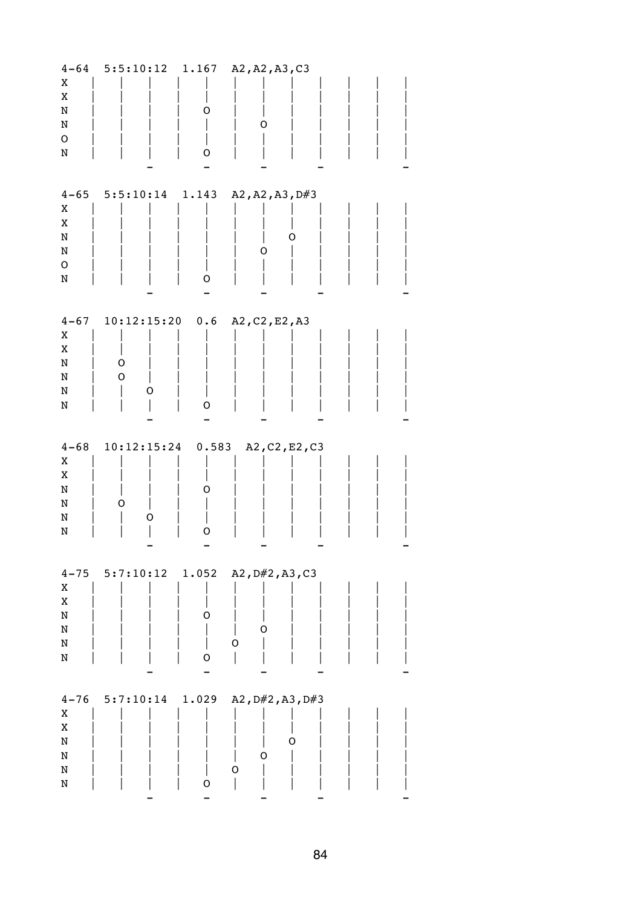```
4-64  5:5:10:12  1.167  A2,A2,A3,C3
X   |   |   |   |   |   |   |   |   |   |   |   |
X   |   |   |   |   |   |   |   |   |   |   |   |
N   |   |   |   |   O   |   |   |   |   |   |   |
N   |   |   |   |   |   |   O   |   |   |   |   |
O   |   |   |   |   |   |   |   |   |   |   |   |
N   |   |   |   |   O   |   |   |   |   |   |   |
            -       -       -       -           -

4-65  5:5:10:14  1.143  A2,A2,A3,D#3
X   |   |   |   |   |   |   |   |   |   |   |   |
X   |   |   |   |   |   |   |   |   |   |   |   |
N   |   |   |   |   |   |   |   O   |   |   |   |
N   |   |   |   |   |   |   O   |   |   |   |   |
O   |   |   |   |   |   |   |   |   |   |   |   |
N   |   |   |   |   O   |   |   |   |   |   |   |
            -       -       -       -           -

4-67  10:12:15:20  0.6  A2,C2,E2,A3
X   |   |   |   |   |   |   |   |   |   |   |   |
X   |   |   |   |   |   |   |   |   |   |   |   |
N   |   O   |   |   |   |   |   |   |   |   |   |
N   |   O   |   |   |   |   |   |   |   |   |   |
N   |   |   O   |   |   |   |   |   |   |   |   |
N   |   |   |   |   O   |   |   |   |   |   |   |
            -       -       -       -           -

4-68  10:12:15:24  0.583  A2,C2,E2,C3
X   |   |   |   |   |   |   |   |   |   |   |   |
X   |   |   |   |   |   |   |   |   |   |   |   |
N   |   |   |   |   O   |   |   |   |   |   |   |
N   |   O   |   |   |   |   |   |   |   |   |   |
N   |   |   O   |   |   |   |   |   |   |   |   |
N   |   |   |   |   O   |   |   |   |   |   |   |
            -       -       -       -           -

4-75  5:7:10:12  1.052  A2,D#2,A3,C3
X   |   |   |   |   |   |   |   |   |   |   |   |
X   |   |   |   |   |   |   |   |   |   |   |   |
N   |   |   |   |   O   |   |   |   |   |   |   |
N   |   |   |   |   |   |   O   |   |   |   |   |
N   |   |   |   |   |   O   |   |   |   |   |   |
N   |   |   |   |   O   |   |   |   |   |   |   |
            -       -       -       -           -

4-76  5:7:10:14  1.029  A2,D#2,A3,D#3
X   |   |   |   |   |   |   |   |   |   |   |   |
X   |   |   |   |   |   |   |   |   |   |   |   |
N   |   |   |   |   |   |   |   O   |   |   |   |
N   |   |   |   |   |   |   O   |   |   |   |   |
N   |   |   |   |   |   O   |   |   |   |   |   |
N   |   |   |   |   O   |   |   |   |   |   |   |
            -       -       -       -           -
```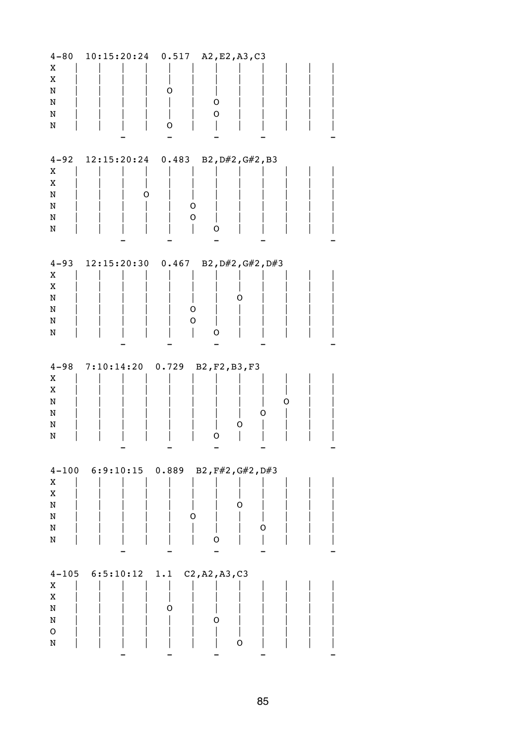```
4-80  10:15:20:24  0.517  A2,E2,A3,C3
X   |   |   |   |   |   |   |   |   |   |   |   |
X   |   |   |   |   |   |   |   |   |   |   |   |
N   |   |   |   |   O   |   |   |   |   |   |   |
N   |   |   |   |   |   |   O   |   |   |   |   |
N   |   |   |   |   |   |   O   |   |   |   |   |
N   |   |   |   |   O   |   |   |   |   |   |   |
            -       -       -       -           -

4-92  12:15:20:24  0.483  B2,D#2,G#2,B3
X   |   |   |   |   |   |   |   |   |   |   |   |
X   |   |   |   |   |   |   |   |   |   |   |   |
N   |   |   |   O   |   |   |   |   |   |   |   |
N   |   |   |   |   |   O   |   |   |   |   |   |
N   |   |   |   |   |   O   |   |   |   |   |   |
N   |   |   |   |   |   |   O   |   |   |   |   |
            -       -       -       -           -

4-93  12:15:20:30  0.467  B2,D#2,G#2,D#3
X   |   |   |   |   |   |   |   |   |   |   |   |
X   |   |   |   |   |   |   |   |   |   |   |   |
N   |   |   |   |   |   |   |   O   |   |   |   |
N   |   |   |   |   |   O   |   |   |   |   |   |
N   |   |   |   |   |   O   |   |   |   |   |   |
N   |   |   |   |   |   |   O   |   |   |   |   |
            -       -       -       -           -

4-98  7:10:14:20  0.729  B2,F2,B3,F3
X   |   |   |   |   |   |   |   |   |   |   |   |
X   |   |   |   |   |   |   |   |   |   |   |   |
N   |   |   |   |   |   |   |   |   |   O   |   |
N   |   |   |   |   |   |   |   |   O   |   |   |
N   |   |   |   |   |   |   |   O   |   |   |   |
N   |   |   |   |   |   |   O   |   |   |   |   |
            -       -       -       -           -

4-100  6:9:10:15  0.889  B2,F#2,G#2,D#3
X   |   |   |   |   |   |   |   |   |   |   |   |
X   |   |   |   |   |   |   |   |   |   |   |   |
N   |   |   |   |   |   |   |   O   |   |   |   |
N   |   |   |   |   |   O   |   |   |   |   |   |
N   |   |   |   |   |   |   |   |   O   |   |   |
N   |   |   |   |   |   |   O   |   |   |   |   |
            -       -       -       -           -

4-105  6:5:10:12  1.1  C2,A2,A3,C3
X   |   |   |   |   |   |   |   |   |   |   |   |
X   |   |   |   |   |   |   |   |   |   |   |   |
N   |   |   |   |   O   |   |   |   |   |   |   |
N   |   |   |   |   |   |   O   |   |   |   |   |
O   |   |   |   |   |   |   |   |   |   |   |   |
N   |   |   |   |   |   |   |   O   |   |   |   |
            -       -       -       -           -
```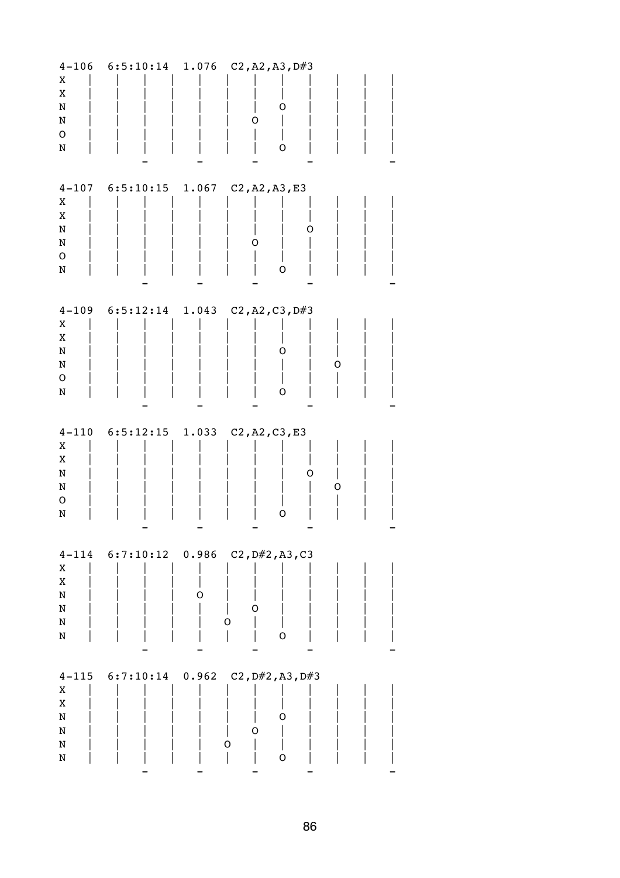```
4-106  6:5:10:14  1.076  C2,A2,A3,D#3
X   |   |   |   |   |   |   |   |   |   |   |   |
X   |   |   |   |   |   |   |   |   |   |   |   |
N   |   |   |   |   |   |   |   O   |   |   |   |
N   |   |   |   |   |   |   O   |   |   |   |   |
O   |   |   |   |   |   |   |   |   |   |   |   |
N   |   |   |   |   |   |   |   O   |   |   |   |
            -       -       -       -           -
```

```
4-107  6:5:10:15  1.067  C2,A2,A3,E3
X   |   |   |   |   |   |   |   |   |   |   |   |
X   |   |   |   |   |   |   |   |   |   |   |   |
N   |   |   |   |   |   |   |   |   O   |   |   |
N   |   |   |   |   |   |   O   |   |   |   |   |
O   |   |   |   |   |   |   |   |   |   |   |   |
N   |   |   |   |   |   |   |   O   |   |   |   |
            -       -       -       -           -
```

```
4-109  6:5:12:14  1.043  C2,A2,C3,D#3
X   |   |   |   |   |   |   |   |   |   |   |   |
X   |   |   |   |   |   |   |   |   |   |   |   |
N   |   |   |   |   |   |   |   O   |   |   |   |
N   |   |   |   |   |   |   |   |   |   O   |   |
O   |   |   |   |   |   |   |   |   |   |   |   |
N   |   |   |   |   |   |   |   O   |   |   |   |
            -       -       -       -           -
```

```
4-110  6:5:12:15  1.033  C2,A2,C3,E3
X   |   |   |   |   |   |   |   |   |   |   |   |
X   |   |   |   |   |   |   |   |   |   |   |   |
N   |   |   |   |   |   |   |   |   O   |   |   |
N   |   |   |   |   |   |   |   |   |   O   |   |
O   |   |   |   |   |   |   |   |   |   |   |   |
N   |   |   |   |   |   |   |   O   |   |   |   |
            -       -       -       -           -
```

```
4-114  6:7:10:12  0.986  C2,D#2,A3,C3
X   |   |   |   |   |   |   |   |   |   |   |   |
X   |   |   |   |   |   |   |   |   |   |   |   |
N   |   |   |   |   O   |   |   |   |   |   |   |
N   |   |   |   |   |   |   O   |   |   |   |   |
N   |   |   |   |   |   O   |   |   |   |   |   |
N   |   |   |   |   |   |   |   O   |   |   |   |
            -       -       -       -           -
```

```
4-115  6:7:10:14  0.962  C2,D#2,A3,D#3
X   |   |   |   |   |   |   |   |   |   |   |   |
X   |   |   |   |   |   |   |   |   |   |   |   |
N   |   |   |   |   |   |   |   O   |   |   |   |
N   |   |   |   |   |   |   O   |   |   |   |   |
N   |   |   |   |   |   O   |   |   |   |   |   |
N   |   |   |   |   |   |   |   O   |   |   |   |
            -       -       -       -           -
```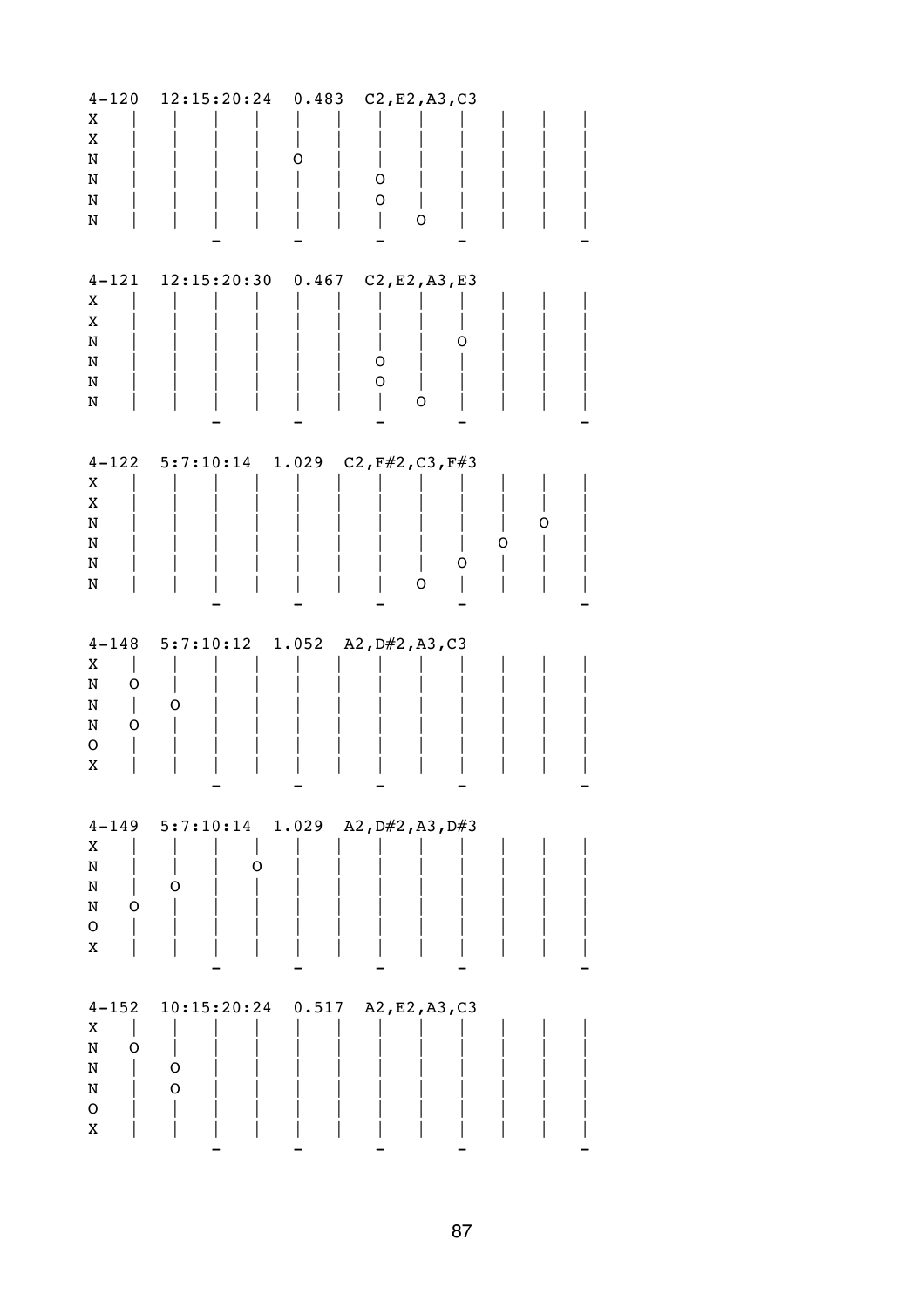```
4-120  12:15:20:24  0.483  C2,E2,A3,C3
X   |   |   |   |   |   |   |   |   |   |   |   |
X   |   |   |   |   |   |   |   |   |   |   |   |
N   |   |   |   |   O   |   |   |   |   |   |   |
N   |   |   |   |   |   |   O   |   |   |   |   |
N   |   |   |   |   |   |   O   |   |   |   |   |
N   |   |   |   |   |   |   |   O   |   |   |   |
            -       -       -       -           -

4-121  12:15:20:30  0.467  C2,E2,A3,E3
X   |   |   |   |   |   |   |   |   |   |   |   |
X   |   |   |   |   |   |   |   |   |   |   |   |
N   |   |   |   |   |   |   |   |   O   |   |   |
N   |   |   |   |   |   |   O   |   |   |   |   |
N   |   |   |   |   |   |   O   |   |   |   |   |
N   |   |   |   |   |   |   |   O   |   |   |   |
            -       -       -       -           -

4-122  5:7:10:14  1.029  C2,F#2,C3,F#3
X   |   |   |   |   |   |   |   |   |   |   |   |
X   |   |   |   |   |   |   |   |   |   |   |   |
N   |   |   |   |   |   |   |   |   |   |   O   |
N   |   |   |   |   |   |   |   |   |   O   |   |
N   |   |   |   |   |   |   |   |   O   |   |   |
N   |   |   |   |   |   |   |   O   |   |   |   |
            -       -       -       -           -

4-148  5:7:10:12  1.052  A2,D#2,A3,C3
X   |   |   |   |   |   |   |   |   |   |   |   |
N   O   |   |   |   |   |   |   |   |   |   |   |
N   |   O   |   |   |   |   |   |   |   |   |   |
N   O   |   |   |   |   |   |   |   |   |   |   |
O   |   |   |   |   |   |   |   |   |   |   |   |
X   |   |   |   |   |   |   |   |   |   |   |   |
            -       -       -       -           -

4-149  5:7:10:14  1.029  A2,D#2,A3,D#3
X   |   |   |   |   |   |   |   |   |   |   |   |
N   |   |   |   O   |   |   |   |   |   |   |   |
N   |   O   |   |   |   |   |   |   |   |   |   |
N   O   |   |   |   |   |   |   |   |   |   |   |
O   |   |   |   |   |   |   |   |   |   |   |   |
X   |   |   |   |   |   |   |   |   |   |   |   |
            -       -       -       -           -

4-152  10:15:20:24  0.517  A2,E2,A3,C3
X   |   |   |   |   |   |   |   |   |   |   |   |
N   O   |   |   |   |   |   |   |   |   |   |   |
N   |   O   |   |   |   |   |   |   |   |   |   |
N   |   O   |   |   |   |   |   |   |   |   |   |
O   |   |   |   |   |   |   |   |   |   |   |   |
X   |   |   |   |   |   |   |   |   |   |   |   |
            -       -       -       -           -
```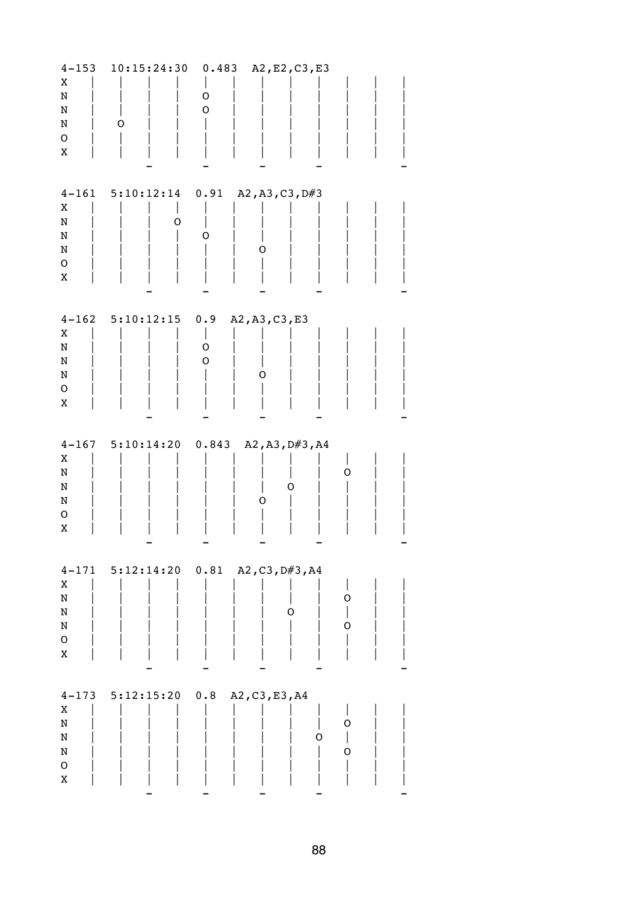```
4-153  10:15:24:30  0.483  A2,E2,C3,E3
X   |   |   |   |   |   |   |   |   |   |   |   |
N   |   |   |   |   O   |   |   |   |   |   |   |
N   |   |   |   |   O   |   |   |   |   |   |   |
N   |   O   |   |   |   |   |   |   |   |   |   |
O   |   |   |   |   |   |   |   |   |   |   |   |
X   |   |   |   |   |   |   |   |   |   |   |   |
            -       -       -       -           -

4-161  5:10:12:14  0.91  A2,A3,C3,D#3
X   |   |   |   |   |   |   |   |   |   |   |   |
N   |   |   |   O   |   |   |   |   |   |   |   |
N   |   |   |   |   O   |   |   |   |   |   |   |
N   |   |   |   |   |   |   O   |   |   |   |   |
O   |   |   |   |   |   |   |   |   |   |   |   |
X   |   |   |   |   |   |   |   |   |   |   |   |
            -       -       -       -           -

4-162  5:10:12:15  0.9  A2,A3,C3,E3
X   |   |   |   |   |   |   |   |   |   |   |   |
N   |   |   |   |   O   |   |   |   |   |   |   |
N   |   |   |   |   O   |   |   |   |   |   |   |
N   |   |   |   |   |   |   O   |   |   |   |   |
O   |   |   |   |   |   |   |   |   |   |   |   |
X   |   |   |   |   |   |   |   |   |   |   |   |
            -       -       -       -           -

4-167  5:10:14:20  0.843  A2,A3,D#3,A4
X   |   |   |   |   |   |   |   |   |   |   |   |
N   |   |   |   |   |   |   |   |   |   O   |   |
N   |   |   |   |   |   |   |   O   |   |   |   |
N   |   |   |   |   |   |   O   |   |   |   |   |
O   |   |   |   |   |   |   |   |   |   |   |   |
X   |   |   |   |   |   |   |   |   |   |   |   |
            -       -       -       -           -

4-171  5:12:14:20  0.81  A2,C3,D#3,A4
X   |   |   |   |   |   |   |   |   |   |   |   |
N   |   |   |   |   |   |   |   |   |   O   |   |
N   |   |   |   |   |   |   |   O   |   |   |   |
N   |   |   |   |   |   |   |   |   |   O   |   |
O   |   |   |   |   |   |   |   |   |   |   |   |
X   |   |   |   |   |   |   |   |   |   |   |   |
            -       -       -       -           -

4-173  5:12:15:20  0.8  A2,C3,E3,A4
X   |   |   |   |   |   |   |   |   |   |   |   |
N   |   |   |   |   |   |   |   |   |   O   |   |
N   |   |   |   |   |   |   |   |   O   |   |   |
N   |   |   |   |   |   |   |   |   |   O   |   |
O   |   |   |   |   |   |   |   |   |   |   |   |
X   |   |   |   |   |   |   |   |   |   |   |   |
            -       -       -       -           -
```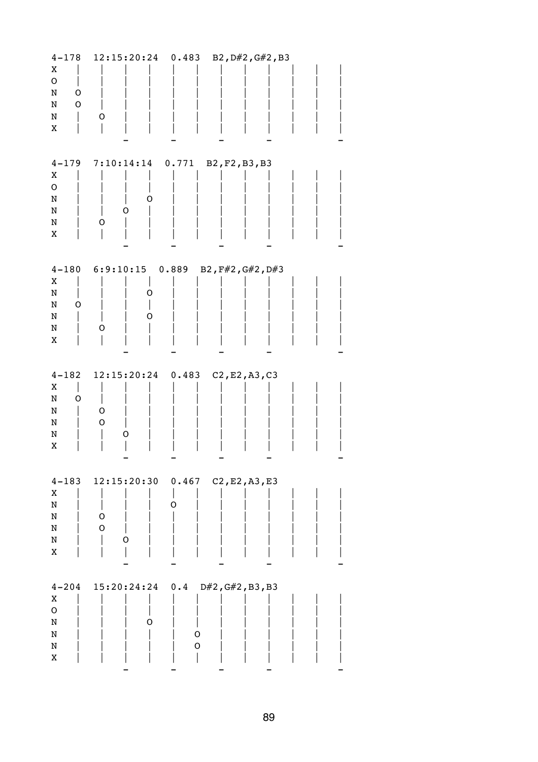```
4-178  12:15:20:24  0.483  B2,D#2,G#2,B3
X   |   |   |   |   |   |   |   |   |   |   |   |
O   |   |   |   |   |   |   |   |   |   |   |   |
N   O   |   |   |   |   |   |   |   |   |   |   |
N   O   |   |   |   |   |   |   |   |   |   |   |
N   |   O   |   |   |   |   |   |   |   |   |   |
X   |   |   |   |   |   |   |   |   |   |   |   |
            -       -       -       -           -

4-179  7:10:14:14  0.771  B2,F2,B3,B3
X   |   |   |   |   |   |   |   |   |   |   |   |
O   |   |   |   |   |   |   |   |   |   |   |   |
N   |   |   |   O   |   |   |   |   |   |   |   |
N   |   |   O   |   |   |   |   |   |   |   |   |
N   |   O   |   |   |   |   |   |   |   |   |   |
X   |   |   |   |   |   |   |   |   |   |   |   |
            -       -       -       -           -

4-180  6:9:10:15  0.889  B2,F#2,G#2,D#3
X   |   |   |   |   |   |   |   |   |   |   |   |
N   |   |   |   O   |   |   |   |   |   |   |   |
N   O   |   |   |   |   |   |   |   |   |   |   |
N   |   |   |   O   |   |   |   |   |   |   |   |
N   |   O   |   |   |   |   |   |   |   |   |   |
X   |   |   |   |   |   |   |   |   |   |   |   |
            -       -       -       -           -

4-182  12:15:20:24  0.483  C2,E2,A3,C3
X   |   |   |   |   |   |   |   |   |   |   |   |
N   O   |   |   |   |   |   |   |   |   |   |   |
N   |   O   |   |   |   |   |   |   |   |   |   |
N   |   O   |   |   |   |   |   |   |   |   |   |
N   |   |   O   |   |   |   |   |   |   |   |   |
X   |   |   |   |   |   |   |   |   |   |   |   |
            -       -       -       -           -

4-183  12:15:20:30  0.467  C2,E2,A3,E3
X   |   |   |   |   |   |   |   |   |   |   |   |
N   |   |   |   |   O   |   |   |   |   |   |   |
N   |   O   |   |   |   |   |   |   |   |   |   |
N   |   O   |   |   |   |   |   |   |   |   |   |
N   |   |   O   |   |   |   |   |   |   |   |   |
X   |   |   |   |   |   |   |   |   |   |   |   |
            -       -       -       -           -

4-204  15:20:24:24  0.4  D#2,G#2,B3,B3
X   |   |   |   |   |   |   |   |   |   |   |   |
O   |   |   |   |   |   |   |   |   |   |   |   |
N   |   |   |   O   |   |   |   |   |   |   |   |
N   |   |   |   |   |   O   |   |   |   |   |   |
N   |   |   |   |   |   O   |   |   |   |   |   |
X   |   |   |   |   |   |   |   |   |   |   |   |
            -       -       -       -           -
```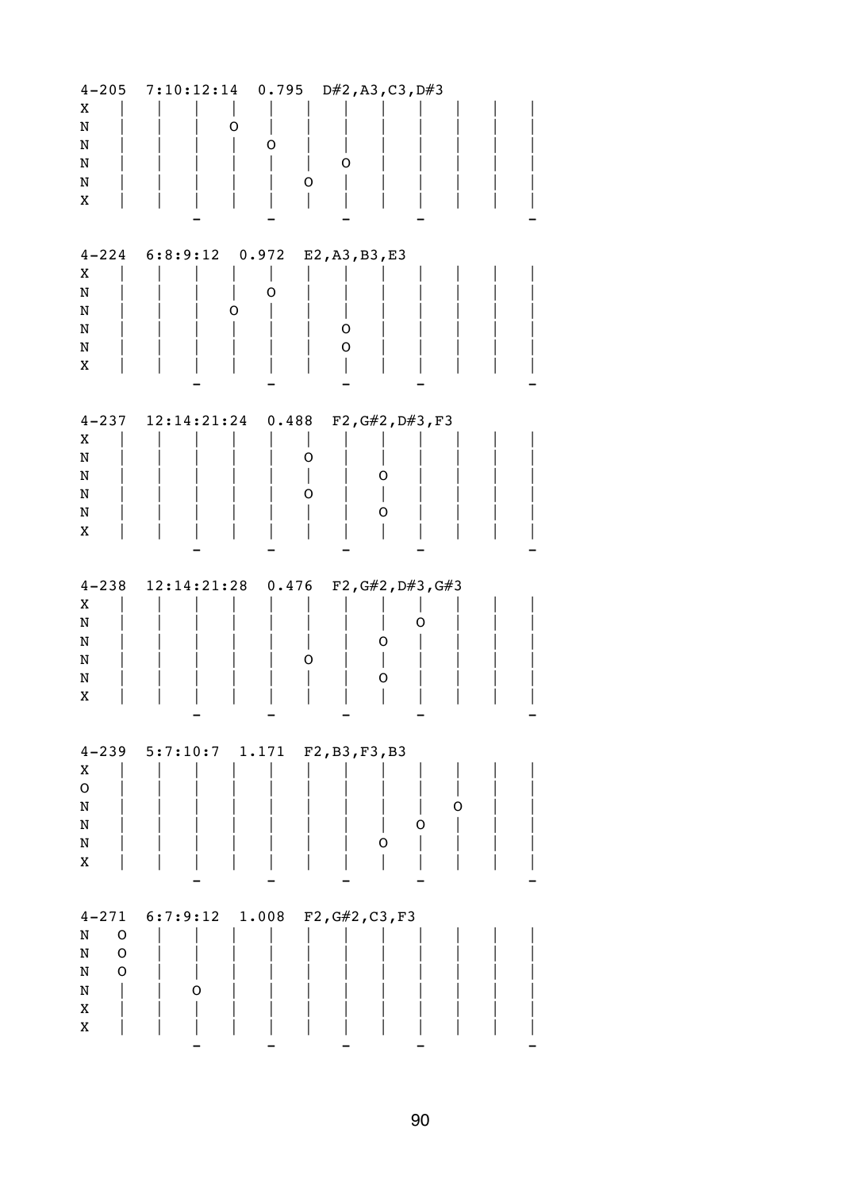```
4-205  7:10:12:14  0.795  D#2,A3,C3,D#3
X   |   |   |   |   |   |   |   |   |   |   |   |
N   |   |   |   O   |   |   |   |   |   |   |   |
N   |   |   |   |   O   |   |   |   |   |   |   |
N   |   |   |   |   |   |   O   |   |   |   |   |
N   |   |   |   |   |   O   |   |   |   |   |   |
X   |   |   |   |   |   |   |   |   |   |   |   |
            -       -       -       -           -
```

```
4-224  6:8:9:12  0.972  E2,A3,B3,E3
X   |   |   |   |   |   |   |   |   |   |   |   |
N   |   |   |   |   O   |   |   |   |   |   |   |
N   |   |   |   O   |   |   |   |   |   |   |   |
N   |   |   |   |   |   |   O   |   |   |   |   |
N   |   |   |   |   |   |   O   |   |   |   |   |
X   |   |   |   |   |   |   |   |   |   |   |   |
            -       -       -       -           -
```

```
4-237  12:14:21:24  0.488  F2,G#2,D#3,F3
X   |   |   |   |   |   |   |   |   |   |   |   |
N   |   |   |   |   |   O   |   |   |   |   |   |
N   |   |   |   |   |   |   |   O   |   |   |   |
N   |   |   |   |   |   O   |   |   |   |   |   |
N   |   |   |   |   |   |   |   O   |   |   |   |
X   |   |   |   |   |   |   |   |   |   |   |   |
            -       -       -       -           -
```

```
4-238  12:14:21:28  0.476  F2,G#2,D#3,G#3
X   |   |   |   |   |   |   |   |   |   |   |   |
N   |   |   |   |   |   |   |   |   O   |   |   |
N   |   |   |   |   |   |   |   O   |   |   |   |
N   |   |   |   |   |   O   |   |   |   |   |   |
N   |   |   |   |   |   |   |   O   |   |   |   |
X   |   |   |   |   |   |   |   |   |   |   |   |
            -       -       -       -           -
```

```
4-239  5:7:10:7  1.171  F2,B3,F3,B3
X   |   |   |   |   |   |   |   |   |   |   |   |
O   |   |   |   |   |   |   |   |   |   |   |   |
N   |   |   |   |   |   |   |   |   |   O   |   |
N   |   |   |   |   |   |   |   |   O   |   |   |
N   |   |   |   |   |   |   |   O   |   |   |   |
X   |   |   |   |   |   |   |   |   |   |   |   |
            -       -       -       -           -
```

```
4-271  6:7:9:12  1.008  F2,G#2,C3,F3
N   O   |   |   |   |   |   |   |   |   |   |   |
N   O   |   |   |   |   |   |   |   |   |   |   |
N   O   |   |   |   |   |   |   |   |   |   |   |
N   |   |   O   |   |   |   |   |   |   |   |   |
X   |   |   |   |   |   |   |   |   |   |   |   |
X   |   |   |   |   |   |   |   |   |   |   |   |
            -       -       -       -           -
```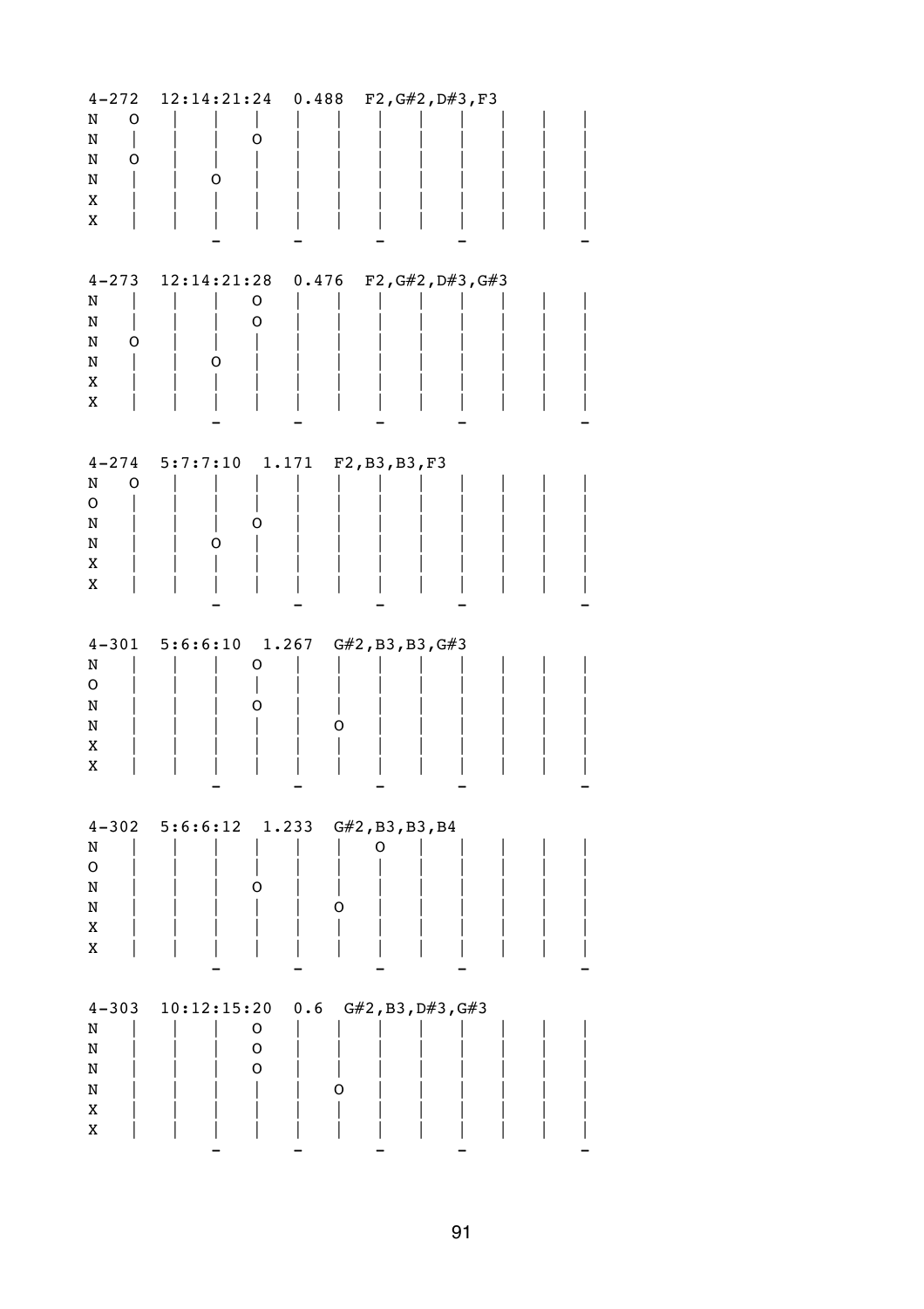```
4-272  12:14:21:24  0.488  F2,G#2,D#3,F3
N   O   |   |   |   |   |   |   |   |   |   |   |
N   |   |   |   O   |   |   |   |   |   |   |   |
N   O   |   |   |   |   |   |   |   |   |   |   |
N   |   |   O   |   |   |   |   |   |   |   |   |
X   |   |   |   |   |   |   |   |   |   |   |   |
X   |   |   |   |   |   |   |   |   |   |   |   |
            -       -       -       -           -

4-273  12:14:21:28  0.476  F2,G#2,D#3,G#3
N   |   |   |   O   |   |   |   |   |   |   |   |
N   |   |   |   O   |   |   |   |   |   |   |   |
N   O   |   |   |   |   |   |   |   |   |   |   |
N   |   |   O   |   |   |   |   |   |   |   |   |
X   |   |   |   |   |   |   |   |   |   |   |   |
X   |   |   |   |   |   |   |   |   |   |   |   |
            -       -       -       -           -

4-274  5:7:7:10  1.171  F2,B3,B3,F3
N   O   |   |   |   |   |   |   |   |   |   |   |
O   |   |   |   |   |   |   |   |   |   |   |   |
N   |   |   |   O   |   |   |   |   |   |   |   |
N   |   |   O   |   |   |   |   |   |   |   |   |
X   |   |   |   |   |   |   |   |   |   |   |   |
X   |   |   |   |   |   |   |   |   |   |   |   |
            -       -       -       -           -

4-301  5:6:6:10  1.267  G#2,B3,B3,G#3
N   |   |   |   O   |   |   |   |   |   |   |   |
O   |   |   |   |   |   |   |   |   |   |   |   |
N   |   |   |   O   |   |   |   |   |   |   |   |
N   |   |   |   |   |   O   |   |   |   |   |   |
X   |   |   |   |   |   |   |   |   |   |   |   |
X   |   |   |   |   |   |   |   |   |   |   |   |
            -       -       -       -           -

4-302  5:6:6:12  1.233  G#2,B3,B3,B4
N   |   |   |   |   |   |   O   |   |   |   |   |
O   |   |   |   |   |   |   |   |   |   |   |   |
N   |   |   |   O   |   |   |   |   |   |   |   |
N   |   |   |   |   |   O   |   |   |   |   |   |
X   |   |   |   |   |   |   |   |   |   |   |   |
X   |   |   |   |   |   |   |   |   |   |   |   |
            -       -       -       -           -

4-303  10:12:15:20  0.6  G#2,B3,D#3,G#3
N   |   |   |   O   |   |   |   |   |   |   |   |
N   |   |   |   O   |   |   |   |   |   |   |   |
N   |   |   |   O   |   |   |   |   |   |   |   |
N   |   |   |   |   |   O   |   |   |   |   |   |
X   |   |   |   |   |   |   |   |   |   |   |   |
X   |   |   |   |   |   |   |   |   |   |   |   |
            -       -       -       -           -
```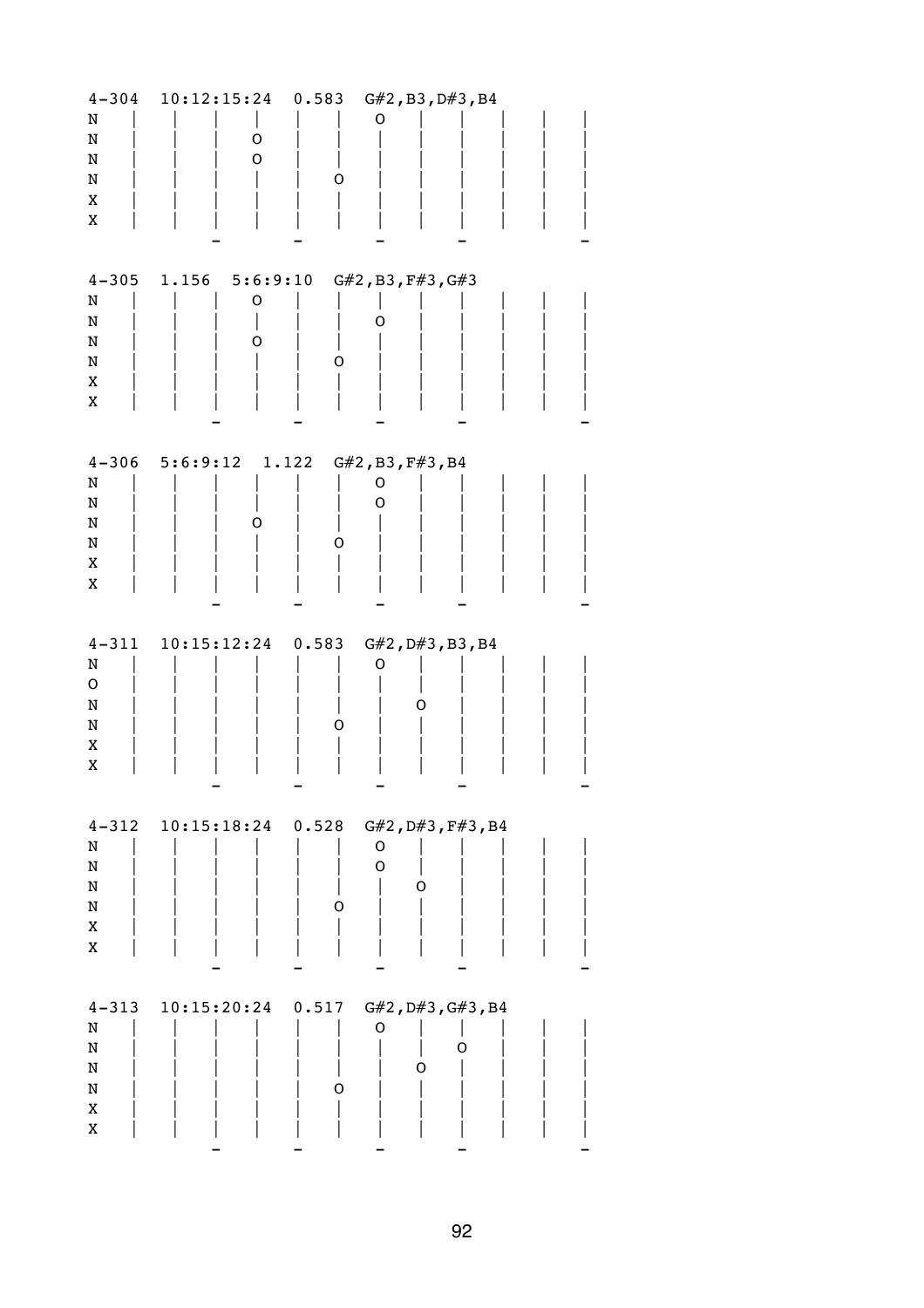```
4-304  10:12:15:24  0.583  G#2,B3,D#3,B4
N    |   |   |   |   |   |   O   |   |   |   |   |
N    |   |   |   O   |   |   |   |   |   |   |   |
N    |   |   |   O   |   |   |   |   |   |   |   |
N    |   |   |   |   |   O   |   |   |   |   |   |
X    |   |   |   |   |   |   |   |   |   |   |   |
X    |   |   |   |   |   |   |   |   |   |   |   |
             -       -       -       -           -
```

```
4-305  1.156  5:6:9:10  G#2,B3,F#3,G#3
N    |   |   |   O   |   |   |   |   |   |   |   |
N    |   |   |   |   |   |   O   |   |   |   |   |
N    |   |   |   O   |   |   |   |   |   |   |   |
N    |   |   |   |   |   O   |   |   |   |   |   |
X    |   |   |   |   |   |   |   |   |   |   |   |
X    |   |   |   |   |   |   |   |   |   |   |   |
             -       -       -       -           -
```

```
4-306  5:6:9:12  1.122  G#2,B3,F#3,B4
N    |   |   |   |   |   |   O   |   |   |   |   |
N    |   |   |   |   |   |   O   |   |   |   |   |
N    |   |   |   O   |   |   |   |   |   |   |   |
N    |   |   |   |   |   O   |   |   |   |   |   |
X    |   |   |   |   |   |   |   |   |   |   |   |
X    |   |   |   |   |   |   |   |   |   |   |   |
             -       -       -       -           -
```

```
4-311  10:15:12:24  0.583  G#2,D#3,B3,B4
N    |   |   |   |   |   |   O   |   |   |   |   |
O    |   |   |   |   |   |   |   |   |   |   |   |
N    |   |   |   |   |   |   |   O   |   |   |   |
N    |   |   |   |   |   O   |   |   |   |   |   |
X    |   |   |   |   |   |   |   |   |   |   |   |
X    |   |   |   |   |   |   |   |   |   |   |   |
             -       -       -       -           -
```

```
4-312  10:15:18:24  0.528  G#2,D#3,F#3,B4
N    |   |   |   |   |   |   O   |   |   |   |   |
N    |   |   |   |   |   |   O   |   |   |   |   |
N    |   |   |   |   |   |   |   O   |   |   |   |
N    |   |   |   |   |   O   |   |   |   |   |   |
X    |   |   |   |   |   |   |   |   |   |   |   |
X    |   |   |   |   |   |   |   |   |   |   |   |
             -       -       -       -           -
```

```
4-313  10:15:20:24  0.517  G#2,D#3,G#3,B4
N    |   |   |   |   |   |   O   |   |   |   |   |
N    |   |   |   |   |   |   |   |   O   |   |   |
N    |   |   |   |   |   |   |   O   |   |   |   |
N    |   |   |   |   |   O   |   |   |   |   |   |
X    |   |   |   |   |   |   |   |   |   |   |   |
X    |   |   |   |   |   |   |   |   |   |   |   |
             -       -       -       -           -
```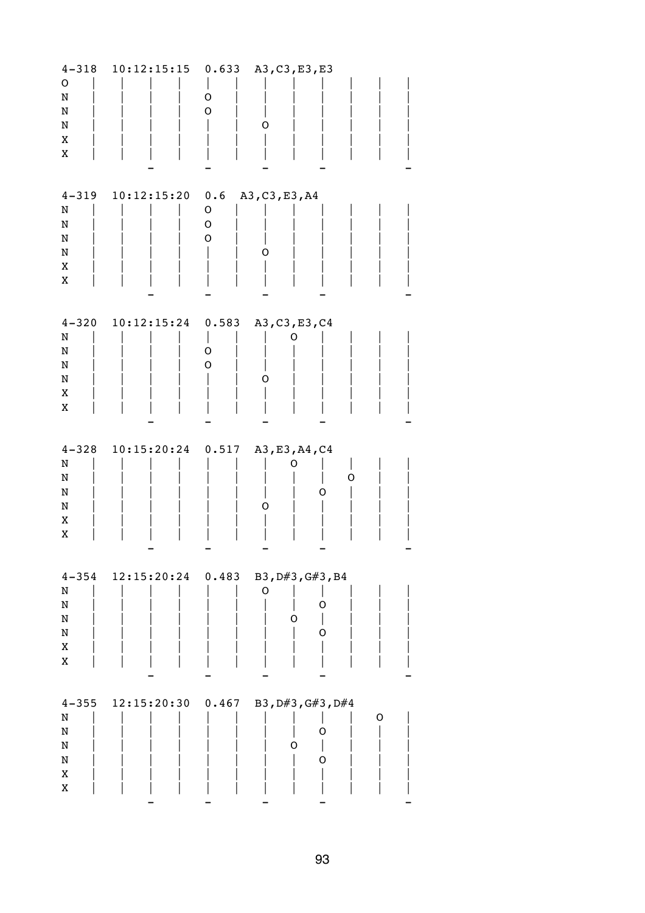```
4-318  10:12:15:15  0.633  A3,C3,E3,E3
O   |   |   |   |   |   |   |   |   |   |   |   |
N   |   |   |   |   O   |   |   |   |   |   |   |
N   |   |   |   |   O   |   |   |   |   |   |   |
N   |   |   |   |   |   |   O   |   |   |   |   |
X   |   |   |   |   |   |   |   |   |   |   |   |
X   |   |   |   |   |   |   |   |   |   |   |   |
            -       -       -       -           -
```

```
4-319  10:12:15:20  0.6  A3,C3,E3,A4
N   |   |   |   |   O   |   |   |   |   |   |   |
N   |   |   |   |   O   |   |   |   |   |   |   |
N   |   |   |   |   O   |   |   |   |   |   |   |
N   |   |   |   |   |   |   O   |   |   |   |   |
X   |   |   |   |   |   |   |   |   |   |   |   |
X   |   |   |   |   |   |   |   |   |   |   |   |
            -       -       -       -           -
```

```
4-320  10:12:15:24  0.583  A3,C3,E3,C4
N   |   |   |   |   |   |   |   O   |   |   |   |
N   |   |   |   |   O   |   |   |   |   |   |   |
N   |   |   |   |   O   |   |   |   |   |   |   |
N   |   |   |   |   |   |   O   |   |   |   |   |
X   |   |   |   |   |   |   |   |   |   |   |   |
X   |   |   |   |   |   |   |   |   |   |   |   |
            -       -       -       -           -
```

```
4-328  10:15:20:24  0.517  A3,E3,A4,C4
N   |   |   |   |   |   |   |   O   |   |   |   |
N   |   |   |   |   |   |   |   |   |   O   |   |
N   |   |   |   |   |   |   |   |   O   |   |   |
N   |   |   |   |   |   |   O   |   |   |   |   |
X   |   |   |   |   |   |   |   |   |   |   |   |
X   |   |   |   |   |   |   |   |   |   |   |   |
            -       -       -       -           -
```

```
4-354  12:15:20:24  0.483  B3,D#3,G#3,B4
N   |   |   |   |   |   |   O   |   |   |   |   |
N   |   |   |   |   |   |   |   |   O   |   |   |
N   |   |   |   |   |   |   |   O   |   |   |   |
N   |   |   |   |   |   |   |   |   O   |   |   |
X   |   |   |   |   |   |   |   |   |   |   |   |
X   |   |   |   |   |   |   |   |   |   |   |   |
            -       -       -       -           -
```

```
4-355  12:15:20:30  0.467  B3,D#3,G#3,D#4
N   |   |   |   |   |   |   |   |   |   |   O   |
N   |   |   |   |   |   |   |   |   O   |   |   |
N   |   |   |   |   |   |   |   O   |   |   |   |
N   |   |   |   |   |   |   |   |   O   |   |   |
X   |   |   |   |   |   |   |   |   |   |   |   |
X   |   |   |   |   |   |   |   |   |   |   |   |
            -       -       -       -           -
```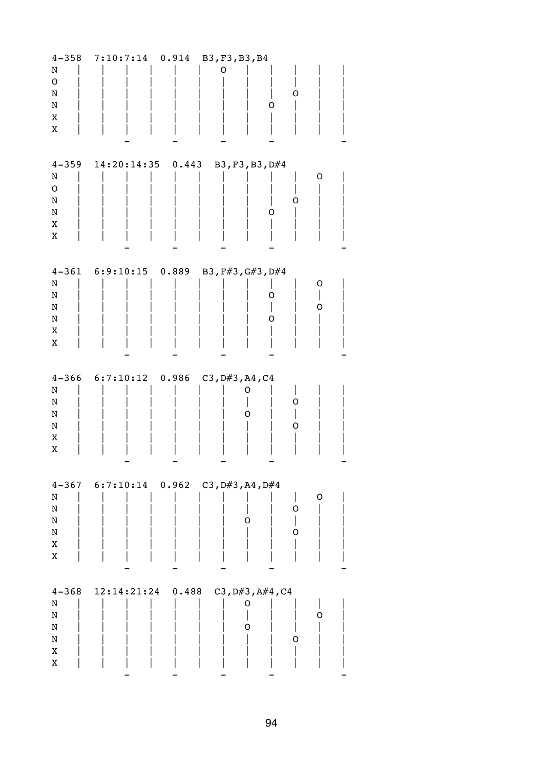```
4-358  7:10:7:14  0.914  B3,F3,B3,B4
N   |   |   |   |   |   |   O   |   |   |   |   |
O   |   |   |   |   |   |   |   |   |   |   |   |
N   |   |   |   |   |   |   |   |   |   O   |   |
N   |   |   |   |   |   |   |   |   O   |   |   |
X   |   |   |   |   |   |   |   |   |   |   |   |
X   |   |   |   |   |   |   |   |   |   |   |   |
            -       -       -       -           -

4-359  14:20:14:35  0.443  B3,F3,B3,D#4
N   |   |   |   |   |   |   |   |   |   |   O   |
O   |   |   |   |   |   |   |   |   |   |   |   |
N   |   |   |   |   |   |   |   |   |   O   |   |
N   |   |   |   |   |   |   |   |   O   |   |   |
X   |   |   |   |   |   |   |   |   |   |   |   |
X   |   |   |   |   |   |   |   |   |   |   |   |
            -       -       -       -           -

4-361  6:9:10:15  0.889  B3,F#3,G#3,D#4
N   |   |   |   |   |   |   |   |   |   |   O   |
N   |   |   |   |   |   |   |   |   O   |   |   |
N   |   |   |   |   |   |   |   |   |   |   O   |
N   |   |   |   |   |   |   |   |   O   |   |   |
X   |   |   |   |   |   |   |   |   |   |   |   |
X   |   |   |   |   |   |   |   |   |   |   |   |
            -       -       -       -           -

4-366  6:7:10:12  0.986  C3,D#3,A4,C4
N   |   |   |   |   |   |   |   O   |   |   |   |
N   |   |   |   |   |   |   |   |   |   O   |   |
N   |   |   |   |   |   |   |   O   |   |   |   |
N   |   |   |   |   |   |   |   |   |   O   |   |
X   |   |   |   |   |   |   |   |   |   |   |   |
X   |   |   |   |   |   |   |   |   |   |   |   |
            -       -       -       -           -

4-367  6:7:10:14  0.962  C3,D#3,A4,D#4
N   |   |   |   |   |   |   |   |   |   |   O   |
N   |   |   |   |   |   |   |   |   |   O   |   |
N   |   |   |   |   |   |   |   O   |   |   |   |
N   |   |   |   |   |   |   |   |   |   O   |   |
X   |   |   |   |   |   |   |   |   |   |   |   |
X   |   |   |   |   |   |   |   |   |   |   |   |
            -       -       -       -           -

4-368  12:14:21:24  0.488  C3,D#3,A#4,C4
N   |   |   |   |   |   |   |   O   |   |   |   |
N   |   |   |   |   |   |   |   |   |   |   O   |
N   |   |   |   |   |   |   |   O   |   |   |   |
N   |   |   |   |   |   |   |   |   |   O   |   |
X   |   |   |   |   |   |   |   |   |   |   |   |
X   |   |   |   |   |   |   |   |   |   |   |   |
            -       -       -       -           -
```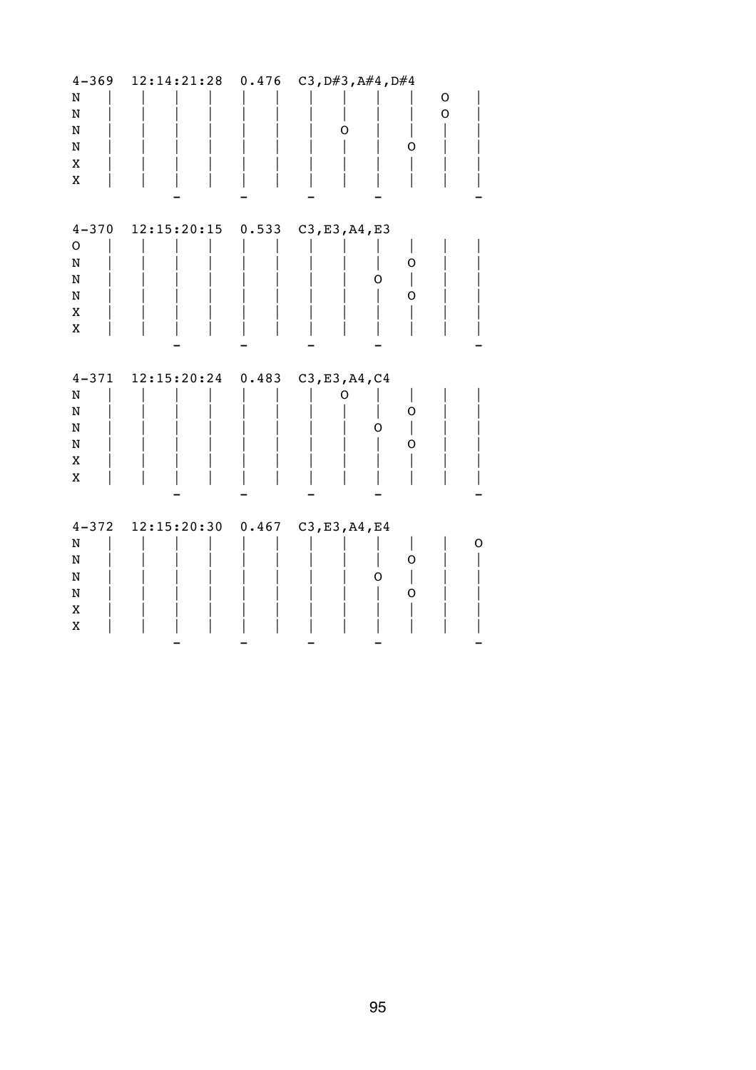```
4-369  12:14:21:28  0.476  C3,D#3,A#4,D#4
N   |   |   |   |   |   |   |   |   |   |   O   |
N   |   |   |   |   |   |   |   |   |   |   O   |
N   |   |   |   |   |   |   |   O   |   |   |   |
N   |   |   |   |   |   |   |   |   |   O   |   |
X   |   |   |   |   |   |   |   |   |   |   |   |
X   |   |   |   |   |   |   |   |   |   |   |   |
            -       -       -       -           -

4-370  12:15:20:15  0.533  C3,E3,A4,E3
O   |   |   |   |   |   |   |   |   |   |   |   |
N   |   |   |   |   |   |   |   |   |   O   |   |
N   |   |   |   |   |   |   |   |   O   |   |   |
N   |   |   |   |   |   |   |   |   |   O   |   |
X   |   |   |   |   |   |   |   |   |   |   |   |
X   |   |   |   |   |   |   |   |   |   |   |   |
            -       -       -       -           -

4-371  12:15:20:24  0.483  C3,E3,A4,C4
N   |   |   |   |   |   |   |   O   |   |   |   |
N   |   |   |   |   |   |   |   |   |   O   |   |
N   |   |   |   |   |   |   |   |   O   |   |   |
N   |   |   |   |   |   |   |   |   |   O   |   |
X   |   |   |   |   |   |   |   |   |   |   |   |
X   |   |   |   |   |   |   |   |   |   |   |   |
            -       -       -       -           -

4-372  12:15:20:30  0.467  C3,E3,A4,E4
N   |   |   |   |   |   |   |   |   |   |   |   O
N   |   |   |   |   |   |   |   |   |   O   |   |
N   |   |   |   |   |   |   |   |   O   |   |   |
N   |   |   |   |   |   |   |   |   |   O   |   |
X   |   |   |   |   |   |   |   |   |   |   |   |
X   |   |   |   |   |   |   |   |   |   |   |   |
            -       -       -       -           -
```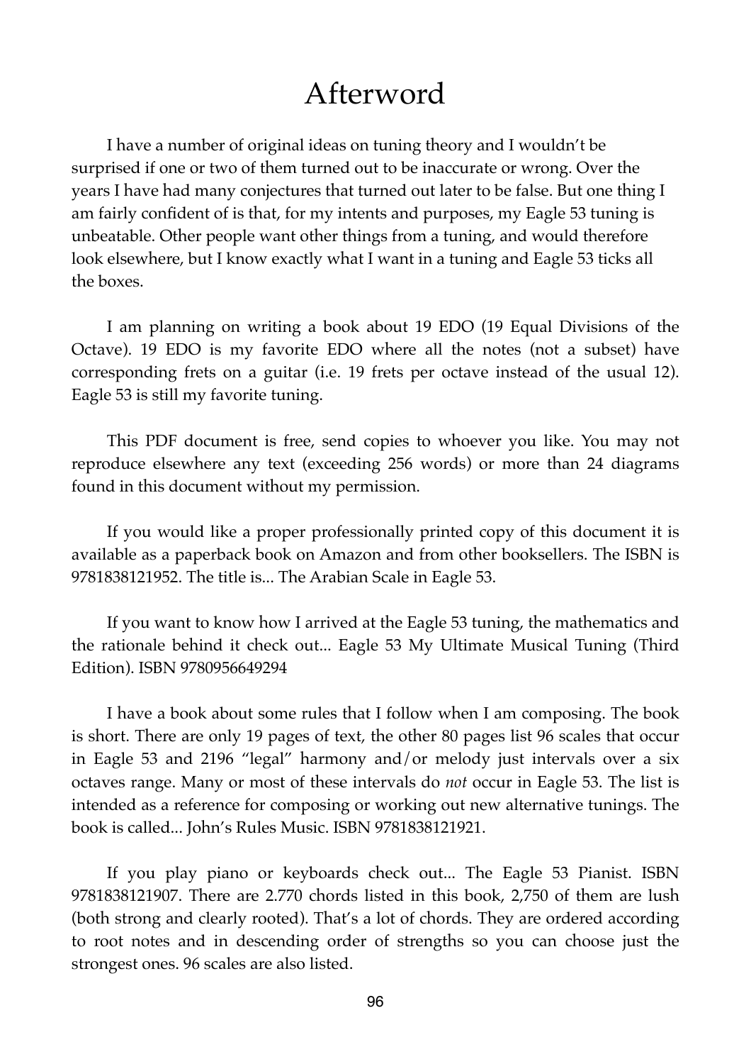# Afterword

I have a number of original ideas on tuning theory and I wouldn't be surprised if one or two of them turned out to be inaccurate or wrong. Over the years I have had many conjectures that turned out later to be false. But one thing I am fairly confident of is that, for my intents and purposes, my Eagle 53 tuning is unbeatable. Other people want other things from a tuning, and would therefore look elsewhere, but I know exactly what I want in a tuning and Eagle 53 ticks all the boxes.

I am planning on writing a book about 19 EDO (19 Equal Divisions of the Octave). 19 EDO is my favorite EDO where all the notes (not a subset) have corresponding frets on a guitar (i.e. 19 frets per octave instead of the usual 12). Eagle 53 is still my favorite tuning.

This PDF document is free, send copies to whoever you like. You may not reproduce elsewhere any text (exceeding 256 words) or more than 24 diagrams found in this document without my permission.

If you would like a proper professionally printed copy of this document it is available as a paperback book on Amazon and from other booksellers. The ISBN is 9781838121952. The title is... The Arabian Scale in Eagle 53.

If you want to know how I arrived at the Eagle 53 tuning, the mathematics and the rationale behind it check out... Eagle 53 My Ultimate Musical Tuning (Third Edition). ISBN 9780956649294

I have a book about some rules that I follow when I am composing. The book is short. There are only 19 pages of text, the other 80 pages list 96 scales that occur in Eagle 53 and 2196 "legal" harmony and/or melody just intervals over a six octaves range. Many or most of these intervals do *not* occur in Eagle 53. The list is intended as a reference for composing or working out new alternative tunings. The book is called... John's Rules Music. ISBN 9781838121921.

If you play piano or keyboards check out... The Eagle 53 Pianist. ISBN 9781838121907. There are 2.770 chords listed in this book, 2,750 of them are lush (both strong and clearly rooted). That's a lot of chords. They are ordered according to root notes and in descending order of strengths so you can choose just the strongest ones. 96 scales are also listed.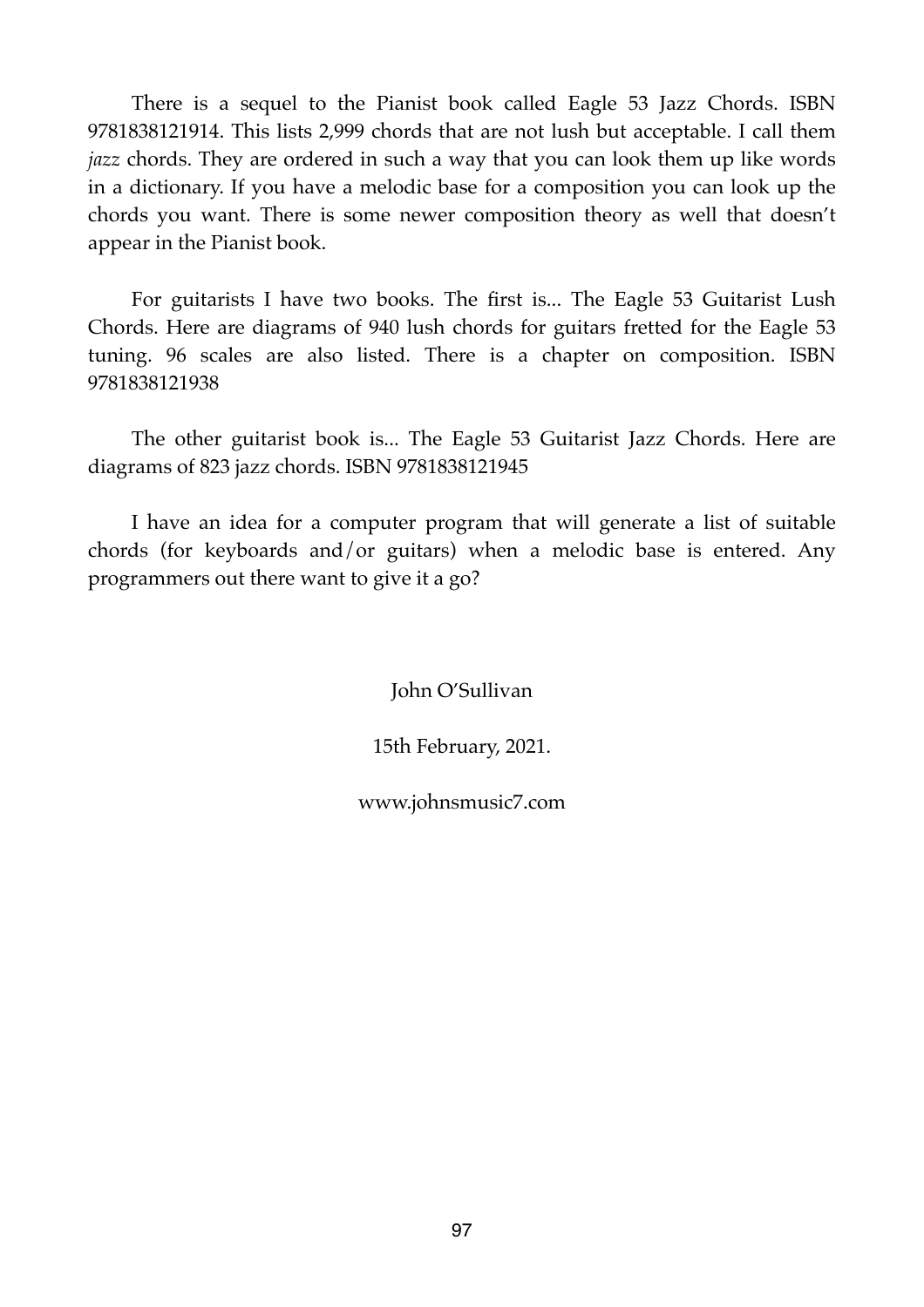There is a sequel to the Pianist book called Eagle 53 Jazz Chords. ISBN 9781838121914. This lists 2,999 chords that are not lush but acceptable. I call them *jazz* chords. They are ordered in such a way that you can look them up like words in a dictionary. If you have a melodic base for a composition you can look up the chords you want. There is some newer composition theory as well that doesn't appear in the Pianist book.

For guitarists I have two books. The first is... The Eagle 53 Guitarist Lush Chords. Here are diagrams of 940 lush chords for guitars fretted for the Eagle 53 tuning. 96 scales are also listed. There is a chapter on composition. ISBN 9781838121938

The other guitarist book is... The Eagle 53 Guitarist Jazz Chords. Here are diagrams of 823 jazz chords. ISBN 9781838121945

I have an idea for a computer program that will generate a list of suitable chords (for keyboards and/or guitars) when a melodic base is entered. Any programmers out there want to give it a go?

John O'Sullivan

15th February, 2021.

www.johnsmusic7.com